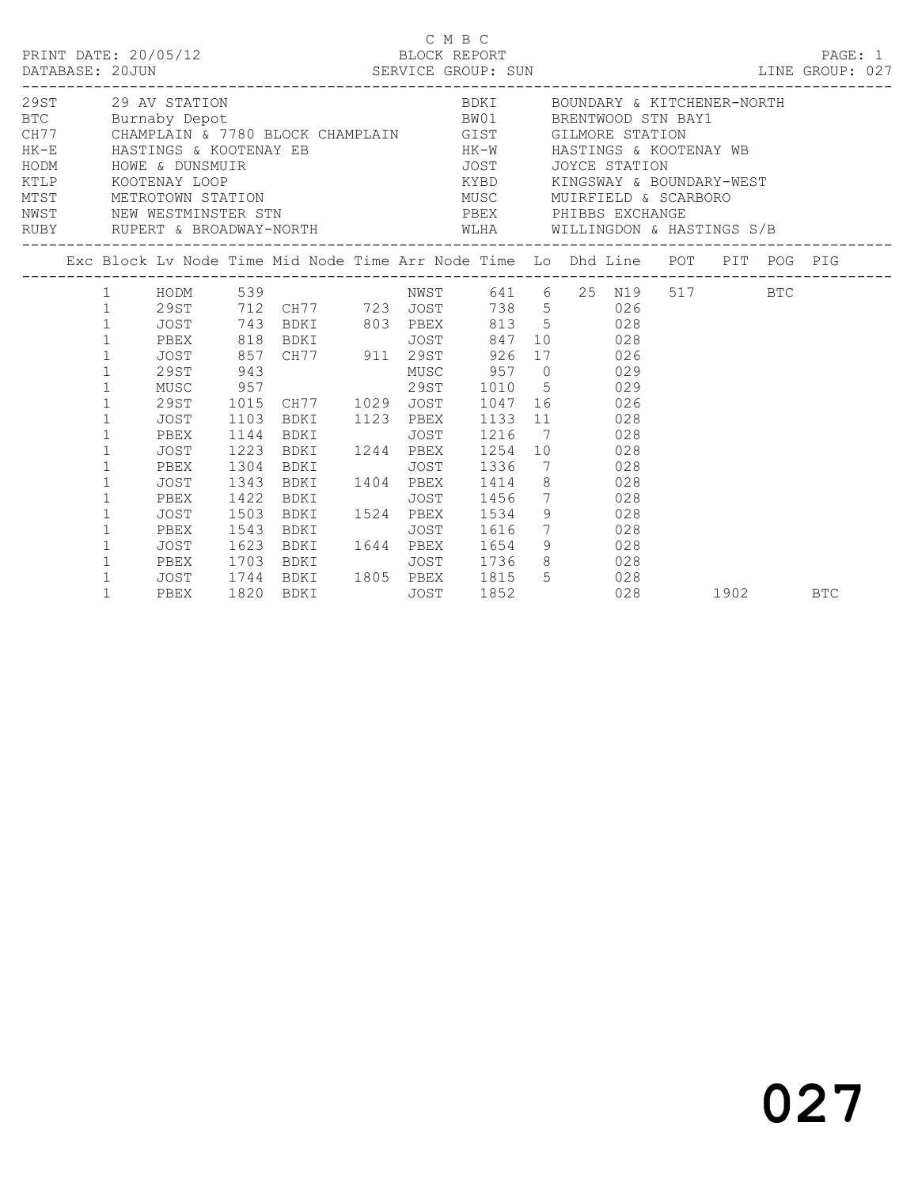C M B C

PRINT DATE: 20/05/12 BLOCK REPORT PAGE: 1
DATABASE: 20JUN SERVICE GROUP: SUN LINE GROUP: 027

| Code | Description | Code | Description |
|---|---|---|---|
| 29ST | 29 AV STATION | BDKI | BOUNDARY & KITCHENER-NORTH |
| BTC | Burnaby Depot | BW01 | BRENTWOOD STN BAY1 |
| CH77 | CHAMPLAIN & 7780 BLOCK CHAMPLAIN | GIST | GILMORE STATION |
| HK-E | HASTINGS & KOOTENAY EB | HK-W | HASTINGS & KOOTENAY WB |
| HODM | HOWE & DUNSMUIR | JOST | JOYCE STATION |
| KTLP | KOOTENAY LOOP | KYBD | KINGSWAY & BOUNDARY-WEST |
| MTST | METROTOWN STATION | MUSC | MUIRFIELD & SCARBORO |
| NWST | NEW WESTMINSTER STN | PBEX | PHIBBS EXCHANGE |
| RUBY | RUPERT & BROADWAY-NORTH | WLHA | WILLINGDON & HASTINGS S/B |

| Exc | Block | Lv Node | Time | Mid Node | Time | Arr Node | Time | Lo | Dhd | Line | POT | PIT | POG | PIG |
|---|---|---|---|---|---|---|---|---|---|---|---|---|---|---|
| | 1 | HODM | 539 | | | NWST | 641 | 6 | 25 | N19 | 517 | | BTC | |
| | 1 | 29ST | 712 | CH77 | 723 | JOST | 738 | 5 | | 026 | | | | |
| | 1 | JOST | 743 | BDKI | 803 | PBEX | 813 | 5 | | 028 | | | | |
| | 1 | PBEX | 818 | BDKI | | JOST | 847 | 10 | | 028 | | | | |
| | 1 | JOST | 857 | CH77 | 911 | 29ST | 926 | 17 | | 026 | | | | |
| | 1 | 29ST | 943 | | | MUSC | 957 | 0 | | 029 | | | | |
| | 1 | MUSC | 957 | | | 29ST | 1010 | 5 | | 029 | | | | |
| | 1 | 29ST | 1015 | CH77 | 1029 | JOST | 1047 | 16 | | 026 | | | | |
| | 1 | JOST | 1103 | BDKI | 1123 | PBEX | 1133 | 11 | | 028 | | | | |
| | 1 | PBEX | 1144 | BDKI | | JOST | 1216 | 7 | | 028 | | | | |
| | 1 | JOST | 1223 | BDKI | 1244 | PBEX | 1254 | 10 | | 028 | | | | |
| | 1 | PBEX | 1304 | BDKI | | JOST | 1336 | 7 | | 028 | | | | |
| | 1 | JOST | 1343 | BDKI | 1404 | PBEX | 1414 | 8 | | 028 | | | | |
| | 1 | PBEX | 1422 | BDKI | | JOST | 1456 | 7 | | 028 | | | | |
| | 1 | JOST | 1503 | BDKI | 1524 | PBEX | 1534 | 9 | | 028 | | | | |
| | 1 | PBEX | 1543 | BDKI | | JOST | 1616 | 7 | | 028 | | | | |
| | 1 | JOST | 1623 | BDKI | 1644 | PBEX | 1654 | 9 | | 028 | | | | |
| | 1 | PBEX | 1703 | BDKI | | JOST | 1736 | 8 | | 028 | | | | |
| | 1 | JOST | 1744 | BDKI | 1805 | PBEX | 1815 | 5 | | 028 | | | | |
| | 1 | PBEX | 1820 | BDKI | | JOST | 1852 | | | 028 | | 1902 | | BTC |

027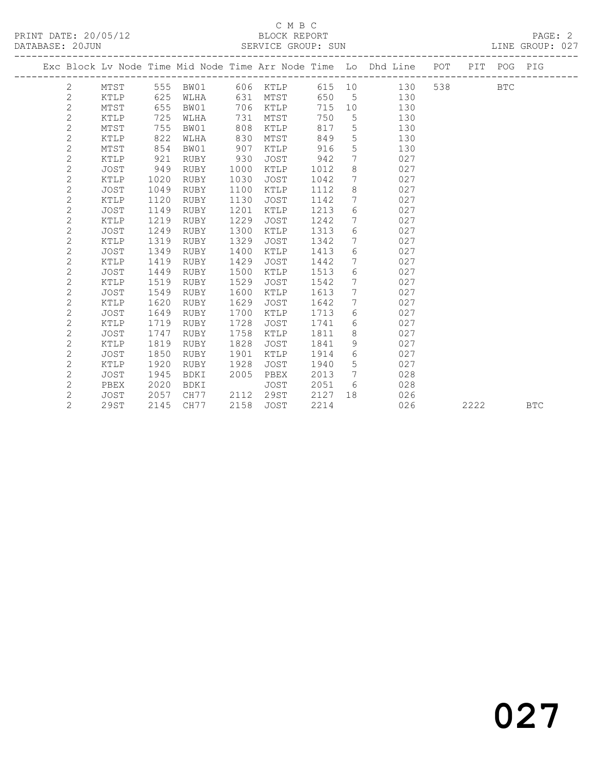C M B C

PRINT DATE: 20/05/12 BLOCK REPORT

DATABASE: 20JUN SERVICE GROUP: SUN LINE GROUP: 027

| Exc | Block | Lv | Node | Time | Mid Node | Time | Arr Node | Time | Lo | Dhd Line | POT | PIT | POG | PIG |
|---|---|---|---|---|---|---|---|---|---|---|---|---|---|---|
| | 2 | | MTST | 555 | BW01 | 606 | KTLP | 615 | 10 | 130 | 538 | | BTC | |
| | 2 | | KTLP | 625 | WLHA | 631 | MTST | 650 | 5 | 130 | | | | |
| | 2 | | MTST | 655 | BW01 | 706 | KTLP | 715 | 10 | 130 | | | | |
| | 2 | | KTLP | 725 | WLHA | 731 | MTST | 750 | 5 | 130 | | | | |
| | 2 | | MTST | 755 | BW01 | 808 | KTLP | 817 | 5 | 130 | | | | |
| | 2 | | KTLP | 822 | WLHA | 830 | MTST | 849 | 5 | 130 | | | | |
| | 2 | | MTST | 854 | BW01 | 907 | KTLP | 916 | 5 | 130 | | | | |
| | 2 | | KTLP | 921 | RUBY | 930 | JOST | 942 | 7 | 027 | | | | |
| | 2 | | JOST | 949 | RUBY | 1000 | KTLP | 1012 | 8 | 027 | | | | |
| | 2 | | KTLP | 1020 | RUBY | 1030 | JOST | 1042 | 7 | 027 | | | | |
| | 2 | | JOST | 1049 | RUBY | 1100 | KTLP | 1112 | 8 | 027 | | | | |
| | 2 | | KTLP | 1120 | RUBY | 1130 | JOST | 1142 | 7 | 027 | | | | |
| | 2 | | JOST | 1149 | RUBY | 1201 | KTLP | 1213 | 6 | 027 | | | | |
| | 2 | | KTLP | 1219 | RUBY | 1229 | JOST | 1242 | 7 | 027 | | | | |
| | 2 | | JOST | 1249 | RUBY | 1300 | KTLP | 1313 | 6 | 027 | | | | |
| | 2 | | KTLP | 1319 | RUBY | 1329 | JOST | 1342 | 7 | 027 | | | | |
| | 2 | | JOST | 1349 | RUBY | 1400 | KTLP | 1413 | 6 | 027 | | | | |
| | 2 | | KTLP | 1419 | RUBY | 1429 | JOST | 1442 | 7 | 027 | | | | |
| | 2 | | JOST | 1449 | RUBY | 1500 | KTLP | 1513 | 6 | 027 | | | | |
| | 2 | | KTLP | 1519 | RUBY | 1529 | JOST | 1542 | 7 | 027 | | | | |
| | 2 | | JOST | 1549 | RUBY | 1600 | KTLP | 1613 | 7 | 027 | | | | |
| | 2 | | KTLP | 1620 | RUBY | 1629 | JOST | 1642 | 7 | 027 | | | | |
| | 2 | | JOST | 1649 | RUBY | 1700 | KTLP | 1713 | 6 | 027 | | | | |
| | 2 | | KTLP | 1719 | RUBY | 1728 | JOST | 1741 | 6 | 027 | | | | |
| | 2 | | JOST | 1747 | RUBY | 1758 | KTLP | 1811 | 8 | 027 | | | | |
| | 2 | | KTLP | 1819 | RUBY | 1828 | JOST | 1841 | 9 | 027 | | | | |
| | 2 | | JOST | 1850 | RUBY | 1901 | KTLP | 1914 | 6 | 027 | | | | |
| | 2 | | KTLP | 1920 | RUBY | 1928 | JOST | 1940 | 5 | 027 | | | | |
| | 2 | | JOST | 1945 | BDKI | 2005 | PBEX | 2013 | 7 | 028 | | | | |
| | 2 | | PBEX | 2020 | BDKI | | JOST | 2051 | 6 | 028 | | | | |
| | 2 | | JOST | 2057 | CH77 | 2112 | 29ST | 2127 | 18 | 026 | | | | |
| | 2 | | 29ST | 2145 | CH77 | 2158 | JOST | 2214 | | 026 | | 2222 | | BTC |

027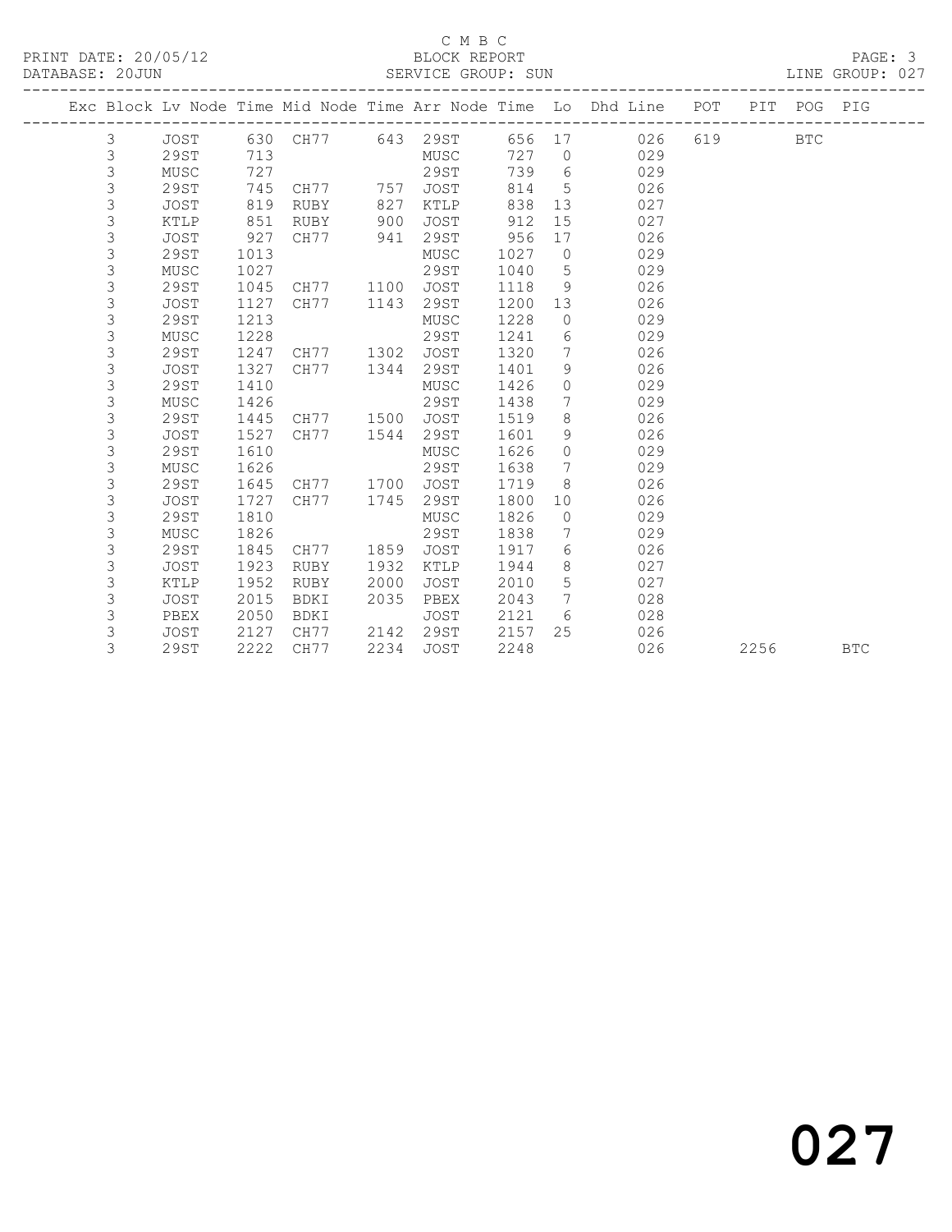C M B C

BLOCK REPORT

SERVICE GROUP: SUN

PRINT DATE: 20/05/12

DATABASE: 20JUN

LINE GROUP: 027

| Exc | Block | Lv | Node | Time | Mid Node | Time | Arr Node | Time | Lo | Dhd Line | POT | PIT | POG | PIG |
|---|---|---|---|---|---|---|---|---|---|---|---|---|---|---|
| | 3 | | JOST | 630 | CH77 | 643 | 29ST | 656 | 17 | 026 | 619 | | BTC | |
| | 3 | | 29ST | 713 | | | MUSC | 727 | 0 | 029 | | | | |
| | 3 | | MUSC | 727 | | | 29ST | 739 | 6 | 029 | | | | |
| | 3 | | 29ST | 745 | CH77 | 757 | JOST | 814 | 5 | 026 | | | | |
| | 3 | | JOST | 819 | RUBY | 827 | KTLP | 838 | 13 | 027 | | | | |
| | 3 | | KTLP | 851 | RUBY | 900 | JOST | 912 | 15 | 027 | | | | |
| | 3 | | JOST | 927 | CH77 | 941 | 29ST | 956 | 17 | 026 | | | | |
| | 3 | | 29ST | 1013 | | | MUSC | 1027 | 0 | 029 | | | | |
| | 3 | | MUSC | 1027 | | | 29ST | 1040 | 5 | 029 | | | | |
| | 3 | | 29ST | 1045 | CH77 | 1100 | JOST | 1118 | 9 | 026 | | | | |
| | 3 | | JOST | 1127 | CH77 | 1143 | 29ST | 1200 | 13 | 026 | | | | |
| | 3 | | 29ST | 1213 | | | MUSC | 1228 | 0 | 029 | | | | |
| | 3 | | MUSC | 1228 | | | 29ST | 1241 | 6 | 029 | | | | |
| | 3 | | 29ST | 1247 | CH77 | 1302 | JOST | 1320 | 7 | 026 | | | | |
| | 3 | | JOST | 1327 | CH77 | 1344 | 29ST | 1401 | 9 | 026 | | | | |
| | 3 | | 29ST | 1410 | | | MUSC | 1426 | 0 | 029 | | | | |
| | 3 | | MUSC | 1426 | | | 29ST | 1438 | 7 | 029 | | | | |
| | 3 | | 29ST | 1445 | CH77 | 1500 | JOST | 1519 | 8 | 026 | | | | |
| | 3 | | JOST | 1527 | CH77 | 1544 | 29ST | 1601 | 9 | 026 | | | | |
| | 3 | | 29ST | 1610 | | | MUSC | 1626 | 0 | 029 | | | | |
| | 3 | | MUSC | 1626 | | | 29ST | 1638 | 7 | 029 | | | | |
| | 3 | | 29ST | 1645 | CH77 | 1700 | JOST | 1719 | 8 | 026 | | | | |
| | 3 | | JOST | 1727 | CH77 | 1745 | 29ST | 1800 | 10 | 026 | | | | |
| | 3 | | 29ST | 1810 | | | MUSC | 1826 | 0 | 029 | | | | |
| | 3 | | MUSC | 1826 | | | 29ST | 1838 | 7 | 029 | | | | |
| | 3 | | 29ST | 1845 | CH77 | 1859 | JOST | 1917 | 6 | 026 | | | | |
| | 3 | | JOST | 1923 | RUBY | 1932 | KTLP | 1944 | 8 | 027 | | | | |
| | 3 | | KTLP | 1952 | RUBY | 2000 | JOST | 2010 | 5 | 027 | | | | |
| | 3 | | JOST | 2015 | BDKI | 2035 | PBEX | 2043 | 7 | 028 | | | | |
| | 3 | | PBEX | 2050 | BDKI | | JOST | 2121 | 6 | 028 | | | | |
| | 3 | | JOST | 2127 | CH77 | 2142 | 29ST | 2157 | 25 | 026 | | | | |
| | 3 | | 29ST | 2222 | CH77 | 2234 | JOST | 2248 | | 026 | | 2256 | | BTC |

027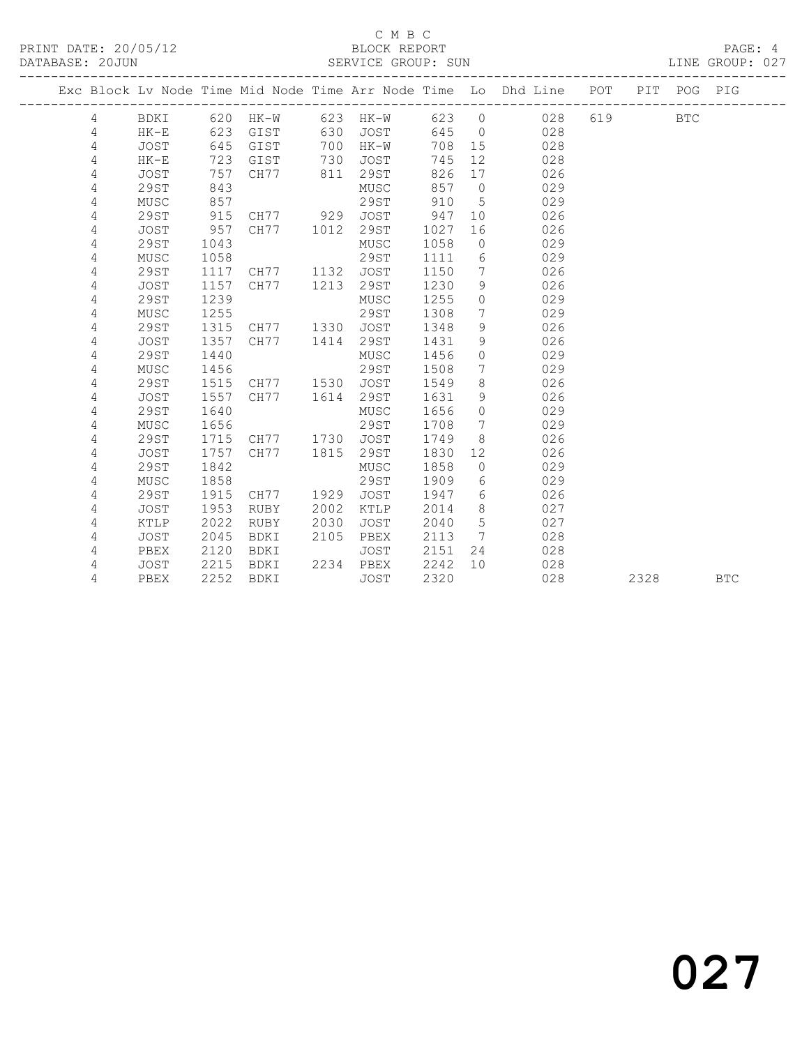C M B C

PRINT DATE: 20/05/12 BLOCK REPORT

DATABASE: 20JUN SERVICE GROUP: SUN LINE GROUP: 027

| Exc | Block | Lv | Node | Time | Mid Node | Time | Arr Node | Time | Lo | Dhd Line | POT | PIT | POG | PIG |
|---|---|---|---|---|---|---|---|---|---|---|---|---|---|---|
| | 4 | | BDKI | 620 | HK-W | 623 | HK-W | 623 | 0 | 028 | 619 | | BTC | |
| | 4 | | HK-E | 623 | GIST | 630 | JOST | 645 | 0 | 028 | | | | |
| | 4 | | JOST | 645 | GIST | 700 | HK-W | 708 | 15 | 028 | | | | |
| | 4 | | HK-E | 723 | GIST | 730 | JOST | 745 | 12 | 028 | | | | |
| | 4 | | JOST | 757 | CH77 | 811 | 29ST | 826 | 17 | 026 | | | | |
| | 4 | | 29ST | 843 | | | MUSC | 857 | 0 | 029 | | | | |
| | 4 | | MUSC | 857 | | | 29ST | 910 | 5 | 029 | | | | |
| | 4 | | 29ST | 915 | CH77 | 929 | JOST | 947 | 10 | 026 | | | | |
| | 4 | | JOST | 957 | CH77 | 1012 | 29ST | 1027 | 16 | 026 | | | | |
| | 4 | | 29ST | 1043 | | | MUSC | 1058 | 0 | 029 | | | | |
| | 4 | | MUSC | 1058 | | | 29ST | 1111 | 6 | 029 | | | | |
| | 4 | | 29ST | 1117 | CH77 | 1132 | JOST | 1150 | 7 | 026 | | | | |
| | 4 | | JOST | 1157 | CH77 | 1213 | 29ST | 1230 | 9 | 026 | | | | |
| | 4 | | 29ST | 1239 | | | MUSC | 1255 | 0 | 029 | | | | |
| | 4 | | MUSC | 1255 | | | 29ST | 1308 | 7 | 029 | | | | |
| | 4 | | 29ST | 1315 | CH77 | 1330 | JOST | 1348 | 9 | 026 | | | | |
| | 4 | | JOST | 1357 | CH77 | 1414 | 29ST | 1431 | 9 | 026 | | | | |
| | 4 | | 29ST | 1440 | | | MUSC | 1456 | 0 | 029 | | | | |
| | 4 | | MUSC | 1456 | | | 29ST | 1508 | 7 | 029 | | | | |
| | 4 | | 29ST | 1515 | CH77 | 1530 | JOST | 1549 | 8 | 026 | | | | |
| | 4 | | JOST | 1557 | CH77 | 1614 | 29ST | 1631 | 9 | 026 | | | | |
| | 4 | | 29ST | 1640 | | | MUSC | 1656 | 0 | 029 | | | | |
| | 4 | | MUSC | 1656 | | | 29ST | 1708 | 7 | 029 | | | | |
| | 4 | | 29ST | 1715 | CH77 | 1730 | JOST | 1749 | 8 | 026 | | | | |
| | 4 | | JOST | 1757 | CH77 | 1815 | 29ST | 1830 | 12 | 026 | | | | |
| | 4 | | 29ST | 1842 | | | MUSC | 1858 | 0 | 029 | | | | |
| | 4 | | MUSC | 1858 | | | 29ST | 1909 | 6 | 029 | | | | |
| | 4 | | 29ST | 1915 | CH77 | 1929 | JOST | 1947 | 6 | 026 | | | | |
| | 4 | | JOST | 1953 | RUBY | 2002 | KTLP | 2014 | 8 | 027 | | | | |
| | 4 | | KTLP | 2022 | RUBY | 2030 | JOST | 2040 | 5 | 027 | | | | |
| | 4 | | JOST | 2045 | BDKI | 2105 | PBEX | 2113 | 7 | 028 | | | | |
| | 4 | | PBEX | 2120 | BDKI | | JOST | 2151 | 24 | 028 | | | | |
| | 4 | | JOST | 2215 | BDKI | 2234 | PBEX | 2242 | 10 | 028 | | | | |
| | 4 | | PBEX | 2252 | BDKI | | JOST | 2320 | | 028 | | 2328 | | BTC |

027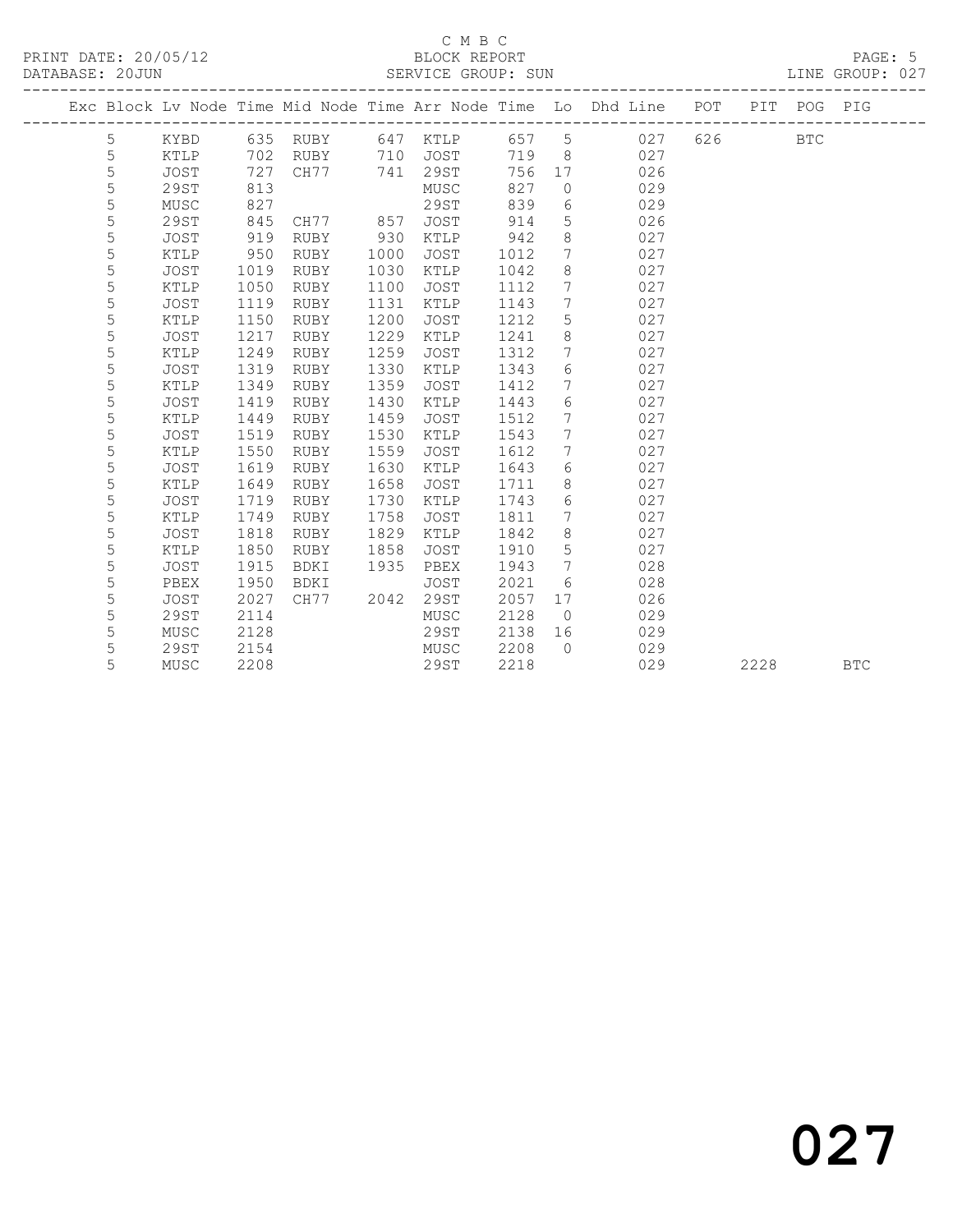C M B C

BLOCK REPORT

SERVICE GROUP: SUN

LINE GROUP: 027

| Exc | Block | Lv Node | Time | Mid Node | Time | Arr Node | Time | Lo | Dhd Line | POT | PIT | POG | PIG |
|---|---|---|---|---|---|---|---|---|---|---|---|---|---|
| | 5 | KYBD | 635 | RUBY | 647 | KTLP | 657 | 5 | 027 | 626 | | BTC | |
| | 5 | KTLP | 702 | RUBY | 710 | JOST | 719 | 8 | 027 | | | | |
| | 5 | JOST | 727 | CH77 | 741 | 29ST | 756 | 17 | 026 | | | | |
| | 5 | 29ST | 813 | | | MUSC | 827 | 0 | 029 | | | | |
| | 5 | MUSC | 827 | | | 29ST | 839 | 6 | 029 | | | | |
| | 5 | 29ST | 845 | CH77 | 857 | JOST | 914 | 5 | 026 | | | | |
| | 5 | JOST | 919 | RUBY | 930 | KTLP | 942 | 8 | 027 | | | | |
| | 5 | KTLP | 950 | RUBY | 1000 | JOST | 1012 | 7 | 027 | | | | |
| | 5 | JOST | 1019 | RUBY | 1030 | KTLP | 1042 | 8 | 027 | | | | |
| | 5 | KTLP | 1050 | RUBY | 1100 | JOST | 1112 | 7 | 027 | | | | |
| | 5 | JOST | 1119 | RUBY | 1131 | KTLP | 1143 | 7 | 027 | | | | |
| | 5 | KTLP | 1150 | RUBY | 1200 | JOST | 1212 | 5 | 027 | | | | |
| | 5 | JOST | 1217 | RUBY | 1229 | KTLP | 1241 | 8 | 027 | | | | |
| | 5 | KTLP | 1249 | RUBY | 1259 | JOST | 1312 | 7 | 027 | | | | |
| | 5 | JOST | 1319 | RUBY | 1330 | KTLP | 1343 | 6 | 027 | | | | |
| | 5 | KTLP | 1349 | RUBY | 1359 | JOST | 1412 | 7 | 027 | | | | |
| | 5 | JOST | 1419 | RUBY | 1430 | KTLP | 1443 | 6 | 027 | | | | |
| | 5 | KTLP | 1449 | RUBY | 1459 | JOST | 1512 | 7 | 027 | | | | |
| | 5 | JOST | 1519 | RUBY | 1530 | KTLP | 1543 | 7 | 027 | | | | |
| | 5 | KTLP | 1550 | RUBY | 1559 | JOST | 1612 | 7 | 027 | | | | |
| | 5 | JOST | 1619 | RUBY | 1630 | KTLP | 1643 | 6 | 027 | | | | |
| | 5 | KTLP | 1649 | RUBY | 1658 | JOST | 1711 | 8 | 027 | | | | |
| | 5 | JOST | 1719 | RUBY | 1730 | KTLP | 1743 | 6 | 027 | | | | |
| | 5 | KTLP | 1749 | RUBY | 1758 | JOST | 1811 | 7 | 027 | | | | |
| | 5 | JOST | 1818 | RUBY | 1829 | KTLP | 1842 | 8 | 027 | | | | |
| | 5 | KTLP | 1850 | RUBY | 1858 | JOST | 1910 | 5 | 027 | | | | |
| | 5 | JOST | 1915 | BDKI | 1935 | PBEX | 1943 | 7 | 028 | | | | |
| | 5 | PBEX | 1950 | BDKI | | JOST | 2021 | 6 | 028 | | | | |
| | 5 | JOST | 2027 | CH77 | 2042 | 29ST | 2057 | 17 | 026 | | | | |
| | 5 | 29ST | 2114 | | | MUSC | 2128 | 0 | 029 | | | | |
| | 5 | MUSC | 2128 | | | 29ST | 2138 | 16 | 029 | | | | |
| | 5 | 29ST | 2154 | | | MUSC | 2208 | 0 | 029 | | | | |
| | 5 | MUSC | 2208 | | | 29ST | 2218 | | 029 | | 2228 | | BTC |

027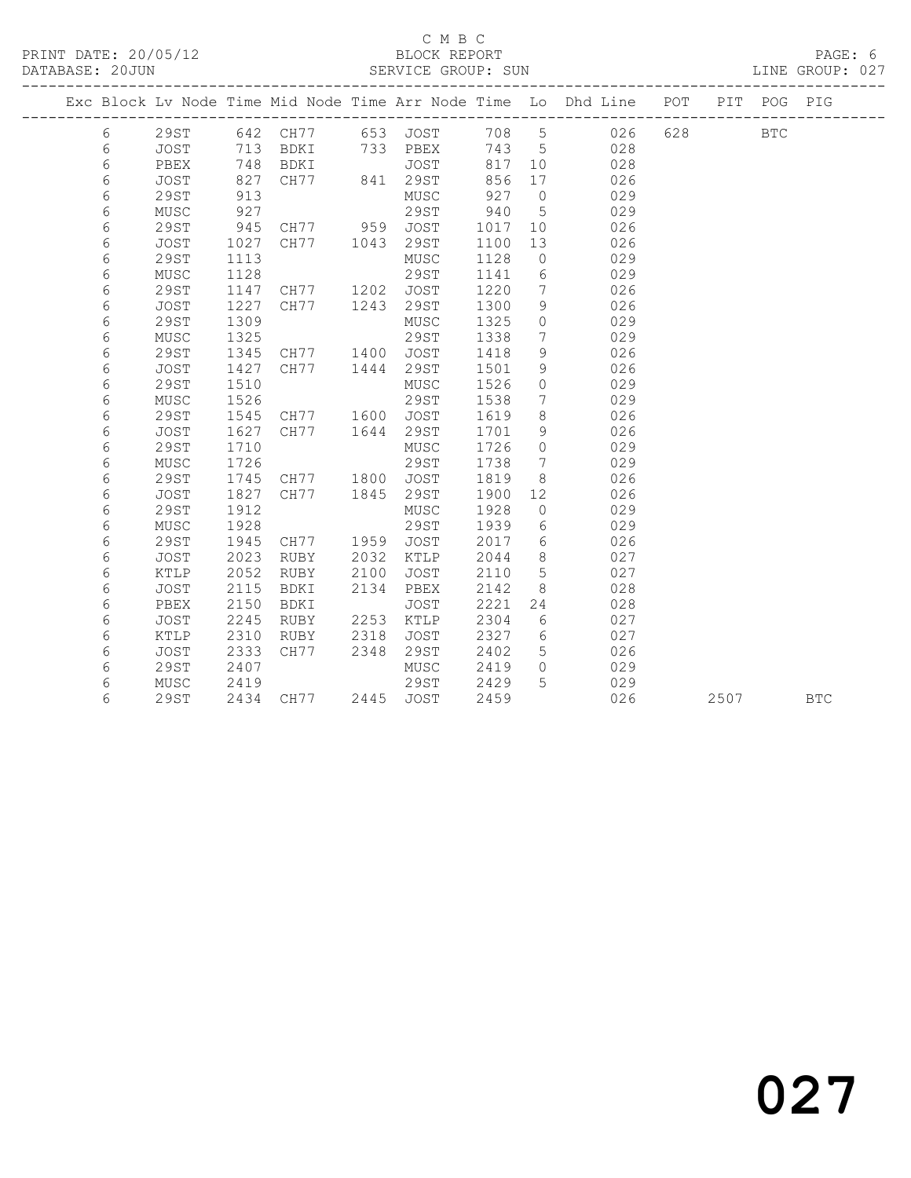C M B C

BLOCK REPORT

SERVICE GROUP: SUN

PRINT DATE: 20/05/12

DATABASE: 20JUN

LINE GROUP: 027

| Exc | Block | Lv | Node | Time | Mid Node | Time | Arr Node | Time | Lo | Dhd Line | POT | PIT | POG | PIG |
|---|---|---|---|---|---|---|---|---|---|---|---|---|---|---|
| | 6 | | 29ST | 642 | CH77 | 653 | JOST | 708 | 5 | 026 | 628 | | BTC | |
| | 6 | | JOST | 713 | BDKI | 733 | PBEX | 743 | 5 | 028 | | | | |
| | 6 | | PBEX | 748 | BDKI | | JOST | 817 | 10 | 028 | | | | |
| | 6 | | JOST | 827 | CH77 | 841 | 29ST | 856 | 17 | 026 | | | | |
| | 6 | | 29ST | 913 | | | MUSC | 927 | 0 | 029 | | | | |
| | 6 | | MUSC | 927 | | | 29ST | 940 | 5 | 029 | | | | |
| | 6 | | 29ST | 945 | CH77 | 959 | JOST | 1017 | 10 | 026 | | | | |
| | 6 | | JOST | 1027 | CH77 | 1043 | 29ST | 1100 | 13 | 026 | | | | |
| | 6 | | 29ST | 1113 | | | MUSC | 1128 | 0 | 029 | | | | |
| | 6 | | MUSC | 1128 | | | 29ST | 1141 | 6 | 029 | | | | |
| | 6 | | 29ST | 1147 | CH77 | 1202 | JOST | 1220 | 7 | 026 | | | | |
| | 6 | | JOST | 1227 | CH77 | 1243 | 29ST | 1300 | 9 | 026 | | | | |
| | 6 | | 29ST | 1309 | | | MUSC | 1325 | 0 | 029 | | | | |
| | 6 | | MUSC | 1325 | | | 29ST | 1338 | 7 | 029 | | | | |
| | 6 | | 29ST | 1345 | CH77 | 1400 | JOST | 1418 | 9 | 026 | | | | |
| | 6 | | JOST | 1427 | CH77 | 1444 | 29ST | 1501 | 9 | 026 | | | | |
| | 6 | | 29ST | 1510 | | | MUSC | 1526 | 0 | 029 | | | | |
| | 6 | | MUSC | 1526 | | | 29ST | 1538 | 7 | 029 | | | | |
| | 6 | | 29ST | 1545 | CH77 | 1600 | JOST | 1619 | 8 | 026 | | | | |
| | 6 | | JOST | 1627 | CH77 | 1644 | 29ST | 1701 | 9 | 026 | | | | |
| | 6 | | 29ST | 1710 | | | MUSC | 1726 | 0 | 029 | | | | |
| | 6 | | MUSC | 1726 | | | 29ST | 1738 | 7 | 029 | | | | |
| | 6 | | 29ST | 1745 | CH77 | 1800 | JOST | 1819 | 8 | 026 | | | | |
| | 6 | | JOST | 1827 | CH77 | 1845 | 29ST | 1900 | 12 | 026 | | | | |
| | 6 | | 29ST | 1912 | | | MUSC | 1928 | 0 | 029 | | | | |
| | 6 | | MUSC | 1928 | | | 29ST | 1939 | 6 | 029 | | | | |
| | 6 | | 29ST | 1945 | CH77 | 1959 | JOST | 2017 | 6 | 026 | | | | |
| | 6 | | JOST | 2023 | RUBY | 2032 | KTLP | 2044 | 8 | 027 | | | | |
| | 6 | | KTLP | 2052 | RUBY | 2100 | JOST | 2110 | 5 | 027 | | | | |
| | 6 | | JOST | 2115 | BDKI | 2134 | PBEX | 2142 | 8 | 028 | | | | |
| | 6 | | PBEX | 2150 | BDKI | | JOST | 2221 | 24 | 028 | | | | |
| | 6 | | JOST | 2245 | RUBY | 2253 | KTLP | 2304 | 6 | 027 | | | | |
| | 6 | | KTLP | 2310 | RUBY | 2318 | JOST | 2327 | 6 | 027 | | | | |
| | 6 | | JOST | 2333 | CH77 | 2348 | 29ST | 2402 | 5 | 026 | | | | |
| | 6 | | 29ST | 2407 | | | MUSC | 2419 | 0 | 029 | | | | |
| | 6 | | MUSC | 2419 | | | 29ST | 2429 | 5 | 029 | | | | |
| | 6 | | 29ST | 2434 | CH77 | 2445 | JOST | 2459 | | 026 | | 2507 | | BTC |

027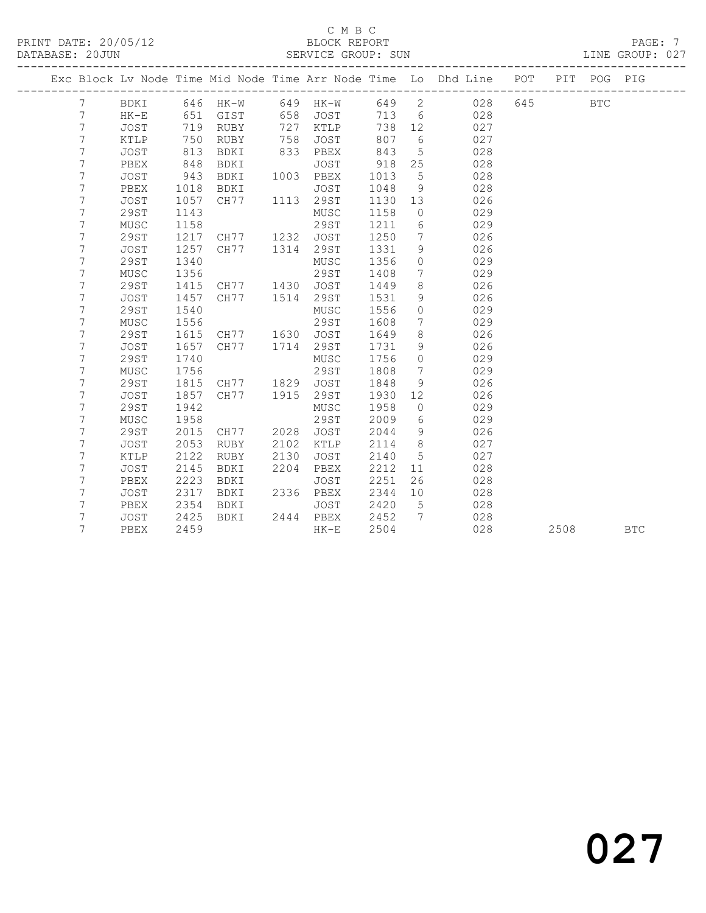C M B C

PRINT DATE: 20/05/12 BLOCK REPORT

DATABASE: 20JUN SERVICE GROUP: SUN LINE GROUP: 027

| Exc | Block | Lv | Node | Time | Mid Node | Time | Arr Node | Time | Lo | Dhd Line | POT | PIT | POG | PIG |
|---|---|---|---|---|---|---|---|---|---|---|---|---|---|---|
| | 7 | | BDKI | 646 | HK-W | 649 | HK-W | 649 | 2 | 028 | 645 | | BTC | |
| | 7 | | HK-E | 651 | GIST | 658 | JOST | 713 | 6 | 028 | | | | |
| | 7 | | JOST | 719 | RUBY | 727 | KTLP | 738 | 12 | 027 | | | | |
| | 7 | | KTLP | 750 | RUBY | 758 | JOST | 807 | 6 | 027 | | | | |
| | 7 | | JOST | 813 | BDKI | 833 | PBEX | 843 | 5 | 028 | | | | |
| | 7 | | PBEX | 848 | BDKI | | JOST | 918 | 25 | 028 | | | | |
| | 7 | | JOST | 943 | BDKI | 1003 | PBEX | 1013 | 5 | 028 | | | | |
| | 7 | | PBEX | 1018 | BDKI | | JOST | 1048 | 9 | 028 | | | | |
| | 7 | | JOST | 1057 | CH77 | 1113 | 29ST | 1130 | 13 | 026 | | | | |
| | 7 | | 29ST | 1143 | | | MUSC | 1158 | 0 | 029 | | | | |
| | 7 | | MUSC | 1158 | | | 29ST | 1211 | 6 | 029 | | | | |
| | 7 | | 29ST | 1217 | CH77 | 1232 | JOST | 1250 | 7 | 026 | | | | |
| | 7 | | JOST | 1257 | CH77 | 1314 | 29ST | 1331 | 9 | 026 | | | | |
| | 7 | | 29ST | 1340 | | | MUSC | 1356 | 0 | 029 | | | | |
| | 7 | | MUSC | 1356 | | | 29ST | 1408 | 7 | 029 | | | | |
| | 7 | | 29ST | 1415 | CH77 | 1430 | JOST | 1449 | 8 | 026 | | | | |
| | 7 | | JOST | 1457 | CH77 | 1514 | 29ST | 1531 | 9 | 026 | | | | |
| | 7 | | 29ST | 1540 | | | MUSC | 1556 | 0 | 029 | | | | |
| | 7 | | MUSC | 1556 | | | 29ST | 1608 | 7 | 029 | | | | |
| | 7 | | 29ST | 1615 | CH77 | 1630 | JOST | 1649 | 8 | 026 | | | | |
| | 7 | | JOST | 1657 | CH77 | 1714 | 29ST | 1731 | 9 | 026 | | | | |
| | 7 | | 29ST | 1740 | | | MUSC | 1756 | 0 | 029 | | | | |
| | 7 | | MUSC | 1756 | | | 29ST | 1808 | 7 | 029 | | | | |
| | 7 | | 29ST | 1815 | CH77 | 1829 | JOST | 1848 | 9 | 026 | | | | |
| | 7 | | JOST | 1857 | CH77 | 1915 | 29ST | 1930 | 12 | 026 | | | | |
| | 7 | | 29ST | 1942 | | | MUSC | 1958 | 0 | 029 | | | | |
| | 7 | | MUSC | 1958 | | | 29ST | 2009 | 6 | 029 | | | | |
| | 7 | | 29ST | 2015 | CH77 | 2028 | JOST | 2044 | 9 | 026 | | | | |
| | 7 | | JOST | 2053 | RUBY | 2102 | KTLP | 2114 | 8 | 027 | | | | |
| | 7 | | KTLP | 2122 | RUBY | 2130 | JOST | 2140 | 5 | 027 | | | | |
| | 7 | | JOST | 2145 | BDKI | 2204 | PBEX | 2212 | 11 | 028 | | | | |
| | 7 | | PBEX | 2223 | BDKI | | JOST | 2251 | 26 | 028 | | | | |
| | 7 | | JOST | 2317 | BDKI | 2336 | PBEX | 2344 | 10 | 028 | | | | |
| | 7 | | PBEX | 2354 | BDKI | | JOST | 2420 | 5 | 028 | | | | |
| | 7 | | JOST | 2425 | BDKI | 2444 | PBEX | 2452 | 7 | 028 | | | | |
| | 7 | | PBEX | 2459 | | | HK-E | 2504 | | 028 | | 2508 | | BTC |

027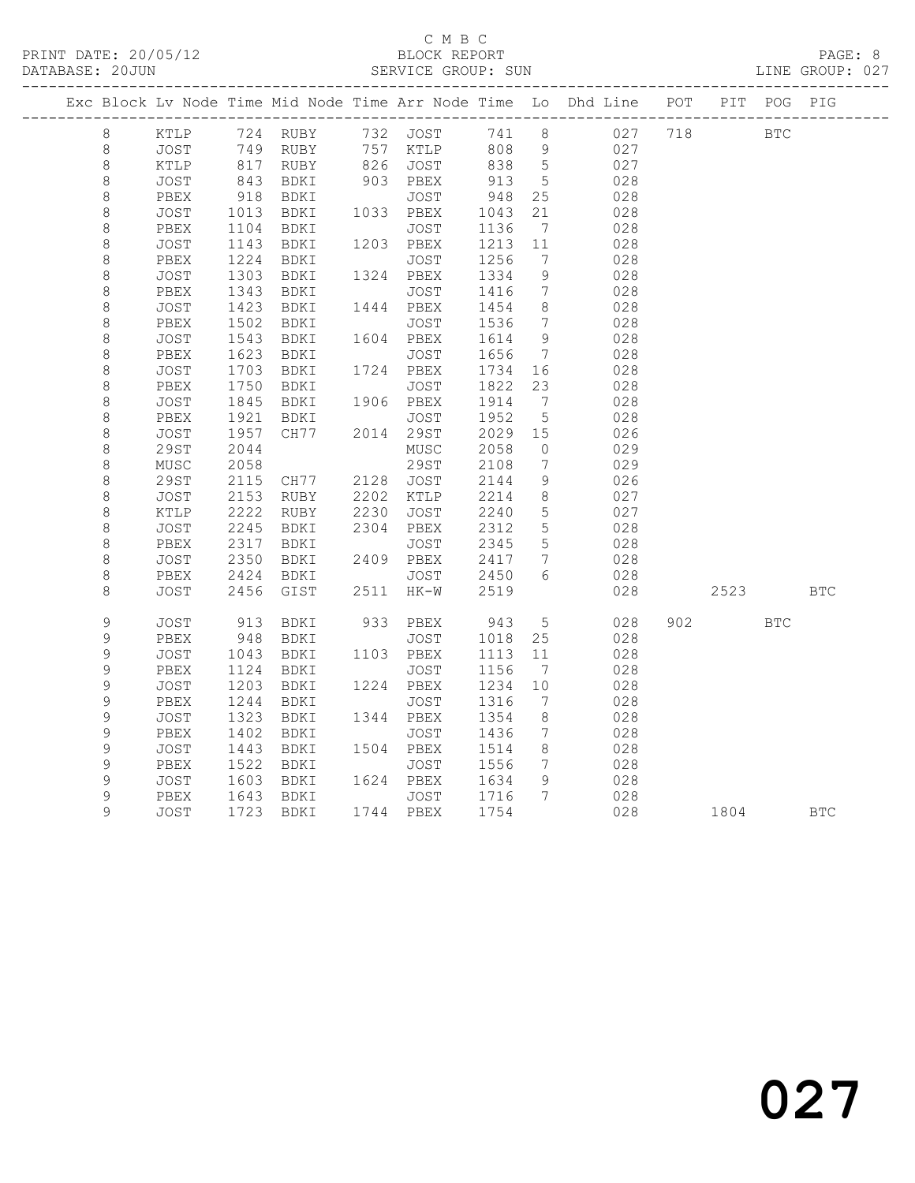C M B C

BLOCK REPORT

SERVICE GROUP: SUN

PRINT DATE: 20/05/12
DATABASE: 20JUN
LINE GROUP: 027

| Exc | Block | Lv | Node | Time | Mid Node | Time | Arr Node | Time | Lo | Dhd Line | POT | PIT | POG | PIG |
|---|---|---|---|---|---|---|---|---|---|---|---|---|---|---|
| | 8 | | KTLP | 724 | RUBY | 732 | JOST | 741 | 8 | 027 | 718 | | BTC | |
| | 8 | | JOST | 749 | RUBY | 757 | KTLP | 808 | 9 | 027 | | | | |
| | 8 | | KTLP | 817 | RUBY | 826 | JOST | 838 | 5 | 027 | | | | |
| | 8 | | JOST | 843 | BDKI | 903 | PBEX | 913 | 5 | 028 | | | | |
| | 8 | | PBEX | 918 | BDKI | | JOST | 948 | 25 | 028 | | | | |
| | 8 | | JOST | 1013 | BDKI | 1033 | PBEX | 1043 | 21 | 028 | | | | |
| | 8 | | PBEX | 1104 | BDKI | | JOST | 1136 | 7 | 028 | | | | |
| | 8 | | JOST | 1143 | BDKI | 1203 | PBEX | 1213 | 11 | 028 | | | | |
| | 8 | | PBEX | 1224 | BDKI | | JOST | 1256 | 7 | 028 | | | | |
| | 8 | | JOST | 1303 | BDKI | 1324 | PBEX | 1334 | 9 | 028 | | | | |
| | 8 | | PBEX | 1343 | BDKI | | JOST | 1416 | 7 | 028 | | | | |
| | 8 | | JOST | 1423 | BDKI | 1444 | PBEX | 1454 | 8 | 028 | | | | |
| | 8 | | PBEX | 1502 | BDKI | | JOST | 1536 | 7 | 028 | | | | |
| | 8 | | JOST | 1543 | BDKI | 1604 | PBEX | 1614 | 9 | 028 | | | | |
| | 8 | | PBEX | 1623 | BDKI | | JOST | 1656 | 7 | 028 | | | | |
| | 8 | | JOST | 1703 | BDKI | 1724 | PBEX | 1734 | 16 | 028 | | | | |
| | 8 | | PBEX | 1750 | BDKI | | JOST | 1822 | 23 | 028 | | | | |
| | 8 | | JOST | 1845 | BDKI | 1906 | PBEX | 1914 | 7 | 028 | | | | |
| | 8 | | PBEX | 1921 | BDKI | | JOST | 1952 | 5 | 028 | | | | |
| | 8 | | JOST | 1957 | CH77 | 2014 | 29ST | 2029 | 15 | 026 | | | | |
| | 8 | | 29ST | 2044 | | | MUSC | 2058 | 0 | 029 | | | | |
| | 8 | | MUSC | 2058 | | | 29ST | 2108 | 7 | 029 | | | | |
| | 8 | | 29ST | 2115 | CH77 | 2128 | JOST | 2144 | 9 | 026 | | | | |
| | 8 | | JOST | 2153 | RUBY | 2202 | KTLP | 2214 | 8 | 027 | | | | |
| | 8 | | KTLP | 2222 | RUBY | 2230 | JOST | 2240 | 5 | 027 | | | | |
| | 8 | | JOST | 2245 | BDKI | 2304 | PBEX | 2312 | 5 | 028 | | | | |
| | 8 | | PBEX | 2317 | BDKI | | JOST | 2345 | 5 | 028 | | | | |
| | 8 | | JOST | 2350 | BDKI | 2409 | PBEX | 2417 | 7 | 028 | | | | |
| | 8 | | PBEX | 2424 | BDKI | | JOST | 2450 | 6 | 028 | | | | |
| | 8 | | JOST | 2456 | GIST | 2511 | HK-W | 2519 | | 028 | | 2523 | | BTC |
| | 9 | | JOST | 913 | BDKI | 933 | PBEX | 943 | 5 | 028 | 902 | | BTC | |
| | 9 | | PBEX | 948 | BDKI | | JOST | 1018 | 25 | 028 | | | | |
| | 9 | | JOST | 1043 | BDKI | 1103 | PBEX | 1113 | 11 | 028 | | | | |
| | 9 | | PBEX | 1124 | BDKI | | JOST | 1156 | 7 | 028 | | | | |
| | 9 | | JOST | 1203 | BDKI | 1224 | PBEX | 1234 | 10 | 028 | | | | |
| | 9 | | PBEX | 1244 | BDKI | | JOST | 1316 | 7 | 028 | | | | |
| | 9 | | JOST | 1323 | BDKI | 1344 | PBEX | 1354 | 8 | 028 | | | | |
| | 9 | | PBEX | 1402 | BDKI | | JOST | 1436 | 7 | 028 | | | | |
| | 9 | | JOST | 1443 | BDKI | 1504 | PBEX | 1514 | 8 | 028 | | | | |
| | 9 | | PBEX | 1522 | BDKI | | JOST | 1556 | 7 | 028 | | | | |
| | 9 | | JOST | 1603 | BDKI | 1624 | PBEX | 1634 | 9 | 028 | | | | |
| | 9 | | PBEX | 1643 | BDKI | | JOST | 1716 | 7 | 028 | | | | |
| | 9 | | JOST | 1723 | BDKI | 1744 | PBEX | 1754 | | 028 | | 1804 | | BTC |

027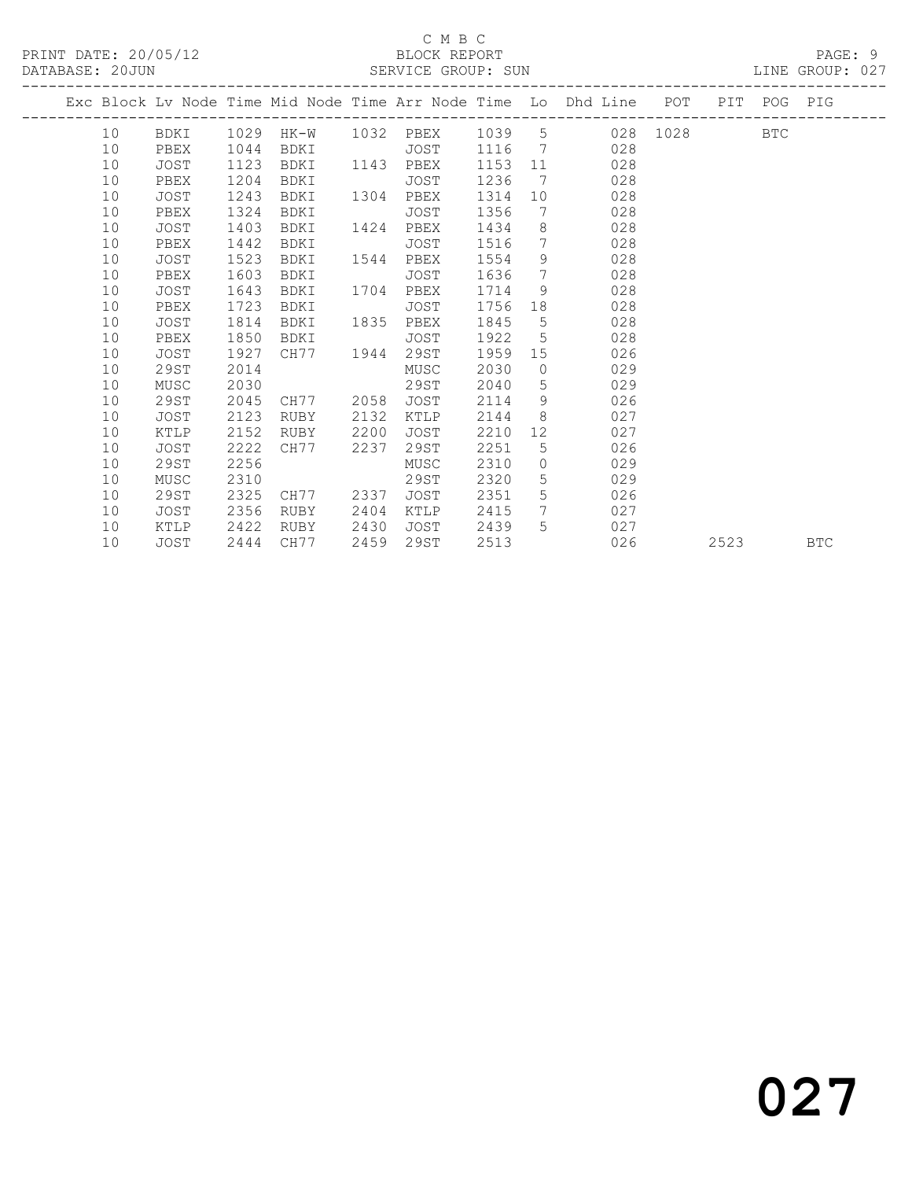C M B C

PRINT DATE: 20/05/12 BLOCK REPORT

DATABASE: 20JUN SERVICE GROUP: SUN LINE GROUP: 027

| Exc | Block | Lv | Node | Time | Mid Node | Time | Arr Node | Time | Lo | Dhd Line | POT | PIT | POG | PIG |
|---|---|---|---|---|---|---|---|---|---|---|---|---|---|---|
| | 10 | | BDKI | 1029 | HK-W | 1032 | PBEX | 1039 | 5 | 028 | 1028 | | BTC | |
| | 10 | | PBEX | 1044 | BDKI | | JOST | 1116 | 7 | 028 | | | | |
| | 10 | | JOST | 1123 | BDKI | 1143 | PBEX | 1153 | 11 | 028 | | | | |
| | 10 | | PBEX | 1204 | BDKI | | JOST | 1236 | 7 | 028 | | | | |
| | 10 | | JOST | 1243 | BDKI | 1304 | PBEX | 1314 | 10 | 028 | | | | |
| | 10 | | PBEX | 1324 | BDKI | | JOST | 1356 | 7 | 028 | | | | |
| | 10 | | JOST | 1403 | BDKI | 1424 | PBEX | 1434 | 8 | 028 | | | | |
| | 10 | | PBEX | 1442 | BDKI | | JOST | 1516 | 7 | 028 | | | | |
| | 10 | | JOST | 1523 | BDKI | 1544 | PBEX | 1554 | 9 | 028 | | | | |
| | 10 | | PBEX | 1603 | BDKI | | JOST | 1636 | 7 | 028 | | | | |
| | 10 | | JOST | 1643 | BDKI | 1704 | PBEX | 1714 | 9 | 028 | | | | |
| | 10 | | PBEX | 1723 | BDKI | | JOST | 1756 | 18 | 028 | | | | |
| | 10 | | JOST | 1814 | BDKI | 1835 | PBEX | 1845 | 5 | 028 | | | | |
| | 10 | | PBEX | 1850 | BDKI | | JOST | 1922 | 5 | 028 | | | | |
| | 10 | | JOST | 1927 | CH77 | 1944 | 29ST | 1959 | 15 | 026 | | | | |
| | 10 | | 29ST | 2014 | | | MUSC | 2030 | 0 | 029 | | | | |
| | 10 | | MUSC | 2030 | | | 29ST | 2040 | 5 | 029 | | | | |
| | 10 | | 29ST | 2045 | CH77 | 2058 | JOST | 2114 | 9 | 026 | | | | |
| | 10 | | JOST | 2123 | RUBY | 2132 | KTLP | 2144 | 8 | 027 | | | | |
| | 10 | | KTLP | 2152 | RUBY | 2200 | JOST | 2210 | 12 | 027 | | | | |
| | 10 | | JOST | 2222 | CH77 | 2237 | 29ST | 2251 | 5 | 026 | | | | |
| | 10 | | 29ST | 2256 | | | MUSC | 2310 | 0 | 029 | | | | |
| | 10 | | MUSC | 2310 | | | 29ST | 2320 | 5 | 029 | | | | |
| | 10 | | 29ST | 2325 | CH77 | 2337 | JOST | 2351 | 5 | 026 | | | | |
| | 10 | | JOST | 2356 | RUBY | 2404 | KTLP | 2415 | 7 | 027 | | | | |
| | 10 | | KTLP | 2422 | RUBY | 2430 | JOST | 2439 | 5 | 027 | | | | |
| | 10 | | JOST | 2444 | CH77 | 2459 | 29ST | 2513 | | 026 | | 2523 | | BTC |

027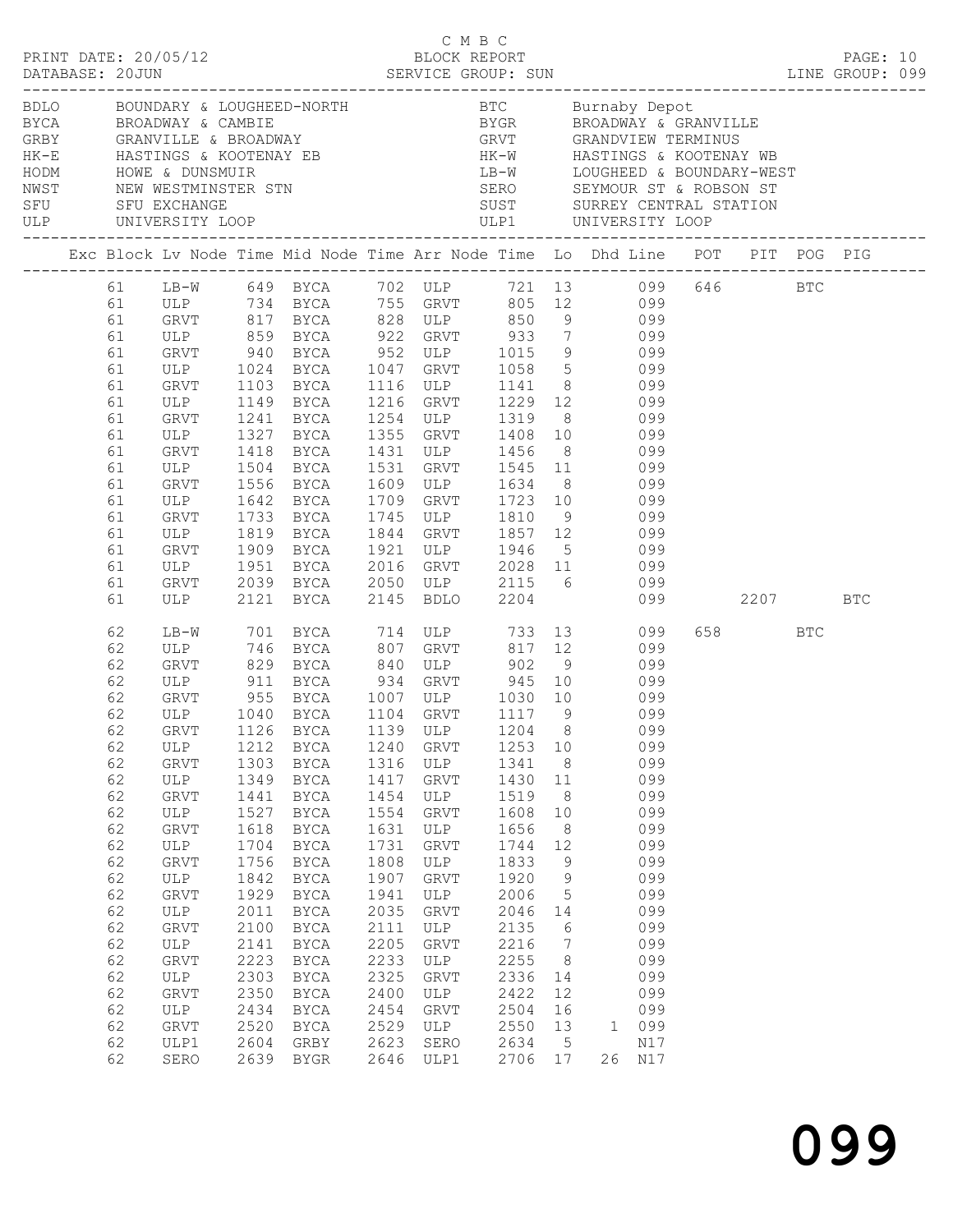C M B C

PRINT DATE: 20/05/12 BLOCK REPORT PAGE: 10
DATABASE: 20JUN SERVICE GROUP: SUN LINE GROUP: 099

| Code | Description | Code | Description |
|---|---|---|---|
| BDLO | BOUNDARY & LOUGHEED-NORTH | BTC | Burnaby Depot |
| BYCA | BROADWAY & CAMBIE | BYGR | BROADWAY & GRANVILLE |
| GRBY | GRANVILLE & BROADWAY | GRVT | GRANDVIEW TERMINUS |
| HK-E | HASTINGS & KOOTENAY EB | HK-W | HASTINGS & KOOTENAY WB |
| HODM | HOWE & DUNSMUIR | LB-W | LOUGHEED & BOUNDARY-WEST |
| NWST | NEW WESTMINSTER STN | SERO | SEYMOUR ST & ROBSON ST |
| SFU | SFU EXCHANGE | SUST | SURREY CENTRAL STATION |
| ULP | UNIVERSITY LOOP | ULP1 | UNIVERSITY LOOP |

| Exc | Block | Lv Node | Time | Mid Node | Time | Arr Node | Time | Lo | Dhd | Line | POT | PIT | POG | PIG |
|---|---|---|---|---|---|---|---|---|---|---|---|---|---|---|
| | 61 | LB-W | 649 | BYCA | 702 | ULP | 721 | 13 | | 099 | 646 | | BTC | |
| | 61 | ULP | 734 | BYCA | 755 | GRVT | 805 | 12 | | 099 | | | | |
| | 61 | GRVT | 817 | BYCA | 828 | ULP | 850 | 9 | | 099 | | | | |
| | 61 | ULP | 859 | BYCA | 922 | GRVT | 933 | 7 | | 099 | | | | |
| | 61 | GRVT | 940 | BYCA | 952 | ULP | 1015 | 9 | | 099 | | | | |
| | 61 | ULP | 1024 | BYCA | 1047 | GRVT | 1058 | 5 | | 099 | | | | |
| | 61 | GRVT | 1103 | BYCA | 1116 | ULP | 1141 | 8 | | 099 | | | | |
| | 61 | ULP | 1149 | BYCA | 1216 | GRVT | 1229 | 12 | | 099 | | | | |
| | 61 | GRVT | 1241 | BYCA | 1254 | ULP | 1319 | 8 | | 099 | | | | |
| | 61 | ULP | 1327 | BYCA | 1355 | GRVT | 1408 | 10 | | 099 | | | | |
| | 61 | GRVT | 1418 | BYCA | 1431 | ULP | 1456 | 8 | | 099 | | | | |
| | 61 | ULP | 1504 | BYCA | 1531 | GRVT | 1545 | 11 | | 099 | | | | |
| | 61 | GRVT | 1556 | BYCA | 1609 | ULP | 1634 | 8 | | 099 | | | | |
| | 61 | ULP | 1642 | BYCA | 1709 | GRVT | 1723 | 10 | | 099 | | | | |
| | 61 | GRVT | 1733 | BYCA | 1745 | ULP | 1810 | 9 | | 099 | | | | |
| | 61 | ULP | 1819 | BYCA | 1844 | GRVT | 1857 | 12 | | 099 | | | | |
| | 61 | GRVT | 1909 | BYCA | 1921 | ULP | 1946 | 5 | | 099 | | | | |
| | 61 | ULP | 1951 | BYCA | 2016 | GRVT | 2028 | 11 | | 099 | | | | |
| | 61 | GRVT | 2039 | BYCA | 2050 | ULP | 2115 | 6 | | 099 | | | | |
| | 61 | ULP | 2121 | BYCA | 2145 | BDLO | 2204 | | | 099 | | 2207 | | BTC |
| | 62 | LB-W | 701 | BYCA | 714 | ULP | 733 | 13 | | 099 | 658 | | BTC | |
| | 62 | ULP | 746 | BYCA | 807 | GRVT | 817 | 12 | | 099 | | | | |
| | 62 | GRVT | 829 | BYCA | 840 | ULP | 902 | 9 | | 099 | | | | |
| | 62 | ULP | 911 | BYCA | 934 | GRVT | 945 | 10 | | 099 | | | | |
| | 62 | GRVT | 955 | BYCA | 1007 | ULP | 1030 | 10 | | 099 | | | | |
| | 62 | ULP | 1040 | BYCA | 1104 | GRVT | 1117 | 9 | | 099 | | | | |
| | 62 | GRVT | 1126 | BYCA | 1139 | ULP | 1204 | 8 | | 099 | | | | |
| | 62 | ULP | 1212 | BYCA | 1240 | GRVT | 1253 | 10 | | 099 | | | | |
| | 62 | GRVT | 1303 | BYCA | 1316 | ULP | 1341 | 8 | | 099 | | | | |
| | 62 | ULP | 1349 | BYCA | 1417 | GRVT | 1430 | 11 | | 099 | | | | |
| | 62 | GRVT | 1441 | BYCA | 1454 | ULP | 1519 | 8 | | 099 | | | | |
| | 62 | ULP | 1527 | BYCA | 1554 | GRVT | 1608 | 10 | | 099 | | | | |
| | 62 | GRVT | 1618 | BYCA | 1631 | ULP | 1656 | 8 | | 099 | | | | |
| | 62 | ULP | 1704 | BYCA | 1731 | GRVT | 1744 | 12 | | 099 | | | | |
| | 62 | GRVT | 1756 | BYCA | 1808 | ULP | 1833 | 9 | | 099 | | | | |
| | 62 | ULP | 1842 | BYCA | 1907 | GRVT | 1920 | 9 | | 099 | | | | |
| | 62 | GRVT | 1929 | BYCA | 1941 | ULP | 2006 | 5 | | 099 | | | | |
| | 62 | ULP | 2011 | BYCA | 2035 | GRVT | 2046 | 14 | | 099 | | | | |
| | 62 | GRVT | 2100 | BYCA | 2111 | ULP | 2135 | 6 | | 099 | | | | |
| | 62 | ULP | 2141 | BYCA | 2205 | GRVT | 2216 | 7 | | 099 | | | | |
| | 62 | GRVT | 2223 | BYCA | 2233 | ULP | 2255 | 8 | | 099 | | | | |
| | 62 | ULP | 2303 | BYCA | 2325 | GRVT | 2336 | 14 | | 099 | | | | |
| | 62 | GRVT | 2350 | BYCA | 2400 | ULP | 2422 | 12 | | 099 | | | | |
| | 62 | ULP | 2434 | BYCA | 2454 | GRVT | 2504 | 16 | | 099 | | | | |
| | 62 | GRVT | 2520 | BYCA | 2529 | ULP | 2550 | 13 | 1 | 099 | | | | |
| | 62 | ULP1 | 2604 | GRBY | 2623 | SERO | 2634 | 5 | | N17 | | | | |
| | 62 | SERO | 2639 | BYGR | 2646 | ULP1 | 2706 | 17 | 26 | N17 | | | | |

099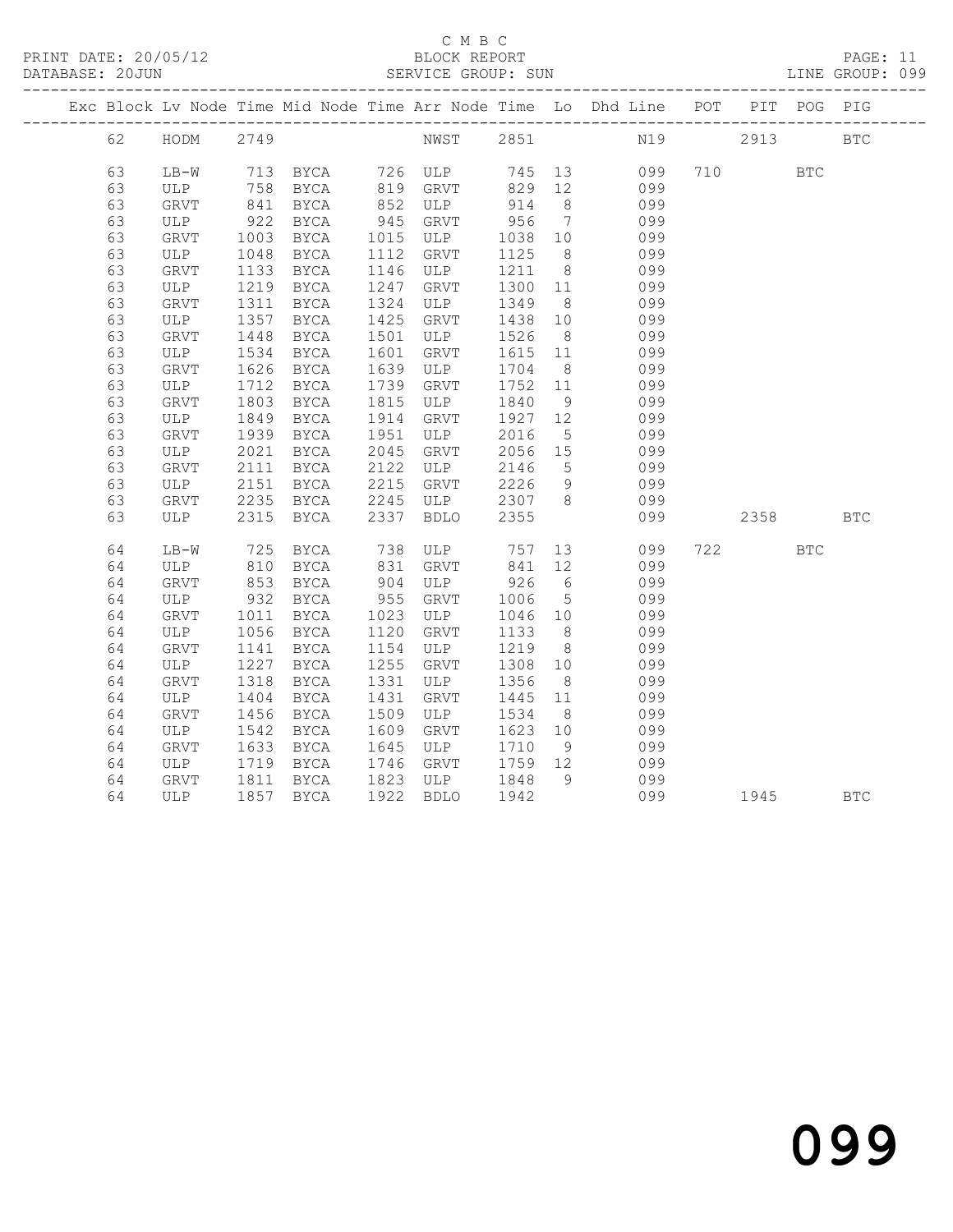C M B C
BLOCK REPORT
SERVICE GROUP: SUN

PRINT DATE: 20/05/12
DATABASE: 20JUN
LINE GROUP: 099

| Exc | Block | Lv | Node | Time | Mid Node | Time | Arr Node | Time | Lo | Dhd Line | POT | PIT | POG | PIG |
|---|---|---|---|---|---|---|---|---|---|---|---|---|---|---|
| | 62 | | HODM | 2749 | | | NWST | 2851 | | N19 | | 2913 | | BTC |
| | 63 | | LB-W | 713 | BYCA | 726 | ULP | 745 | 13 | 099 | 710 | | BTC | |
| | 63 | | ULP | 758 | BYCA | 819 | GRVT | 829 | 12 | 099 | | | | |
| | 63 | | GRVT | 841 | BYCA | 852 | ULP | 914 | 8 | 099 | | | | |
| | 63 | | ULP | 922 | BYCA | 945 | GRVT | 956 | 7 | 099 | | | | |
| | 63 | | GRVT | 1003 | BYCA | 1015 | ULP | 1038 | 10 | 099 | | | | |
| | 63 | | ULP | 1048 | BYCA | 1112 | GRVT | 1125 | 8 | 099 | | | | |
| | 63 | | GRVT | 1133 | BYCA | 1146 | ULP | 1211 | 8 | 099 | | | | |
| | 63 | | ULP | 1219 | BYCA | 1247 | GRVT | 1300 | 11 | 099 | | | | |
| | 63 | | GRVT | 1311 | BYCA | 1324 | ULP | 1349 | 8 | 099 | | | | |
| | 63 | | ULP | 1357 | BYCA | 1425 | GRVT | 1438 | 10 | 099 | | | | |
| | 63 | | GRVT | 1448 | BYCA | 1501 | ULP | 1526 | 8 | 099 | | | | |
| | 63 | | ULP | 1534 | BYCA | 1601 | GRVT | 1615 | 11 | 099 | | | | |
| | 63 | | GRVT | 1626 | BYCA | 1639 | ULP | 1704 | 8 | 099 | | | | |
| | 63 | | ULP | 1712 | BYCA | 1739 | GRVT | 1752 | 11 | 099 | | | | |
| | 63 | | GRVT | 1803 | BYCA | 1815 | ULP | 1840 | 9 | 099 | | | | |
| | 63 | | ULP | 1849 | BYCA | 1914 | GRVT | 1927 | 12 | 099 | | | | |
| | 63 | | GRVT | 1939 | BYCA | 1951 | ULP | 2016 | 5 | 099 | | | | |
| | 63 | | ULP | 2021 | BYCA | 2045 | GRVT | 2056 | 15 | 099 | | | | |
| | 63 | | GRVT | 2111 | BYCA | 2122 | ULP | 2146 | 5 | 099 | | | | |
| | 63 | | ULP | 2151 | BYCA | 2215 | GRVT | 2226 | 9 | 099 | | | | |
| | 63 | | GRVT | 2235 | BYCA | 2245 | ULP | 2307 | 8 | 099 | | | | |
| | 63 | | ULP | 2315 | BYCA | 2337 | BDLO | 2355 | | 099 | | 2358 | | BTC |
| | 64 | | LB-W | 725 | BYCA | 738 | ULP | 757 | 13 | 099 | 722 | | BTC | |
| | 64 | | ULP | 810 | BYCA | 831 | GRVT | 841 | 12 | 099 | | | | |
| | 64 | | GRVT | 853 | BYCA | 904 | ULP | 926 | 6 | 099 | | | | |
| | 64 | | ULP | 932 | BYCA | 955 | GRVT | 1006 | 5 | 099 | | | | |
| | 64 | | GRVT | 1011 | BYCA | 1023 | ULP | 1046 | 10 | 099 | | | | |
| | 64 | | ULP | 1056 | BYCA | 1120 | GRVT | 1133 | 8 | 099 | | | | |
| | 64 | | GRVT | 1141 | BYCA | 1154 | ULP | 1219 | 8 | 099 | | | | |
| | 64 | | ULP | 1227 | BYCA | 1255 | GRVT | 1308 | 10 | 099 | | | | |
| | 64 | | GRVT | 1318 | BYCA | 1331 | ULP | 1356 | 8 | 099 | | | | |
| | 64 | | ULP | 1404 | BYCA | 1431 | GRVT | 1445 | 11 | 099 | | | | |
| | 64 | | GRVT | 1456 | BYCA | 1509 | ULP | 1534 | 8 | 099 | | | | |
| | 64 | | ULP | 1542 | BYCA | 1609 | GRVT | 1623 | 10 | 099 | | | | |
| | 64 | | GRVT | 1633 | BYCA | 1645 | ULP | 1710 | 9 | 099 | | | | |
| | 64 | | ULP | 1719 | BYCA | 1746 | GRVT | 1759 | 12 | 099 | | | | |
| | 64 | | GRVT | 1811 | BYCA | 1823 | ULP | 1848 | 9 | 099 | | | | |
| | 64 | | ULP | 1857 | BYCA | 1922 | BDLO | 1942 | | 099 | | 1945 | | BTC |

099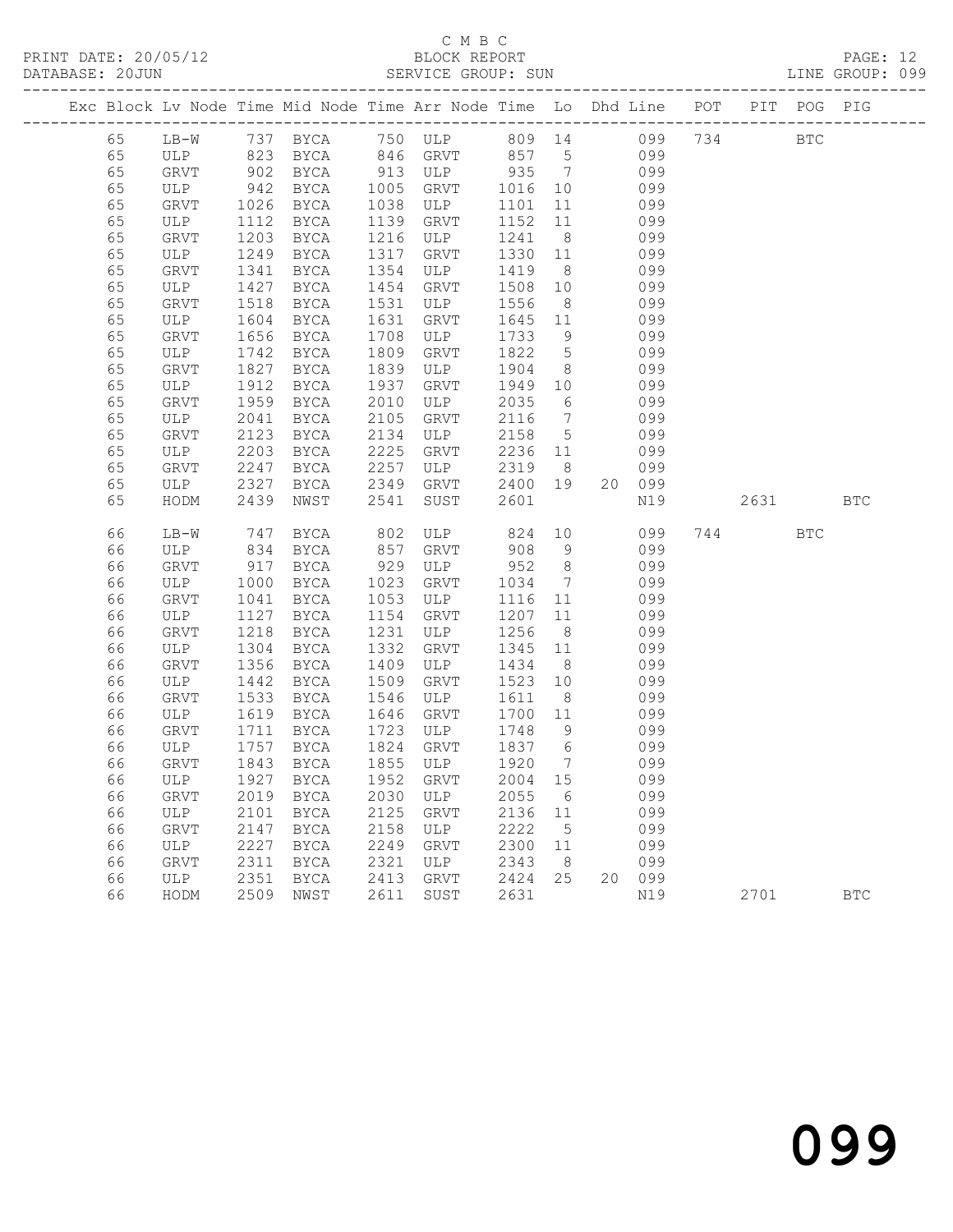C M B C

PRINT DATE: 20/05/12 BLOCK REPORT
DATABASE: 20JUN SERVICE GROUP: SUN LINE GROUP: 099

| Exc | Block | Lv | Node | Time | Mid Node | Time | Arr Node | Time | Lo | Dhd | Line | POT | PIT | POG | PIG |
|---|---|---|---|---|---|---|---|---|---|---|---|---|---|---|---|
| | 65 | | LB-W | 737 | BYCA | 750 | ULP | 809 | 14 | | 099 | 734 | | BTC | |
| | 65 | | ULP | 823 | BYCA | 846 | GRVT | 857 | 5 | | 099 | | | | |
| | 65 | | GRVT | 902 | BYCA | 913 | ULP | 935 | 7 | | 099 | | | | |
| | 65 | | ULP | 942 | BYCA | 1005 | GRVT | 1016 | 10 | | 099 | | | | |
| | 65 | | GRVT | 1026 | BYCA | 1038 | ULP | 1101 | 11 | | 099 | | | | |
| | 65 | | ULP | 1112 | BYCA | 1139 | GRVT | 1152 | 11 | | 099 | | | | |
| | 65 | | GRVT | 1203 | BYCA | 1216 | ULP | 1241 | 8 | | 099 | | | | |
| | 65 | | ULP | 1249 | BYCA | 1317 | GRVT | 1330 | 11 | | 099 | | | | |
| | 65 | | GRVT | 1341 | BYCA | 1354 | ULP | 1419 | 8 | | 099 | | | | |
| | 65 | | ULP | 1427 | BYCA | 1454 | GRVT | 1508 | 10 | | 099 | | | | |
| | 65 | | GRVT | 1518 | BYCA | 1531 | ULP | 1556 | 8 | | 099 | | | | |
| | 65 | | ULP | 1604 | BYCA | 1631 | GRVT | 1645 | 11 | | 099 | | | | |
| | 65 | | GRVT | 1656 | BYCA | 1708 | ULP | 1733 | 9 | | 099 | | | | |
| | 65 | | ULP | 1742 | BYCA | 1809 | GRVT | 1822 | 5 | | 099 | | | | |
| | 65 | | GRVT | 1827 | BYCA | 1839 | ULP | 1904 | 8 | | 099 | | | | |
| | 65 | | ULP | 1912 | BYCA | 1937 | GRVT | 1949 | 10 | | 099 | | | | |
| | 65 | | GRVT | 1959 | BYCA | 2010 | ULP | 2035 | 6 | | 099 | | | | |
| | 65 | | ULP | 2041 | BYCA | 2105 | GRVT | 2116 | 7 | | 099 | | | | |
| | 65 | | GRVT | 2123 | BYCA | 2134 | ULP | 2158 | 5 | | 099 | | | | |
| | 65 | | ULP | 2203 | BYCA | 2225 | GRVT | 2236 | 11 | | 099 | | | | |
| | 65 | | GRVT | 2247 | BYCA | 2257 | ULP | 2319 | 8 | | 099 | | | | |
| | 65 | | ULP | 2327 | BYCA | 2349 | GRVT | 2400 | 19 | 20 | 099 | | | | |
| | 65 | | HODM | 2439 | NWST | 2541 | SUST | 2601 | | | N19 | | 2631 | | BTC |
| | 66 | | LB-W | 747 | BYCA | 802 | ULP | 824 | 10 | | 099 | 744 | | BTC | |
| | 66 | | ULP | 834 | BYCA | 857 | GRVT | 908 | 9 | | 099 | | | | |
| | 66 | | GRVT | 917 | BYCA | 929 | ULP | 952 | 8 | | 099 | | | | |
| | 66 | | ULP | 1000 | BYCA | 1023 | GRVT | 1034 | 7 | | 099 | | | | |
| | 66 | | GRVT | 1041 | BYCA | 1053 | ULP | 1116 | 11 | | 099 | | | | |
| | 66 | | ULP | 1127 | BYCA | 1154 | GRVT | 1207 | 11 | | 099 | | | | |
| | 66 | | GRVT | 1218 | BYCA | 1231 | ULP | 1256 | 8 | | 099 | | | | |
| | 66 | | ULP | 1304 | BYCA | 1332 | GRVT | 1345 | 11 | | 099 | | | | |
| | 66 | | GRVT | 1356 | BYCA | 1409 | ULP | 1434 | 8 | | 099 | | | | |
| | 66 | | ULP | 1442 | BYCA | 1509 | GRVT | 1523 | 10 | | 099 | | | | |
| | 66 | | GRVT | 1533 | BYCA | 1546 | ULP | 1611 | 8 | | 099 | | | | |
| | 66 | | ULP | 1619 | BYCA | 1646 | GRVT | 1700 | 11 | | 099 | | | | |
| | 66 | | GRVT | 1711 | BYCA | 1723 | ULP | 1748 | 9 | | 099 | | | | |
| | 66 | | ULP | 1757 | BYCA | 1824 | GRVT | 1837 | 6 | | 099 | | | | |
| | 66 | | GRVT | 1843 | BYCA | 1855 | ULP | 1920 | 7 | | 099 | | | | |
| | 66 | | ULP | 1927 | BYCA | 1952 | GRVT | 2004 | 15 | | 099 | | | | |
| | 66 | | GRVT | 2019 | BYCA | 2030 | ULP | 2055 | 6 | | 099 | | | | |
| | 66 | | ULP | 2101 | BYCA | 2125 | GRVT | 2136 | 11 | | 099 | | | | |
| | 66 | | GRVT | 2147 | BYCA | 2158 | ULP | 2222 | 5 | | 099 | | | | |
| | 66 | | ULP | 2227 | BYCA | 2249 | GRVT | 2300 | 11 | | 099 | | | | |
| | 66 | | GRVT | 2311 | BYCA | 2321 | ULP | 2343 | 8 | | 099 | | | | |
| | 66 | | ULP | 2351 | BYCA | 2413 | GRVT | 2424 | 25 | 20 | 099 | | | | |
| | 66 | | HODM | 2509 | NWST | 2611 | SUST | 2631 | | | N19 | | 2701 | | BTC |

099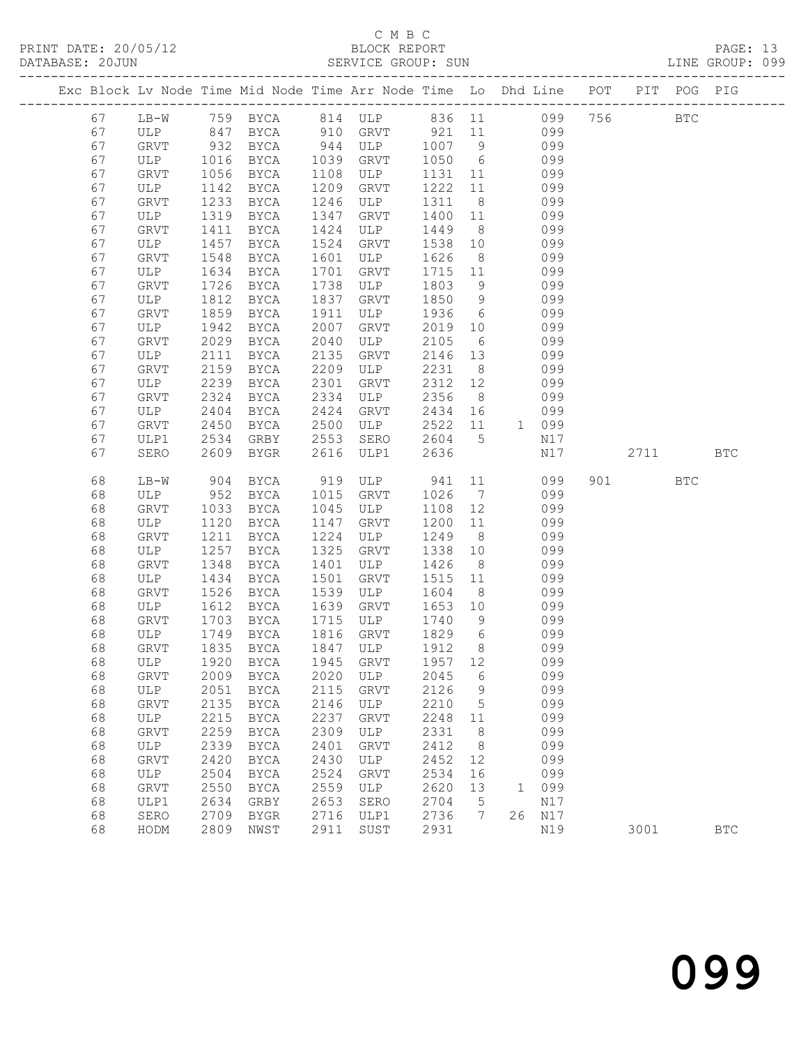C M B C
BLOCK REPORT
SERVICE GROUP: SUN

PRINT DATE: 20/05/12
DATABASE: 20JUN
LINE GROUP: 099

| Exc | Block | Lv | Node | Time | Mid Node | Time | Arr Node | Time | Lo | Dhd | Line | POT | PIT | POG | PIG |
|---|---|---|---|---|---|---|---|---|---|---|---|---|---|---|---|
| | 67 | | LB-W | 759 | BYCA | 814 | ULP | 836 | 11 | | 099 | 756 | | BTC | |
| | 67 | | ULP | 847 | BYCA | 910 | GRVT | 921 | 11 | | 099 | | | | |
| | 67 | | GRVT | 932 | BYCA | 944 | ULP | 1007 | 9 | | 099 | | | | |
| | 67 | | ULP | 1016 | BYCA | 1039 | GRVT | 1050 | 6 | | 099 | | | | |
| | 67 | | GRVT | 1056 | BYCA | 1108 | ULP | 1131 | 11 | | 099 | | | | |
| | 67 | | ULP | 1142 | BYCA | 1209 | GRVT | 1222 | 11 | | 099 | | | | |
| | 67 | | GRVT | 1233 | BYCA | 1246 | ULP | 1311 | 8 | | 099 | | | | |
| | 67 | | ULP | 1319 | BYCA | 1347 | GRVT | 1400 | 11 | | 099 | | | | |
| | 67 | | GRVT | 1411 | BYCA | 1424 | ULP | 1449 | 8 | | 099 | | | | |
| | 67 | | ULP | 1457 | BYCA | 1524 | GRVT | 1538 | 10 | | 099 | | | | |
| | 67 | | GRVT | 1548 | BYCA | 1601 | ULP | 1626 | 8 | | 099 | | | | |
| | 67 | | ULP | 1634 | BYCA | 1701 | GRVT | 1715 | 11 | | 099 | | | | |
| | 67 | | GRVT | 1726 | BYCA | 1738 | ULP | 1803 | 9 | | 099 | | | | |
| | 67 | | ULP | 1812 | BYCA | 1837 | GRVT | 1850 | 9 | | 099 | | | | |
| | 67 | | GRVT | 1859 | BYCA | 1911 | ULP | 1936 | 6 | | 099 | | | | |
| | 67 | | ULP | 1942 | BYCA | 2007 | GRVT | 2019 | 10 | | 099 | | | | |
| | 67 | | GRVT | 2029 | BYCA | 2040 | ULP | 2105 | 6 | | 099 | | | | |
| | 67 | | ULP | 2111 | BYCA | 2135 | GRVT | 2146 | 13 | | 099 | | | | |
| | 67 | | GRVT | 2159 | BYCA | 2209 | ULP | 2231 | 8 | | 099 | | | | |
| | 67 | | ULP | 2239 | BYCA | 2301 | GRVT | 2312 | 12 | | 099 | | | | |
| | 67 | | GRVT | 2324 | BYCA | 2334 | ULP | 2356 | 8 | | 099 | | | | |
| | 67 | | ULP | 2404 | BYCA | 2424 | GRVT | 2434 | 16 | | 099 | | | | |
| | 67 | | GRVT | 2450 | BYCA | 2500 | ULP | 2522 | 11 | 1 | 099 | | | | |
| | 67 | | ULP1 | 2534 | GRBY | 2553 | SERO | 2604 | 5 | | N17 | | | | |
| | 67 | | SERO | 2609 | BYGR | 2616 | ULP1 | 2636 | | | N17 | | 2711 | | BTC |
| | 68 | | LB-W | 904 | BYCA | 919 | ULP | 941 | 11 | | 099 | 901 | | BTC | |
| | 68 | | ULP | 952 | BYCA | 1015 | GRVT | 1026 | 7 | | 099 | | | | |
| | 68 | | GRVT | 1033 | BYCA | 1045 | ULP | 1108 | 12 | | 099 | | | | |
| | 68 | | ULP | 1120 | BYCA | 1147 | GRVT | 1200 | 11 | | 099 | | | | |
| | 68 | | GRVT | 1211 | BYCA | 1224 | ULP | 1249 | 8 | | 099 | | | | |
| | 68 | | ULP | 1257 | BYCA | 1325 | GRVT | 1338 | 10 | | 099 | | | | |
| | 68 | | GRVT | 1348 | BYCA | 1401 | ULP | 1426 | 8 | | 099 | | | | |
| | 68 | | ULP | 1434 | BYCA | 1501 | GRVT | 1515 | 11 | | 099 | | | | |
| | 68 | | GRVT | 1526 | BYCA | 1539 | ULP | 1604 | 8 | | 099 | | | | |
| | 68 | | ULP | 1612 | BYCA | 1639 | GRVT | 1653 | 10 | | 099 | | | | |
| | 68 | | GRVT | 1703 | BYCA | 1715 | ULP | 1740 | 9 | | 099 | | | | |
| | 68 | | ULP | 1749 | BYCA | 1816 | GRVT | 1829 | 6 | | 099 | | | | |
| | 68 | | GRVT | 1835 | BYCA | 1847 | ULP | 1912 | 8 | | 099 | | | | |
| | 68 | | ULP | 1920 | BYCA | 1945 | GRVT | 1957 | 12 | | 099 | | | | |
| | 68 | | GRVT | 2009 | BYCA | 2020 | ULP | 2045 | 6 | | 099 | | | | |
| | 68 | | ULP | 2051 | BYCA | 2115 | GRVT | 2126 | 9 | | 099 | | | | |
| | 68 | | GRVT | 2135 | BYCA | 2146 | ULP | 2210 | 5 | | 099 | | | | |
| | 68 | | ULP | 2215 | BYCA | 2237 | GRVT | 2248 | 11 | | 099 | | | | |
| | 68 | | GRVT | 2259 | BYCA | 2309 | ULP | 2331 | 8 | | 099 | | | | |
| | 68 | | ULP | 2339 | BYCA | 2401 | GRVT | 2412 | 8 | | 099 | | | | |
| | 68 | | GRVT | 2420 | BYCA | 2430 | ULP | 2452 | 12 | | 099 | | | | |
| | 68 | | ULP | 2504 | BYCA | 2524 | GRVT | 2534 | 16 | | 099 | | | | |
| | 68 | | GRVT | 2550 | BYCA | 2559 | ULP | 2620 | 13 | 1 | 099 | | | | |
| | 68 | | ULP1 | 2634 | GRBY | 2653 | SERO | 2704 | 5 | | N17 | | | | |
| | 68 | | SERO | 2709 | BYGR | 2716 | ULP1 | 2736 | 7 | 26 | N17 | | | | |
| | 68 | | HODM | 2809 | NWST | 2911 | SUST | 2931 | | | N19 | | 3001 | | BTC |

099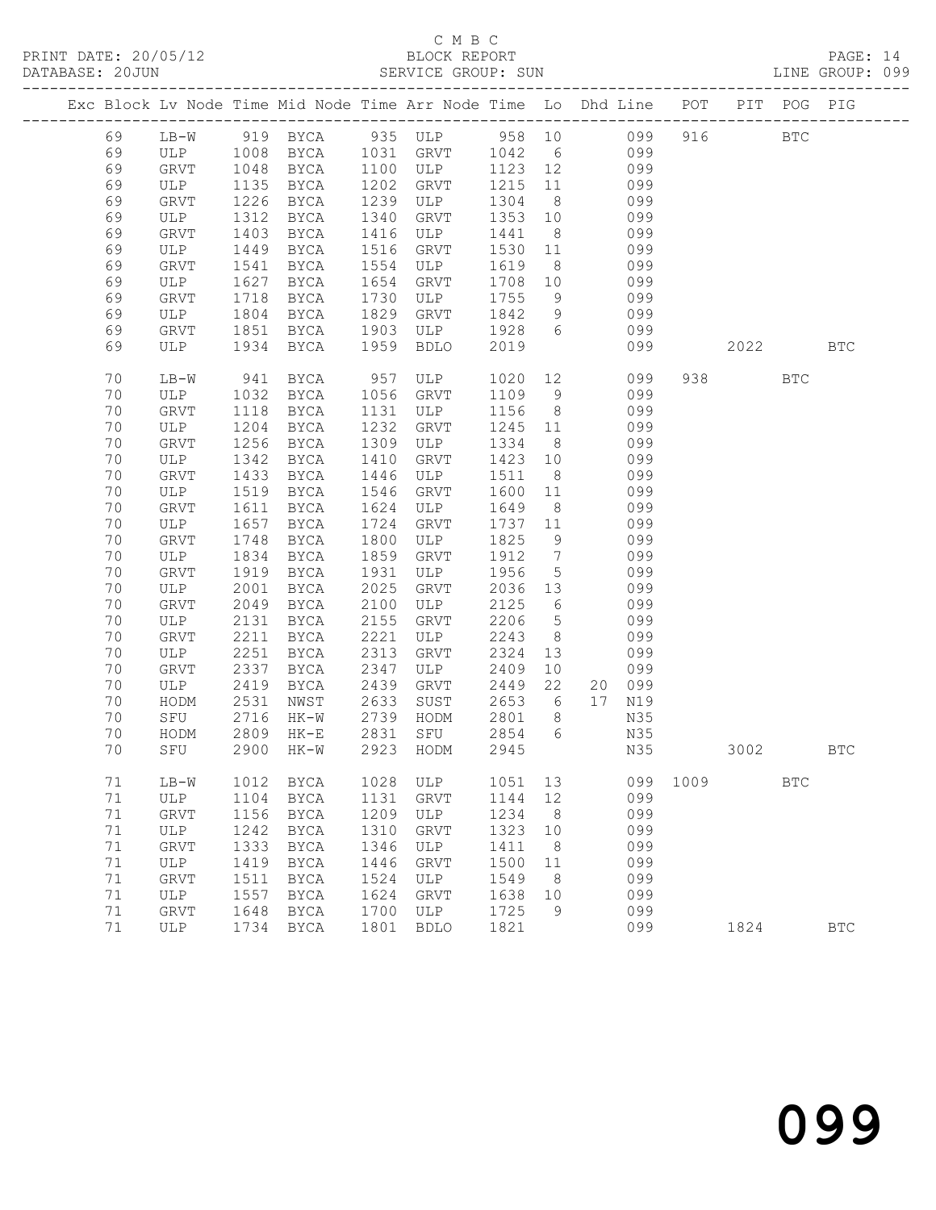C M B C

PRINT DATE: 20/05/12 BLOCK REPORT
DATABASE: 20JUN SERVICE GROUP: SUN LINE GROUP: 099

| Exc | Block | Lv | Node | Time | Mid Node | Time | Arr Node | Time | Lo | Dhd | Line | POT | PIT | POG | PIG |
|---|---|---|---|---|---|---|---|---|---|---|---|---|---|---|---|
| | 69 | | LB-W | 919 | BYCA | 935 | ULP | 958 | 10 | | 099 | 916 | | BTC | |
| | 69 | | ULP | 1008 | BYCA | 1031 | GRVT | 1042 | 6 | | 099 | | | | |
| | 69 | | GRVT | 1048 | BYCA | 1100 | ULP | 1123 | 12 | | 099 | | | | |
| | 69 | | ULP | 1135 | BYCA | 1202 | GRVT | 1215 | 11 | | 099 | | | | |
| | 69 | | GRVT | 1226 | BYCA | 1239 | ULP | 1304 | 8 | | 099 | | | | |
| | 69 | | ULP | 1312 | BYCA | 1340 | GRVT | 1353 | 10 | | 099 | | | | |
| | 69 | | GRVT | 1403 | BYCA | 1416 | ULP | 1441 | 8 | | 099 | | | | |
| | 69 | | ULP | 1449 | BYCA | 1516 | GRVT | 1530 | 11 | | 099 | | | | |
| | 69 | | GRVT | 1541 | BYCA | 1554 | ULP | 1619 | 8 | | 099 | | | | |
| | 69 | | ULP | 1627 | BYCA | 1654 | GRVT | 1708 | 10 | | 099 | | | | |
| | 69 | | GRVT | 1718 | BYCA | 1730 | ULP | 1755 | 9 | | 099 | | | | |
| | 69 | | ULP | 1804 | BYCA | 1829 | GRVT | 1842 | 9 | | 099 | | | | |
| | 69 | | GRVT | 1851 | BYCA | 1903 | ULP | 1928 | 6 | | 099 | | | | |
| | 69 | | ULP | 1934 | BYCA | 1959 | BDLO | 2019 | | | 099 | | 2022 | | BTC |
| | 70 | | LB-W | 941 | BYCA | 957 | ULP | 1020 | 12 | | 099 | 938 | | BTC | |
| | 70 | | ULP | 1032 | BYCA | 1056 | GRVT | 1109 | 9 | | 099 | | | | |
| | 70 | | GRVT | 1118 | BYCA | 1131 | ULP | 1156 | 8 | | 099 | | | | |
| | 70 | | ULP | 1204 | BYCA | 1232 | GRVT | 1245 | 11 | | 099 | | | | |
| | 70 | | GRVT | 1256 | BYCA | 1309 | ULP | 1334 | 8 | | 099 | | | | |
| | 70 | | ULP | 1342 | BYCA | 1410 | GRVT | 1423 | 10 | | 099 | | | | |
| | 70 | | GRVT | 1433 | BYCA | 1446 | ULP | 1511 | 8 | | 099 | | | | |
| | 70 | | ULP | 1519 | BYCA | 1546 | GRVT | 1600 | 11 | | 099 | | | | |
| | 70 | | GRVT | 1611 | BYCA | 1624 | ULP | 1649 | 8 | | 099 | | | | |
| | 70 | | ULP | 1657 | BYCA | 1724 | GRVT | 1737 | 11 | | 099 | | | | |
| | 70 | | GRVT | 1748 | BYCA | 1800 | ULP | 1825 | 9 | | 099 | | | | |
| | 70 | | ULP | 1834 | BYCA | 1859 | GRVT | 1912 | 7 | | 099 | | | | |
| | 70 | | GRVT | 1919 | BYCA | 1931 | ULP | 1956 | 5 | | 099 | | | | |
| | 70 | | ULP | 2001 | BYCA | 2025 | GRVT | 2036 | 13 | | 099 | | | | |
| | 70 | | GRVT | 2049 | BYCA | 2100 | ULP | 2125 | 6 | | 099 | | | | |
| | 70 | | ULP | 2131 | BYCA | 2155 | GRVT | 2206 | 5 | | 099 | | | | |
| | 70 | | GRVT | 2211 | BYCA | 2221 | ULP | 2243 | 8 | | 099 | | | | |
| | 70 | | ULP | 2251 | BYCA | 2313 | GRVT | 2324 | 13 | | 099 | | | | |
| | 70 | | GRVT | 2337 | BYCA | 2347 | ULP | 2409 | 10 | | 099 | | | | |
| | 70 | | ULP | 2419 | BYCA | 2439 | GRVT | 2449 | 22 | 20 | 099 | | | | |
| | 70 | | HODM | 2531 | NWST | 2633 | SUST | 2653 | 6 | 17 | N19 | | | | |
| | 70 | | SFU | 2716 | HK-W | 2739 | HODM | 2801 | 8 | | N35 | | | | |
| | 70 | | HODM | 2809 | HK-E | 2831 | SFU | 2854 | 6 | | N35 | | | | |
| | 70 | | SFU | 2900 | HK-W | 2923 | HODM | 2945 | | | N35 | | 3002 | | BTC |
| | 71 | | LB-W | 1012 | BYCA | 1028 | ULP | 1051 | 13 | | 099 | 1009 | | BTC | |
| | 71 | | ULP | 1104 | BYCA | 1131 | GRVT | 1144 | 12 | | 099 | | | | |
| | 71 | | GRVT | 1156 | BYCA | 1209 | ULP | 1234 | 8 | | 099 | | | | |
| | 71 | | ULP | 1242 | BYCA | 1310 | GRVT | 1323 | 10 | | 099 | | | | |
| | 71 | | GRVT | 1333 | BYCA | 1346 | ULP | 1411 | 8 | | 099 | | | | |
| | 71 | | ULP | 1419 | BYCA | 1446 | GRVT | 1500 | 11 | | 099 | | | | |
| | 71 | | GRVT | 1511 | BYCA | 1524 | ULP | 1549 | 8 | | 099 | | | | |
| | 71 | | ULP | 1557 | BYCA | 1624 | GRVT | 1638 | 10 | | 099 | | | | |
| | 71 | | GRVT | 1648 | BYCA | 1700 | ULP | 1725 | 9 | | 099 | | | | |
| | 71 | | ULP | 1734 | BYCA | 1801 | BDLO | 1821 | | | 099 | | 1824 | | BTC |

099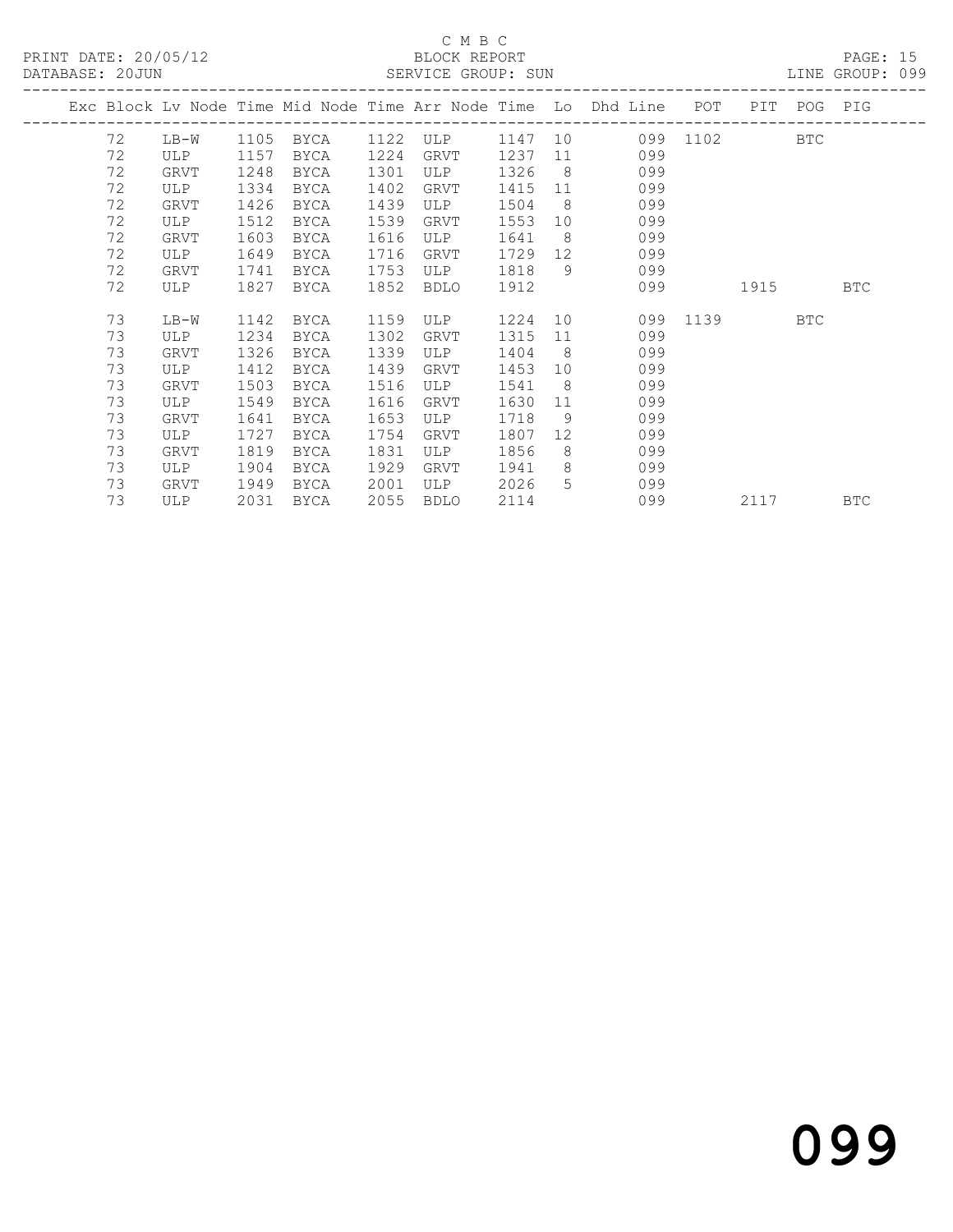C M B C

PRINT DATE: 20/05/12 BLOCK REPORT

DATABASE: 20JUN SERVICE GROUP: SUN LINE GROUP: 099

| Exc | Block | Lv Node | Time | Mid Node | Time | Arr Node | Time | Lo | Dhd Line | POT | PIT | POG | PIG |
|---|---|---|---|---|---|---|---|---|---|---|---|---|---|
| | 72 | LB-W | 1105 | BYCA | 1122 | ULP | 1147 | 10 | 099 | 1102 | | BTC | |
| | 72 | ULP | 1157 | BYCA | 1224 | GRVT | 1237 | 11 | 099 | | | | |
| | 72 | GRVT | 1248 | BYCA | 1301 | ULP | 1326 | 8 | 099 | | | | |
| | 72 | ULP | 1334 | BYCA | 1402 | GRVT | 1415 | 11 | 099 | | | | |
| | 72 | GRVT | 1426 | BYCA | 1439 | ULP | 1504 | 8 | 099 | | | | |
| | 72 | ULP | 1512 | BYCA | 1539 | GRVT | 1553 | 10 | 099 | | | | |
| | 72 | GRVT | 1603 | BYCA | 1616 | ULP | 1641 | 8 | 099 | | | | |
| | 72 | ULP | 1649 | BYCA | 1716 | GRVT | 1729 | 12 | 099 | | | | |
| | 72 | GRVT | 1741 | BYCA | 1753 | ULP | 1818 | 9 | 099 | | | | |
| | 72 | ULP | 1827 | BYCA | 1852 | BDLO | 1912 | | 099 | | 1915 | | BTC |
| | 73 | LB-W | 1142 | BYCA | 1159 | ULP | 1224 | 10 | 099 | 1139 | | BTC | |
| | 73 | ULP | 1234 | BYCA | 1302 | GRVT | 1315 | 11 | 099 | | | | |
| | 73 | GRVT | 1326 | BYCA | 1339 | ULP | 1404 | 8 | 099 | | | | |
| | 73 | ULP | 1412 | BYCA | 1439 | GRVT | 1453 | 10 | 099 | | | | |
| | 73 | GRVT | 1503 | BYCA | 1516 | ULP | 1541 | 8 | 099 | | | | |
| | 73 | ULP | 1549 | BYCA | 1616 | GRVT | 1630 | 11 | 099 | | | | |
| | 73 | GRVT | 1641 | BYCA | 1653 | ULP | 1718 | 9 | 099 | | | | |
| | 73 | ULP | 1727 | BYCA | 1754 | GRVT | 1807 | 12 | 099 | | | | |
| | 73 | GRVT | 1819 | BYCA | 1831 | ULP | 1856 | 8 | 099 | | | | |
| | 73 | ULP | 1904 | BYCA | 1929 | GRVT | 1941 | 8 | 099 | | | | |
| | 73 | GRVT | 1949 | BYCA | 2001 | ULP | 2026 | 5 | 099 | | | | |
| | 73 | ULP | 2031 | BYCA | 2055 | BDLO | 2114 | | 099 | | 2117 | | BTC |

099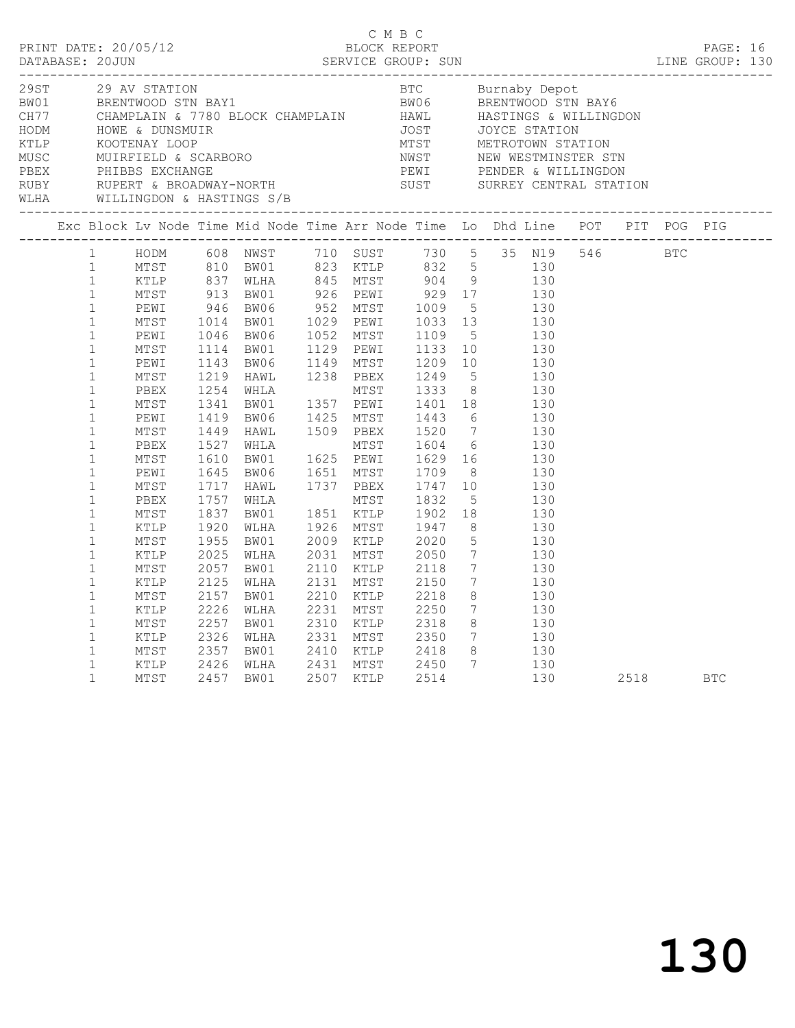C M B C

PRINT DATE: 20/05/12 BLOCK REPORT

DATABASE: 20JUN SERVICE GROUP: SUN LINE GROUP: 130

| Code | Name | Code | Name |
|---|---|---|---|
| 29ST | 29 AV STATION | BTC | Burnaby Depot |
| BW01 | BRENTWOOD STN BAY1 | BW06 | BRENTWOOD STN BAY6 |
| CH77 | CHAMPLAIN & 7780 BLOCK CHAMPLAIN | HAWL | HASTINGS & WILLINGDON |
| HODM | HOWE & DUNSMUIR | JOST | JOYCE STATION |
| KTLP | KOOTENAY LOOP | MTST | METROTOWN STATION |
| MUSC | MUIRFIELD & SCARBORO | NWST | NEW WESTMINSTER STN |
| PBEX | PHIBBS EXCHANGE | PEWI | PENDER & WILLINGDON |
| RUBY | RUPERT & BROADWAY-NORTH | SUST | SURREY CENTRAL STATION |
| WLHA | WILLINGDON & HASTINGS S/B | | |

| Exc | Block | Lv Node | Time | Mid Node | Time | Arr Node | Time | Lo | Dhd | Line | POT | PIT | POG | PIG |
|---|---|---|---|---|---|---|---|---|---|---|---|---|---|---|
| | 1 | HODM | 608 | NWST | 710 | SUST | 730 | 5 | 35 | N19 | 546 | | BTC | |
| | 1 | MTST | 810 | BW01 | 823 | KTLP | 832 | 5 | | 130 | | | | |
| | 1 | KTLP | 837 | WLHA | 845 | MTST | 904 | 9 | | 130 | | | | |
| | 1 | MTST | 913 | BW01 | 926 | PEWI | 929 | 17 | | 130 | | | | |
| | 1 | PEWI | 946 | BW06 | 952 | MTST | 1009 | 5 | | 130 | | | | |
| | 1 | MTST | 1014 | BW01 | 1029 | PEWI | 1033 | 13 | | 130 | | | | |
| | 1 | PEWI | 1046 | BW06 | 1052 | MTST | 1109 | 5 | | 130 | | | | |
| | 1 | MTST | 1114 | BW01 | 1129 | PEWI | 1133 | 10 | | 130 | | | | |
| | 1 | PEWI | 1143 | BW06 | 1149 | MTST | 1209 | 10 | | 130 | | | | |
| | 1 | MTST | 1219 | HAWL | 1238 | PBEX | 1249 | 5 | | 130 | | | | |
| | 1 | PBEX | 1254 | WHLA | | MTST | 1333 | 8 | | 130 | | | | |
| | 1 | MTST | 1341 | BW01 | 1357 | PEWI | 1401 | 18 | | 130 | | | | |
| | 1 | PEWI | 1419 | BW06 | 1425 | MTST | 1443 | 6 | | 130 | | | | |
| | 1 | MTST | 1449 | HAWL | 1509 | PBEX | 1520 | 7 | | 130 | | | | |
| | 1 | PBEX | 1527 | WHLA | | MTST | 1604 | 6 | | 130 | | | | |
| | 1 | MTST | 1610 | BW01 | 1625 | PEWI | 1629 | 16 | | 130 | | | | |
| | 1 | PEWI | 1645 | BW06 | 1651 | MTST | 1709 | 8 | | 130 | | | | |
| | 1 | MTST | 1717 | HAWL | 1737 | PBEX | 1747 | 10 | | 130 | | | | |
| | 1 | PBEX | 1757 | WHLA | | MTST | 1832 | 5 | | 130 | | | | |
| | 1 | MTST | 1837 | BW01 | 1851 | KTLP | 1902 | 18 | | 130 | | | | |
| | 1 | KTLP | 1920 | WLHA | 1926 | MTST | 1947 | 8 | | 130 | | | | |
| | 1 | MTST | 1955 | BW01 | 2009 | KTLP | 2020 | 5 | | 130 | | | | |
| | 1 | KTLP | 2025 | WLHA | 2031 | MTST | 2050 | 7 | | 130 | | | | |
| | 1 | MTST | 2057 | BW01 | 2110 | KTLP | 2118 | 7 | | 130 | | | | |
| | 1 | KTLP | 2125 | WLHA | 2131 | MTST | 2150 | 7 | | 130 | | | | |
| | 1 | MTST | 2157 | BW01 | 2210 | KTLP | 2218 | 8 | | 130 | | | | |
| | 1 | KTLP | 2226 | WLHA | 2231 | MTST | 2250 | 7 | | 130 | | | | |
| | 1 | MTST | 2257 | BW01 | 2310 | KTLP | 2318 | 8 | | 130 | | | | |
| | 1 | KTLP | 2326 | WLHA | 2331 | MTST | 2350 | 7 | | 130 | | | | |
| | 1 | MTST | 2357 | BW01 | 2410 | KTLP | 2418 | 8 | | 130 | | | | |
| | 1 | KTLP | 2426 | WLHA | 2431 | MTST | 2450 | 7 | | 130 | | | | |
| | 1 | MTST | 2457 | BW01 | 2507 | KTLP | 2514 | | | 130 | | 2518 | | BTC |

130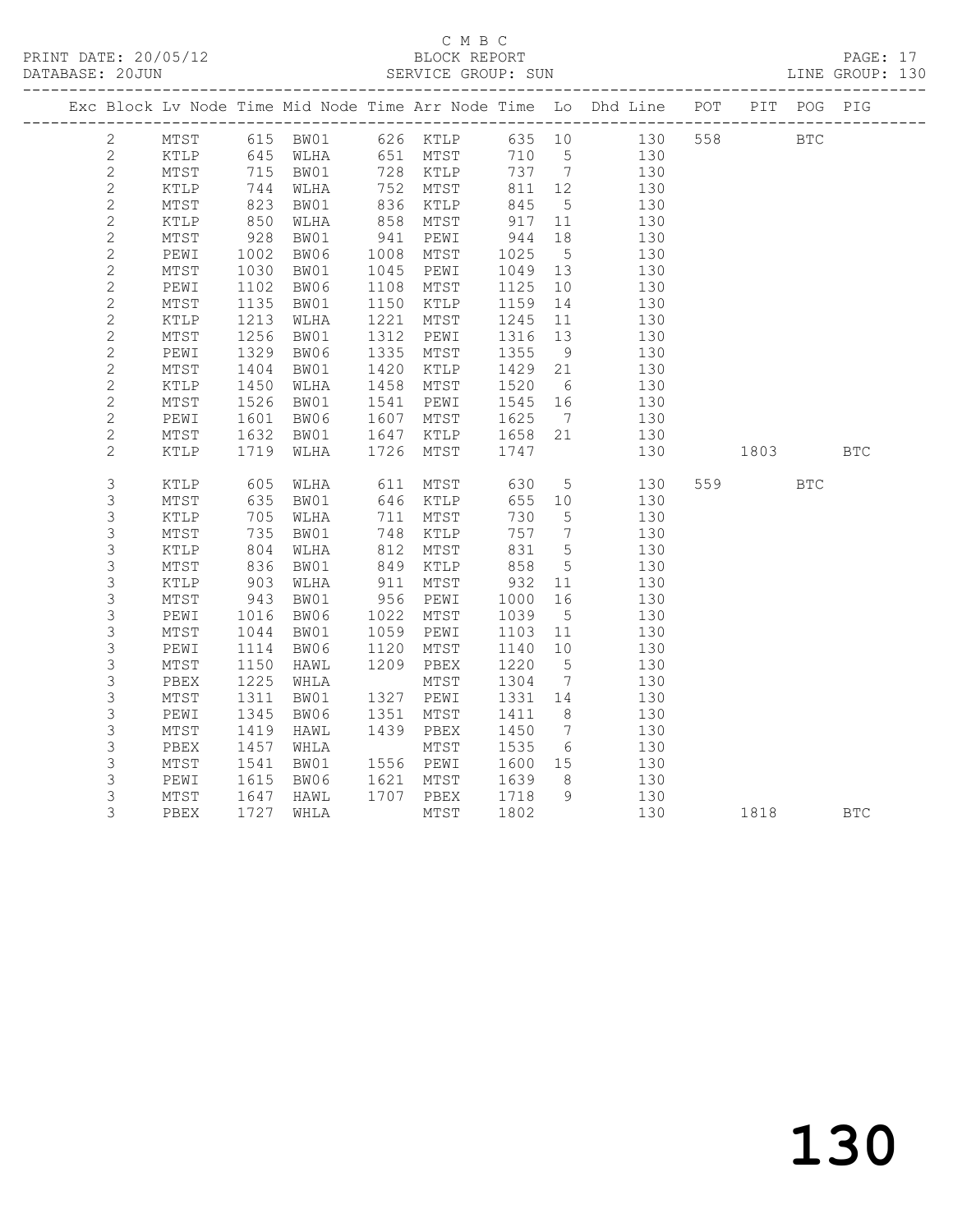C M B C

PRINT DATE: 20/05/12 BLOCK REPORT PAGE: 17
DATABASE: 20JUN SERVICE GROUP: SUN LINE GROUP: 130

| Exc | Block | Lv | Node | Time | Mid Node | Time | Arr Node | Time | Lo | Dhd Line | POT | PIT | POG | PIG |
|---|---|---|---|---|---|---|---|---|---|---|---|---|---|---|
| | 2 | | MTST | 615 | BW01 | 626 | KTLP | 635 | 10 | 130 | 558 | | BTC | |
| | 2 | | KTLP | 645 | WLHA | 651 | MTST | 710 | 5 | 130 | | | | |
| | 2 | | MTST | 715 | BW01 | 728 | KTLP | 737 | 7 | 130 | | | | |
| | 2 | | KTLP | 744 | WLHA | 752 | MTST | 811 | 12 | 130 | | | | |
| | 2 | | MTST | 823 | BW01 | 836 | KTLP | 845 | 5 | 130 | | | | |
| | 2 | | KTLP | 850 | WLHA | 858 | MTST | 917 | 11 | 130 | | | | |
| | 2 | | MTST | 928 | BW01 | 941 | PEWI | 944 | 18 | 130 | | | | |
| | 2 | | PEWI | 1002 | BW06 | 1008 | MTST | 1025 | 5 | 130 | | | | |
| | 2 | | MTST | 1030 | BW01 | 1045 | PEWI | 1049 | 13 | 130 | | | | |
| | 2 | | PEWI | 1102 | BW06 | 1108 | MTST | 1125 | 10 | 130 | | | | |
| | 2 | | MTST | 1135 | BW01 | 1150 | KTLP | 1159 | 14 | 130 | | | | |
| | 2 | | KTLP | 1213 | WLHA | 1221 | MTST | 1245 | 11 | 130 | | | | |
| | 2 | | MTST | 1256 | BW01 | 1312 | PEWI | 1316 | 13 | 130 | | | | |
| | 2 | | PEWI | 1329 | BW06 | 1335 | MTST | 1355 | 9 | 130 | | | | |
| | 2 | | MTST | 1404 | BW01 | 1420 | KTLP | 1429 | 21 | 130 | | | | |
| | 2 | | KTLP | 1450 | WLHA | 1458 | MTST | 1520 | 6 | 130 | | | | |
| | 2 | | MTST | 1526 | BW01 | 1541 | PEWI | 1545 | 16 | 130 | | | | |
| | 2 | | PEWI | 1601 | BW06 | 1607 | MTST | 1625 | 7 | 130 | | | | |
| | 2 | | MTST | 1632 | BW01 | 1647 | KTLP | 1658 | 21 | 130 | | | | |
| | 2 | | KTLP | 1719 | WLHA | 1726 | MTST | 1747 | | 130 | | 1803 | | BTC |
| | 3 | | KTLP | 605 | WLHA | 611 | MTST | 630 | 5 | 130 | 559 | | BTC | |
| | 3 | | MTST | 635 | BW01 | 646 | KTLP | 655 | 10 | 130 | | | | |
| | 3 | | KTLP | 705 | WLHA | 711 | MTST | 730 | 5 | 130 | | | | |
| | 3 | | MTST | 735 | BW01 | 748 | KTLP | 757 | 7 | 130 | | | | |
| | 3 | | KTLP | 804 | WLHA | 812 | MTST | 831 | 5 | 130 | | | | |
| | 3 | | MTST | 836 | BW01 | 849 | KTLP | 858 | 5 | 130 | | | | |
| | 3 | | KTLP | 903 | WLHA | 911 | MTST | 932 | 11 | 130 | | | | |
| | 3 | | MTST | 943 | BW01 | 956 | PEWI | 1000 | 16 | 130 | | | | |
| | 3 | | PEWI | 1016 | BW06 | 1022 | MTST | 1039 | 5 | 130 | | | | |
| | 3 | | MTST | 1044 | BW01 | 1059 | PEWI | 1103 | 11 | 130 | | | | |
| | 3 | | PEWI | 1114 | BW06 | 1120 | MTST | 1140 | 10 | 130 | | | | |
| | 3 | | MTST | 1150 | HAWL | 1209 | PBEX | 1220 | 5 | 130 | | | | |
| | 3 | | PBEX | 1225 | WHLA | | MTST | 1304 | 7 | 130 | | | | |
| | 3 | | MTST | 1311 | BW01 | 1327 | PEWI | 1331 | 14 | 130 | | | | |
| | 3 | | PEWI | 1345 | BW06 | 1351 | MTST | 1411 | 8 | 130 | | | | |
| | 3 | | MTST | 1419 | HAWL | 1439 | PBEX | 1450 | 7 | 130 | | | | |
| | 3 | | PBEX | 1457 | WHLA | | MTST | 1535 | 6 | 130 | | | | |
| | 3 | | MTST | 1541 | BW01 | 1556 | PEWI | 1600 | 15 | 130 | | | | |
| | 3 | | PEWI | 1615 | BW06 | 1621 | MTST | 1639 | 8 | 130 | | | | |
| | 3 | | MTST | 1647 | HAWL | 1707 | PBEX | 1718 | 9 | 130 | | | | |
| | 3 | | PBEX | 1727 | WHLA | | MTST | 1802 | | 130 | | 1818 | | BTC |

130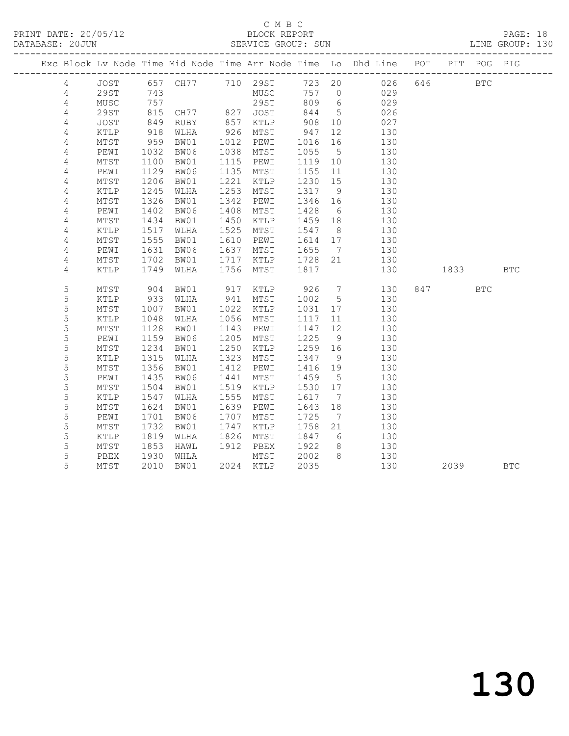C M B C

PRINT DATE: 20/05/12 BLOCK REPORT

DATABASE: 20JUN SERVICE GROUP: SUN LINE GROUP: 130

| Exc | Block | Lv | Node | Time | Mid Node | Time | Arr Node | Time | Lo | Dhd Line | POT | PIT | POG | PIG |
|---|---|---|---|---|---|---|---|---|---|---|---|---|---|---|
| | 4 | | JOST | 657 | CH77 | 710 | 29ST | 723 | 20 | 026 | 646 | | BTC | |
| | 4 | | 29ST | 743 | | | MUSC | 757 | 0 | 029 | | | | |
| | 4 | | MUSC | 757 | | | 29ST | 809 | 6 | 029 | | | | |
| | 4 | | 29ST | 815 | CH77 | 827 | JOST | 844 | 5 | 026 | | | | |
| | 4 | | JOST | 849 | RUBY | 857 | KTLP | 908 | 10 | 027 | | | | |
| | 4 | | KTLP | 918 | WLHA | 926 | MTST | 947 | 12 | 130 | | | | |
| | 4 | | MTST | 959 | BW01 | 1012 | PEWI | 1016 | 16 | 130 | | | | |
| | 4 | | PEWI | 1032 | BW06 | 1038 | MTST | 1055 | 5 | 130 | | | | |
| | 4 | | MTST | 1100 | BW01 | 1115 | PEWI | 1119 | 10 | 130 | | | | |
| | 4 | | PEWI | 1129 | BW06 | 1135 | MTST | 1155 | 11 | 130 | | | | |
| | 4 | | MTST | 1206 | BW01 | 1221 | KTLP | 1230 | 15 | 130 | | | | |
| | 4 | | KTLP | 1245 | WLHA | 1253 | MTST | 1317 | 9 | 130 | | | | |
| | 4 | | MTST | 1326 | BW01 | 1342 | PEWI | 1346 | 16 | 130 | | | | |
| | 4 | | PEWI | 1402 | BW06 | 1408 | MTST | 1428 | 6 | 130 | | | | |
| | 4 | | MTST | 1434 | BW01 | 1450 | KTLP | 1459 | 18 | 130 | | | | |
| | 4 | | KTLP | 1517 | WLHA | 1525 | MTST | 1547 | 8 | 130 | | | | |
| | 4 | | MTST | 1555 | BW01 | 1610 | PEWI | 1614 | 17 | 130 | | | | |
| | 4 | | PEWI | 1631 | BW06 | 1637 | MTST | 1655 | 7 | 130 | | | | |
| | 4 | | MTST | 1702 | BW01 | 1717 | KTLP | 1728 | 21 | 130 | | | | |
| | 4 | | KTLP | 1749 | WLHA | 1756 | MTST | 1817 | | 130 | | 1833 | | BTC |
| | 5 | | MTST | 904 | BW01 | 917 | KTLP | 926 | 7 | 130 | 847 | | BTC | |
| | 5 | | KTLP | 933 | WLHA | 941 | MTST | 1002 | 5 | 130 | | | | |
| | 5 | | MTST | 1007 | BW01 | 1022 | KTLP | 1031 | 17 | 130 | | | | |
| | 5 | | KTLP | 1048 | WLHA | 1056 | MTST | 1117 | 11 | 130 | | | | |
| | 5 | | MTST | 1128 | BW01 | 1143 | PEWI | 1147 | 12 | 130 | | | | |
| | 5 | | PEWI | 1159 | BW06 | 1205 | MTST | 1225 | 9 | 130 | | | | |
| | 5 | | MTST | 1234 | BW01 | 1250 | KTLP | 1259 | 16 | 130 | | | | |
| | 5 | | KTLP | 1315 | WLHA | 1323 | MTST | 1347 | 9 | 130 | | | | |
| | 5 | | MTST | 1356 | BW01 | 1412 | PEWI | 1416 | 19 | 130 | | | | |
| | 5 | | PEWI | 1435 | BW06 | 1441 | MTST | 1459 | 5 | 130 | | | | |
| | 5 | | MTST | 1504 | BW01 | 1519 | KTLP | 1530 | 17 | 130 | | | | |
| | 5 | | KTLP | 1547 | WLHA | 1555 | MTST | 1617 | 7 | 130 | | | | |
| | 5 | | MTST | 1624 | BW01 | 1639 | PEWI | 1643 | 18 | 130 | | | | |
| | 5 | | PEWI | 1701 | BW06 | 1707 | MTST | 1725 | 7 | 130 | | | | |
| | 5 | | MTST | 1732 | BW01 | 1747 | KTLP | 1758 | 21 | 130 | | | | |
| | 5 | | KTLP | 1819 | WLHA | 1826 | MTST | 1847 | 6 | 130 | | | | |
| | 5 | | MTST | 1853 | HAWL | 1912 | PBEX | 1922 | 8 | 130 | | | | |
| | 5 | | PBEX | 1930 | WHLA | | MTST | 2002 | 8 | 130 | | | | |
| | 5 | | MTST | 2010 | BW01 | 2024 | KTLP | 2035 | | 130 | | 2039 | | BTC |

130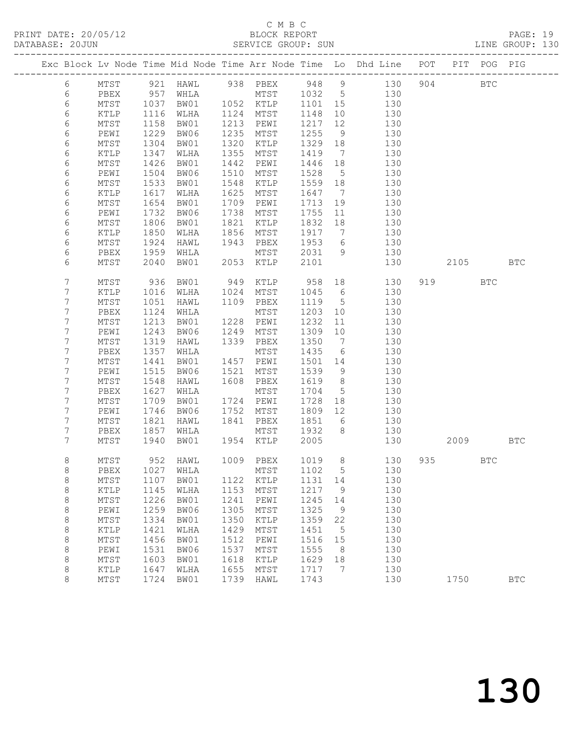C M B C
BLOCK REPORT
SERVICE GROUP: SUN

PRINT DATE: 20/05/12
DATABASE: 20JUN
LINE GROUP: 130

| Exc | Block | Lv | Node | Time | Mid Node | Time | Arr Node | Time | Lo | Dhd Line | POT | PIT | POG | PIG |
|---|---|---|---|---|---|---|---|---|---|---|---|---|---|---|
| | 6 | | MTST | 921 | HAWL | 938 | PBEX | 948 | 9 | 130 | 904 | | BTC | |
| | 6 | | PBEX | 957 | WHLA | | MTST | 1032 | 5 | 130 | | | | |
| | 6 | | MTST | 1037 | BW01 | 1052 | KTLP | 1101 | 15 | 130 | | | | |
| | 6 | | KTLP | 1116 | WLHA | 1124 | MTST | 1148 | 10 | 130 | | | | |
| | 6 | | MTST | 1158 | BW01 | 1213 | PEWI | 1217 | 12 | 130 | | | | |
| | 6 | | PEWI | 1229 | BW06 | 1235 | MTST | 1255 | 9 | 130 | | | | |
| | 6 | | MTST | 1304 | BW01 | 1320 | KTLP | 1329 | 18 | 130 | | | | |
| | 6 | | KTLP | 1347 | WLHA | 1355 | MTST | 1419 | 7 | 130 | | | | |
| | 6 | | MTST | 1426 | BW01 | 1442 | PEWI | 1446 | 18 | 130 | | | | |
| | 6 | | PEWI | 1504 | BW06 | 1510 | MTST | 1528 | 5 | 130 | | | | |
| | 6 | | MTST | 1533 | BW01 | 1548 | KTLP | 1559 | 18 | 130 | | | | |
| | 6 | | KTLP | 1617 | WLHA | 1625 | MTST | 1647 | 7 | 130 | | | | |
| | 6 | | MTST | 1654 | BW01 | 1709 | PEWI | 1713 | 19 | 130 | | | | |
| | 6 | | PEWI | 1732 | BW06 | 1738 | MTST | 1755 | 11 | 130 | | | | |
| | 6 | | MTST | 1806 | BW01 | 1821 | KTLP | 1832 | 18 | 130 | | | | |
| | 6 | | KTLP | 1850 | WLHA | 1856 | MTST | 1917 | 7 | 130 | | | | |
| | 6 | | MTST | 1924 | HAWL | 1943 | PBEX | 1953 | 6 | 130 | | | | |
| | 6 | | PBEX | 1959 | WHLA | | MTST | 2031 | 9 | 130 | | | | |
| | 6 | | MTST | 2040 | BW01 | 2053 | KTLP | 2101 | | 130 | | 2105 | | BTC |
| | 7 | | MTST | 936 | BW01 | 949 | KTLP | 958 | 18 | 130 | 919 | | BTC | |
| | 7 | | KTLP | 1016 | WLHA | 1024 | MTST | 1045 | 6 | 130 | | | | |
| | 7 | | MTST | 1051 | HAWL | 1109 | PBEX | 1119 | 5 | 130 | | | | |
| | 7 | | PBEX | 1124 | WHLA | | MTST | 1203 | 10 | 130 | | | | |
| | 7 | | MTST | 1213 | BW01 | 1228 | PEWI | 1232 | 11 | 130 | | | | |
| | 7 | | PEWI | 1243 | BW06 | 1249 | MTST | 1309 | 10 | 130 | | | | |
| | 7 | | MTST | 1319 | HAWL | 1339 | PBEX | 1350 | 7 | 130 | | | | |
| | 7 | | PBEX | 1357 | WHLA | | MTST | 1435 | 6 | 130 | | | | |
| | 7 | | MTST | 1441 | BW01 | 1457 | PEWI | 1501 | 14 | 130 | | | | |
| | 7 | | PEWI | 1515 | BW06 | 1521 | MTST | 1539 | 9 | 130 | | | | |
| | 7 | | MTST | 1548 | HAWL | 1608 | PBEX | 1619 | 8 | 130 | | | | |
| | 7 | | PBEX | 1627 | WHLA | | MTST | 1704 | 5 | 130 | | | | |
| | 7 | | MTST | 1709 | BW01 | 1724 | PEWI | 1728 | 18 | 130 | | | | |
| | 7 | | PEWI | 1746 | BW06 | 1752 | MTST | 1809 | 12 | 130 | | | | |
| | 7 | | MTST | 1821 | HAWL | 1841 | PBEX | 1851 | 6 | 130 | | | | |
| | 7 | | PBEX | 1857 | WHLA | | MTST | 1932 | 8 | 130 | | | | |
| | 7 | | MTST | 1940 | BW01 | 1954 | KTLP | 2005 | | 130 | | 2009 | | BTC |
| | 8 | | MTST | 952 | HAWL | 1009 | PBEX | 1019 | 8 | 130 | 935 | | BTC | |
| | 8 | | PBEX | 1027 | WHLA | | MTST | 1102 | 5 | 130 | | | | |
| | 8 | | MTST | 1107 | BW01 | 1122 | KTLP | 1131 | 14 | 130 | | | | |
| | 8 | | KTLP | 1145 | WLHA | 1153 | MTST | 1217 | 9 | 130 | | | | |
| | 8 | | MTST | 1226 | BW01 | 1241 | PEWI | 1245 | 14 | 130 | | | | |
| | 8 | | PEWI | 1259 | BW06 | 1305 | MTST | 1325 | 9 | 130 | | | | |
| | 8 | | MTST | 1334 | BW01 | 1350 | KTLP | 1359 | 22 | 130 | | | | |
| | 8 | | KTLP | 1421 | WLHA | 1429 | MTST | 1451 | 5 | 130 | | | | |
| | 8 | | MTST | 1456 | BW01 | 1512 | PEWI | 1516 | 15 | 130 | | | | |
| | 8 | | PEWI | 1531 | BW06 | 1537 | MTST | 1555 | 8 | 130 | | | | |
| | 8 | | MTST | 1603 | BW01 | 1618 | KTLP | 1629 | 18 | 130 | | | | |
| | 8 | | KTLP | 1647 | WLHA | 1655 | MTST | 1717 | 7 | 130 | | | | |
| | 8 | | MTST | 1724 | BW01 | 1739 | HAWL | 1743 | | 130 | | 1750 | | BTC |

130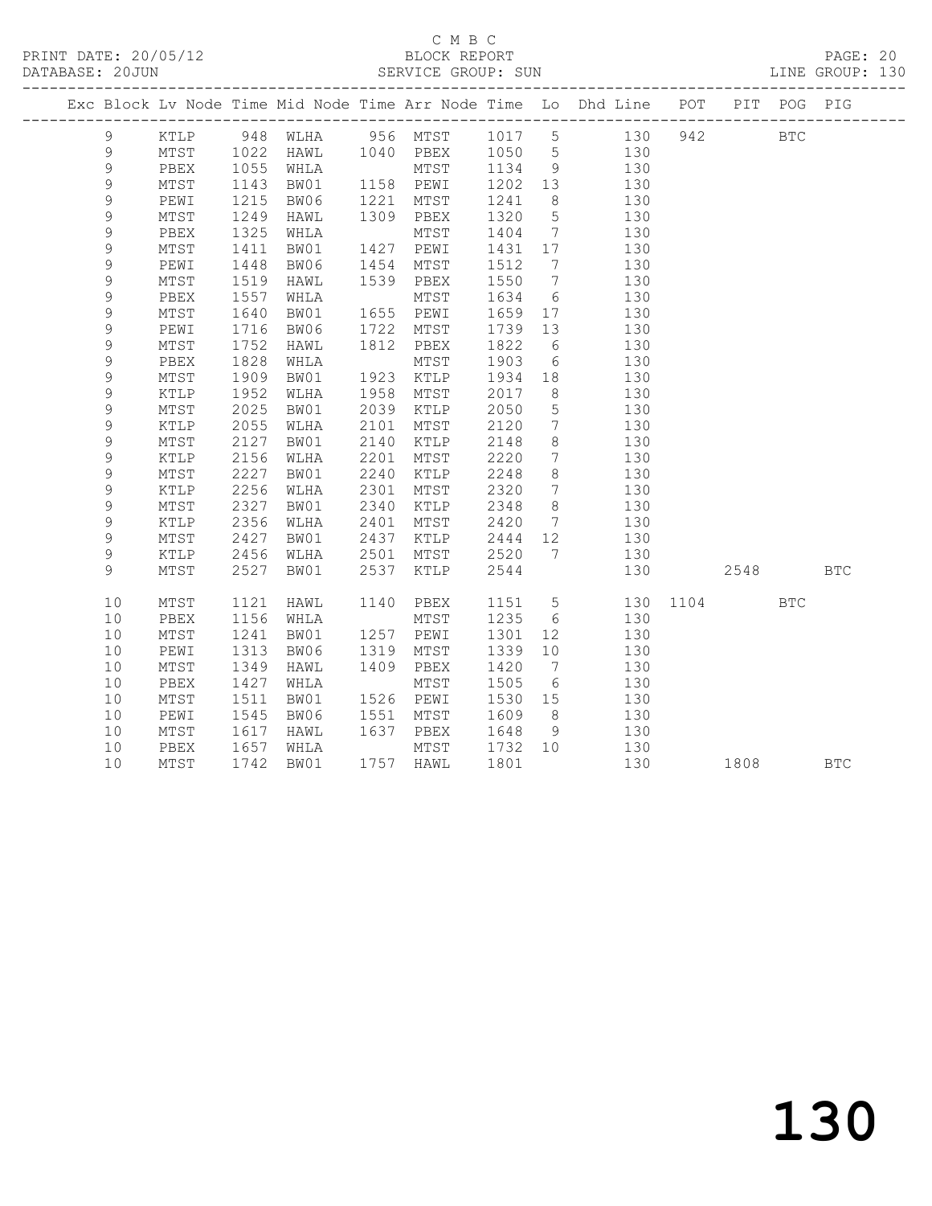C M B C

BLOCK REPORT

SERVICE GROUP: SUN

PRINT DATE: 20/05/12
DATABASE: 20JUN
LINE GROUP: 130

| Exc | Block | Lv | Node | Time | Mid Node | Time | Arr Node | Time | Lo | Dhd Line | POT | PIT | POG | PIG |
|---|---|---|---|---|---|---|---|---|---|---|---|---|---|---|
| | 9 | | KTLP | 948 | WLHA | 956 | MTST | 1017 | 5 | 130 | 942 | | BTC | |
| | 9 | | MTST | 1022 | HAWL | 1040 | PBEX | 1050 | 5 | 130 | | | | |
| | 9 | | PBEX | 1055 | WHLA | | MTST | 1134 | 9 | 130 | | | | |
| | 9 | | MTST | 1143 | BW01 | 1158 | PEWI | 1202 | 13 | 130 | | | | |
| | 9 | | PEWI | 1215 | BW06 | 1221 | MTST | 1241 | 8 | 130 | | | | |
| | 9 | | MTST | 1249 | HAWL | 1309 | PBEX | 1320 | 5 | 130 | | | | |
| | 9 | | PBEX | 1325 | WHLA | | MTST | 1404 | 7 | 130 | | | | |
| | 9 | | MTST | 1411 | BW01 | 1427 | PEWI | 1431 | 17 | 130 | | | | |
| | 9 | | PEWI | 1448 | BW06 | 1454 | MTST | 1512 | 7 | 130 | | | | |
| | 9 | | MTST | 1519 | HAWL | 1539 | PBEX | 1550 | 7 | 130 | | | | |
| | 9 | | PBEX | 1557 | WHLA | | MTST | 1634 | 6 | 130 | | | | |
| | 9 | | MTST | 1640 | BW01 | 1655 | PEWI | 1659 | 17 | 130 | | | | |
| | 9 | | PEWI | 1716 | BW06 | 1722 | MTST | 1739 | 13 | 130 | | | | |
| | 9 | | MTST | 1752 | HAWL | 1812 | PBEX | 1822 | 6 | 130 | | | | |
| | 9 | | PBEX | 1828 | WHLA | | MTST | 1903 | 6 | 130 | | | | |
| | 9 | | MTST | 1909 | BW01 | 1923 | KTLP | 1934 | 18 | 130 | | | | |
| | 9 | | KTLP | 1952 | WLHA | 1958 | MTST | 2017 | 8 | 130 | | | | |
| | 9 | | MTST | 2025 | BW01 | 2039 | KTLP | 2050 | 5 | 130 | | | | |
| | 9 | | KTLP | 2055 | WLHA | 2101 | MTST | 2120 | 7 | 130 | | | | |
| | 9 | | MTST | 2127 | BW01 | 2140 | KTLP | 2148 | 8 | 130 | | | | |
| | 9 | | KTLP | 2156 | WLHA | 2201 | MTST | 2220 | 7 | 130 | | | | |
| | 9 | | MTST | 2227 | BW01 | 2240 | KTLP | 2248 | 8 | 130 | | | | |
| | 9 | | KTLP | 2256 | WLHA | 2301 | MTST | 2320 | 7 | 130 | | | | |
| | 9 | | MTST | 2327 | BW01 | 2340 | KTLP | 2348 | 8 | 130 | | | | |
| | 9 | | KTLP | 2356 | WLHA | 2401 | MTST | 2420 | 7 | 130 | | | | |
| | 9 | | MTST | 2427 | BW01 | 2437 | KTLP | 2444 | 12 | 130 | | | | |
| | 9 | | KTLP | 2456 | WLHA | 2501 | MTST | 2520 | 7 | 130 | | | | |
| | 9 | | MTST | 2527 | BW01 | 2537 | KTLP | 2544 | | 130 | | 2548 | | BTC |
| | 10 | | MTST | 1121 | HAWL | 1140 | PBEX | 1151 | 5 | 130 | 1104 | | BTC | |
| | 10 | | PBEX | 1156 | WHLA | | MTST | 1235 | 6 | 130 | | | | |
| | 10 | | MTST | 1241 | BW01 | 1257 | PEWI | 1301 | 12 | 130 | | | | |
| | 10 | | PEWI | 1313 | BW06 | 1319 | MTST | 1339 | 10 | 130 | | | | |
| | 10 | | MTST | 1349 | HAWL | 1409 | PBEX | 1420 | 7 | 130 | | | | |
| | 10 | | PBEX | 1427 | WHLA | | MTST | 1505 | 6 | 130 | | | | |
| | 10 | | MTST | 1511 | BW01 | 1526 | PEWI | 1530 | 15 | 130 | | | | |
| | 10 | | PEWI | 1545 | BW06 | 1551 | MTST | 1609 | 8 | 130 | | | | |
| | 10 | | MTST | 1617 | HAWL | 1637 | PBEX | 1648 | 9 | 130 | | | | |
| | 10 | | PBEX | 1657 | WHLA | | MTST | 1732 | 10 | 130 | | | | |
| | 10 | | MTST | 1742 | BW01 | 1757 | HAWL | 1801 | | 130 | | 1808 | | BTC |

130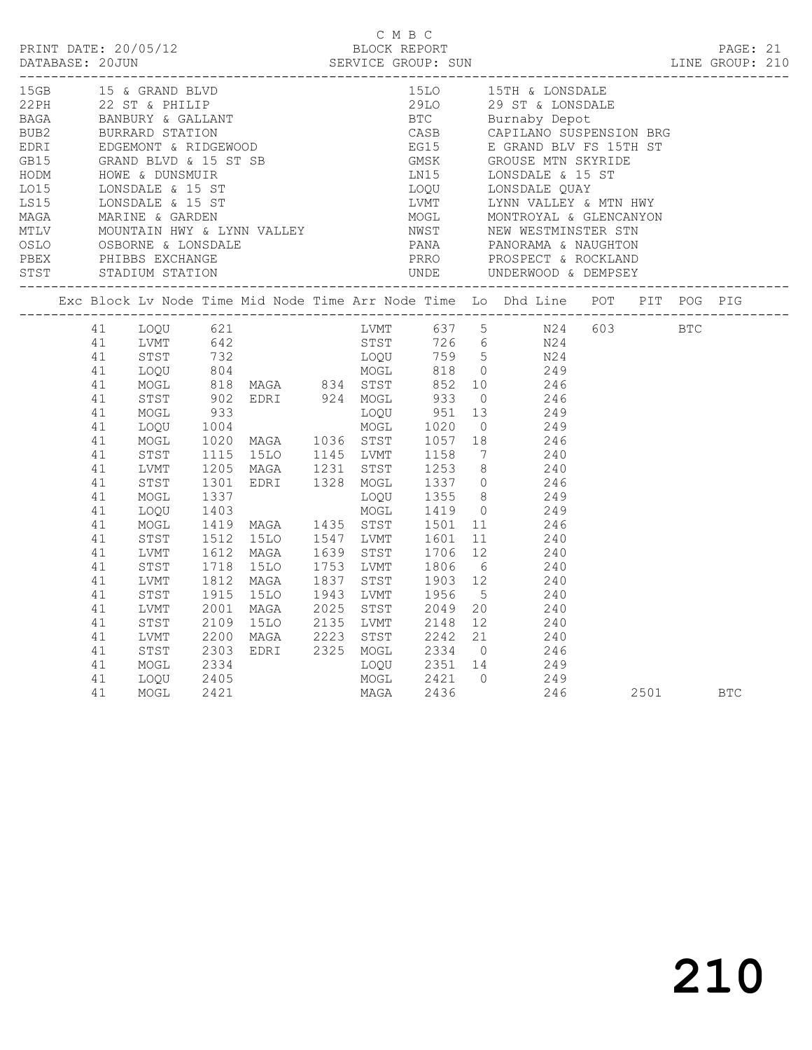C M B C
PRINT DATE: 20/05/12 BLOCK REPORT
DATABASE: 20JUN SERVICE GROUP: SUN LINE GROUP: 210

| Code | Description | Code | Description |
|---|---|---|---|
| 15GB | 15 & GRAND BLVD | 15LO | 15TH & LONSDALE |
| 22PH | 22 ST & PHILIP | 29LO | 29 ST & LONSDALE |
| BAGA | BANBURY & GALLANT | BTC | Burnaby Depot |
| BUB2 | BURRARD STATION | CASB | CAPILANO SUSPENSION BRG |
| EDRI | EDGEMONT & RIDGEWOOD | EG15 | E GRAND BLV FS 15TH ST |
| GB15 | GRAND BLVD & 15 ST SB | GMSK | GROUSE MTN SKYRIDE |
| HODM | HOWE & DUNSMUIR | LN15 | LONSDALE & 15 ST |
| LO15 | LONSDALE & 15 ST | LOQU | LONSDALE QUAY |
| LS15 | LONSDALE & 15 ST | LVMT | LYNN VALLEY & MTN HWY |
| MAGA | MARINE & GARDEN | MOGL | MONTROYAL & GLENCANYON |
| MTLV | MOUNTAIN HWY & LYNN VALLEY | NWST | NEW WESTMINSTER STN |
| OSLO | OSBORNE & LONSDALE | PANA | PANORAMA & NAUGHTON |
| PBEX | PHIBBS EXCHANGE | PRRO | PROSPECT & ROCKLAND |
| STST | STADIUM STATION | UNDE | UNDERWOOD & DEMPSEY |

| Exc | Block | Lv Node | Time | Mid Node | Time | Arr Node | Time | Lo | Dhd Line | POT | PIT | POG | PIG |
|---|---|---|---|---|---|---|---|---|---|---|---|---|---|
| | 41 | LOQU | 621 | | | LVMT | 637 | 5 | N24 | 603 | | BTC | |
| | 41 | LVMT | 642 | | | STST | 726 | 6 | N24 | | | | |
| | 41 | STST | 732 | | | LOQU | 759 | 5 | N24 | | | | |
| | 41 | LOQU | 804 | | | MOGL | 818 | 0 | 249 | | | | |
| | 41 | MOGL | 818 | MAGA | 834 | STST | 852 | 10 | 246 | | | | |
| | 41 | STST | 902 | EDRI | 924 | MOGL | 933 | 0 | 246 | | | | |
| | 41 | MOGL | 933 | | | LOQU | 951 | 13 | 249 | | | | |
| | 41 | LOQU | 1004 | | | MOGL | 1020 | 0 | 249 | | | | |
| | 41 | MOGL | 1020 | MAGA | 1036 | STST | 1057 | 18 | 246 | | | | |
| | 41 | STST | 1115 | 15LO | 1145 | LVMT | 1158 | 7 | 240 | | | | |
| | 41 | LVMT | 1205 | MAGA | 1231 | STST | 1253 | 8 | 240 | | | | |
| | 41 | STST | 1301 | EDRI | 1328 | MOGL | 1337 | 0 | 246 | | | | |
| | 41 | MOGL | 1337 | | | LOQU | 1355 | 8 | 249 | | | | |
| | 41 | LOQU | 1403 | | | MOGL | 1419 | 0 | 249 | | | | |
| | 41 | MOGL | 1419 | MAGA | 1435 | STST | 1501 | 11 | 246 | | | | |
| | 41 | STST | 1512 | 15LO | 1547 | LVMT | 1601 | 11 | 240 | | | | |
| | 41 | LVMT | 1612 | MAGA | 1639 | STST | 1706 | 12 | 240 | | | | |
| | 41 | STST | 1718 | 15LO | 1753 | LVMT | 1806 | 6 | 240 | | | | |
| | 41 | LVMT | 1812 | MAGA | 1837 | STST | 1903 | 12 | 240 | | | | |
| | 41 | STST | 1915 | 15LO | 1943 | LVMT | 1956 | 5 | 240 | | | | |
| | 41 | LVMT | 2001 | MAGA | 2025 | STST | 2049 | 20 | 240 | | | | |
| | 41 | STST | 2109 | 15LO | 2135 | LVMT | 2148 | 12 | 240 | | | | |
| | 41 | LVMT | 2200 | MAGA | 2223 | STST | 2242 | 21 | 240 | | | | |
| | 41 | STST | 2303 | EDRI | 2325 | MOGL | 2334 | 0 | 246 | | | | |
| | 41 | MOGL | 2334 | | | LOQU | 2351 | 14 | 249 | | | | |
| | 41 | LOQU | 2405 | | | MOGL | 2421 | 0 | 249 | | | | |
| | 41 | MOGL | 2421 | | | MAGA | 2436 | | 246 | | 2501 | | BTC |

210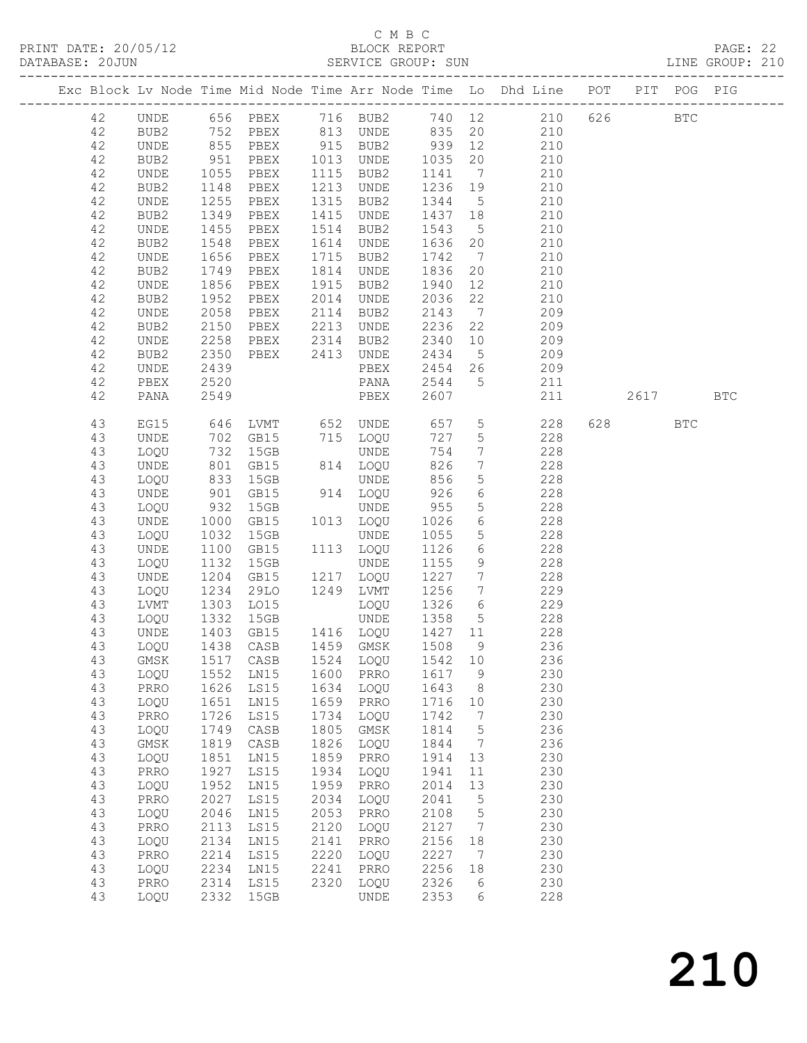C M B C

PRINT DATE: 20/05/12 BLOCK REPORT
DATABASE: 20JUN SERVICE GROUP: SUN LINE GROUP: 210

| Exc | Block | Lv | Node | Time | Mid Node | Time | Arr Node | Time | Lo | Dhd Line | POT | PIT | POG | PIG |
|---|---|---|---|---|---|---|---|---|---|---|---|---|---|---|
| | 42 | | UNDE | 656 | PBEX | 716 | BUB2 | 740 | 12 | 210 | 626 | | BTC | |
| | 42 | | BUB2 | 752 | PBEX | 813 | UNDE | 835 | 20 | 210 | | | | |
| | 42 | | UNDE | 855 | PBEX | 915 | BUB2 | 939 | 12 | 210 | | | | |
| | 42 | | BUB2 | 951 | PBEX | 1013 | UNDE | 1035 | 20 | 210 | | | | |
| | 42 | | UNDE | 1055 | PBEX | 1115 | BUB2 | 1141 | 7 | 210 | | | | |
| | 42 | | BUB2 | 1148 | PBEX | 1213 | UNDE | 1236 | 19 | 210 | | | | |
| | 42 | | UNDE | 1255 | PBEX | 1315 | BUB2 | 1344 | 5 | 210 | | | | |
| | 42 | | BUB2 | 1349 | PBEX | 1415 | UNDE | 1437 | 18 | 210 | | | | |
| | 42 | | UNDE | 1455 | PBEX | 1514 | BUB2 | 1543 | 5 | 210 | | | | |
| | 42 | | BUB2 | 1548 | PBEX | 1614 | UNDE | 1636 | 20 | 210 | | | | |
| | 42 | | UNDE | 1656 | PBEX | 1715 | BUB2 | 1742 | 7 | 210 | | | | |
| | 42 | | BUB2 | 1749 | PBEX | 1814 | UNDE | 1836 | 20 | 210 | | | | |
| | 42 | | UNDE | 1856 | PBEX | 1915 | BUB2 | 1940 | 12 | 210 | | | | |
| | 42 | | BUB2 | 1952 | PBEX | 2014 | UNDE | 2036 | 22 | 210 | | | | |
| | 42 | | UNDE | 2058 | PBEX | 2114 | BUB2 | 2143 | 7 | 209 | | | | |
| | 42 | | BUB2 | 2150 | PBEX | 2213 | UNDE | 2236 | 22 | 209 | | | | |
| | 42 | | UNDE | 2258 | PBEX | 2314 | BUB2 | 2340 | 10 | 209 | | | | |
| | 42 | | BUB2 | 2350 | PBEX | 2413 | UNDE | 2434 | 5 | 209 | | | | |
| | 42 | | UNDE | 2439 | | | PBEX | 2454 | 26 | 209 | | | | |
| | 42 | | PBEX | 2520 | | | PANA | 2544 | 5 | 211 | | | | |
| | 42 | | PANA | 2549 | | | PBEX | 2607 | | 211 | | 2617 | | BTC |
| | 43 | | EG15 | 646 | LVMT | 652 | UNDE | 657 | 5 | 228 | 628 | | BTC | |
| | 43 | | UNDE | 702 | GB15 | 715 | LOQU | 727 | 5 | 228 | | | | |
| | 43 | | LOQU | 732 | 15GB | | UNDE | 754 | 7 | 228 | | | | |
| | 43 | | UNDE | 801 | GB15 | 814 | LOQU | 826 | 7 | 228 | | | | |
| | 43 | | LOQU | 833 | 15GB | | UNDE | 856 | 5 | 228 | | | | |
| | 43 | | UNDE | 901 | GB15 | 914 | LOQU | 926 | 6 | 228 | | | | |
| | 43 | | LOQU | 932 | 15GB | | UNDE | 955 | 5 | 228 | | | | |
| | 43 | | UNDE | 1000 | GB15 | 1013 | LOQU | 1026 | 6 | 228 | | | | |
| | 43 | | LOQU | 1032 | 15GB | | UNDE | 1055 | 5 | 228 | | | | |
| | 43 | | UNDE | 1100 | GB15 | 1113 | LOQU | 1126 | 6 | 228 | | | | |
| | 43 | | LOQU | 1132 | 15GB | | UNDE | 1155 | 9 | 228 | | | | |
| | 43 | | UNDE | 1204 | GB15 | 1217 | LOQU | 1227 | 7 | 228 | | | | |
| | 43 | | LOQU | 1234 | 29LO | 1249 | LVMT | 1256 | 7 | 229 | | | | |
| | 43 | | LVMT | 1303 | LO15 | | LOQU | 1326 | 6 | 229 | | | | |
| | 43 | | LOQU | 1332 | 15GB | | UNDE | 1358 | 5 | 228 | | | | |
| | 43 | | UNDE | 1403 | GB15 | 1416 | LOQU | 1427 | 11 | 228 | | | | |
| | 43 | | LOQU | 1438 | CASB | 1459 | GMSK | 1508 | 9 | 236 | | | | |
| | 43 | | GMSK | 1517 | CASB | 1524 | LOQU | 1542 | 10 | 236 | | | | |
| | 43 | | LOQU | 1552 | LN15 | 1600 | PRRO | 1617 | 9 | 230 | | | | |
| | 43 | | PRRO | 1626 | LS15 | 1634 | LOQU | 1643 | 8 | 230 | | | | |
| | 43 | | LOQU | 1651 | LN15 | 1659 | PRRO | 1716 | 10 | 230 | | | | |
| | 43 | | PRRO | 1726 | LS15 | 1734 | LOQU | 1742 | 7 | 230 | | | | |
| | 43 | | LOQU | 1749 | CASB | 1805 | GMSK | 1814 | 5 | 236 | | | | |
| | 43 | | GMSK | 1819 | CASB | 1826 | LOQU | 1844 | 7 | 236 | | | | |
| | 43 | | LOQU | 1851 | LN15 | 1859 | PRRO | 1914 | 13 | 230 | | | | |
| | 43 | | PRRO | 1927 | LS15 | 1934 | LOQU | 1941 | 11 | 230 | | | | |
| | 43 | | LOQU | 1952 | LN15 | 1959 | PRRO | 2014 | 13 | 230 | | | | |
| | 43 | | PRRO | 2027 | LS15 | 2034 | LOQU | 2041 | 5 | 230 | | | | |
| | 43 | | LOQU | 2046 | LN15 | 2053 | PRRO | 2108 | 5 | 230 | | | | |
| | 43 | | PRRO | 2113 | LS15 | 2120 | LOQU | 2127 | 7 | 230 | | | | |
| | 43 | | LOQU | 2134 | LN15 | 2141 | PRRO | 2156 | 18 | 230 | | | | |
| | 43 | | PRRO | 2214 | LS15 | 2220 | LOQU | 2227 | 7 | 230 | | | | |
| | 43 | | LOQU | 2234 | LN15 | 2241 | PRRO | 2256 | 18 | 230 | | | | |
| | 43 | | PRRO | 2314 | LS15 | 2320 | LOQU | 2326 | 6 | 230 | | | | |
| | 43 | | LOQU | 2332 | 15GB | | UNDE | 2353 | 6 | 228 | | | | |

210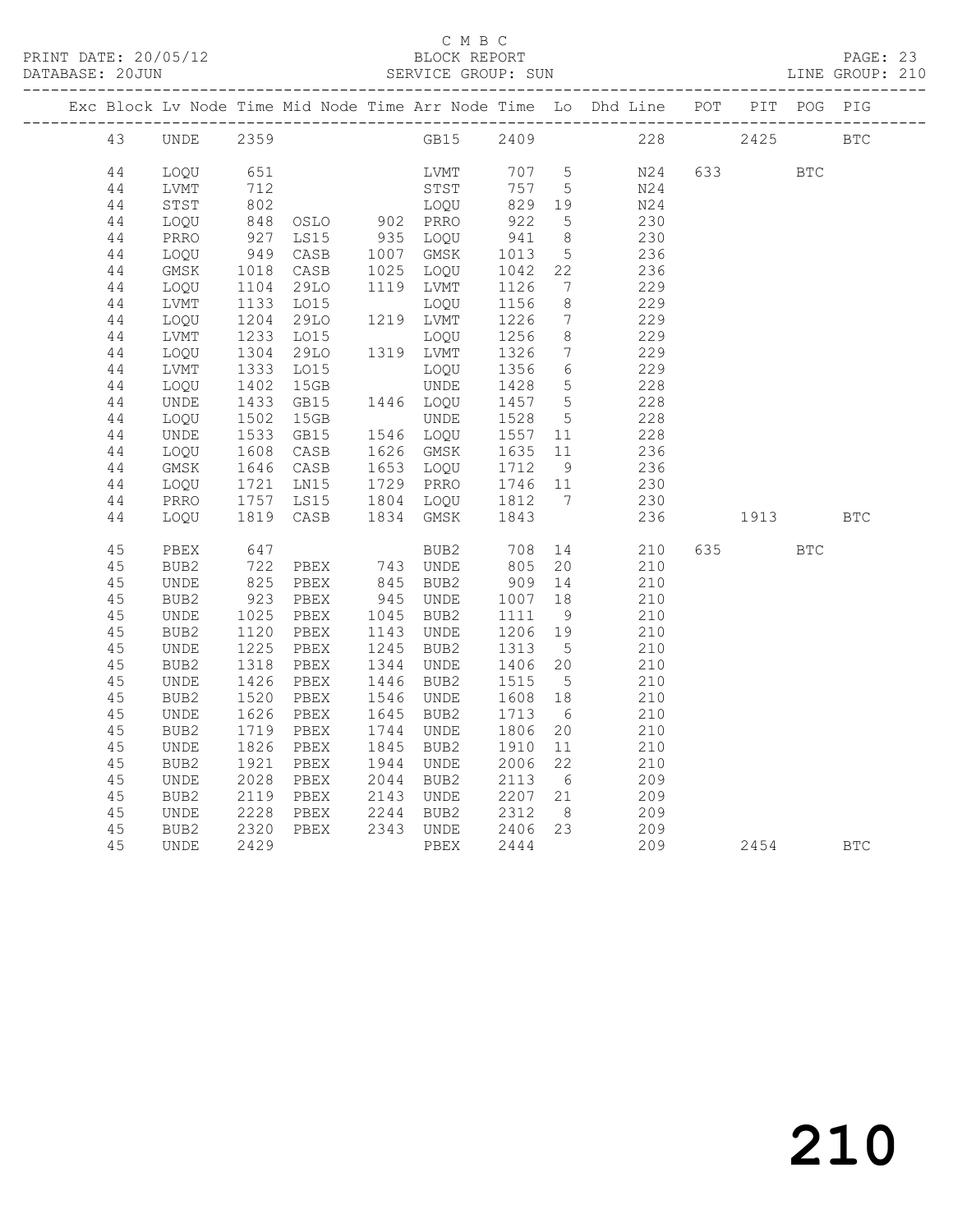C M B C

PRINT DATE: 20/05/12 BLOCK REPORT

DATABASE: 20JUN SERVICE GROUP: SUN LINE GROUP: 210

| Exc | Block | Lv | Node | Time | Mid Node | Time | Arr Node | Time | Lo | Dhd Line | POT | PIT | POG | PIG |
|---|---|---|---|---|---|---|---|---|---|---|---|---|---|---|
| | 43 | | UNDE | 2359 | | | GB15 | 2409 | | 228 | | 2425 | | BTC |
| | 44 | | LOQU | 651 | | | LVMT | 707 | 5 | N24 | 633 | | BTC | |
| | 44 | | LVMT | 712 | | | STST | 757 | 5 | N24 | | | | |
| | 44 | | STST | 802 | | | LOQU | 829 | 19 | N24 | | | | |
| | 44 | | LOQU | 848 | OSLO | 902 | PRRO | 922 | 5 | 230 | | | | |
| | 44 | | PRRO | 927 | LS15 | 935 | LOQU | 941 | 8 | 230 | | | | |
| | 44 | | LOQU | 949 | CASB | 1007 | GMSK | 1013 | 5 | 236 | | | | |
| | 44 | | GMSK | 1018 | CASB | 1025 | LOQU | 1042 | 22 | 236 | | | | |
| | 44 | | LOQU | 1104 | 29LO | 1119 | LVMT | 1126 | 7 | 229 | | | | |
| | 44 | | LVMT | 1133 | LO15 | | LOQU | 1156 | 8 | 229 | | | | |
| | 44 | | LOQU | 1204 | 29LO | 1219 | LVMT | 1226 | 7 | 229 | | | | |
| | 44 | | LVMT | 1233 | LO15 | | LOQU | 1256 | 8 | 229 | | | | |
| | 44 | | LOQU | 1304 | 29LO | 1319 | LVMT | 1326 | 7 | 229 | | | | |
| | 44 | | LVMT | 1333 | LO15 | | LOQU | 1356 | 6 | 229 | | | | |
| | 44 | | LOQU | 1402 | 15GB | | UNDE | 1428 | 5 | 228 | | | | |
| | 44 | | UNDE | 1433 | GB15 | 1446 | LOQU | 1457 | 5 | 228 | | | | |
| | 44 | | LOQU | 1502 | 15GB | | UNDE | 1528 | 5 | 228 | | | | |
| | 44 | | UNDE | 1533 | GB15 | 1546 | LOQU | 1557 | 11 | 228 | | | | |
| | 44 | | LOQU | 1608 | CASB | 1626 | GMSK | 1635 | 11 | 236 | | | | |
| | 44 | | GMSK | 1646 | CASB | 1653 | LOQU | 1712 | 9 | 236 | | | | |
| | 44 | | LOQU | 1721 | LN15 | 1729 | PRRO | 1746 | 11 | 230 | | | | |
| | 44 | | PRRO | 1757 | LS15 | 1804 | LOQU | 1812 | 7 | 230 | | | | |
| | 44 | | LOQU | 1819 | CASB | 1834 | GMSK | 1843 | | 236 | | 1913 | | BTC |
| | 45 | | PBEX | 647 | | | BUB2 | 708 | 14 | 210 | 635 | | BTC | |
| | 45 | | BUB2 | 722 | PBEX | 743 | UNDE | 805 | 20 | 210 | | | | |
| | 45 | | UNDE | 825 | PBEX | 845 | BUB2 | 909 | 14 | 210 | | | | |
| | 45 | | BUB2 | 923 | PBEX | 945 | UNDE | 1007 | 18 | 210 | | | | |
| | 45 | | UNDE | 1025 | PBEX | 1045 | BUB2 | 1111 | 9 | 210 | | | | |
| | 45 | | BUB2 | 1120 | PBEX | 1143 | UNDE | 1206 | 19 | 210 | | | | |
| | 45 | | UNDE | 1225 | PBEX | 1245 | BUB2 | 1313 | 5 | 210 | | | | |
| | 45 | | BUB2 | 1318 | PBEX | 1344 | UNDE | 1406 | 20 | 210 | | | | |
| | 45 | | UNDE | 1426 | PBEX | 1446 | BUB2 | 1515 | 5 | 210 | | | | |
| | 45 | | BUB2 | 1520 | PBEX | 1546 | UNDE | 1608 | 18 | 210 | | | | |
| | 45 | | UNDE | 1626 | PBEX | 1645 | BUB2 | 1713 | 6 | 210 | | | | |
| | 45 | | BUB2 | 1719 | PBEX | 1744 | UNDE | 1806 | 20 | 210 | | | | |
| | 45 | | UNDE | 1826 | PBEX | 1845 | BUB2 | 1910 | 11 | 210 | | | | |
| | 45 | | BUB2 | 1921 | PBEX | 1944 | UNDE | 2006 | 22 | 210 | | | | |
| | 45 | | UNDE | 2028 | PBEX | 2044 | BUB2 | 2113 | 6 | 209 | | | | |
| | 45 | | BUB2 | 2119 | PBEX | 2143 | UNDE | 2207 | 21 | 209 | | | | |
| | 45 | | UNDE | 2228 | PBEX | 2244 | BUB2 | 2312 | 8 | 209 | | | | |
| | 45 | | BUB2 | 2320 | PBEX | 2343 | UNDE | 2406 | 23 | 209 | | | | |
| | 45 | | UNDE | 2429 | | | PBEX | 2444 | | 209 | | 2454 | | BTC |

210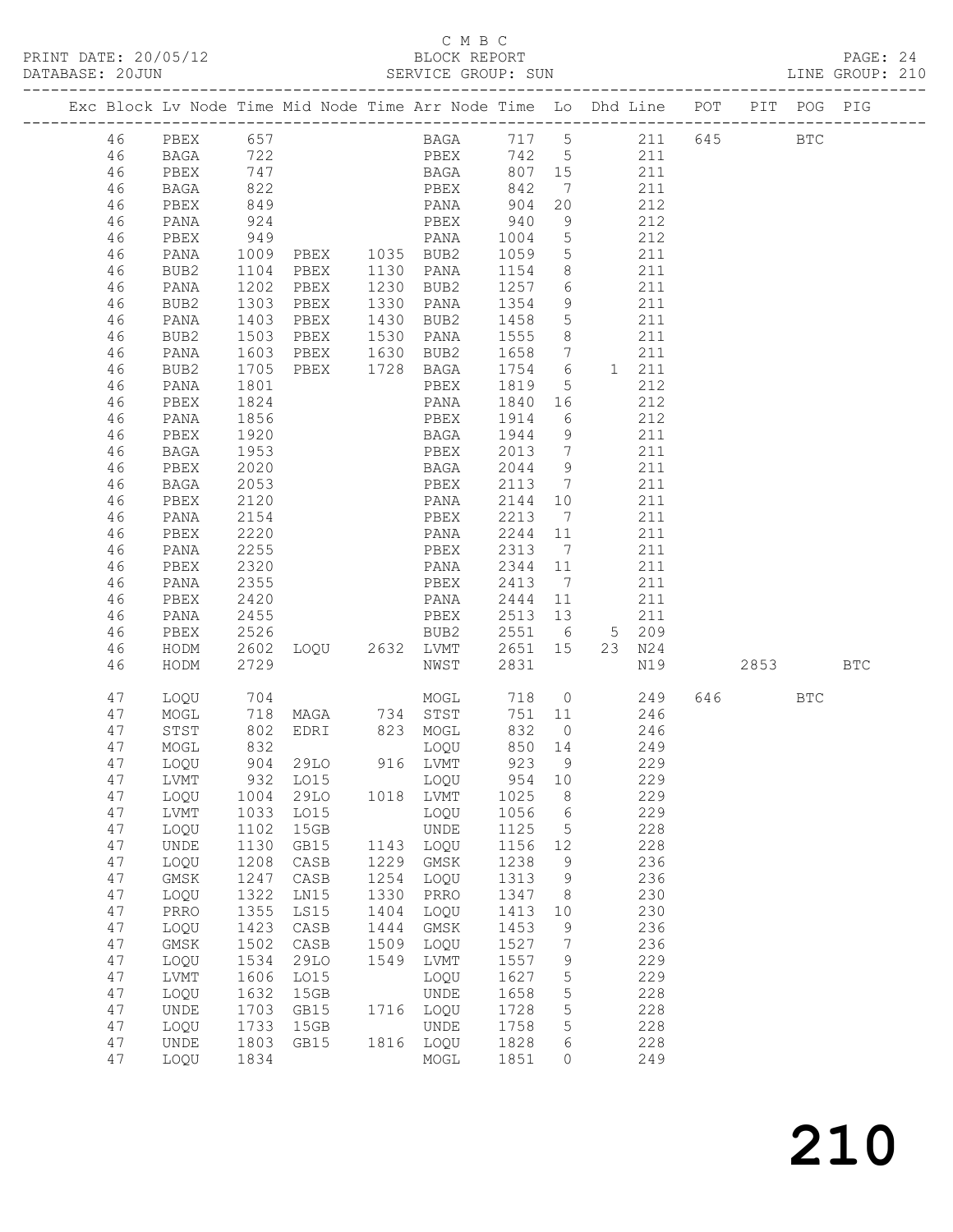C M B C

PRINT DATE: 20/05/12 BLOCK REPORT

DATABASE: 20JUN SERVICE GROUP: SUN LINE GROUP: 210

| Exc | Block | Lv | Node | Time | Mid Node | Time | Arr Node | Time | Lo | Dhd | Line | POT | PIT | POG | PIG |
|---|---|---|---|---|---|---|---|---|---|---|---|---|---|---|---|
| | 46 | | PBEX | 657 | | | BAGA | 717 | 5 | | 211 | 645 | | BTC | |
| | 46 | | BAGA | 722 | | | PBEX | 742 | 5 | | 211 | | | | |
| | 46 | | PBEX | 747 | | | BAGA | 807 | 15 | | 211 | | | | |
| | 46 | | BAGA | 822 | | | PBEX | 842 | 7 | | 211 | | | | |
| | 46 | | PBEX | 849 | | | PANA | 904 | 20 | | 212 | | | | |
| | 46 | | PANA | 924 | | | PBEX | 940 | 9 | | 212 | | | | |
| | 46 | | PBEX | 949 | | | PANA | 1004 | 5 | | 212 | | | | |
| | 46 | | PANA | 1009 | PBEX | 1035 | BUB2 | 1059 | 5 | | 211 | | | | |
| | 46 | | BUB2 | 1104 | PBEX | 1130 | PANA | 1154 | 8 | | 211 | | | | |
| | 46 | | PANA | 1202 | PBEX | 1230 | BUB2 | 1257 | 6 | | 211 | | | | |
| | 46 | | BUB2 | 1303 | PBEX | 1330 | PANA | 1354 | 9 | | 211 | | | | |
| | 46 | | PANA | 1403 | PBEX | 1430 | BUB2 | 1458 | 5 | | 211 | | | | |
| | 46 | | BUB2 | 1503 | PBEX | 1530 | PANA | 1555 | 8 | | 211 | | | | |
| | 46 | | PANA | 1603 | PBEX | 1630 | BUB2 | 1658 | 7 | | 211 | | | | |
| | 46 | | BUB2 | 1705 | PBEX | 1728 | BAGA | 1754 | 6 | 1 | 211 | | | | |
| | 46 | | PANA | 1801 | | | PBEX | 1819 | 5 | | 212 | | | | |
| | 46 | | PBEX | 1824 | | | PANA | 1840 | 16 | | 212 | | | | |
| | 46 | | PANA | 1856 | | | PBEX | 1914 | 6 | | 212 | | | | |
| | 46 | | PBEX | 1920 | | | BAGA | 1944 | 9 | | 211 | | | | |
| | 46 | | BAGA | 1953 | | | PBEX | 2013 | 7 | | 211 | | | | |
| | 46 | | PBEX | 2020 | | | BAGA | 2044 | 9 | | 211 | | | | |
| | 46 | | BAGA | 2053 | | | PBEX | 2113 | 7 | | 211 | | | | |
| | 46 | | PBEX | 2120 | | | PANA | 2144 | 10 | | 211 | | | | |
| | 46 | | PANA | 2154 | | | PBEX | 2213 | 7 | | 211 | | | | |
| | 46 | | PBEX | 2220 | | | PANA | 2244 | 11 | | 211 | | | | |
| | 46 | | PANA | 2255 | | | PBEX | 2313 | 7 | | 211 | | | | |
| | 46 | | PBEX | 2320 | | | PANA | 2344 | 11 | | 211 | | | | |
| | 46 | | PANA | 2355 | | | PBEX | 2413 | 7 | | 211 | | | | |
| | 46 | | PBEX | 2420 | | | PANA | 2444 | 11 | | 211 | | | | |
| | 46 | | PANA | 2455 | | | PBEX | 2513 | 13 | | 211 | | | | |
| | 46 | | PBEX | 2526 | | | BUB2 | 2551 | 6 | 5 | 209 | | | | |
| | 46 | | HODM | 2602 | LOQU | 2632 | LVMT | 2651 | 15 | 23 | N24 | | | | |
| | 46 | | HODM | 2729 | | | NWST | 2831 | | | N19 | | 2853 | | BTC |
| | 47 | | LOQU | 704 | | | MOGL | 718 | 0 | | 249 | 646 | | BTC | |
| | 47 | | MOGL | 718 | MAGA | 734 | STST | 751 | 11 | | 246 | | | | |
| | 47 | | STST | 802 | EDRI | 823 | MOGL | 832 | 0 | | 246 | | | | |
| | 47 | | MOGL | 832 | | | LOQU | 850 | 14 | | 249 | | | | |
| | 47 | | LOQU | 904 | 29LO | 916 | LVMT | 923 | 9 | | 229 | | | | |
| | 47 | | LVMT | 932 | LO15 | | LOQU | 954 | 10 | | 229 | | | | |
| | 47 | | LOQU | 1004 | 29LO | 1018 | LVMT | 1025 | 8 | | 229 | | | | |
| | 47 | | LVMT | 1033 | LO15 | | LOQU | 1056 | 6 | | 229 | | | | |
| | 47 | | LOQU | 1102 | 15GB | | UNDE | 1125 | 5 | | 228 | | | | |
| | 47 | | UNDE | 1130 | GB15 | 1143 | LOQU | 1156 | 12 | | 228 | | | | |
| | 47 | | LOQU | 1208 | CASB | 1229 | GMSK | 1238 | 9 | | 236 | | | | |
| | 47 | | GMSK | 1247 | CASB | 1254 | LOQU | 1313 | 9 | | 236 | | | | |
| | 47 | | LOQU | 1322 | LN15 | 1330 | PRRO | 1347 | 8 | | 230 | | | | |
| | 47 | | PRRO | 1355 | LS15 | 1404 | LOQU | 1413 | 10 | | 230 | | | | |
| | 47 | | LOQU | 1423 | CASB | 1444 | GMSK | 1453 | 9 | | 236 | | | | |
| | 47 | | GMSK | 1502 | CASB | 1509 | LOQU | 1527 | 7 | | 236 | | | | |
| | 47 | | LOQU | 1534 | 29LO | 1549 | LVMT | 1557 | 9 | | 229 | | | | |
| | 47 | | LVMT | 1606 | LO15 | | LOQU | 1627 | 5 | | 229 | | | | |
| | 47 | | LOQU | 1632 | 15GB | | UNDE | 1658 | 5 | | 228 | | | | |
| | 47 | | UNDE | 1703 | GB15 | 1716 | LOQU | 1728 | 5 | | 228 | | | | |
| | 47 | | LOQU | 1733 | 15GB | | UNDE | 1758 | 5 | | 228 | | | | |
| | 47 | | UNDE | 1803 | GB15 | 1816 | LOQU | 1828 | 6 | | 228 | | | | |
| | 47 | | LOQU | 1834 | | | MOGL | 1851 | 0 | | 249 | | | | |

210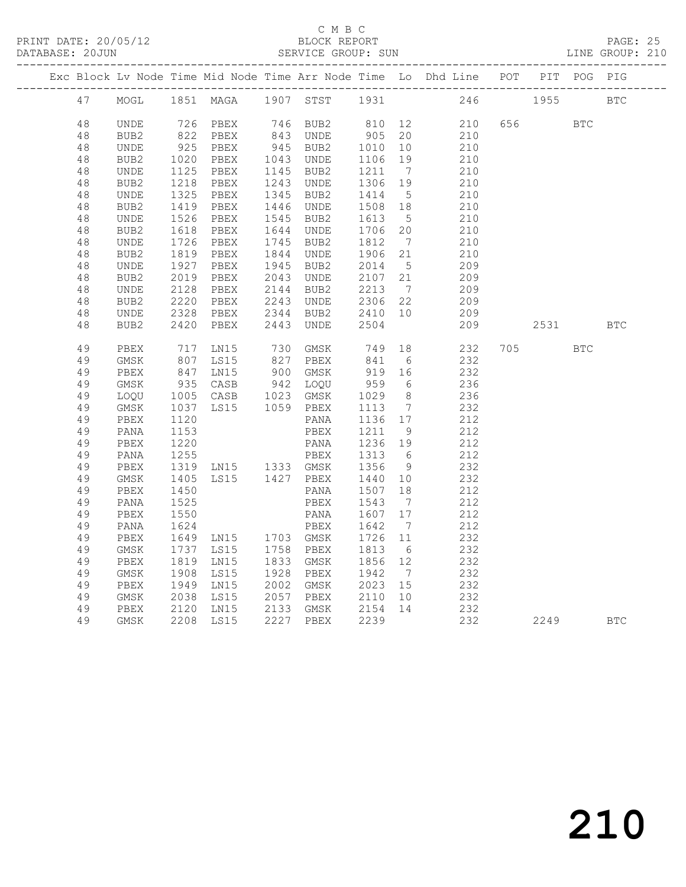C M B C

BLOCK REPORT

SERVICE GROUP: SUN

PRINT DATE: 20/05/12
DATABASE: 20JUN

LINE GROUP: 210

| Exc | Block | Lv | Node | Time | Mid Node | Time | Arr Node | Time | Lo | Dhd Line | POT | PIT | POG | PIG |
|---|---|---|---|---|---|---|---|---|---|---|---|---|---|---|
| | 47 | | MOGL | 1851 | MAGA | 1907 | STST | 1931 | | 246 | | 1955 | | BTC |
| | 48 | | UNDE | 726 | PBEX | 746 | BUB2 | 810 | 12 | 210 | 656 | | BTC | |
| | 48 | | BUB2 | 822 | PBEX | 843 | UNDE | 905 | 20 | 210 | | | | |
| | 48 | | UNDE | 925 | PBEX | 945 | BUB2 | 1010 | 10 | 210 | | | | |
| | 48 | | BUB2 | 1020 | PBEX | 1043 | UNDE | 1106 | 19 | 210 | | | | |
| | 48 | | UNDE | 1125 | PBEX | 1145 | BUB2 | 1211 | 7 | 210 | | | | |
| | 48 | | BUB2 | 1218 | PBEX | 1243 | UNDE | 1306 | 19 | 210 | | | | |
| | 48 | | UNDE | 1325 | PBEX | 1345 | BUB2 | 1414 | 5 | 210 | | | | |
| | 48 | | BUB2 | 1419 | PBEX | 1446 | UNDE | 1508 | 18 | 210 | | | | |
| | 48 | | UNDE | 1526 | PBEX | 1545 | BUB2 | 1613 | 5 | 210 | | | | |
| | 48 | | BUB2 | 1618 | PBEX | 1644 | UNDE | 1706 | 20 | 210 | | | | |
| | 48 | | UNDE | 1726 | PBEX | 1745 | BUB2 | 1812 | 7 | 210 | | | | |
| | 48 | | BUB2 | 1819 | PBEX | 1844 | UNDE | 1906 | 21 | 210 | | | | |
| | 48 | | UNDE | 1927 | PBEX | 1945 | BUB2 | 2014 | 5 | 209 | | | | |
| | 48 | | BUB2 | 2019 | PBEX | 2043 | UNDE | 2107 | 21 | 209 | | | | |
| | 48 | | UNDE | 2128 | PBEX | 2144 | BUB2 | 2213 | 7 | 209 | | | | |
| | 48 | | BUB2 | 2220 | PBEX | 2243 | UNDE | 2306 | 22 | 209 | | | | |
| | 48 | | UNDE | 2328 | PBEX | 2344 | BUB2 | 2410 | 10 | 209 | | | | |
| | 48 | | BUB2 | 2420 | PBEX | 2443 | UNDE | 2504 | | 209 | | 2531 | | BTC |
| | 49 | | PBEX | 717 | LN15 | 730 | GMSK | 749 | 18 | 232 | 705 | | BTC | |
| | 49 | | GMSK | 807 | LS15 | 827 | PBEX | 841 | 6 | 232 | | | | |
| | 49 | | PBEX | 847 | LN15 | 900 | GMSK | 919 | 16 | 232 | | | | |
| | 49 | | GMSK | 935 | CASB | 942 | LOQU | 959 | 6 | 236 | | | | |
| | 49 | | LOQU | 1005 | CASB | 1023 | GMSK | 1029 | 8 | 236 | | | | |
| | 49 | | GMSK | 1037 | LS15 | 1059 | PBEX | 1113 | 7 | 232 | | | | |
| | 49 | | PBEX | 1120 | | | PANA | 1136 | 17 | 212 | | | | |
| | 49 | | PANA | 1153 | | | PBEX | 1211 | 9 | 212 | | | | |
| | 49 | | PBEX | 1220 | | | PANA | 1236 | 19 | 212 | | | | |
| | 49 | | PANA | 1255 | | | PBEX | 1313 | 6 | 212 | | | | |
| | 49 | | PBEX | 1319 | LN15 | 1333 | GMSK | 1356 | 9 | 232 | | | | |
| | 49 | | GMSK | 1405 | LS15 | 1427 | PBEX | 1440 | 10 | 232 | | | | |
| | 49 | | PBEX | 1450 | | | PANA | 1507 | 18 | 212 | | | | |
| | 49 | | PANA | 1525 | | | PBEX | 1543 | 7 | 212 | | | | |
| | 49 | | PBEX | 1550 | | | PANA | 1607 | 17 | 212 | | | | |
| | 49 | | PANA | 1624 | | | PBEX | 1642 | 7 | 212 | | | | |
| | 49 | | PBEX | 1649 | LN15 | 1703 | GMSK | 1726 | 11 | 232 | | | | |
| | 49 | | GMSK | 1737 | LS15 | 1758 | PBEX | 1813 | 6 | 232 | | | | |
| | 49 | | PBEX | 1819 | LN15 | 1833 | GMSK | 1856 | 12 | 232 | | | | |
| | 49 | | GMSK | 1908 | LS15 | 1928 | PBEX | 1942 | 7 | 232 | | | | |
| | 49 | | PBEX | 1949 | LN15 | 2002 | GMSK | 2023 | 15 | 232 | | | | |
| | 49 | | GMSK | 2038 | LS15 | 2057 | PBEX | 2110 | 10 | 232 | | | | |
| | 49 | | PBEX | 2120 | LN15 | 2133 | GMSK | 2154 | 14 | 232 | | | | |
| | 49 | | GMSK | 2208 | LS15 | 2227 | PBEX | 2239 | | 232 | | 2249 | | BTC |

210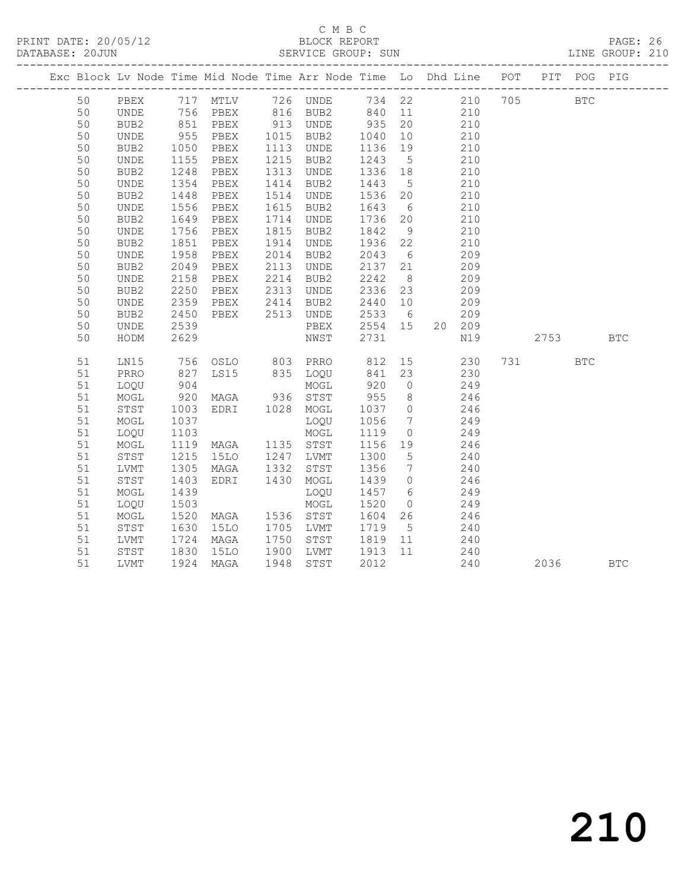C M B C

BLOCK REPORT

SERVICE GROUP: SUN

PRINT DATE: 20/05/12
DATABASE: 20JUN

PAGE: 26
LINE GROUP: 210

| Exc | Block | Lv | Node | Time | Mid Node | Time | Arr Node | Time | Lo | Dhd | Line | POT | PIT | POG | PIG |
|---|---|---|---|---|---|---|---|---|---|---|---|---|---|---|---|
| | 50 | | PBEX | 717 | MTLV | 726 | UNDE | 734 | 22 | | 210 | 705 | | BTC | |
| | 50 | | UNDE | 756 | PBEX | 816 | BUB2 | 840 | 11 | | 210 | | | | |
| | 50 | | BUB2 | 851 | PBEX | 913 | UNDE | 935 | 20 | | 210 | | | | |
| | 50 | | UNDE | 955 | PBEX | 1015 | BUB2 | 1040 | 10 | | 210 | | | | |
| | 50 | | BUB2 | 1050 | PBEX | 1113 | UNDE | 1136 | 19 | | 210 | | | | |
| | 50 | | UNDE | 1155 | PBEX | 1215 | BUB2 | 1243 | 5 | | 210 | | | | |
| | 50 | | BUB2 | 1248 | PBEX | 1313 | UNDE | 1336 | 18 | | 210 | | | | |
| | 50 | | UNDE | 1354 | PBEX | 1414 | BUB2 | 1443 | 5 | | 210 | | | | |
| | 50 | | BUB2 | 1448 | PBEX | 1514 | UNDE | 1536 | 20 | | 210 | | | | |
| | 50 | | UNDE | 1556 | PBEX | 1615 | BUB2 | 1643 | 6 | | 210 | | | | |
| | 50 | | BUB2 | 1649 | PBEX | 1714 | UNDE | 1736 | 20 | | 210 | | | | |
| | 50 | | UNDE | 1756 | PBEX | 1815 | BUB2 | 1842 | 9 | | 210 | | | | |
| | 50 | | BUB2 | 1851 | PBEX | 1914 | UNDE | 1936 | 22 | | 210 | | | | |
| | 50 | | UNDE | 1958 | PBEX | 2014 | BUB2 | 2043 | 6 | | 209 | | | | |
| | 50 | | BUB2 | 2049 | PBEX | 2113 | UNDE | 2137 | 21 | | 209 | | | | |
| | 50 | | UNDE | 2158 | PBEX | 2214 | BUB2 | 2242 | 8 | | 209 | | | | |
| | 50 | | BUB2 | 2250 | PBEX | 2313 | UNDE | 2336 | 23 | | 209 | | | | |
| | 50 | | UNDE | 2359 | PBEX | 2414 | BUB2 | 2440 | 10 | | 209 | | | | |
| | 50 | | BUB2 | 2450 | PBEX | 2513 | UNDE | 2533 | 6 | | 209 | | | | |
| | 50 | | UNDE | 2539 | | | PBEX | 2554 | 15 | 20 | 209 | | | | |
| | 50 | | HODM | 2629 | | | NWST | 2731 | | | N19 | | 2753 | | BTC |
| | 51 | | LN15 | 756 | OSLO | 803 | PRRO | 812 | 15 | | 230 | 731 | | BTC | |
| | 51 | | PRRO | 827 | LS15 | 835 | LOQU | 841 | 23 | | 230 | | | | |
| | 51 | | LOQU | 904 | | | MOGL | 920 | 0 | | 249 | | | | |
| | 51 | | MOGL | 920 | MAGA | 936 | STST | 955 | 8 | | 246 | | | | |
| | 51 | | STST | 1003 | EDRI | 1028 | MOGL | 1037 | 0 | | 246 | | | | |
| | 51 | | MOGL | 1037 | | | LOQU | 1056 | 7 | | 249 | | | | |
| | 51 | | LOQU | 1103 | | | MOGL | 1119 | 0 | | 249 | | | | |
| | 51 | | MOGL | 1119 | MAGA | 1135 | STST | 1156 | 19 | | 246 | | | | |
| | 51 | | STST | 1215 | 15LO | 1247 | LVMT | 1300 | 5 | | 240 | | | | |
| | 51 | | LVMT | 1305 | MAGA | 1332 | STST | 1356 | 7 | | 240 | | | | |
| | 51 | | STST | 1403 | EDRI | 1430 | MOGL | 1439 | 0 | | 246 | | | | |
| | 51 | | MOGL | 1439 | | | LOQU | 1457 | 6 | | 249 | | | | |
| | 51 | | LOQU | 1503 | | | MOGL | 1520 | 0 | | 249 | | | | |
| | 51 | | MOGL | 1520 | MAGA | 1536 | STST | 1604 | 26 | | 246 | | | | |
| | 51 | | STST | 1630 | 15LO | 1705 | LVMT | 1719 | 5 | | 240 | | | | |
| | 51 | | LVMT | 1724 | MAGA | 1750 | STST | 1819 | 11 | | 240 | | | | |
| | 51 | | STST | 1830 | 15LO | 1900 | LVMT | 1913 | 11 | | 240 | | | | |
| | 51 | | LVMT | 1924 | MAGA | 1948 | STST | 2012 | | | 240 | | 2036 | | BTC |

210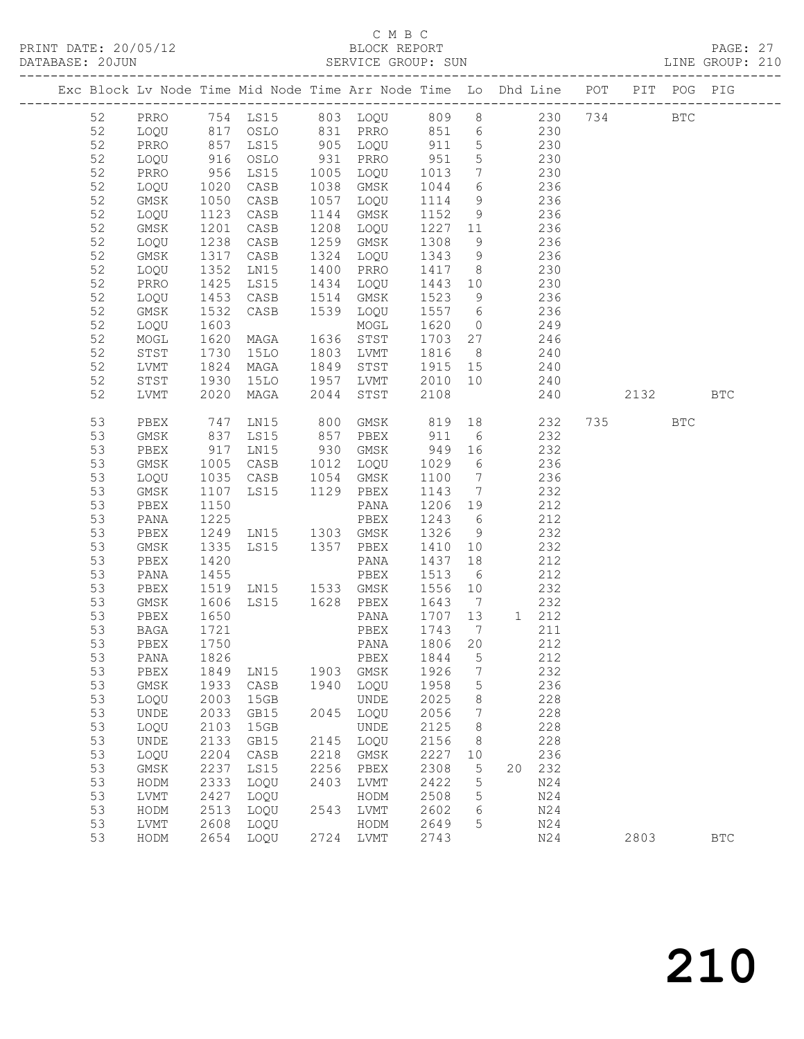C M B C
PRINT DATE: 20/05/12 BLOCK REPORT
DATABASE: 20JUN SERVICE GROUP: SUN LINE GROUP: 210

| Exc | Block | Lv | Node | Time | Mid Node | Time | Arr Node | Time | Lo | Dhd | Line | POT | PIT | POG | PIG |
|---|---|---|---|---|---|---|---|---|---|---|---|---|---|---|---|
| | 52 | | PRRO | 754 | LS15 | 803 | LOQU | 809 | 8 | | 230 | 734 | | BTC | |
| | 52 | | LOQU | 817 | OSLO | 831 | PRRO | 851 | 6 | | 230 | | | | |
| | 52 | | PRRO | 857 | LS15 | 905 | LOQU | 911 | 5 | | 230 | | | | |
| | 52 | | LOQU | 916 | OSLO | 931 | PRRO | 951 | 5 | | 230 | | | | |
| | 52 | | PRRO | 956 | LS15 | 1005 | LOQU | 1013 | 7 | | 230 | | | | |
| | 52 | | LOQU | 1020 | CASB | 1038 | GMSK | 1044 | 6 | | 236 | | | | |
| | 52 | | GMSK | 1050 | CASB | 1057 | LOQU | 1114 | 9 | | 236 | | | | |
| | 52 | | LOQU | 1123 | CASB | 1144 | GMSK | 1152 | 9 | | 236 | | | | |
| | 52 | | GMSK | 1201 | CASB | 1208 | LOQU | 1227 | 11 | | 236 | | | | |
| | 52 | | LOQU | 1238 | CASB | 1259 | GMSK | 1308 | 9 | | 236 | | | | |
| | 52 | | GMSK | 1317 | CASB | 1324 | LOQU | 1343 | 9 | | 236 | | | | |
| | 52 | | LOQU | 1352 | LN15 | 1400 | PRRO | 1417 | 8 | | 230 | | | | |
| | 52 | | PRRO | 1425 | LS15 | 1434 | LOQU | 1443 | 10 | | 230 | | | | |
| | 52 | | LOQU | 1453 | CASB | 1514 | GMSK | 1523 | 9 | | 236 | | | | |
| | 52 | | GMSK | 1532 | CASB | 1539 | LOQU | 1557 | 6 | | 236 | | | | |
| | 52 | | LOQU | 1603 | | | MOGL | 1620 | 0 | | 249 | | | | |
| | 52 | | MOGL | 1620 | MAGA | 1636 | STST | 1703 | 27 | | 246 | | | | |
| | 52 | | STST | 1730 | 15LO | 1803 | LVMT | 1816 | 8 | | 240 | | | | |
| | 52 | | LVMT | 1824 | MAGA | 1849 | STST | 1915 | 15 | | 240 | | | | |
| | 52 | | STST | 1930 | 15LO | 1957 | LVMT | 2010 | 10 | | 240 | | | | |
| | 52 | | LVMT | 2020 | MAGA | 2044 | STST | 2108 | | | 240 | | 2132 | | BTC |
| | 53 | | PBEX | 747 | LN15 | 800 | GMSK | 819 | 18 | | 232 | 735 | | BTC | |
| | 53 | | GMSK | 837 | LS15 | 857 | PBEX | 911 | 6 | | 232 | | | | |
| | 53 | | PBEX | 917 | LN15 | 930 | GMSK | 949 | 16 | | 232 | | | | |
| | 53 | | GMSK | 1005 | CASB | 1012 | LOQU | 1029 | 6 | | 236 | | | | |
| | 53 | | LOQU | 1035 | CASB | 1054 | GMSK | 1100 | 7 | | 236 | | | | |
| | 53 | | GMSK | 1107 | LS15 | 1129 | PBEX | 1143 | 7 | | 232 | | | | |
| | 53 | | PBEX | 1150 | | | PANA | 1206 | 19 | | 212 | | | | |
| | 53 | | PANA | 1225 | | | PBEX | 1243 | 6 | | 212 | | | | |
| | 53 | | PBEX | 1249 | LN15 | 1303 | GMSK | 1326 | 9 | | 232 | | | | |
| | 53 | | GMSK | 1335 | LS15 | 1357 | PBEX | 1410 | 10 | | 232 | | | | |
| | 53 | | PBEX | 1420 | | | PANA | 1437 | 18 | | 212 | | | | |
| | 53 | | PANA | 1455 | | | PBEX | 1513 | 6 | | 212 | | | | |
| | 53 | | PBEX | 1519 | LN15 | 1533 | GMSK | 1556 | 10 | | 232 | | | | |
| | 53 | | GMSK | 1606 | LS15 | 1628 | PBEX | 1643 | 7 | | 232 | | | | |
| | 53 | | PBEX | 1650 | | | PANA | 1707 | 13 | 1 | 212 | | | | |
| | 53 | | BAGA | 1721 | | | PBEX | 1743 | 7 | | 211 | | | | |
| | 53 | | PBEX | 1750 | | | PANA | 1806 | 20 | | 212 | | | | |
| | 53 | | PANA | 1826 | | | PBEX | 1844 | 5 | | 212 | | | | |
| | 53 | | PBEX | 1849 | LN15 | 1903 | GMSK | 1926 | 7 | | 232 | | | | |
| | 53 | | GMSK | 1933 | CASB | 1940 | LOQU | 1958 | 5 | | 236 | | | | |
| | 53 | | LOQU | 2003 | 15GB | | UNDE | 2025 | 8 | | 228 | | | | |
| | 53 | | UNDE | 2033 | GB15 | 2045 | LOQU | 2056 | 7 | | 228 | | | | |
| | 53 | | LOQU | 2103 | 15GB | | UNDE | 2125 | 8 | | 228 | | | | |
| | 53 | | UNDE | 2133 | GB15 | 2145 | LOQU | 2156 | 8 | | 228 | | | | |
| | 53 | | LOQU | 2204 | CASB | 2218 | GMSK | 2227 | 10 | | 236 | | | | |
| | 53 | | GMSK | 2237 | LS15 | 2256 | PBEX | 2308 | 5 | 20 | 232 | | | | |
| | 53 | | HODM | 2333 | LOQU | 2403 | LVMT | 2422 | 5 | | N24 | | | | |
| | 53 | | LVMT | 2427 | LOQU | | HODM | 2508 | 5 | | N24 | | | | |
| | 53 | | HODM | 2513 | LOQU | 2543 | LVMT | 2602 | 6 | | N24 | | | | |
| | 53 | | LVMT | 2608 | LOQU | | HODM | 2649 | 5 | | N24 | | | | |
| | 53 | | HODM | 2654 | LOQU | 2724 | LVMT | 2743 | | | N24 | | 2803 | | BTC |

210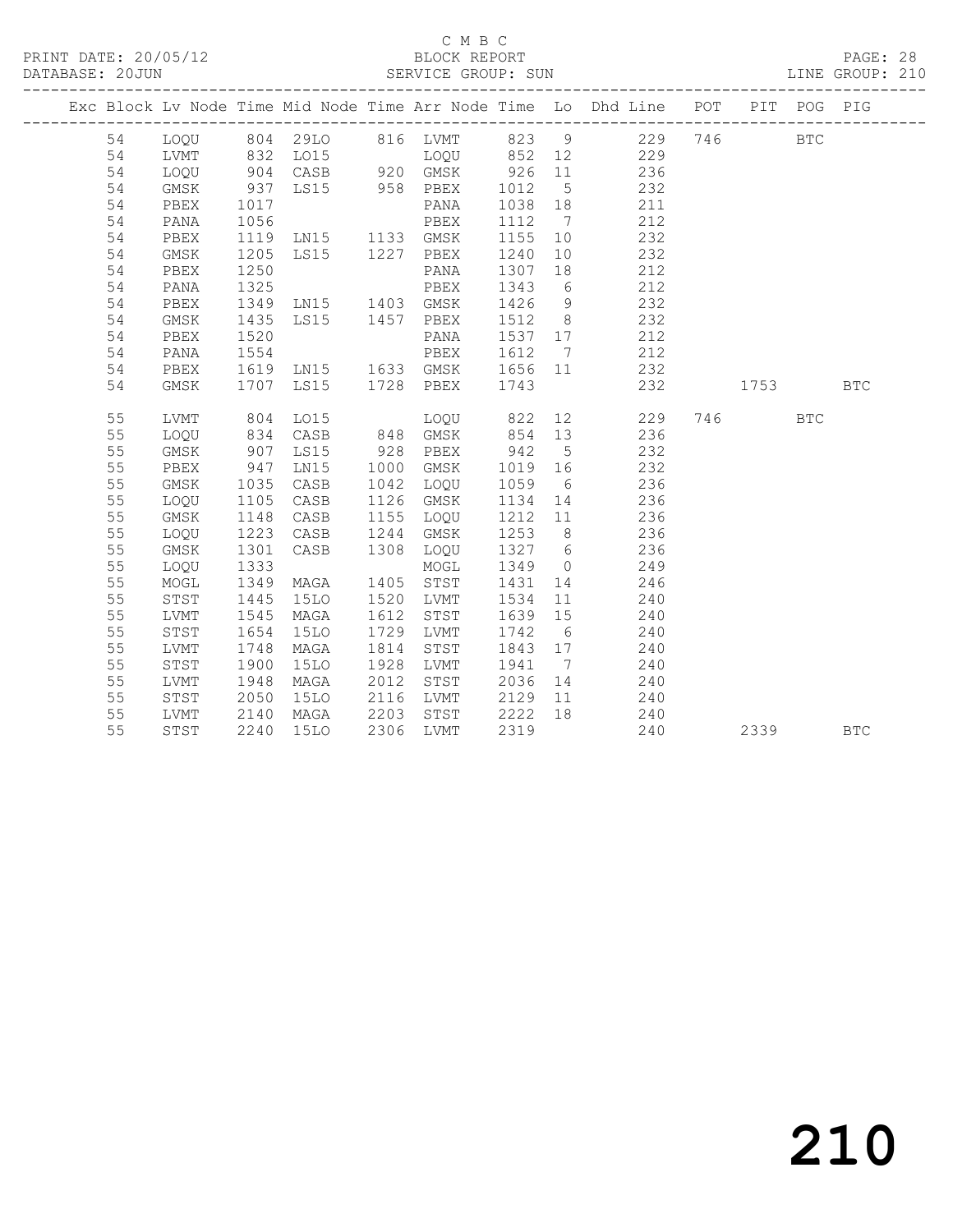C M B C

PRINT DATE: 20/05/12 BLOCK REPORT

DATABASE: 20JUN SERVICE GROUP: SUN LINE GROUP: 210

| Exc | Block | Lv | Node | Time | Mid Node | Time | Arr Node | Time | Lo | Dhd Line | POT | PIT | POG | PIG |
|---|---|---|---|---|---|---|---|---|---|---|---|---|---|---|
| | 54 | | LOQU | 804 | 29LO | 816 | LVMT | 823 | 9 | 229 | 746 | | BTC | |
| | 54 | | LVMT | 832 | LO15 | | LOQU | 852 | 12 | 229 | | | | |
| | 54 | | LOQU | 904 | CASB | 920 | GMSK | 926 | 11 | 236 | | | | |
| | 54 | | GMSK | 937 | LS15 | 958 | PBEX | 1012 | 5 | 232 | | | | |
| | 54 | | PBEX | 1017 | | | PANA | 1038 | 18 | 211 | | | | |
| | 54 | | PANA | 1056 | | | PBEX | 1112 | 7 | 212 | | | | |
| | 54 | | PBEX | 1119 | LN15 | 1133 | GMSK | 1155 | 10 | 232 | | | | |
| | 54 | | GMSK | 1205 | LS15 | 1227 | PBEX | 1240 | 10 | 232 | | | | |
| | 54 | | PBEX | 1250 | | | PANA | 1307 | 18 | 212 | | | | |
| | 54 | | PANA | 1325 | | | PBEX | 1343 | 6 | 212 | | | | |
| | 54 | | PBEX | 1349 | LN15 | 1403 | GMSK | 1426 | 9 | 232 | | | | |
| | 54 | | GMSK | 1435 | LS15 | 1457 | PBEX | 1512 | 8 | 232 | | | | |
| | 54 | | PBEX | 1520 | | | PANA | 1537 | 17 | 212 | | | | |
| | 54 | | PANA | 1554 | | | PBEX | 1612 | 7 | 212 | | | | |
| | 54 | | PBEX | 1619 | LN15 | 1633 | GMSK | 1656 | 11 | 232 | | | | |
| | 54 | | GMSK | 1707 | LS15 | 1728 | PBEX | 1743 | | 232 | | 1753 | | BTC |
| | 55 | | LVMT | 804 | LO15 | | LOQU | 822 | 12 | 229 | 746 | | BTC | |
| | 55 | | LOQU | 834 | CASB | 848 | GMSK | 854 | 13 | 236 | | | | |
| | 55 | | GMSK | 907 | LS15 | 928 | PBEX | 942 | 5 | 232 | | | | |
| | 55 | | PBEX | 947 | LN15 | 1000 | GMSK | 1019 | 16 | 232 | | | | |
| | 55 | | GMSK | 1035 | CASB | 1042 | LOQU | 1059 | 6 | 236 | | | | |
| | 55 | | LOQU | 1105 | CASB | 1126 | GMSK | 1134 | 14 | 236 | | | | |
| | 55 | | GMSK | 1148 | CASB | 1155 | LOQU | 1212 | 11 | 236 | | | | |
| | 55 | | LOQU | 1223 | CASB | 1244 | GMSK | 1253 | 8 | 236 | | | | |
| | 55 | | GMSK | 1301 | CASB | 1308 | LOQU | 1327 | 6 | 236 | | | | |
| | 55 | | LOQU | 1333 | | | MOGL | 1349 | 0 | 249 | | | | |
| | 55 | | MOGL | 1349 | MAGA | 1405 | STST | 1431 | 14 | 246 | | | | |
| | 55 | | STST | 1445 | 15LO | 1520 | LVMT | 1534 | 11 | 240 | | | | |
| | 55 | | LVMT | 1545 | MAGA | 1612 | STST | 1639 | 15 | 240 | | | | |
| | 55 | | STST | 1654 | 15LO | 1729 | LVMT | 1742 | 6 | 240 | | | | |
| | 55 | | LVMT | 1748 | MAGA | 1814 | STST | 1843 | 17 | 240 | | | | |
| | 55 | | STST | 1900 | 15LO | 1928 | LVMT | 1941 | 7 | 240 | | | | |
| | 55 | | LVMT | 1948 | MAGA | 2012 | STST | 2036 | 14 | 240 | | | | |
| | 55 | | STST | 2050 | 15LO | 2116 | LVMT | 2129 | 11 | 240 | | | | |
| | 55 | | LVMT | 2140 | MAGA | 2203 | STST | 2222 | 18 | 240 | | | | |
| | 55 | | STST | 2240 | 15LO | 2306 | LVMT | 2319 | | 240 | | 2339 | | BTC |

210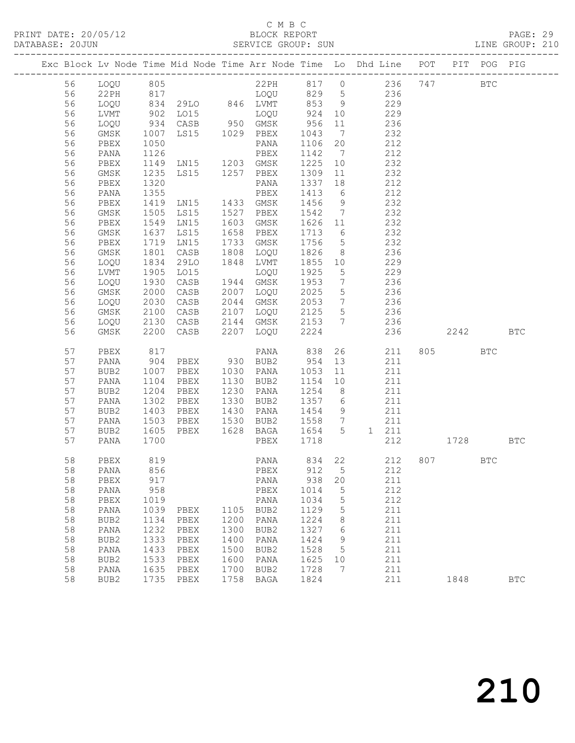C M B C

PRINT DATE: 20/05/12 BLOCK REPORT

DATABASE: 20JUN SERVICE GROUP: SUN LINE GROUP: 210

| Exc | Block | Lv | Node | Time | Mid Node | Time | Arr Node | Time | Lo | Dhd Line | POT | PIT | POG | PIG |
|---|---|---|---|---|---|---|---|---|---|---|---|---|---|---|
| | 56 | | LOQU | 805 | | | 22PH | 817 | 0 | 236 | 747 | | BTC | |
| | 56 | | 22PH | 817 | | | LOQU | 829 | 5 | 236 | | | | |
| | 56 | | LOQU | 834 | 29LO | 846 | LVMT | 853 | 9 | 229 | | | | |
| | 56 | | LVMT | 902 | LO15 | | LOQU | 924 | 10 | 229 | | | | |
| | 56 | | LOQU | 934 | CASB | 950 | GMSK | 956 | 11 | 236 | | | | |
| | 56 | | GMSK | 1007 | LS15 | 1029 | PBEX | 1043 | 7 | 232 | | | | |
| | 56 | | PBEX | 1050 | | | PANA | 1106 | 20 | 212 | | | | |
| | 56 | | PANA | 1126 | | | PBEX | 1142 | 7 | 212 | | | | |
| | 56 | | PBEX | 1149 | LN15 | 1203 | GMSK | 1225 | 10 | 232 | | | | |
| | 56 | | GMSK | 1235 | LS15 | 1257 | PBEX | 1309 | 11 | 232 | | | | |
| | 56 | | PBEX | 1320 | | | PANA | 1337 | 18 | 212 | | | | |
| | 56 | | PANA | 1355 | | | PBEX | 1413 | 6 | 212 | | | | |
| | 56 | | PBEX | 1419 | LN15 | 1433 | GMSK | 1456 | 9 | 232 | | | | |
| | 56 | | GMSK | 1505 | LS15 | 1527 | PBEX | 1542 | 7 | 232 | | | | |
| | 56 | | PBEX | 1549 | LN15 | 1603 | GMSK | 1626 | 11 | 232 | | | | |
| | 56 | | GMSK | 1637 | LS15 | 1658 | PBEX | 1713 | 6 | 232 | | | | |
| | 56 | | PBEX | 1719 | LN15 | 1733 | GMSK | 1756 | 5 | 232 | | | | |
| | 56 | | GMSK | 1801 | CASB | 1808 | LOQU | 1826 | 8 | 236 | | | | |
| | 56 | | LOQU | 1834 | 29LO | 1848 | LVMT | 1855 | 10 | 229 | | | | |
| | 56 | | LVMT | 1905 | LO15 | | LOQU | 1925 | 5 | 229 | | | | |
| | 56 | | LOQU | 1930 | CASB | 1944 | GMSK | 1953 | 7 | 236 | | | | |
| | 56 | | GMSK | 2000 | CASB | 2007 | LOQU | 2025 | 5 | 236 | | | | |
| | 56 | | LOQU | 2030 | CASB | 2044 | GMSK | 2053 | 7 | 236 | | | | |
| | 56 | | GMSK | 2100 | CASB | 2107 | LOQU | 2125 | 5 | 236 | | | | |
| | 56 | | LOQU | 2130 | CASB | 2144 | GMSK | 2153 | 7 | 236 | | | | |
| | 56 | | GMSK | 2200 | CASB | 2207 | LOQU | 2224 | | 236 | | 2242 | | BTC |
| | 57 | | PBEX | 817 | | | PANA | 838 | 26 | 211 | 805 | | BTC | |
| | 57 | | PANA | 904 | PBEX | 930 | BUB2 | 954 | 13 | 211 | | | | |
| | 57 | | BUB2 | 1007 | PBEX | 1030 | PANA | 1053 | 11 | 211 | | | | |
| | 57 | | PANA | 1104 | PBEX | 1130 | BUB2 | 1154 | 10 | 211 | | | | |
| | 57 | | BUB2 | 1204 | PBEX | 1230 | PANA | 1254 | 8 | 211 | | | | |
| | 57 | | PANA | 1302 | PBEX | 1330 | BUB2 | 1357 | 6 | 211 | | | | |
| | 57 | | BUB2 | 1403 | PBEX | 1430 | PANA | 1454 | 9 | 211 | | | | |
| | 57 | | PANA | 1503 | PBEX | 1530 | BUB2 | 1558 | 7 | 211 | | | | |
| | 57 | | BUB2 | 1605 | PBEX | 1628 | BAGA | 1654 | 5 | 1 211 | | | | |
| | 57 | | PANA | 1700 | | | PBEX | 1718 | | 212 | | 1728 | | BTC |
| | 58 | | PBEX | 819 | | | PANA | 834 | 22 | 212 | 807 | | BTC | |
| | 58 | | PANA | 856 | | | PBEX | 912 | 5 | 212 | | | | |
| | 58 | | PBEX | 917 | | | PANA | 938 | 20 | 211 | | | | |
| | 58 | | PANA | 958 | | | PBEX | 1014 | 5 | 212 | | | | |
| | 58 | | PBEX | 1019 | | | PANA | 1034 | 5 | 212 | | | | |
| | 58 | | PANA | 1039 | PBEX | 1105 | BUB2 | 1129 | 5 | 211 | | | | |
| | 58 | | BUB2 | 1134 | PBEX | 1200 | PANA | 1224 | 8 | 211 | | | | |
| | 58 | | PANA | 1232 | PBEX | 1300 | BUB2 | 1327 | 6 | 211 | | | | |
| | 58 | | BUB2 | 1333 | PBEX | 1400 | PANA | 1424 | 9 | 211 | | | | |
| | 58 | | PANA | 1433 | PBEX | 1500 | BUB2 | 1528 | 5 | 211 | | | | |
| | 58 | | BUB2 | 1533 | PBEX | 1600 | PANA | 1625 | 10 | 211 | | | | |
| | 58 | | PANA | 1635 | PBEX | 1700 | BUB2 | 1728 | 7 | 211 | | | | |
| | 58 | | BUB2 | 1735 | PBEX | 1758 | BAGA | 1824 | | 211 | | 1848 | | BTC |

210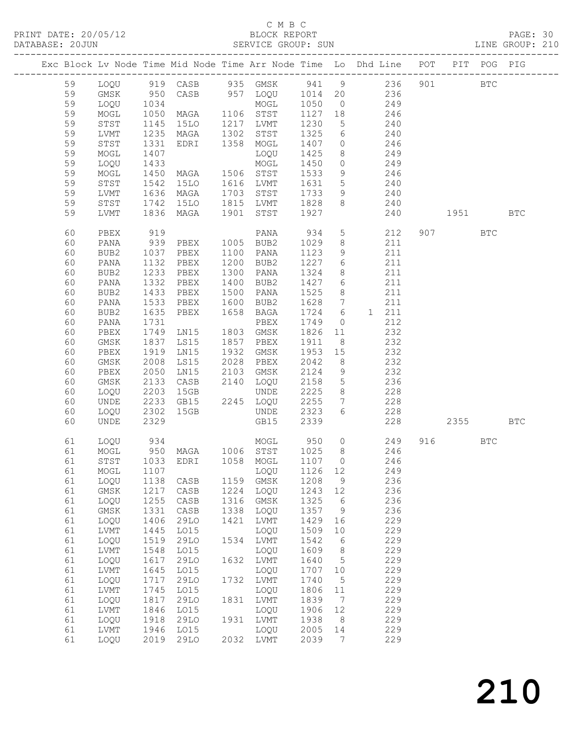C M B C

PRINT DATE: 20/05/12 BLOCK REPORT
DATABASE: 20JUN SERVICE GROUP: SUN LINE GROUP: 210

| Exc | Block | Lv | Node | Time | Mid Node | Time | Arr Node | Time | Lo | Dhd | Line | POT | PIT | POG | PIG |
|---|---|---|---|---|---|---|---|---|---|---|---|---|---|---|---|
| | 59 | | LOQU | 919 | CASB | 935 | GMSK | 941 | 9 | | 236 | 901 | | BTC | |
| | 59 | | GMSK | 950 | CASB | 957 | LOQU | 1014 | 20 | | 236 | | | | |
| | 59 | | LOQU | 1034 | | | MOGL | 1050 | 0 | | 249 | | | | |
| | 59 | | MOGL | 1050 | MAGA | 1106 | STST | 1127 | 18 | | 246 | | | | |
| | 59 | | STST | 1145 | 15LO | 1217 | LVMT | 1230 | 5 | | 240 | | | | |
| | 59 | | LVMT | 1235 | MAGA | 1302 | STST | 1325 | 6 | | 240 | | | | |
| | 59 | | STST | 1331 | EDRI | 1358 | MOGL | 1407 | 0 | | 246 | | | | |
| | 59 | | MOGL | 1407 | | | LOQU | 1425 | 8 | | 249 | | | | |
| | 59 | | LOQU | 1433 | | | MOGL | 1450 | 0 | | 249 | | | | |
| | 59 | | MOGL | 1450 | MAGA | 1506 | STST | 1533 | 9 | | 246 | | | | |
| | 59 | | STST | 1542 | 15LO | 1616 | LVMT | 1631 | 5 | | 240 | | | | |
| | 59 | | LVMT | 1636 | MAGA | 1703 | STST | 1733 | 9 | | 240 | | | | |
| | 59 | | STST | 1742 | 15LO | 1815 | LVMT | 1828 | 8 | | 240 | | | | |
| | 59 | | LVMT | 1836 | MAGA | 1901 | STST | 1927 | | | 240 | | 1951 | | BTC |
| | 60 | | PBEX | 919 | | | PANA | 934 | 5 | | 212 | 907 | | BTC | |
| | 60 | | PANA | 939 | PBEX | 1005 | BUB2 | 1029 | 8 | | 211 | | | | |
| | 60 | | BUB2 | 1037 | PBEX | 1100 | PANA | 1123 | 9 | | 211 | | | | |
| | 60 | | PANA | 1132 | PBEX | 1200 | BUB2 | 1227 | 6 | | 211 | | | | |
| | 60 | | BUB2 | 1233 | PBEX | 1300 | PANA | 1324 | 8 | | 211 | | | | |
| | 60 | | PANA | 1332 | PBEX | 1400 | BUB2 | 1427 | 6 | | 211 | | | | |
| | 60 | | BUB2 | 1433 | PBEX | 1500 | PANA | 1525 | 8 | | 211 | | | | |
| | 60 | | PANA | 1533 | PBEX | 1600 | BUB2 | 1628 | 7 | | 211 | | | | |
| | 60 | | BUB2 | 1635 | PBEX | 1658 | BAGA | 1724 | 6 | 1 | 211 | | | | |
| | 60 | | PANA | 1731 | | | PBEX | 1749 | 0 | | 212 | | | | |
| | 60 | | PBEX | 1749 | LN15 | 1803 | GMSK | 1826 | 11 | | 232 | | | | |
| | 60 | | GMSK | 1837 | LS15 | 1857 | PBEX | 1911 | 8 | | 232 | | | | |
| | 60 | | PBEX | 1919 | LN15 | 1932 | GMSK | 1953 | 15 | | 232 | | | | |
| | 60 | | GMSK | 2008 | LS15 | 2028 | PBEX | 2042 | 8 | | 232 | | | | |
| | 60 | | PBEX | 2050 | LN15 | 2103 | GMSK | 2124 | 9 | | 232 | | | | |
| | 60 | | GMSK | 2133 | CASB | 2140 | LOQU | 2158 | 5 | | 236 | | | | |
| | 60 | | LOQU | 2203 | 15GB | | UNDE | 2225 | 8 | | 228 | | | | |
| | 60 | | UNDE | 2233 | GB15 | 2245 | LOQU | 2255 | 7 | | 228 | | | | |
| | 60 | | LOQU | 2302 | 15GB | | UNDE | 2323 | 6 | | 228 | | | | |
| | 60 | | UNDE | 2329 | | | GB15 | 2339 | | | 228 | | 2355 | | BTC |
| | 61 | | LOQU | 934 | | | MOGL | 950 | 0 | | 249 | 916 | | BTC | |
| | 61 | | MOGL | 950 | MAGA | 1006 | STST | 1025 | 8 | | 246 | | | | |
| | 61 | | STST | 1033 | EDRI | 1058 | MOGL | 1107 | 0 | | 246 | | | | |
| | 61 | | MOGL | 1107 | | | LOQU | 1126 | 12 | | 249 | | | | |
| | 61 | | LOQU | 1138 | CASB | 1159 | GMSK | 1208 | 9 | | 236 | | | | |
| | 61 | | GMSK | 1217 | CASB | 1224 | LOQU | 1243 | 12 | | 236 | | | | |
| | 61 | | LOQU | 1255 | CASB | 1316 | GMSK | 1325 | 6 | | 236 | | | | |
| | 61 | | GMSK | 1331 | CASB | 1338 | LOQU | 1357 | 9 | | 236 | | | | |
| | 61 | | LOQU | 1406 | 29LO | 1421 | LVMT | 1429 | 16 | | 229 | | | | |
| | 61 | | LVMT | 1445 | LO15 | | LOQU | 1509 | 10 | | 229 | | | | |
| | 61 | | LOQU | 1519 | 29LO | 1534 | LVMT | 1542 | 6 | | 229 | | | | |
| | 61 | | LVMT | 1548 | LO15 | | LOQU | 1609 | 8 | | 229 | | | | |
| | 61 | | LOQU | 1617 | 29LO | 1632 | LVMT | 1640 | 5 | | 229 | | | | |
| | 61 | | LVMT | 1645 | LO15 | | LOQU | 1707 | 10 | | 229 | | | | |
| | 61 | | LOQU | 1717 | 29LO | 1732 | LVMT | 1740 | 5 | | 229 | | | | |
| | 61 | | LVMT | 1745 | LO15 | | LOQU | 1806 | 11 | | 229 | | | | |
| | 61 | | LOQU | 1817 | 29LO | 1831 | LVMT | 1839 | 7 | | 229 | | | | |
| | 61 | | LVMT | 1846 | LO15 | | LOQU | 1906 | 12 | | 229 | | | | |
| | 61 | | LOQU | 1918 | 29LO | 1931 | LVMT | 1938 | 8 | | 229 | | | | |
| | 61 | | LVMT | 1946 | LO15 | | LOQU | 2005 | 14 | | 229 | | | | |
| | 61 | | LOQU | 2019 | 29LO | 2032 | LVMT | 2039 | 7 | | 229 | | | | |

210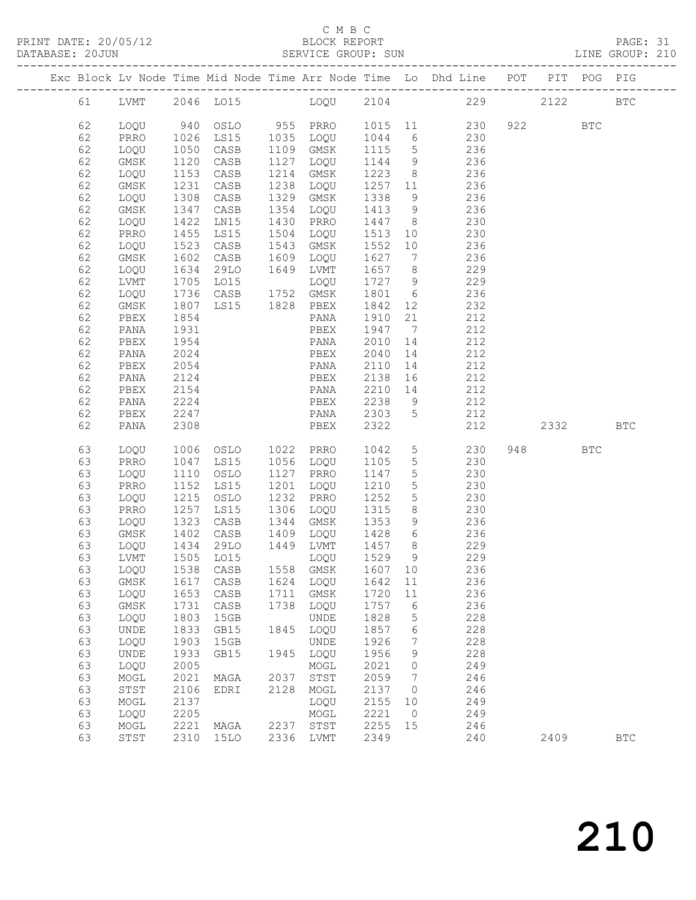C M B C

BLOCK REPORT

SERVICE GROUP: SUN

PRINT DATE: 20/05/12
DATABASE: 20JUN
LINE GROUP: 210

| Exc | Block | Lv | Node | Time | Mid Node | Time | Arr Node | Time | Lo | Dhd Line | POT | PIT | POG | PIG |
|---|---|---|---|---|---|---|---|---|---|---|---|---|---|---|
| | 61 | | LVMT | 2046 | LO15 | | LOQU | 2104 | | 229 | | 2122 | | BTC |
| | 62 | | LOQU | 940 | OSLO | 955 | PRRO | 1015 | 11 | 230 | 922 | | BTC | |
| | 62 | | PRRO | 1026 | LS15 | 1035 | LOQU | 1044 | 6 | 230 | | | | |
| | 62 | | LOQU | 1050 | CASB | 1109 | GMSK | 1115 | 5 | 236 | | | | |
| | 62 | | GMSK | 1120 | CASB | 1127 | LOQU | 1144 | 9 | 236 | | | | |
| | 62 | | LOQU | 1153 | CASB | 1214 | GMSK | 1223 | 8 | 236 | | | | |
| | 62 | | GMSK | 1231 | CASB | 1238 | LOQU | 1257 | 11 | 236 | | | | |
| | 62 | | LOQU | 1308 | CASB | 1329 | GMSK | 1338 | 9 | 236 | | | | |
| | 62 | | GMSK | 1347 | CASB | 1354 | LOQU | 1413 | 9 | 236 | | | | |
| | 62 | | LOQU | 1422 | LN15 | 1430 | PRRO | 1447 | 8 | 230 | | | | |
| | 62 | | PRRO | 1455 | LS15 | 1504 | LOQU | 1513 | 10 | 230 | | | | |
| | 62 | | LOQU | 1523 | CASB | 1543 | GMSK | 1552 | 10 | 236 | | | | |
| | 62 | | GMSK | 1602 | CASB | 1609 | LOQU | 1627 | 7 | 236 | | | | |
| | 62 | | LOQU | 1634 | 29LO | 1649 | LVMT | 1657 | 8 | 229 | | | | |
| | 62 | | LVMT | 1705 | LO15 | | LOQU | 1727 | 9 | 229 | | | | |
| | 62 | | LOQU | 1736 | CASB | 1752 | GMSK | 1801 | 6 | 236 | | | | |
| | 62 | | GMSK | 1807 | LS15 | 1828 | PBEX | 1842 | 12 | 232 | | | | |
| | 62 | | PBEX | 1854 | | | PANA | 1910 | 21 | 212 | | | | |
| | 62 | | PANA | 1931 | | | PBEX | 1947 | 7 | 212 | | | | |
| | 62 | | PBEX | 1954 | | | PANA | 2010 | 14 | 212 | | | | |
| | 62 | | PANA | 2024 | | | PBEX | 2040 | 14 | 212 | | | | |
| | 62 | | PBEX | 2054 | | | PANA | 2110 | 14 | 212 | | | | |
| | 62 | | PANA | 2124 | | | PBEX | 2138 | 16 | 212 | | | | |
| | 62 | | PBEX | 2154 | | | PANA | 2210 | 14 | 212 | | | | |
| | 62 | | PANA | 2224 | | | PBEX | 2238 | 9 | 212 | | | | |
| | 62 | | PBEX | 2247 | | | PANA | 2303 | 5 | 212 | | | | |
| | 62 | | PANA | 2308 | | | PBEX | 2322 | | 212 | | 2332 | | BTC |
| | 63 | | LOQU | 1006 | OSLO | 1022 | PRRO | 1042 | 5 | 230 | 948 | | BTC | |
| | 63 | | PRRO | 1047 | LS15 | 1056 | LOQU | 1105 | 5 | 230 | | | | |
| | 63 | | LOQU | 1110 | OSLO | 1127 | PRRO | 1147 | 5 | 230 | | | | |
| | 63 | | PRRO | 1152 | LS15 | 1201 | LOQU | 1210 | 5 | 230 | | | | |
| | 63 | | LOQU | 1215 | OSLO | 1232 | PRRO | 1252 | 5 | 230 | | | | |
| | 63 | | PRRO | 1257 | LS15 | 1306 | LOQU | 1315 | 8 | 230 | | | | |
| | 63 | | LOQU | 1323 | CASB | 1344 | GMSK | 1353 | 9 | 236 | | | | |
| | 63 | | GMSK | 1402 | CASB | 1409 | LOQU | 1428 | 6 | 236 | | | | |
| | 63 | | LOQU | 1434 | 29LO | 1449 | LVMT | 1457 | 8 | 229 | | | | |
| | 63 | | LVMT | 1505 | LO15 | | LOQU | 1529 | 9 | 229 | | | | |
| | 63 | | LOQU | 1538 | CASB | 1558 | GMSK | 1607 | 10 | 236 | | | | |
| | 63 | | GMSK | 1617 | CASB | 1624 | LOQU | 1642 | 11 | 236 | | | | |
| | 63 | | LOQU | 1653 | CASB | 1711 | GMSK | 1720 | 11 | 236 | | | | |
| | 63 | | GMSK | 1731 | CASB | 1738 | LOQU | 1757 | 6 | 236 | | | | |
| | 63 | | LOQU | 1803 | 15GB | | UNDE | 1828 | 5 | 228 | | | | |
| | 63 | | UNDE | 1833 | GB15 | 1845 | LOQU | 1857 | 6 | 228 | | | | |
| | 63 | | LOQU | 1903 | 15GB | | UNDE | 1926 | 7 | 228 | | | | |
| | 63 | | UNDE | 1933 | GB15 | 1945 | LOQU | 1956 | 9 | 228 | | | | |
| | 63 | | LOQU | 2005 | | | MOGL | 2021 | 0 | 249 | | | | |
| | 63 | | MOGL | 2021 | MAGA | 2037 | STST | 2059 | 7 | 246 | | | | |
| | 63 | | STST | 2106 | EDRI | 2128 | MOGL | 2137 | 0 | 246 | | | | |
| | 63 | | MOGL | 2137 | | | LOQU | 2155 | 10 | 249 | | | | |
| | 63 | | LOQU | 2205 | | | MOGL | 2221 | 0 | 249 | | | | |
| | 63 | | MOGL | 2221 | MAGA | 2237 | STST | 2255 | 15 | 246 | | | | |
| | 63 | | STST | 2310 | 15LO | 2336 | LVMT | 2349 | | 240 | | 2409 | | BTC |

210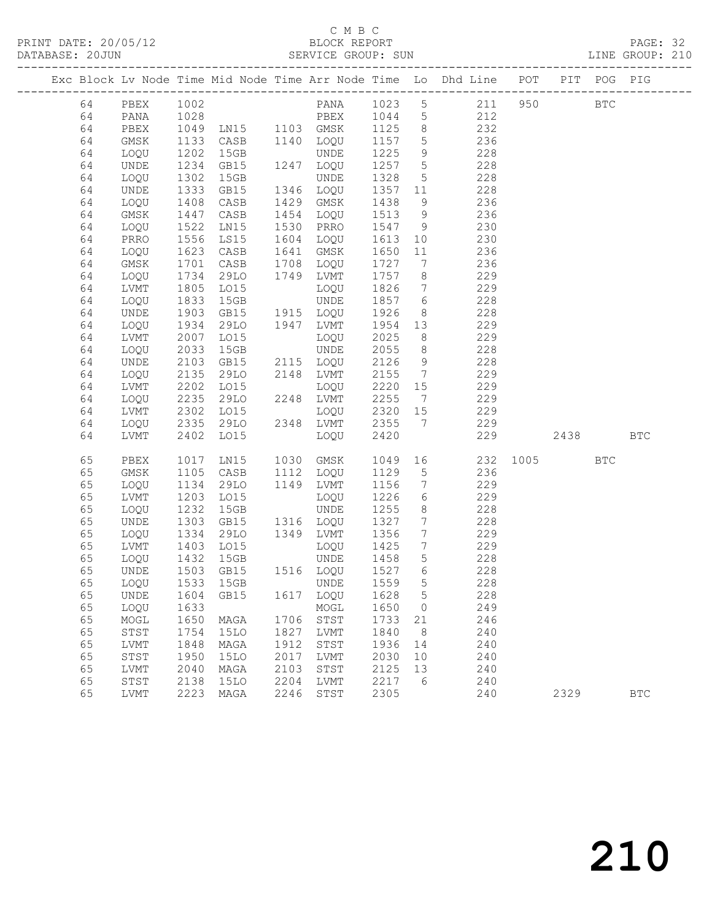C M B C
PRINT DATE: 20/05/12 BLOCK REPORT
DATABASE: 20JUN SERVICE GROUP: SUN LINE GROUP: 210

| Exc | Block | Lv | Node | Time | Mid Node | Time | Arr Node | Time | Lo | Dhd Line | POT | PIT | POG | PIG |
|---|---|---|---|---|---|---|---|---|---|---|---|---|---|---|
| | 64 | | PBEX | 1002 | | | PANA | 1023 | 5 | 211 | 950 | | BTC | |
| | 64 | | PANA | 1028 | | | PBEX | 1044 | 5 | 212 | | | | |
| | 64 | | PBEX | 1049 | LN15 | 1103 | GMSK | 1125 | 8 | 232 | | | | |
| | 64 | | GMSK | 1133 | CASB | 1140 | LOQU | 1157 | 5 | 236 | | | | |
| | 64 | | LOQU | 1202 | 15GB | | UNDE | 1225 | 9 | 228 | | | | |
| | 64 | | UNDE | 1234 | GB15 | 1247 | LOQU | 1257 | 5 | 228 | | | | |
| | 64 | | LOQU | 1302 | 15GB | | UNDE | 1328 | 5 | 228 | | | | |
| | 64 | | UNDE | 1333 | GB15 | 1346 | LOQU | 1357 | 11 | 228 | | | | |
| | 64 | | LOQU | 1408 | CASB | 1429 | GMSK | 1438 | 9 | 236 | | | | |
| | 64 | | GMSK | 1447 | CASB | 1454 | LOQU | 1513 | 9 | 236 | | | | |
| | 64 | | LOQU | 1522 | LN15 | 1530 | PRRO | 1547 | 9 | 230 | | | | |
| | 64 | | PRRO | 1556 | LS15 | 1604 | LOQU | 1613 | 10 | 230 | | | | |
| | 64 | | LOQU | 1623 | CASB | 1641 | GMSK | 1650 | 11 | 236 | | | | |
| | 64 | | GMSK | 1701 | CASB | 1708 | LOQU | 1727 | 7 | 236 | | | | |
| | 64 | | LOQU | 1734 | 29LO | 1749 | LVMT | 1757 | 8 | 229 | | | | |
| | 64 | | LVMT | 1805 | LO15 | | LOQU | 1826 | 7 | 229 | | | | |
| | 64 | | LOQU | 1833 | 15GB | | UNDE | 1857 | 6 | 228 | | | | |
| | 64 | | UNDE | 1903 | GB15 | 1915 | LOQU | 1926 | 8 | 228 | | | | |
| | 64 | | LOQU | 1934 | 29LO | 1947 | LVMT | 1954 | 13 | 229 | | | | |
| | 64 | | LVMT | 2007 | LO15 | | LOQU | 2025 | 8 | 229 | | | | |
| | 64 | | LOQU | 2033 | 15GB | | UNDE | 2055 | 8 | 228 | | | | |
| | 64 | | UNDE | 2103 | GB15 | 2115 | LOQU | 2126 | 9 | 228 | | | | |
| | 64 | | LOQU | 2135 | 29LO | 2148 | LVMT | 2155 | 7 | 229 | | | | |
| | 64 | | LVMT | 2202 | LO15 | | LOQU | 2220 | 15 | 229 | | | | |
| | 64 | | LOQU | 2235 | 29LO | 2248 | LVMT | 2255 | 7 | 229 | | | | |
| | 64 | | LVMT | 2302 | LO15 | | LOQU | 2320 | 15 | 229 | | | | |
| | 64 | | LOQU | 2335 | 29LO | 2348 | LVMT | 2355 | 7 | 229 | | | | |
| | 64 | | LVMT | 2402 | LO15 | | LOQU | 2420 | | 229 | | 2438 | | BTC |
| | 65 | | PBEX | 1017 | LN15 | 1030 | GMSK | 1049 | 16 | 232 | 1005 | | BTC | |
| | 65 | | GMSK | 1105 | CASB | 1112 | LOQU | 1129 | 5 | 236 | | | | |
| | 65 | | LOQU | 1134 | 29LO | 1149 | LVMT | 1156 | 7 | 229 | | | | |
| | 65 | | LVMT | 1203 | LO15 | | LOQU | 1226 | 6 | 229 | | | | |
| | 65 | | LOQU | 1232 | 15GB | | UNDE | 1255 | 8 | 228 | | | | |
| | 65 | | UNDE | 1303 | GB15 | 1316 | LOQU | 1327 | 7 | 228 | | | | |
| | 65 | | LOQU | 1334 | 29LO | 1349 | LVMT | 1356 | 7 | 229 | | | | |
| | 65 | | LVMT | 1403 | LO15 | | LOQU | 1425 | 7 | 229 | | | | |
| | 65 | | LOQU | 1432 | 15GB | | UNDE | 1458 | 5 | 228 | | | | |
| | 65 | | UNDE | 1503 | GB15 | 1516 | LOQU | 1527 | 6 | 228 | | | | |
| | 65 | | LOQU | 1533 | 15GB | | UNDE | 1559 | 5 | 228 | | | | |
| | 65 | | UNDE | 1604 | GB15 | 1617 | LOQU | 1628 | 5 | 228 | | | | |
| | 65 | | LOQU | 1633 | | | MOGL | 1650 | 0 | 249 | | | | |
| | 65 | | MOGL | 1650 | MAGA | 1706 | STST | 1733 | 21 | 246 | | | | |
| | 65 | | STST | 1754 | 15LO | 1827 | LVMT | 1840 | 8 | 240 | | | | |
| | 65 | | LVMT | 1848 | MAGA | 1912 | STST | 1936 | 14 | 240 | | | | |
| | 65 | | STST | 1950 | 15LO | 2017 | LVMT | 2030 | 10 | 240 | | | | |
| | 65 | | LVMT | 2040 | MAGA | 2103 | STST | 2125 | 13 | 240 | | | | |
| | 65 | | STST | 2138 | 15LO | 2204 | LVMT | 2217 | 6 | 240 | | | | |
| | 65 | | LVMT | 2223 | MAGA | 2246 | STST | 2305 | | 240 | | 2329 | | BTC |

210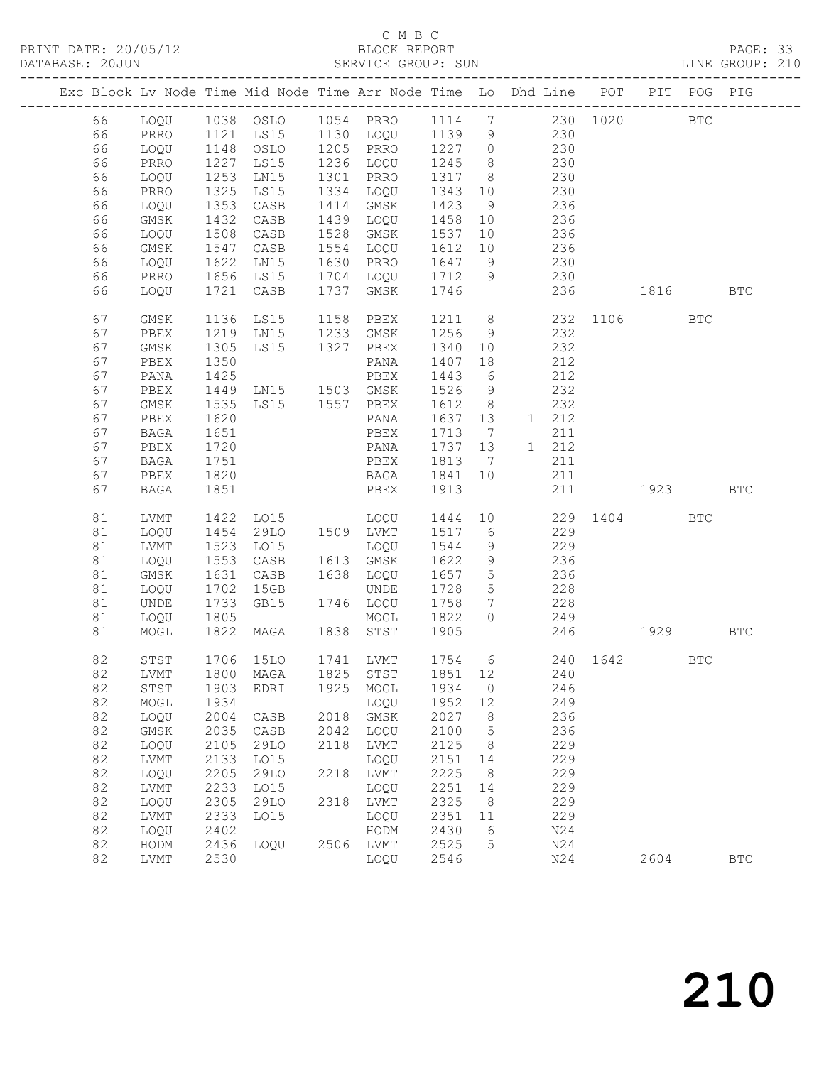C M B C
PRINT DATE: 20/05/12 BLOCK REPORT
DATABASE: 20JUN SERVICE GROUP: SUN LINE GROUP: 210

| Exc | Block | Lv Node | Time | Mid Node | Time | Arr Node | Time | Lo | Dhd Line | POT | PIT | POG | PIG |
|---|---|---|---|---|---|---|---|---|---|---|---|---|---|
| | 66 | LOQU | 1038 | OSLO | 1054 | PRRO | 1114 | 7 | 230 | 1020 | | BTC | |
| | 66 | PRRO | 1121 | LS15 | 1130 | LOQU | 1139 | 9 | 230 | | | | |
| | 66 | LOQU | 1148 | OSLO | 1205 | PRRO | 1227 | 0 | 230 | | | | |
| | 66 | PRRO | 1227 | LS15 | 1236 | LOQU | 1245 | 8 | 230 | | | | |
| | 66 | LOQU | 1253 | LN15 | 1301 | PRRO | 1317 | 8 | 230 | | | | |
| | 66 | PRRO | 1325 | LS15 | 1334 | LOQU | 1343 | 10 | 230 | | | | |
| | 66 | LOQU | 1353 | CASB | 1414 | GMSK | 1423 | 9 | 236 | | | | |
| | 66 | GMSK | 1432 | CASB | 1439 | LOQU | 1458 | 10 | 236 | | | | |
| | 66 | LOQU | 1508 | CASB | 1528 | GMSK | 1537 | 10 | 236 | | | | |
| | 66 | GMSK | 1547 | CASB | 1554 | LOQU | 1612 | 10 | 236 | | | | |
| | 66 | LOQU | 1622 | LN15 | 1630 | PRRO | 1647 | 9 | 230 | | | | |
| | 66 | PRRO | 1656 | LS15 | 1704 | LOQU | 1712 | 9 | 230 | | | | |
| | 66 | LOQU | 1721 | CASB | 1737 | GMSK | 1746 | | 236 | | 1816 | | BTC |
| | 67 | GMSK | 1136 | LS15 | 1158 | PBEX | 1211 | 8 | 232 | 1106 | | BTC | |
| | 67 | PBEX | 1219 | LN15 | 1233 | GMSK | 1256 | 9 | 232 | | | | |
| | 67 | GMSK | 1305 | LS15 | 1327 | PBEX | 1340 | 10 | 232 | | | | |
| | 67 | PBEX | 1350 | | | PANA | 1407 | 18 | 212 | | | | |
| | 67 | PANA | 1425 | | | PBEX | 1443 | 6 | 212 | | | | |
| | 67 | PBEX | 1449 | LN15 | 1503 | GMSK | 1526 | 9 | 232 | | | | |
| | 67 | GMSK | 1535 | LS15 | 1557 | PBEX | 1612 | 8 | 232 | | | | |
| | 67 | PBEX | 1620 | | | PANA | 1637 | 13 | 1 212 | | | | |
| | 67 | BAGA | 1651 | | | PBEX | 1713 | 7 | 211 | | | | |
| | 67 | PBEX | 1720 | | | PANA | 1737 | 13 | 1 212 | | | | |
| | 67 | BAGA | 1751 | | | PBEX | 1813 | 7 | 211 | | | | |
| | 67 | PBEX | 1820 | | | BAGA | 1841 | 10 | 211 | | | | |
| | 67 | BAGA | 1851 | | | PBEX | 1913 | | 211 | | 1923 | | BTC |
| | 81 | LVMT | 1422 | LO15 | | LOQU | 1444 | 10 | 229 | 1404 | | BTC | |
| | 81 | LOQU | 1454 | 29LO | 1509 | LVMT | 1517 | 6 | 229 | | | | |
| | 81 | LVMT | 1523 | LO15 | | LOQU | 1544 | 9 | 229 | | | | |
| | 81 | LOQU | 1553 | CASB | 1613 | GMSK | 1622 | 9 | 236 | | | | |
| | 81 | GMSK | 1631 | CASB | 1638 | LOQU | 1657 | 5 | 236 | | | | |
| | 81 | LOQU | 1702 | 15GB | | UNDE | 1728 | 5 | 228 | | | | |
| | 81 | UNDE | 1733 | GB15 | 1746 | LOQU | 1758 | 7 | 228 | | | | |
| | 81 | LOQU | 1805 | | | MOGL | 1822 | 0 | 249 | | | | |
| | 81 | MOGL | 1822 | MAGA | 1838 | STST | 1905 | | 246 | | 1929 | | BTC |
| | 82 | STST | 1706 | 15LO | 1741 | LVMT | 1754 | 6 | 240 | 1642 | | BTC | |
| | 82 | LVMT | 1800 | MAGA | 1825 | STST | 1851 | 12 | 240 | | | | |
| | 82 | STST | 1903 | EDRI | 1925 | MOGL | 1934 | 0 | 246 | | | | |
| | 82 | MOGL | 1934 | | | LOQU | 1952 | 12 | 249 | | | | |
| | 82 | LOQU | 2004 | CASB | 2018 | GMSK | 2027 | 8 | 236 | | | | |
| | 82 | GMSK | 2035 | CASB | 2042 | LOQU | 2100 | 5 | 236 | | | | |
| | 82 | LOQU | 2105 | 29LO | 2118 | LVMT | 2125 | 8 | 229 | | | | |
| | 82 | LVMT | 2133 | LO15 | | LOQU | 2151 | 14 | 229 | | | | |
| | 82 | LOQU | 2205 | 29LO | 2218 | LVMT | 2225 | 8 | 229 | | | | |
| | 82 | LVMT | 2233 | LO15 | | LOQU | 2251 | 14 | 229 | | | | |
| | 82 | LOQU | 2305 | 29LO | 2318 | LVMT | 2325 | 8 | 229 | | | | |
| | 82 | LVMT | 2333 | LO15 | | LOQU | 2351 | 11 | 229 | | | | |
| | 82 | LOQU | 2402 | | | HODM | 2430 | 6 | N24 | | | | |
| | 82 | HODM | 2436 | LOQU | 2506 | LVMT | 2525 | 5 | N24 | | | | |
| | 82 | LVMT | 2530 | | | LOQU | 2546 | | N24 | | 2604 | | BTC |

210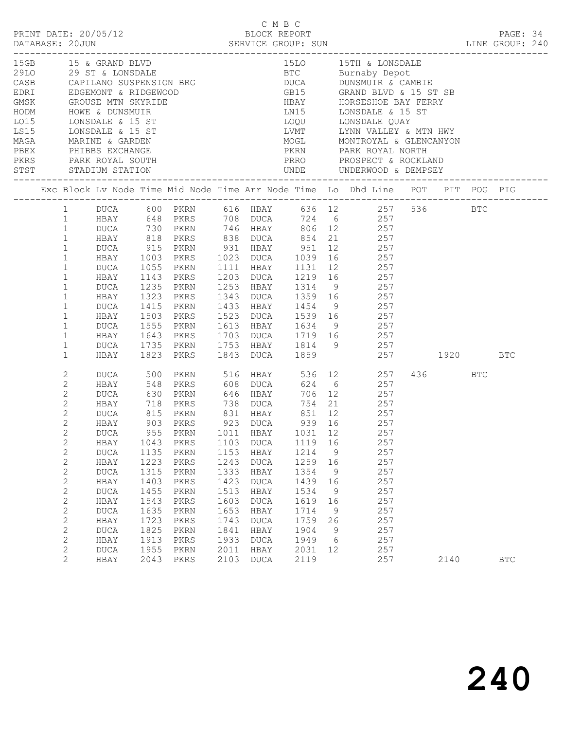C M B C

PRINT DATE: 20/05/12 BLOCK REPORT

DATABASE: 20JUN SERVICE GROUP: SUN LINE GROUP: 240

| Code | Description | Code | Description |
|---|---|---|---|
| 15GB | 15 & GRAND BLVD | 15LO | 15TH & LONSDALE |
| 29LO | 29 ST & LONSDALE | BTC | Burnaby Depot |
| CASB | CAPILANO SUSPENSION BRG | DUCA | DUNSMUIR & CAMBIE |
| EDRI | EDGEMONT & RIDGEWOOD | GB15 | GRAND BLVD & 15 ST SB |
| GMSK | GROUSE MTN SKYRIDE | HBAY | HORSESHOE BAY FERRY |
| HODM | HOWE & DUNSMUIR | LN15 | LONSDALE & 15 ST |
| LO15 | LONSDALE & 15 ST | LOQU | LONSDALE QUAY |
| LS15 | LONSDALE & 15 ST | LVMT | LYNN VALLEY & MTN HWY |
| MAGA | MARINE & GARDEN | MOGL | MONTROYAL & GLENCANYON |
| PBEX | PHIBBS EXCHANGE | PKRN | PARK ROYAL NORTH |
| PKRS | PARK ROYAL SOUTH | PRRO | PROSPECT & ROCKLAND |
| STST | STADIUM STATION | UNDE | UNDERWOOD & DEMPSEY |

| Exc | Block | Lv Node | Time | Mid Node | Time | Arr Node | Time | Lo | Dhd Line | POT | PIT | POG | PIG |
|---|---|---|---|---|---|---|---|---|---|---|---|---|---|
| | 1 | DUCA | 600 | PKRN | 616 | HBAY | 636 | 12 | 257 | 536 | | BTC | |
| | 1 | HBAY | 648 | PKRS | 708 | DUCA | 724 | 6 | 257 | | | | |
| | 1 | DUCA | 730 | PKRN | 746 | HBAY | 806 | 12 | 257 | | | | |
| | 1 | HBAY | 818 | PKRS | 838 | DUCA | 854 | 21 | 257 | | | | |
| | 1 | DUCA | 915 | PKRN | 931 | HBAY | 951 | 12 | 257 | | | | |
| | 1 | HBAY | 1003 | PKRS | 1023 | DUCA | 1039 | 16 | 257 | | | | |
| | 1 | DUCA | 1055 | PKRN | 1111 | HBAY | 1131 | 12 | 257 | | | | |
| | 1 | HBAY | 1143 | PKRS | 1203 | DUCA | 1219 | 16 | 257 | | | | |
| | 1 | DUCA | 1235 | PKRN | 1253 | HBAY | 1314 | 9 | 257 | | | | |
| | 1 | HBAY | 1323 | PKRS | 1343 | DUCA | 1359 | 16 | 257 | | | | |
| | 1 | DUCA | 1415 | PKRN | 1433 | HBAY | 1454 | 9 | 257 | | | | |
| | 1 | HBAY | 1503 | PKRS | 1523 | DUCA | 1539 | 16 | 257 | | | | |
| | 1 | DUCA | 1555 | PKRN | 1613 | HBAY | 1634 | 9 | 257 | | | | |
| | 1 | HBAY | 1643 | PKRS | 1703 | DUCA | 1719 | 16 | 257 | | | | |
| | 1 | DUCA | 1735 | PKRN | 1753 | HBAY | 1814 | 9 | 257 | | | | |
| | 1 | HBAY | 1823 | PKRS | 1843 | DUCA | 1859 | | 257 | | 1920 | | BTC |
| | 2 | DUCA | 500 | PKRN | 516 | HBAY | 536 | 12 | 257 | 436 | | BTC | |
| | 2 | HBAY | 548 | PKRS | 608 | DUCA | 624 | 6 | 257 | | | | |
| | 2 | DUCA | 630 | PKRN | 646 | HBAY | 706 | 12 | 257 | | | | |
| | 2 | HBAY | 718 | PKRS | 738 | DUCA | 754 | 21 | 257 | | | | |
| | 2 | DUCA | 815 | PKRN | 831 | HBAY | 851 | 12 | 257 | | | | |
| | 2 | HBAY | 903 | PKRS | 923 | DUCA | 939 | 16 | 257 | | | | |
| | 2 | DUCA | 955 | PKRN | 1011 | HBAY | 1031 | 12 | 257 | | | | |
| | 2 | HBAY | 1043 | PKRS | 1103 | DUCA | 1119 | 16 | 257 | | | | |
| | 2 | DUCA | 1135 | PKRN | 1153 | HBAY | 1214 | 9 | 257 | | | | |
| | 2 | HBAY | 1223 | PKRS | 1243 | DUCA | 1259 | 16 | 257 | | | | |
| | 2 | DUCA | 1315 | PKRN | 1333 | HBAY | 1354 | 9 | 257 | | | | |
| | 2 | HBAY | 1403 | PKRS | 1423 | DUCA | 1439 | 16 | 257 | | | | |
| | 2 | DUCA | 1455 | PKRN | 1513 | HBAY | 1534 | 9 | 257 | | | | |
| | 2 | HBAY | 1543 | PKRS | 1603 | DUCA | 1619 | 16 | 257 | | | | |
| | 2 | DUCA | 1635 | PKRN | 1653 | HBAY | 1714 | 9 | 257 | | | | |
| | 2 | HBAY | 1723 | PKRS | 1743 | DUCA | 1759 | 26 | 257 | | | | |
| | 2 | DUCA | 1825 | PKRN | 1841 | HBAY | 1904 | 9 | 257 | | | | |
| | 2 | HBAY | 1913 | PKRS | 1933 | DUCA | 1949 | 6 | 257 | | | | |
| | 2 | DUCA | 1955 | PKRN | 2011 | HBAY | 2031 | 12 | 257 | | | | |
| | 2 | HBAY | 2043 | PKRS | 2103 | DUCA | 2119 | | 257 | | 2140 | | BTC |

240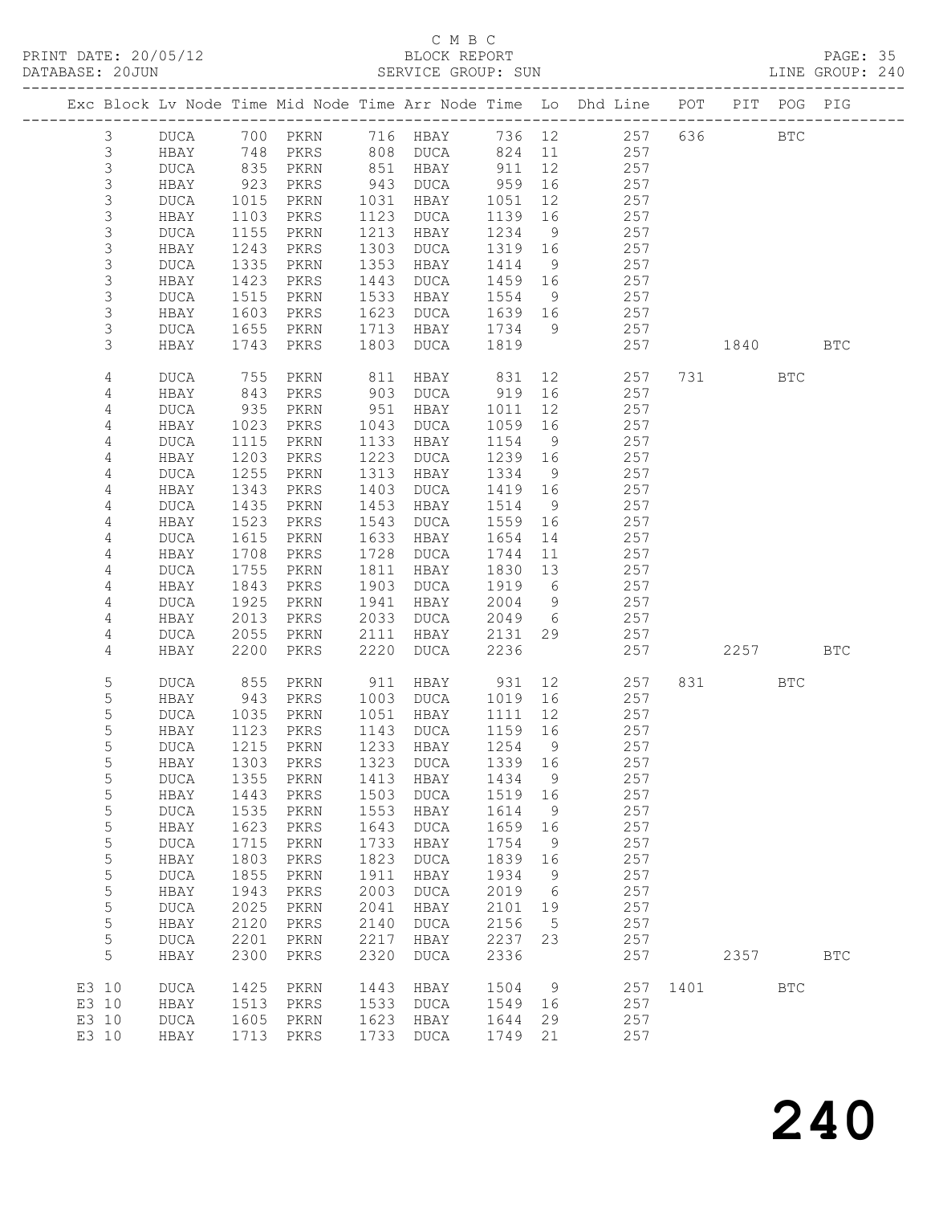C M B C

PRINT DATE: 20/05/12 BLOCK REPORT PAGE: 35
DATABASE: 20JUN SERVICE GROUP: SUN LINE GROUP: 240

| Exc | Block | Lv | Node | Time | Mid Node | Time | Arr Node | Time | Lo | Dhd Line | POT | PIT | POG | PIG |
|---|---|---|---|---|---|---|---|---|---|---|---|---|---|---|
| | 3 | | DUCA | 700 | PKRN | 716 | HBAY | 736 | 12 | 257 | 636 | | BTC | |
| | 3 | | HBAY | 748 | PKRS | 808 | DUCA | 824 | 11 | 257 | | | | |
| | 3 | | DUCA | 835 | PKRN | 851 | HBAY | 911 | 12 | 257 | | | | |
| | 3 | | HBAY | 923 | PKRS | 943 | DUCA | 959 | 16 | 257 | | | | |
| | 3 | | DUCA | 1015 | PKRN | 1031 | HBAY | 1051 | 12 | 257 | | | | |
| | 3 | | HBAY | 1103 | PKRS | 1123 | DUCA | 1139 | 16 | 257 | | | | |
| | 3 | | DUCA | 1155 | PKRN | 1213 | HBAY | 1234 | 9 | 257 | | | | |
| | 3 | | HBAY | 1243 | PKRS | 1303 | DUCA | 1319 | 16 | 257 | | | | |
| | 3 | | DUCA | 1335 | PKRN | 1353 | HBAY | 1414 | 9 | 257 | | | | |
| | 3 | | HBAY | 1423 | PKRS | 1443 | DUCA | 1459 | 16 | 257 | | | | |
| | 3 | | DUCA | 1515 | PKRN | 1533 | HBAY | 1554 | 9 | 257 | | | | |
| | 3 | | HBAY | 1603 | PKRS | 1623 | DUCA | 1639 | 16 | 257 | | | | |
| | 3 | | DUCA | 1655 | PKRN | 1713 | HBAY | 1734 | 9 | 257 | | | | |
| | 3 | | HBAY | 1743 | PKRS | 1803 | DUCA | 1819 | | 257 | | 1840 | | BTC |
| | 4 | | DUCA | 755 | PKRN | 811 | HBAY | 831 | 12 | 257 | 731 | | BTC | |
| | 4 | | HBAY | 843 | PKRS | 903 | DUCA | 919 | 16 | 257 | | | | |
| | 4 | | DUCA | 935 | PKRN | 951 | HBAY | 1011 | 12 | 257 | | | | |
| | 4 | | HBAY | 1023 | PKRS | 1043 | DUCA | 1059 | 16 | 257 | | | | |
| | 4 | | DUCA | 1115 | PKRN | 1133 | HBAY | 1154 | 9 | 257 | | | | |
| | 4 | | HBAY | 1203 | PKRS | 1223 | DUCA | 1239 | 16 | 257 | | | | |
| | 4 | | DUCA | 1255 | PKRN | 1313 | HBAY | 1334 | 9 | 257 | | | | |
| | 4 | | HBAY | 1343 | PKRS | 1403 | DUCA | 1419 | 16 | 257 | | | | |
| | 4 | | DUCA | 1435 | PKRN | 1453 | HBAY | 1514 | 9 | 257 | | | | |
| | 4 | | HBAY | 1523 | PKRS | 1543 | DUCA | 1559 | 16 | 257 | | | | |
| | 4 | | DUCA | 1615 | PKRN | 1633 | HBAY | 1654 | 14 | 257 | | | | |
| | 4 | | HBAY | 1708 | PKRS | 1728 | DUCA | 1744 | 11 | 257 | | | | |
| | 4 | | DUCA | 1755 | PKRN | 1811 | HBAY | 1830 | 13 | 257 | | | | |
| | 4 | | HBAY | 1843 | PKRS | 1903 | DUCA | 1919 | 6 | 257 | | | | |
| | 4 | | DUCA | 1925 | PKRN | 1941 | HBAY | 2004 | 9 | 257 | | | | |
| | 4 | | HBAY | 2013 | PKRS | 2033 | DUCA | 2049 | 6 | 257 | | | | |
| | 4 | | DUCA | 2055 | PKRN | 2111 | HBAY | 2131 | 29 | 257 | | | | |
| | 4 | | HBAY | 2200 | PKRS | 2220 | DUCA | 2236 | | 257 | | 2257 | | BTC |
| | 5 | | DUCA | 855 | PKRN | 911 | HBAY | 931 | 12 | 257 | 831 | | BTC | |
| | 5 | | HBAY | 943 | PKRS | 1003 | DUCA | 1019 | 16 | 257 | | | | |
| | 5 | | DUCA | 1035 | PKRN | 1051 | HBAY | 1111 | 12 | 257 | | | | |
| | 5 | | HBAY | 1123 | PKRS | 1143 | DUCA | 1159 | 16 | 257 | | | | |
| | 5 | | DUCA | 1215 | PKRN | 1233 | HBAY | 1254 | 9 | 257 | | | | |
| | 5 | | HBAY | 1303 | PKRS | 1323 | DUCA | 1339 | 16 | 257 | | | | |
| | 5 | | DUCA | 1355 | PKRN | 1413 | HBAY | 1434 | 9 | 257 | | | | |
| | 5 | | HBAY | 1443 | PKRS | 1503 | DUCA | 1519 | 16 | 257 | | | | |
| | 5 | | DUCA | 1535 | PKRN | 1553 | HBAY | 1614 | 9 | 257 | | | | |
| | 5 | | HBAY | 1623 | PKRS | 1643 | DUCA | 1659 | 16 | 257 | | | | |
| | 5 | | DUCA | 1715 | PKRN | 1733 | HBAY | 1754 | 9 | 257 | | | | |
| | 5 | | HBAY | 1803 | PKRS | 1823 | DUCA | 1839 | 16 | 257 | | | | |
| | 5 | | DUCA | 1855 | PKRN | 1911 | HBAY | 1934 | 9 | 257 | | | | |
| | 5 | | HBAY | 1943 | PKRS | 2003 | DUCA | 2019 | 6 | 257 | | | | |
| | 5 | | DUCA | 2025 | PKRN | 2041 | HBAY | 2101 | 19 | 257 | | | | |
| | 5 | | HBAY | 2120 | PKRS | 2140 | DUCA | 2156 | 5 | 257 | | | | |
| | 5 | | DUCA | 2201 | PKRN | 2217 | HBAY | 2237 | 23 | 257 | | | | |
| | 5 | | HBAY | 2300 | PKRS | 2320 | DUCA | 2336 | | 257 | | 2357 | | BTC |
| E3 | 10 | | DUCA | 1425 | PKRN | 1443 | HBAY | 1504 | 9 | 257 | 1401 | | BTC | |
| E3 | 10 | | HBAY | 1513 | PKRS | 1533 | DUCA | 1549 | 16 | 257 | | | | |
| E3 | 10 | | DUCA | 1605 | PKRN | 1623 | HBAY | 1644 | 29 | 257 | | | | |
| E3 | 10 | | HBAY | 1713 | PKRS | 1733 | DUCA | 1749 | 21 | 257 | | | | |

240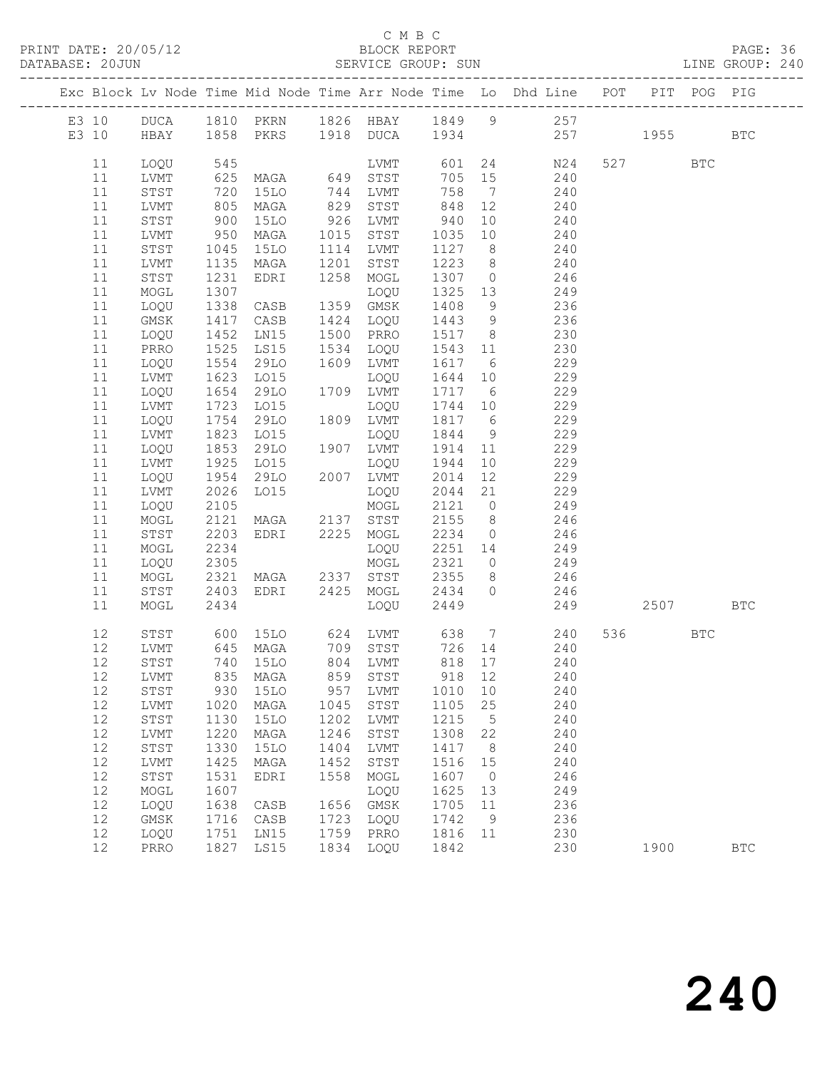C M B C

PRINT DATE: 20/05/12 BLOCK REPORT PAGE: 36
DATABASE: 20JUN SERVICE GROUP: SUN LINE GROUP: 240

| Exc | Block | Lv | Node | Time | Mid Node | Time | Arr Node | Time | Lo | Dhd Line | POT | PIT | POG | PIG |
|---|---|---|---|---|---|---|---|---|---|---|---|---|---|---|
| E3 | 10 | | DUCA | 1810 | PKRN | 1826 | HBAY | 1849 | 9 | 257 | | | | |
| E3 | 10 | | HBAY | 1858 | PKRS | 1918 | DUCA | 1934 | | 257 | | 1955 | | BTC |
| | 11 | | LOQU | 545 | | | LVMT | 601 | 24 | N24 | 527 | | BTC | |
| | 11 | | LVMT | 625 | MAGA | 649 | STST | 705 | 15 | 240 | | | | |
| | 11 | | STST | 720 | 15LO | 744 | LVMT | 758 | 7 | 240 | | | | |
| | 11 | | LVMT | 805 | MAGA | 829 | STST | 848 | 12 | 240 | | | | |
| | 11 | | STST | 900 | 15LO | 926 | LVMT | 940 | 10 | 240 | | | | |
| | 11 | | LVMT | 950 | MAGA | 1015 | STST | 1035 | 10 | 240 | | | | |
| | 11 | | STST | 1045 | 15LO | 1114 | LVMT | 1127 | 8 | 240 | | | | |
| | 11 | | LVMT | 1135 | MAGA | 1201 | STST | 1223 | 8 | 240 | | | | |
| | 11 | | STST | 1231 | EDRI | 1258 | MOGL | 1307 | 0 | 246 | | | | |
| | 11 | | MOGL | 1307 | | | LOQU | 1325 | 13 | 249 | | | | |
| | 11 | | LOQU | 1338 | CASB | 1359 | GMSK | 1408 | 9 | 236 | | | | |
| | 11 | | GMSK | 1417 | CASB | 1424 | LOQU | 1443 | 9 | 236 | | | | |
| | 11 | | LOQU | 1452 | LN15 | 1500 | PRRO | 1517 | 8 | 230 | | | | |
| | 11 | | PRRO | 1525 | LS15 | 1534 | LOQU | 1543 | 11 | 230 | | | | |
| | 11 | | LOQU | 1554 | 29LO | 1609 | LVMT | 1617 | 6 | 229 | | | | |
| | 11 | | LVMT | 1623 | LO15 | | LOQU | 1644 | 10 | 229 | | | | |
| | 11 | | LOQU | 1654 | 29LO | 1709 | LVMT | 1717 | 6 | 229 | | | | |
| | 11 | | LVMT | 1723 | LO15 | | LOQU | 1744 | 10 | 229 | | | | |
| | 11 | | LOQU | 1754 | 29LO | 1809 | LVMT | 1817 | 6 | 229 | | | | |
| | 11 | | LVMT | 1823 | LO15 | | LOQU | 1844 | 9 | 229 | | | | |
| | 11 | | LOQU | 1853 | 29LO | 1907 | LVMT | 1914 | 11 | 229 | | | | |
| | 11 | | LVMT | 1925 | LO15 | | LOQU | 1944 | 10 | 229 | | | | |
| | 11 | | LOQU | 1954 | 29LO | 2007 | LVMT | 2014 | 12 | 229 | | | | |
| | 11 | | LVMT | 2026 | LO15 | | LOQU | 2044 | 21 | 229 | | | | |
| | 11 | | LOQU | 2105 | | | MOGL | 2121 | 0 | 249 | | | | |
| | 11 | | MOGL | 2121 | MAGA | 2137 | STST | 2155 | 8 | 246 | | | | |
| | 11 | | STST | 2203 | EDRI | 2225 | MOGL | 2234 | 0 | 246 | | | | |
| | 11 | | MOGL | 2234 | | | LOQU | 2251 | 14 | 249 | | | | |
| | 11 | | LOQU | 2305 | | | MOGL | 2321 | 0 | 249 | | | | |
| | 11 | | MOGL | 2321 | MAGA | 2337 | STST | 2355 | 8 | 246 | | | | |
| | 11 | | STST | 2403 | EDRI | 2425 | MOGL | 2434 | 0 | 246 | | | | |
| | 11 | | MOGL | 2434 | | | LOQU | 2449 | | 249 | | 2507 | | BTC |
| | 12 | | STST | 600 | 15LO | 624 | LVMT | 638 | 7 | 240 | 536 | | BTC | |
| | 12 | | LVMT | 645 | MAGA | 709 | STST | 726 | 14 | 240 | | | | |
| | 12 | | STST | 740 | 15LO | 804 | LVMT | 818 | 17 | 240 | | | | |
| | 12 | | LVMT | 835 | MAGA | 859 | STST | 918 | 12 | 240 | | | | |
| | 12 | | STST | 930 | 15LO | 957 | LVMT | 1010 | 10 | 240 | | | | |
| | 12 | | LVMT | 1020 | MAGA | 1045 | STST | 1105 | 25 | 240 | | | | |
| | 12 | | STST | 1130 | 15LO | 1202 | LVMT | 1215 | 5 | 240 | | | | |
| | 12 | | LVMT | 1220 | MAGA | 1246 | STST | 1308 | 22 | 240 | | | | |
| | 12 | | STST | 1330 | 15LO | 1404 | LVMT | 1417 | 8 | 240 | | | | |
| | 12 | | LVMT | 1425 | MAGA | 1452 | STST | 1516 | 15 | 240 | | | | |
| | 12 | | STST | 1531 | EDRI | 1558 | MOGL | 1607 | 0 | 246 | | | | |
| | 12 | | MOGL | 1607 | | | LOQU | 1625 | 13 | 249 | | | | |
| | 12 | | LOQU | 1638 | CASB | 1656 | GMSK | 1705 | 11 | 236 | | | | |
| | 12 | | GMSK | 1716 | CASB | 1723 | LOQU | 1742 | 9 | 236 | | | | |
| | 12 | | LOQU | 1751 | LN15 | 1759 | PRRO | 1816 | 11 | 230 | | | | |
| | 12 | | PRRO | 1827 | LS15 | 1834 | LOQU | 1842 | | 230 | | 1900 | | BTC |

# 240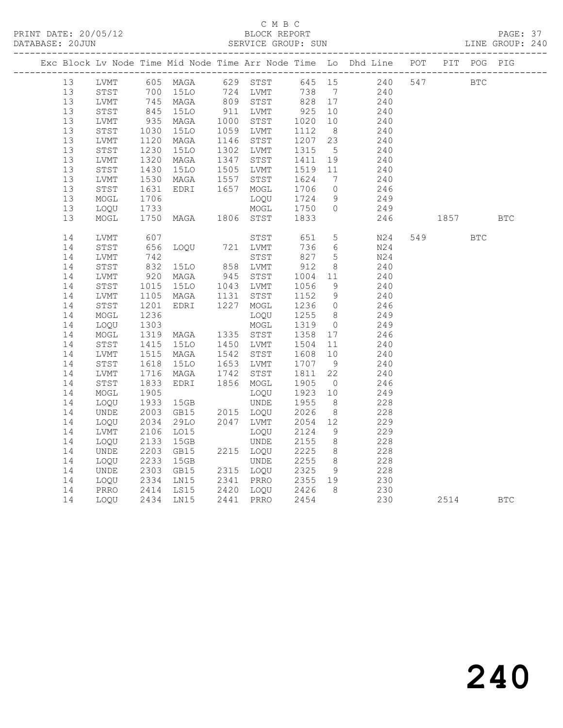C M B C

PRINT DATE: 20/05/12 BLOCK REPORT

DATABASE: 20JUN SERVICE GROUP: SUN LINE GROUP: 240

| Exc | Block | Lv | Node | Time | Mid Node | Time | Arr Node | Time | Lo | Dhd Line | POT | PIT | POG | PIG |
|---|---|---|---|---|---|---|---|---|---|---|---|---|---|---|
| | 13 | | LVMT | 605 | MAGA | 629 | STST | 645 | 15 | 240 | 547 | | BTC | |
| | 13 | | STST | 700 | 15LO | 724 | LVMT | 738 | 7 | 240 | | | | |
| | 13 | | LVMT | 745 | MAGA | 809 | STST | 828 | 17 | 240 | | | | |
| | 13 | | STST | 845 | 15LO | 911 | LVMT | 925 | 10 | 240 | | | | |
| | 13 | | LVMT | 935 | MAGA | 1000 | STST | 1020 | 10 | 240 | | | | |
| | 13 | | STST | 1030 | 15LO | 1059 | LVMT | 1112 | 8 | 240 | | | | |
| | 13 | | LVMT | 1120 | MAGA | 1146 | STST | 1207 | 23 | 240 | | | | |
| | 13 | | STST | 1230 | 15LO | 1302 | LVMT | 1315 | 5 | 240 | | | | |
| | 13 | | LVMT | 1320 | MAGA | 1347 | STST | 1411 | 19 | 240 | | | | |
| | 13 | | STST | 1430 | 15LO | 1505 | LVMT | 1519 | 11 | 240 | | | | |
| | 13 | | LVMT | 1530 | MAGA | 1557 | STST | 1624 | 7 | 240 | | | | |
| | 13 | | STST | 1631 | EDRI | 1657 | MOGL | 1706 | 0 | 246 | | | | |
| | 13 | | MOGL | 1706 | | | LOQU | 1724 | 9 | 249 | | | | |
| | 13 | | LOQU | 1733 | | | MOGL | 1750 | 0 | 249 | | | | |
| | 13 | | MOGL | 1750 | MAGA | 1806 | STST | 1833 | | 246 | | 1857 | | BTC |
| | 14 | | LVMT | 607 | | | STST | 651 | 5 | N24 | 549 | | BTC | |
| | 14 | | STST | 656 | LOQU | 721 | LVMT | 736 | 6 | N24 | | | | |
| | 14 | | LVMT | 742 | | | STST | 827 | 5 | N24 | | | | |
| | 14 | | STST | 832 | 15LO | 858 | LVMT | 912 | 8 | 240 | | | | |
| | 14 | | LVMT | 920 | MAGA | 945 | STST | 1004 | 11 | 240 | | | | |
| | 14 | | STST | 1015 | 15LO | 1043 | LVMT | 1056 | 9 | 240 | | | | |
| | 14 | | LVMT | 1105 | MAGA | 1131 | STST | 1152 | 9 | 240 | | | | |
| | 14 | | STST | 1201 | EDRI | 1227 | MOGL | 1236 | 0 | 246 | | | | |
| | 14 | | MOGL | 1236 | | | LOQU | 1255 | 8 | 249 | | | | |
| | 14 | | LOQU | 1303 | | | MOGL | 1319 | 0 | 249 | | | | |
| | 14 | | MOGL | 1319 | MAGA | 1335 | STST | 1358 | 17 | 246 | | | | |
| | 14 | | STST | 1415 | 15LO | 1450 | LVMT | 1504 | 11 | 240 | | | | |
| | 14 | | LVMT | 1515 | MAGA | 1542 | STST | 1608 | 10 | 240 | | | | |
| | 14 | | STST | 1618 | 15LO | 1653 | LVMT | 1707 | 9 | 240 | | | | |
| | 14 | | LVMT | 1716 | MAGA | 1742 | STST | 1811 | 22 | 240 | | | | |
| | 14 | | STST | 1833 | EDRI | 1856 | MOGL | 1905 | 0 | 246 | | | | |
| | 14 | | MOGL | 1905 | | | LOQU | 1923 | 10 | 249 | | | | |
| | 14 | | LOQU | 1933 | 15GB | | UNDE | 1955 | 8 | 228 | | | | |
| | 14 | | UNDE | 2003 | GB15 | 2015 | LOQU | 2026 | 8 | 228 | | | | |
| | 14 | | LOQU | 2034 | 29LO | 2047 | LVMT | 2054 | 12 | 229 | | | | |
| | 14 | | LVMT | 2106 | LO15 | | LOQU | 2124 | 9 | 229 | | | | |
| | 14 | | LOQU | 2133 | 15GB | | UNDE | 2155 | 8 | 228 | | | | |
| | 14 | | UNDE | 2203 | GB15 | 2215 | LOQU | 2225 | 8 | 228 | | | | |
| | 14 | | LOQU | 2233 | 15GB | | UNDE | 2255 | 8 | 228 | | | | |
| | 14 | | UNDE | 2303 | GB15 | 2315 | LOQU | 2325 | 9 | 228 | | | | |
| | 14 | | LOQU | 2334 | LN15 | 2341 | PRRO | 2355 | 19 | 230 | | | | |
| | 14 | | PRRO | 2414 | LS15 | 2420 | LOQU | 2426 | 8 | 230 | | | | |
| | 14 | | LOQU | 2434 | LN15 | 2441 | PRRO | 2454 | | 230 | | 2514 | | BTC |

240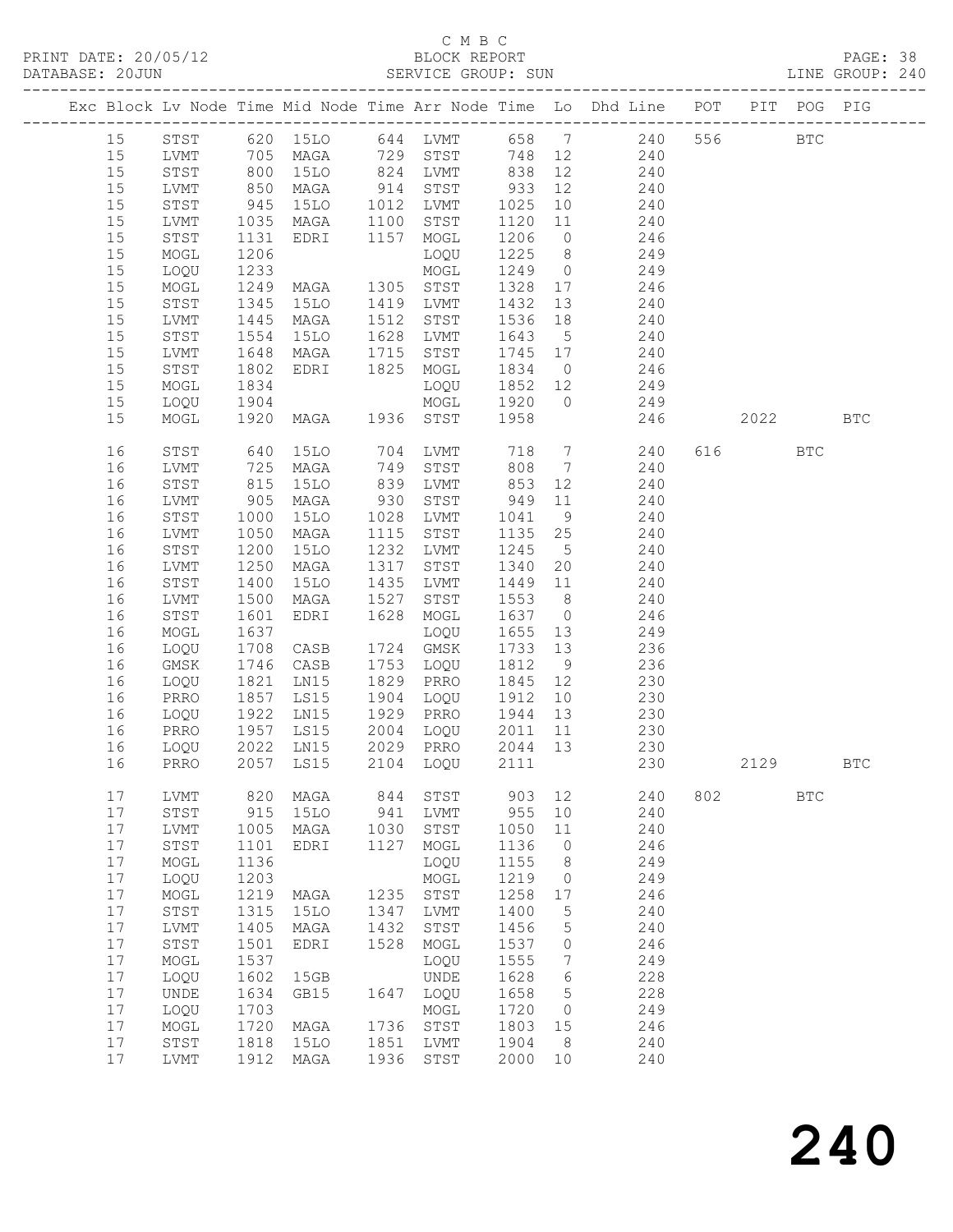C M B C

PRINT DATE: 20/05/12 BLOCK REPORT

DATABASE: 20JUN SERVICE GROUP: SUN LINE GROUP: 240

| Exc | Block | Lv | Node | Time | Mid Node | Time | Arr Node | Time | Lo | Dhd Line | POT | PIT | POG | PIG |
|---|---|---|---|---|---|---|---|---|---|---|---|---|---|---|
| | 15 | | STST | 620 | 15LO | 644 | LVMT | 658 | 7 | 240 | 556 | | BTC | |
| | 15 | | LVMT | 705 | MAGA | 729 | STST | 748 | 12 | 240 | | | | |
| | 15 | | STST | 800 | 15LO | 824 | LVMT | 838 | 12 | 240 | | | | |
| | 15 | | LVMT | 850 | MAGA | 914 | STST | 933 | 12 | 240 | | | | |
| | 15 | | STST | 945 | 15LO | 1012 | LVMT | 1025 | 10 | 240 | | | | |
| | 15 | | LVMT | 1035 | MAGA | 1100 | STST | 1120 | 11 | 240 | | | | |
| | 15 | | STST | 1131 | EDRI | 1157 | MOGL | 1206 | 0 | 246 | | | | |
| | 15 | | MOGL | 1206 | | | LOQU | 1225 | 8 | 249 | | | | |
| | 15 | | LOQU | 1233 | | | MOGL | 1249 | 0 | 249 | | | | |
| | 15 | | MOGL | 1249 | MAGA | 1305 | STST | 1328 | 17 | 246 | | | | |
| | 15 | | STST | 1345 | 15LO | 1419 | LVMT | 1432 | 13 | 240 | | | | |
| | 15 | | LVMT | 1445 | MAGA | 1512 | STST | 1536 | 18 | 240 | | | | |
| | 15 | | STST | 1554 | 15LO | 1628 | LVMT | 1643 | 5 | 240 | | | | |
| | 15 | | LVMT | 1648 | MAGA | 1715 | STST | 1745 | 17 | 240 | | | | |
| | 15 | | STST | 1802 | EDRI | 1825 | MOGL | 1834 | 0 | 246 | | | | |
| | 15 | | MOGL | 1834 | | | LOQU | 1852 | 12 | 249 | | | | |
| | 15 | | LOQU | 1904 | | | MOGL | 1920 | 0 | 249 | | | | |
| | 15 | | MOGL | 1920 | MAGA | 1936 | STST | 1958 | | 246 | | 2022 | | BTC |
| | 16 | | STST | 640 | 15LO | 704 | LVMT | 718 | 7 | 240 | 616 | | BTC | |
| | 16 | | LVMT | 725 | MAGA | 749 | STST | 808 | 7 | 240 | | | | |
| | 16 | | STST | 815 | 15LO | 839 | LVMT | 853 | 12 | 240 | | | | |
| | 16 | | LVMT | 905 | MAGA | 930 | STST | 949 | 11 | 240 | | | | |
| | 16 | | STST | 1000 | 15LO | 1028 | LVMT | 1041 | 9 | 240 | | | | |
| | 16 | | LVMT | 1050 | MAGA | 1115 | STST | 1135 | 25 | 240 | | | | |
| | 16 | | STST | 1200 | 15LO | 1232 | LVMT | 1245 | 5 | 240 | | | | |
| | 16 | | LVMT | 1250 | MAGA | 1317 | STST | 1340 | 20 | 240 | | | | |
| | 16 | | STST | 1400 | 15LO | 1435 | LVMT | 1449 | 11 | 240 | | | | |
| | 16 | | LVMT | 1500 | MAGA | 1527 | STST | 1553 | 8 | 240 | | | | |
| | 16 | | STST | 1601 | EDRI | 1628 | MOGL | 1637 | 0 | 246 | | | | |
| | 16 | | MOGL | 1637 | | | LOQU | 1655 | 13 | 249 | | | | |
| | 16 | | LOQU | 1708 | CASB | 1724 | GMSK | 1733 | 13 | 236 | | | | |
| | 16 | | GMSK | 1746 | CASB | 1753 | LOQU | 1812 | 9 | 236 | | | | |
| | 16 | | LOQU | 1821 | LN15 | 1829 | PRRO | 1845 | 12 | 230 | | | | |
| | 16 | | PRRO | 1857 | LS15 | 1904 | LOQU | 1912 | 10 | 230 | | | | |
| | 16 | | LOQU | 1922 | LN15 | 1929 | PRRO | 1944 | 13 | 230 | | | | |
| | 16 | | PRRO | 1957 | LS15 | 2004 | LOQU | 2011 | 11 | 230 | | | | |
| | 16 | | LOQU | 2022 | LN15 | 2029 | PRRO | 2044 | 13 | 230 | | | | |
| | 16 | | PRRO | 2057 | LS15 | 2104 | LOQU | 2111 | | 230 | | 2129 | | BTC |
| | 17 | | LVMT | 820 | MAGA | 844 | STST | 903 | 12 | 240 | 802 | | BTC | |
| | 17 | | STST | 915 | 15LO | 941 | LVMT | 955 | 10 | 240 | | | | |
| | 17 | | LVMT | 1005 | MAGA | 1030 | STST | 1050 | 11 | 240 | | | | |
| | 17 | | STST | 1101 | EDRI | 1127 | MOGL | 1136 | 0 | 246 | | | | |
| | 17 | | MOGL | 1136 | | | LOQU | 1155 | 8 | 249 | | | | |
| | 17 | | LOQU | 1203 | | | MOGL | 1219 | 0 | 249 | | | | |
| | 17 | | MOGL | 1219 | MAGA | 1235 | STST | 1258 | 17 | 246 | | | | |
| | 17 | | STST | 1315 | 15LO | 1347 | LVMT | 1400 | 5 | 240 | | | | |
| | 17 | | LVMT | 1405 | MAGA | 1432 | STST | 1456 | 5 | 240 | | | | |
| | 17 | | STST | 1501 | EDRI | 1528 | MOGL | 1537 | 0 | 246 | | | | |
| | 17 | | MOGL | 1537 | | | LOQU | 1555 | 7 | 249 | | | | |
| | 17 | | LOQU | 1602 | 15GB | | UNDE | 1628 | 6 | 228 | | | | |
| | 17 | | UNDE | 1634 | GB15 | 1647 | LOQU | 1658 | 5 | 228 | | | | |
| | 17 | | LOQU | 1703 | | | MOGL | 1720 | 0 | 249 | | | | |
| | 17 | | MOGL | 1720 | MAGA | 1736 | STST | 1803 | 15 | 246 | | | | |
| | 17 | | STST | 1818 | 15LO | 1851 | LVMT | 1904 | 8 | 240 | | | | |
| | 17 | | LVMT | 1912 | MAGA | 1936 | STST | 2000 | 10 | 240 | | | | |

240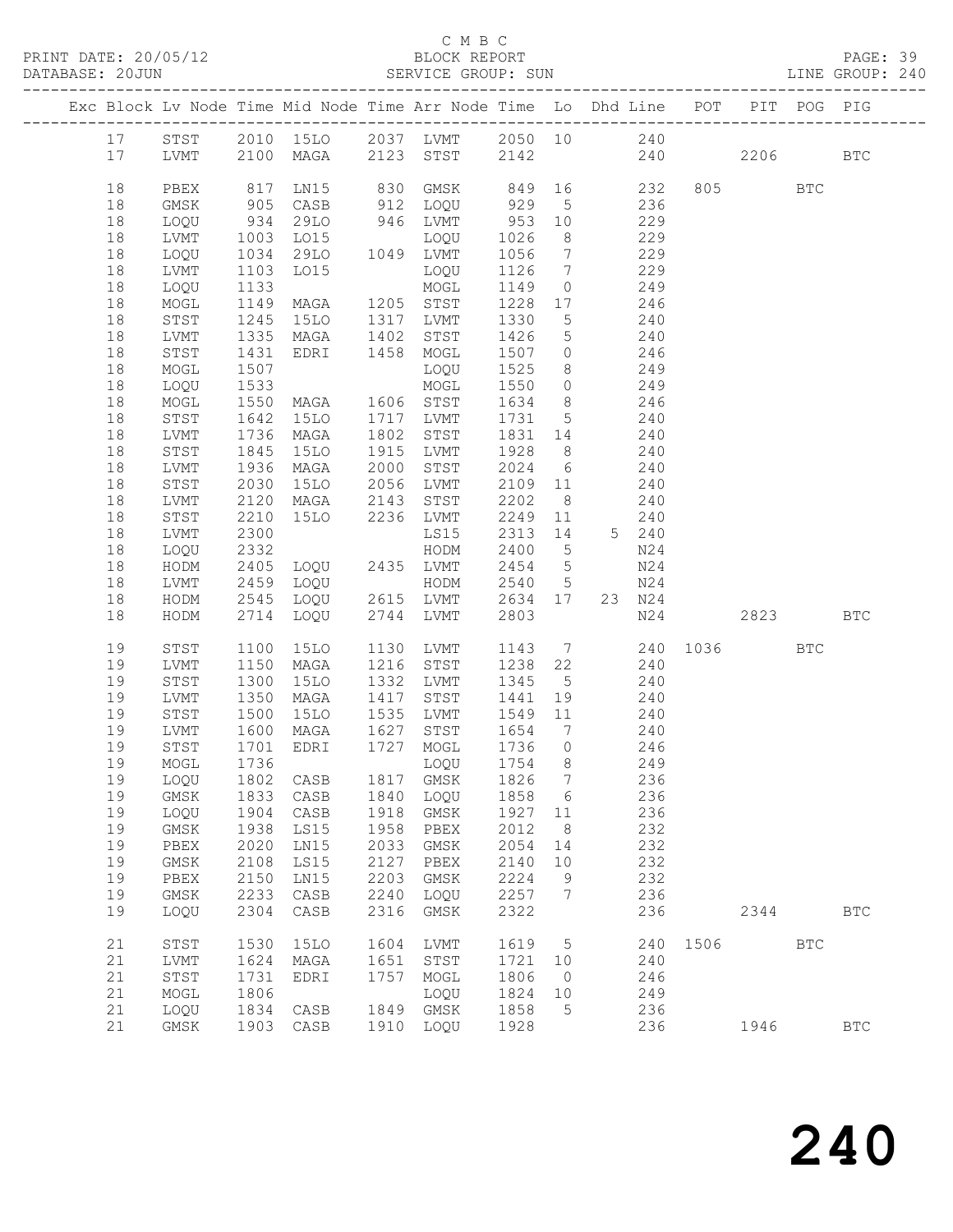C M B C

PRINT DATE: 20/05/12 BLOCK REPORT

DATABASE: 20JUN SERVICE GROUP: SUN LINE GROUP: 240

| Exc | Block | Lv | Node | Time | Mid Node | Time | Arr Node | Time | Lo | Dhd Line | POT | PIT | POG | PIG |
|---|---|---|---|---|---|---|---|---|---|---|---|---|---|---|
| | 17 | | STST | 2010 | 15LO | 2037 | LVMT | 2050 | 10 | 240 | | | | |
| | 17 | | LVMT | 2100 | MAGA | 2123 | STST | 2142 | | 240 | | 2206 | | BTC |
| | 18 | | PBEX | 817 | LN15 | 830 | GMSK | 849 | 16 | 232 | 805 | | BTC | |
| | 18 | | GMSK | 905 | CASB | 912 | LOQU | 929 | 5 | 236 | | | | |
| | 18 | | LOQU | 934 | 29LO | 946 | LVMT | 953 | 10 | 229 | | | | |
| | 18 | | LVMT | 1003 | LO15 | | LOQU | 1026 | 8 | 229 | | | | |
| | 18 | | LOQU | 1034 | 29LO | 1049 | LVMT | 1056 | 7 | 229 | | | | |
| | 18 | | LVMT | 1103 | LO15 | | LOQU | 1126 | 7 | 229 | | | | |
| | 18 | | LOQU | 1133 | | | MOGL | 1149 | 0 | 249 | | | | |
| | 18 | | MOGL | 1149 | MAGA | 1205 | STST | 1228 | 17 | 246 | | | | |
| | 18 | | STST | 1245 | 15LO | 1317 | LVMT | 1330 | 5 | 240 | | | | |
| | 18 | | LVMT | 1335 | MAGA | 1402 | STST | 1426 | 5 | 240 | | | | |
| | 18 | | STST | 1431 | EDRI | 1458 | MOGL | 1507 | 0 | 246 | | | | |
| | 18 | | MOGL | 1507 | | | LOQU | 1525 | 8 | 249 | | | | |
| | 18 | | LOQU | 1533 | | | MOGL | 1550 | 0 | 249 | | | | |
| | 18 | | MOGL | 1550 | MAGA | 1606 | STST | 1634 | 8 | 246 | | | | |
| | 18 | | STST | 1642 | 15LO | 1717 | LVMT | 1731 | 5 | 240 | | | | |
| | 18 | | LVMT | 1736 | MAGA | 1802 | STST | 1831 | 14 | 240 | | | | |
| | 18 | | STST | 1845 | 15LO | 1915 | LVMT | 1928 | 8 | 240 | | | | |
| | 18 | | LVMT | 1936 | MAGA | 2000 | STST | 2024 | 6 | 240 | | | | |
| | 18 | | STST | 2030 | 15LO | 2056 | LVMT | 2109 | 11 | 240 | | | | |
| | 18 | | LVMT | 2120 | MAGA | 2143 | STST | 2202 | 8 | 240 | | | | |
| | 18 | | STST | 2210 | 15LO | 2236 | LVMT | 2249 | 11 | 240 | | | | |
| | 18 | | LVMT | 2300 | | | LS15 | 2313 | 14 | 5 240 | | | | |
| | 18 | | LOQU | 2332 | | | HODM | 2400 | 5 | N24 | | | | |
| | 18 | | HODM | 2405 | LOQU | 2435 | LVMT | 2454 | 5 | N24 | | | | |
| | 18 | | LVMT | 2459 | LOQU | | HODM | 2540 | 5 | N24 | | | | |
| | 18 | | HODM | 2545 | LOQU | 2615 | LVMT | 2634 | 17 | 23 N24 | | | | |
| | 18 | | HODM | 2714 | LOQU | 2744 | LVMT | 2803 | | N24 | | 2823 | | BTC |
| | 19 | | STST | 1100 | 15LO | 1130 | LVMT | 1143 | 7 | 240 | 1036 | | BTC | |
| | 19 | | LVMT | 1150 | MAGA | 1216 | STST | 1238 | 22 | 240 | | | | |
| | 19 | | STST | 1300 | 15LO | 1332 | LVMT | 1345 | 5 | 240 | | | | |
| | 19 | | LVMT | 1350 | MAGA | 1417 | STST | 1441 | 19 | 240 | | | | |
| | 19 | | STST | 1500 | 15LO | 1535 | LVMT | 1549 | 11 | 240 | | | | |
| | 19 | | LVMT | 1600 | MAGA | 1627 | STST | 1654 | 7 | 240 | | | | |
| | 19 | | STST | 1701 | EDRI | 1727 | MOGL | 1736 | 0 | 246 | | | | |
| | 19 | | MOGL | 1736 | | | LOQU | 1754 | 8 | 249 | | | | |
| | 19 | | LOQU | 1802 | CASB | 1817 | GMSK | 1826 | 7 | 236 | | | | |
| | 19 | | GMSK | 1833 | CASB | 1840 | LOQU | 1858 | 6 | 236 | | | | |
| | 19 | | LOQU | 1904 | CASB | 1918 | GMSK | 1927 | 11 | 236 | | | | |
| | 19 | | GMSK | 1938 | LS15 | 1958 | PBEX | 2012 | 8 | 232 | | | | |
| | 19 | | PBEX | 2020 | LN15 | 2033 | GMSK | 2054 | 14 | 232 | | | | |
| | 19 | | GMSK | 2108 | LS15 | 2127 | PBEX | 2140 | 10 | 232 | | | | |
| | 19 | | PBEX | 2150 | LN15 | 2203 | GMSK | 2224 | 9 | 232 | | | | |
| | 19 | | GMSK | 2233 | CASB | 2240 | LOQU | 2257 | 7 | 236 | | | | |
| | 19 | | LOQU | 2304 | CASB | 2316 | GMSK | 2322 | | 236 | | 2344 | | BTC |
| | 21 | | STST | 1530 | 15LO | 1604 | LVMT | 1619 | 5 | 240 | 1506 | | BTC | |
| | 21 | | LVMT | 1624 | MAGA | 1651 | STST | 1721 | 10 | 240 | | | | |
| | 21 | | STST | 1731 | EDRI | 1757 | MOGL | 1806 | 0 | 246 | | | | |
| | 21 | | MOGL | 1806 | | | LOQU | 1824 | 10 | 249 | | | | |
| | 21 | | LOQU | 1834 | CASB | 1849 | GMSK | 1858 | 5 | 236 | | | | |
| | 21 | | GMSK | 1903 | CASB | 1910 | LOQU | 1928 | | 236 | | 1946 | | BTC |

240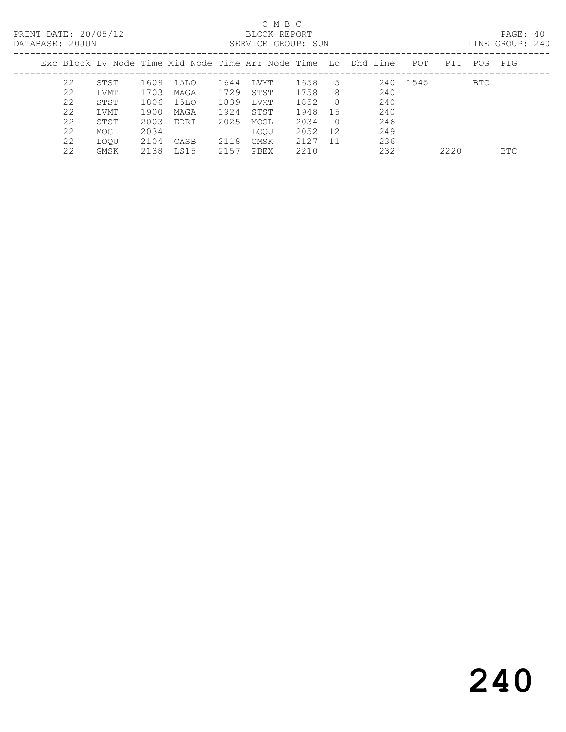C M B C

PRINT DATE: 20/05/12 BLOCK REPORT

DATABASE: 20JUN SERVICE GROUP: SUN LINE GROUP: 240

| Exc | Block | Lv | Node | Time | Mid Node | Time | Arr Node | Time | Lo | Dhd Line | POT | PIT | POG | PIG |
|---|---|---|---|---|---|---|---|---|---|---|---|---|---|---|
| | 22 | | STST | 1609 | 15LO | 1644 | LVMT | 1658 | 5 | 240 | 1545 | | BTC | |
| | 22 | | LVMT | 1703 | MAGA | 1729 | STST | 1758 | 8 | 240 | | | | |
| | 22 | | STST | 1806 | 15LO | 1839 | LVMT | 1852 | 8 | 240 | | | | |
| | 22 | | LVMT | 1900 | MAGA | 1924 | STST | 1948 | 15 | 240 | | | | |
| | 22 | | STST | 2003 | EDRI | 2025 | MOGL | 2034 | 0 | 246 | | | | |
| | 22 | | MOGL | 2034 | | | LOQU | 2052 | 12 | 249 | | | | |
| | 22 | | LOQU | 2104 | CASB | 2118 | GMSK | 2127 | 11 | 236 | | | | |
| | 22 | | GMSK | 2138 | LS15 | 2157 | PBEX | 2210 | | 232 | | 2220 | | BTC |

240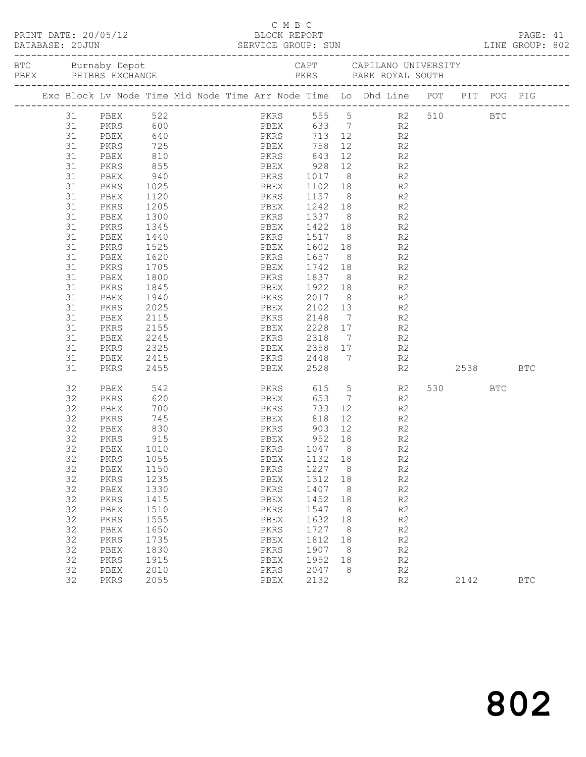C M B C

PRINT DATE: 20/05/12 BLOCK REPORT

DATABASE: 20JUN SERVICE GROUP: SUN LINE GROUP: 802

| BTC | Burnaby Depot | CAPT | CAPILANO UNIVERSITY |
|---|---|---|---|
| PBEX | PHIBBS EXCHANGE | PKRS | PARK ROYAL SOUTH |

| Exc | Block | Lv Node | Time | Mid Node | Time | Arr Node | Time | Lo | Dhd Line | POT | PIT | POG | PIG |
|---|---|---|---|---|---|---|---|---|---|---|---|---|---|
| | 31 | PBEX | 522 | | | PKRS | 555 | 5 | R2 | 510 | | BTC | |
| | 31 | PKRS | 600 | | | PBEX | 633 | 7 | R2 | | | | |
| | 31 | PBEX | 640 | | | PKRS | 713 | 12 | R2 | | | | |
| | 31 | PKRS | 725 | | | PBEX | 758 | 12 | R2 | | | | |
| | 31 | PBEX | 810 | | | PKRS | 843 | 12 | R2 | | | | |
| | 31 | PKRS | 855 | | | PBEX | 928 | 12 | R2 | | | | |
| | 31 | PBEX | 940 | | | PKRS | 1017 | 8 | R2 | | | | |
| | 31 | PKRS | 1025 | | | PBEX | 1102 | 18 | R2 | | | | |
| | 31 | PBEX | 1120 | | | PKRS | 1157 | 8 | R2 | | | | |
| | 31 | PKRS | 1205 | | | PBEX | 1242 | 18 | R2 | | | | |
| | 31 | PBEX | 1300 | | | PKRS | 1337 | 8 | R2 | | | | |
| | 31 | PKRS | 1345 | | | PBEX | 1422 | 18 | R2 | | | | |
| | 31 | PBEX | 1440 | | | PKRS | 1517 | 8 | R2 | | | | |
| | 31 | PKRS | 1525 | | | PBEX | 1602 | 18 | R2 | | | | |
| | 31 | PBEX | 1620 | | | PKRS | 1657 | 8 | R2 | | | | |
| | 31 | PKRS | 1705 | | | PBEX | 1742 | 18 | R2 | | | | |
| | 31 | PBEX | 1800 | | | PKRS | 1837 | 8 | R2 | | | | |
| | 31 | PKRS | 1845 | | | PBEX | 1922 | 18 | R2 | | | | |
| | 31 | PBEX | 1940 | | | PKRS | 2017 | 8 | R2 | | | | |
| | 31 | PKRS | 2025 | | | PBEX | 2102 | 13 | R2 | | | | |
| | 31 | PBEX | 2115 | | | PKRS | 2148 | 7 | R2 | | | | |
| | 31 | PKRS | 2155 | | | PBEX | 2228 | 17 | R2 | | | | |
| | 31 | PBEX | 2245 | | | PKRS | 2318 | 7 | R2 | | | | |
| | 31 | PKRS | 2325 | | | PBEX | 2358 | 17 | R2 | | | | |
| | 31 | PBEX | 2415 | | | PKRS | 2448 | 7 | R2 | | | | |
| | 31 | PKRS | 2455 | | | PBEX | 2528 | | R2 | | 2538 | | BTC |
| | 32 | PBEX | 542 | | | PKRS | 615 | 5 | R2 | 530 | | BTC | |
| | 32 | PKRS | 620 | | | PBEX | 653 | 7 | R2 | | | | |
| | 32 | PBEX | 700 | | | PKRS | 733 | 12 | R2 | | | | |
| | 32 | PKRS | 745 | | | PBEX | 818 | 12 | R2 | | | | |
| | 32 | PBEX | 830 | | | PKRS | 903 | 12 | R2 | | | | |
| | 32 | PKRS | 915 | | | PBEX | 952 | 18 | R2 | | | | |
| | 32 | PBEX | 1010 | | | PKRS | 1047 | 8 | R2 | | | | |
| | 32 | PKRS | 1055 | | | PBEX | 1132 | 18 | R2 | | | | |
| | 32 | PBEX | 1150 | | | PKRS | 1227 | 8 | R2 | | | | |
| | 32 | PKRS | 1235 | | | PBEX | 1312 | 18 | R2 | | | | |
| | 32 | PBEX | 1330 | | | PKRS | 1407 | 8 | R2 | | | | |
| | 32 | PKRS | 1415 | | | PBEX | 1452 | 18 | R2 | | | | |
| | 32 | PBEX | 1510 | | | PKRS | 1547 | 8 | R2 | | | | |
| | 32 | PKRS | 1555 | | | PBEX | 1632 | 18 | R2 | | | | |
| | 32 | PBEX | 1650 | | | PKRS | 1727 | 8 | R2 | | | | |
| | 32 | PKRS | 1735 | | | PBEX | 1812 | 18 | R2 | | | | |
| | 32 | PBEX | 1830 | | | PKRS | 1907 | 8 | R2 | | | | |
| | 32 | PKRS | 1915 | | | PBEX | 1952 | 18 | R2 | | | | |
| | 32 | PBEX | 2010 | | | PKRS | 2047 | 8 | R2 | | | | |
| | 32 | PKRS | 2055 | | | PBEX | 2132 | | R2 | | 2142 | | BTC |

802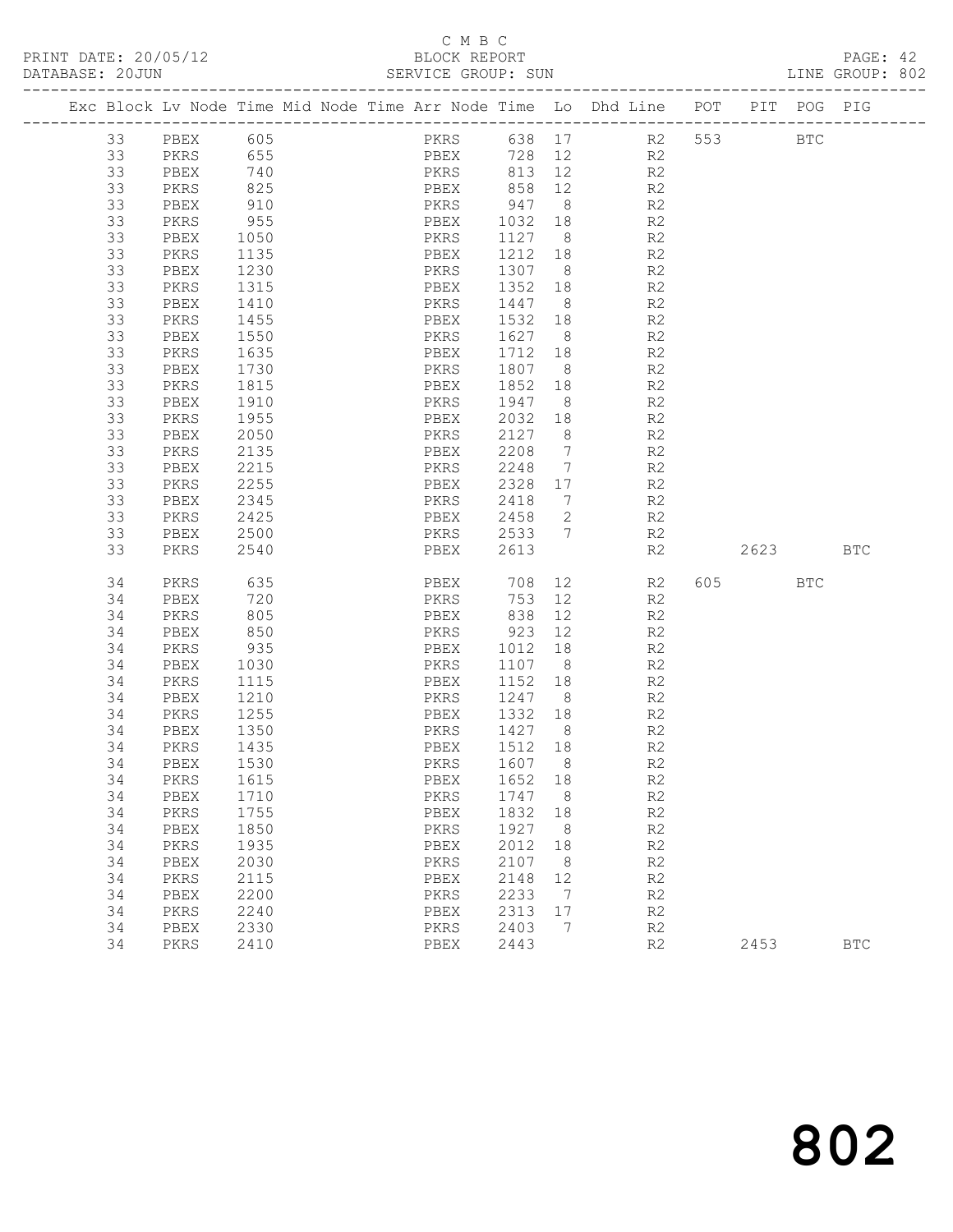C M B C

BLOCK REPORT

SERVICE GROUP: SUN

PRINT DATE: 20/05/12
DATABASE: 20JUN
LINE GROUP: 802

| Exc | Block | Lv | Node | Time | Mid Node | Time | Arr Node | Time | Lo | Dhd Line | POT | PIT | POG | PIG |
|---|---|---|---|---|---|---|---|---|---|---|---|---|---|---|
| | 33 | | PBEX | 605 | | | PKRS | 638 | 17 | R2 | 553 | | BTC | |
| | 33 | | PKRS | 655 | | | PBEX | 728 | 12 | R2 | | | | |
| | 33 | | PBEX | 740 | | | PKRS | 813 | 12 | R2 | | | | |
| | 33 | | PKRS | 825 | | | PBEX | 858 | 12 | R2 | | | | |
| | 33 | | PBEX | 910 | | | PKRS | 947 | 8 | R2 | | | | |
| | 33 | | PKRS | 955 | | | PBEX | 1032 | 18 | R2 | | | | |
| | 33 | | PBEX | 1050 | | | PKRS | 1127 | 8 | R2 | | | | |
| | 33 | | PKRS | 1135 | | | PBEX | 1212 | 18 | R2 | | | | |
| | 33 | | PBEX | 1230 | | | PKRS | 1307 | 8 | R2 | | | | |
| | 33 | | PKRS | 1315 | | | PBEX | 1352 | 18 | R2 | | | | |
| | 33 | | PBEX | 1410 | | | PKRS | 1447 | 8 | R2 | | | | |
| | 33 | | PKRS | 1455 | | | PBEX | 1532 | 18 | R2 | | | | |
| | 33 | | PBEX | 1550 | | | PKRS | 1627 | 8 | R2 | | | | |
| | 33 | | PKRS | 1635 | | | PBEX | 1712 | 18 | R2 | | | | |
| | 33 | | PBEX | 1730 | | | PKRS | 1807 | 8 | R2 | | | | |
| | 33 | | PKRS | 1815 | | | PBEX | 1852 | 18 | R2 | | | | |
| | 33 | | PBEX | 1910 | | | PKRS | 1947 | 8 | R2 | | | | |
| | 33 | | PKRS | 1955 | | | PBEX | 2032 | 18 | R2 | | | | |
| | 33 | | PBEX | 2050 | | | PKRS | 2127 | 8 | R2 | | | | |
| | 33 | | PKRS | 2135 | | | PBEX | 2208 | 7 | R2 | | | | |
| | 33 | | PBEX | 2215 | | | PKRS | 2248 | 7 | R2 | | | | |
| | 33 | | PKRS | 2255 | | | PBEX | 2328 | 17 | R2 | | | | |
| | 33 | | PBEX | 2345 | | | PKRS | 2418 | 7 | R2 | | | | |
| | 33 | | PKRS | 2425 | | | PBEX | 2458 | 2 | R2 | | | | |
| | 33 | | PBEX | 2500 | | | PKRS | 2533 | 7 | R2 | | | | |
| | 33 | | PKRS | 2540 | | | PBEX | 2613 | | R2 | | 2623 | | BTC |
| | 34 | | PKRS | 635 | | | PBEX | 708 | 12 | R2 | 605 | | BTC | |
| | 34 | | PBEX | 720 | | | PKRS | 753 | 12 | R2 | | | | |
| | 34 | | PKRS | 805 | | | PBEX | 838 | 12 | R2 | | | | |
| | 34 | | PBEX | 850 | | | PKRS | 923 | 12 | R2 | | | | |
| | 34 | | PKRS | 935 | | | PBEX | 1012 | 18 | R2 | | | | |
| | 34 | | PBEX | 1030 | | | PKRS | 1107 | 8 | R2 | | | | |
| | 34 | | PKRS | 1115 | | | PBEX | 1152 | 18 | R2 | | | | |
| | 34 | | PBEX | 1210 | | | PKRS | 1247 | 8 | R2 | | | | |
| | 34 | | PKRS | 1255 | | | PBEX | 1332 | 18 | R2 | | | | |
| | 34 | | PBEX | 1350 | | | PKRS | 1427 | 8 | R2 | | | | |
| | 34 | | PKRS | 1435 | | | PBEX | 1512 | 18 | R2 | | | | |
| | 34 | | PBEX | 1530 | | | PKRS | 1607 | 8 | R2 | | | | |
| | 34 | | PKRS | 1615 | | | PBEX | 1652 | 18 | R2 | | | | |
| | 34 | | PBEX | 1710 | | | PKRS | 1747 | 8 | R2 | | | | |
| | 34 | | PKRS | 1755 | | | PBEX | 1832 | 18 | R2 | | | | |
| | 34 | | PBEX | 1850 | | | PKRS | 1927 | 8 | R2 | | | | |
| | 34 | | PKRS | 1935 | | | PBEX | 2012 | 18 | R2 | | | | |
| | 34 | | PBEX | 2030 | | | PKRS | 2107 | 8 | R2 | | | | |
| | 34 | | PKRS | 2115 | | | PBEX | 2148 | 12 | R2 | | | | |
| | 34 | | PBEX | 2200 | | | PKRS | 2233 | 7 | R2 | | | | |
| | 34 | | PKRS | 2240 | | | PBEX | 2313 | 17 | R2 | | | | |
| | 34 | | PBEX | 2330 | | | PKRS | 2403 | 7 | R2 | | | | |
| | 34 | | PKRS | 2410 | | | PBEX | 2443 | | R2 | | 2453 | | BTC |

802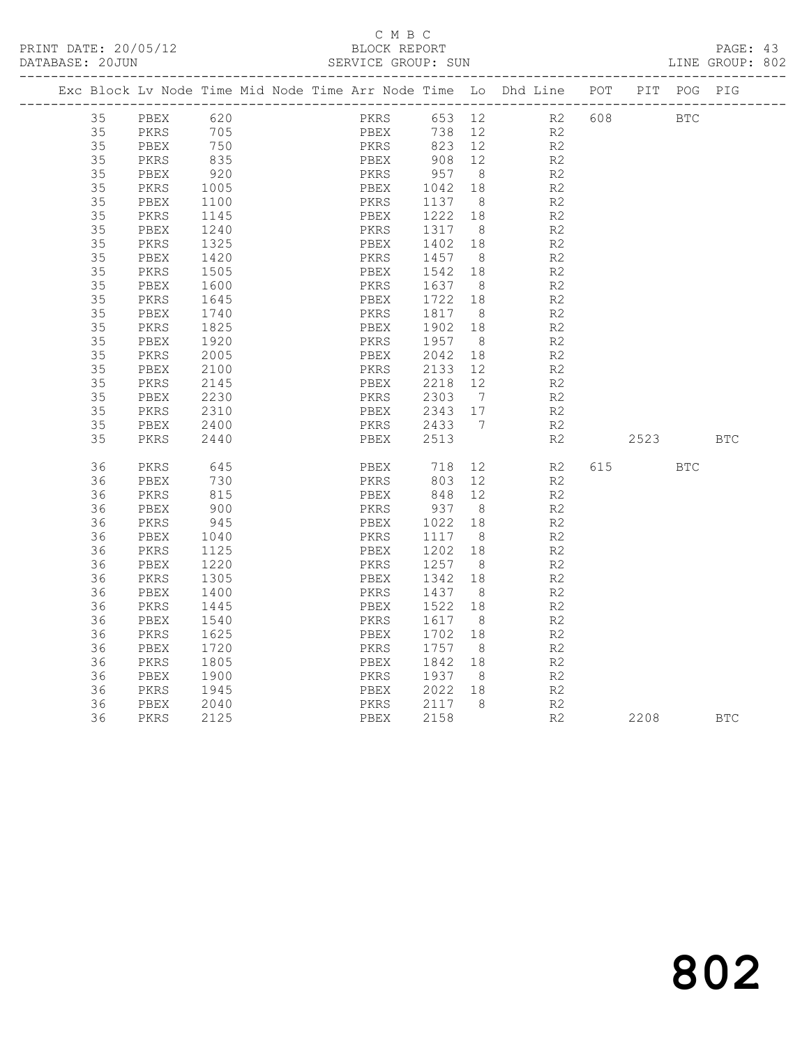C M B C

BLOCK REPORT

PRINT DATE: 20/05/12 DATABASE: 20JUN SERVICE GROUP: SUN LINE GROUP: 802

| Exc | Block | Lv | Node | Time | Mid Node | Time | Arr Node | Time | Lo | Dhd Line | POT | PIT | POG | PIG |
|---|---|---|---|---|---|---|---|---|---|---|---|---|---|---|
| | 35 | | PBEX | 620 | | | PKRS | 653 | 12 | R2 | 608 | | BTC | |
| | 35 | | PKRS | 705 | | | PBEX | 738 | 12 | R2 | | | | |
| | 35 | | PBEX | 750 | | | PKRS | 823 | 12 | R2 | | | | |
| | 35 | | PKRS | 835 | | | PBEX | 908 | 12 | R2 | | | | |
| | 35 | | PBEX | 920 | | | PKRS | 957 | 8 | R2 | | | | |
| | 35 | | PKRS | 1005 | | | PBEX | 1042 | 18 | R2 | | | | |
| | 35 | | PBEX | 1100 | | | PKRS | 1137 | 8 | R2 | | | | |
| | 35 | | PKRS | 1145 | | | PBEX | 1222 | 18 | R2 | | | | |
| | 35 | | PBEX | 1240 | | | PKRS | 1317 | 8 | R2 | | | | |
| | 35 | | PKRS | 1325 | | | PBEX | 1402 | 18 | R2 | | | | |
| | 35 | | PBEX | 1420 | | | PKRS | 1457 | 8 | R2 | | | | |
| | 35 | | PKRS | 1505 | | | PBEX | 1542 | 18 | R2 | | | | |
| | 35 | | PBEX | 1600 | | | PKRS | 1637 | 8 | R2 | | | | |
| | 35 | | PKRS | 1645 | | | PBEX | 1722 | 18 | R2 | | | | |
| | 35 | | PBEX | 1740 | | | PKRS | 1817 | 8 | R2 | | | | |
| | 35 | | PKRS | 1825 | | | PBEX | 1902 | 18 | R2 | | | | |
| | 35 | | PBEX | 1920 | | | PKRS | 1957 | 8 | R2 | | | | |
| | 35 | | PKRS | 2005 | | | PBEX | 2042 | 18 | R2 | | | | |
| | 35 | | PBEX | 2100 | | | PKRS | 2133 | 12 | R2 | | | | |
| | 35 | | PKRS | 2145 | | | PBEX | 2218 | 12 | R2 | | | | |
| | 35 | | PBEX | 2230 | | | PKRS | 2303 | 7 | R2 | | | | |
| | 35 | | PKRS | 2310 | | | PBEX | 2343 | 17 | R2 | | | | |
| | 35 | | PBEX | 2400 | | | PKRS | 2433 | 7 | R2 | | | | |
| | 35 | | PKRS | 2440 | | | PBEX | 2513 | | R2 | | 2523 | | BTC |
| | 36 | | PKRS | 645 | | | PBEX | 718 | 12 | R2 | 615 | | BTC | |
| | 36 | | PBEX | 730 | | | PKRS | 803 | 12 | R2 | | | | |
| | 36 | | PKRS | 815 | | | PBEX | 848 | 12 | R2 | | | | |
| | 36 | | PBEX | 900 | | | PKRS | 937 | 8 | R2 | | | | |
| | 36 | | PKRS | 945 | | | PBEX | 1022 | 18 | R2 | | | | |
| | 36 | | PBEX | 1040 | | | PKRS | 1117 | 8 | R2 | | | | |
| | 36 | | PKRS | 1125 | | | PBEX | 1202 | 18 | R2 | | | | |
| | 36 | | PBEX | 1220 | | | PKRS | 1257 | 8 | R2 | | | | |
| | 36 | | PKRS | 1305 | | | PBEX | 1342 | 18 | R2 | | | | |
| | 36 | | PBEX | 1400 | | | PKRS | 1437 | 8 | R2 | | | | |
| | 36 | | PKRS | 1445 | | | PBEX | 1522 | 18 | R2 | | | | |
| | 36 | | PBEX | 1540 | | | PKRS | 1617 | 8 | R2 | | | | |
| | 36 | | PKRS | 1625 | | | PBEX | 1702 | 18 | R2 | | | | |
| | 36 | | PBEX | 1720 | | | PKRS | 1757 | 8 | R2 | | | | |
| | 36 | | PKRS | 1805 | | | PBEX | 1842 | 18 | R2 | | | | |
| | 36 | | PBEX | 1900 | | | PKRS | 1937 | 8 | R2 | | | | |
| | 36 | | PKRS | 1945 | | | PBEX | 2022 | 18 | R2 | | | | |
| | 36 | | PBEX | 2040 | | | PKRS | 2117 | 8 | R2 | | | | |
| | 36 | | PKRS | 2125 | | | PBEX | 2158 | | R2 | | 2208 | | BTC |

802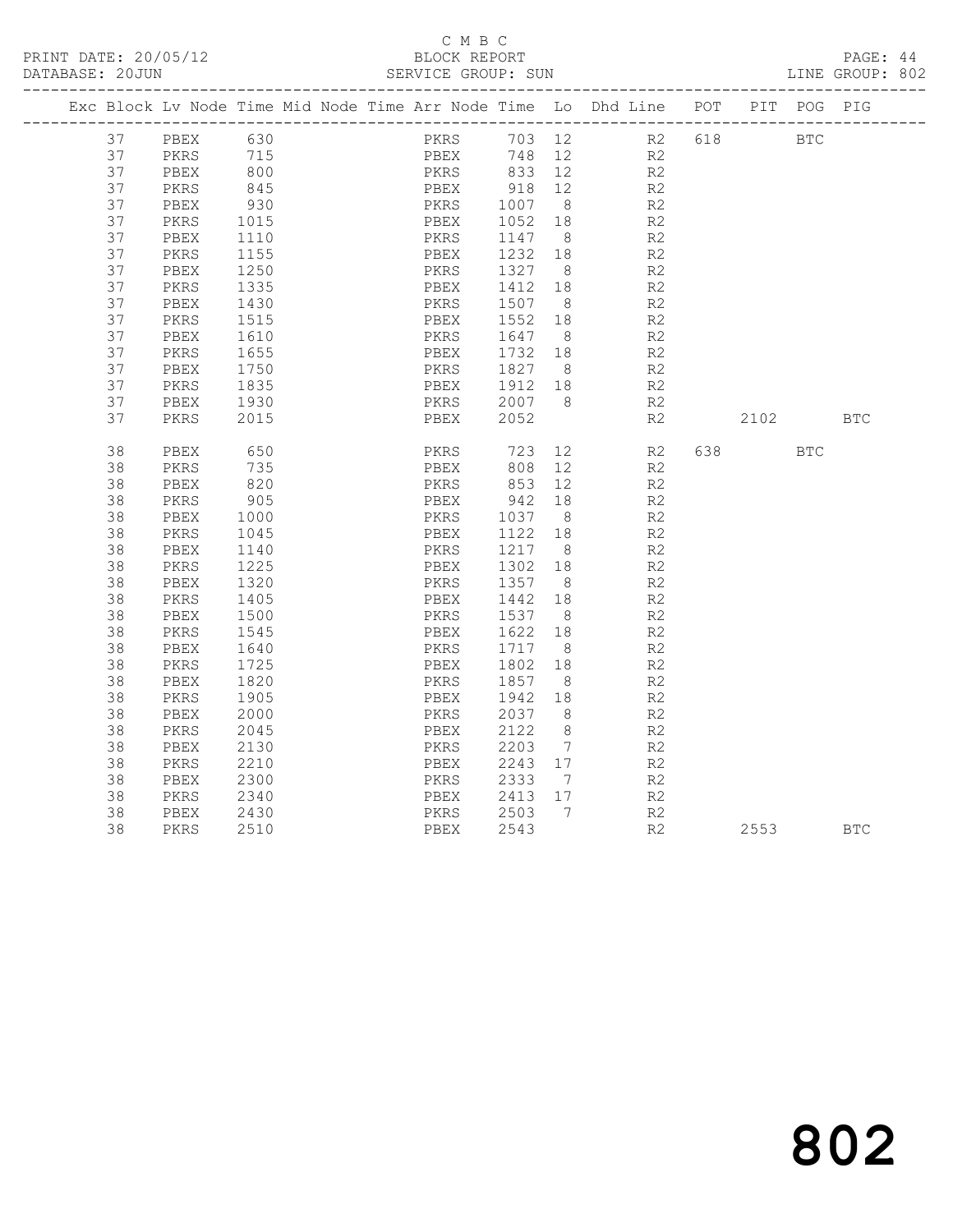C M B C

PRINT DATE: 20/05/12 BLOCK REPORT

DATABASE: 20JUN SERVICE GROUP: SUN LINE GROUP: 802

| Exc | Block | Lv | Node | Time | Mid | Node | Time | Arr | Node | Time | Lo | Dhd | Line | POT | PIT | POG | PIG |
|---|---|---|---|---|---|---|---|---|---|---|---|---|---|---|---|---|---|
| | 37 | | PBEX | 630 | | | | | PKRS | 703 | 12 | | R2 | 618 | | BTC | |
| | 37 | | PKRS | 715 | | | | | PBEX | 748 | 12 | | R2 | | | | |
| | 37 | | PBEX | 800 | | | | | PKRS | 833 | 12 | | R2 | | | | |
| | 37 | | PKRS | 845 | | | | | PBEX | 918 | 12 | | R2 | | | | |
| | 37 | | PBEX | 930 | | | | | PKRS | 1007 | 8 | | R2 | | | | |
| | 37 | | PKRS | 1015 | | | | | PBEX | 1052 | 18 | | R2 | | | | |
| | 37 | | PBEX | 1110 | | | | | PKRS | 1147 | 8 | | R2 | | | | |
| | 37 | | PKRS | 1155 | | | | | PBEX | 1232 | 18 | | R2 | | | | |
| | 37 | | PBEX | 1250 | | | | | PKRS | 1327 | 8 | | R2 | | | | |
| | 37 | | PKRS | 1335 | | | | | PBEX | 1412 | 18 | | R2 | | | | |
| | 37 | | PBEX | 1430 | | | | | PKRS | 1507 | 8 | | R2 | | | | |
| | 37 | | PKRS | 1515 | | | | | PBEX | 1552 | 18 | | R2 | | | | |
| | 37 | | PBEX | 1610 | | | | | PKRS | 1647 | 8 | | R2 | | | | |
| | 37 | | PKRS | 1655 | | | | | PBEX | 1732 | 18 | | R2 | | | | |
| | 37 | | PBEX | 1750 | | | | | PKRS | 1827 | 8 | | R2 | | | | |
| | 37 | | PKRS | 1835 | | | | | PBEX | 1912 | 18 | | R2 | | | | |
| | 37 | | PBEX | 1930 | | | | | PKRS | 2007 | 8 | | R2 | | | | |
| | 37 | | PKRS | 2015 | | | | | PBEX | 2052 | | | R2 | | 2102 | | BTC |
| | 38 | | PBEX | 650 | | | | | PKRS | 723 | 12 | | R2 | 638 | | BTC | |
| | 38 | | PKRS | 735 | | | | | PBEX | 808 | 12 | | R2 | | | | |
| | 38 | | PBEX | 820 | | | | | PKRS | 853 | 12 | | R2 | | | | |
| | 38 | | PKRS | 905 | | | | | PBEX | 942 | 18 | | R2 | | | | |
| | 38 | | PBEX | 1000 | | | | | PKRS | 1037 | 8 | | R2 | | | | |
| | 38 | | PKRS | 1045 | | | | | PBEX | 1122 | 18 | | R2 | | | | |
| | 38 | | PBEX | 1140 | | | | | PKRS | 1217 | 8 | | R2 | | | | |
| | 38 | | PKRS | 1225 | | | | | PBEX | 1302 | 18 | | R2 | | | | |
| | 38 | | PBEX | 1320 | | | | | PKRS | 1357 | 8 | | R2 | | | | |
| | 38 | | PKRS | 1405 | | | | | PBEX | 1442 | 18 | | R2 | | | | |
| | 38 | | PBEX | 1500 | | | | | PKRS | 1537 | 8 | | R2 | | | | |
| | 38 | | PKRS | 1545 | | | | | PBEX | 1622 | 18 | | R2 | | | | |
| | 38 | | PBEX | 1640 | | | | | PKRS | 1717 | 8 | | R2 | | | | |
| | 38 | | PKRS | 1725 | | | | | PBEX | 1802 | 18 | | R2 | | | | |
| | 38 | | PBEX | 1820 | | | | | PKRS | 1857 | 8 | | R2 | | | | |
| | 38 | | PKRS | 1905 | | | | | PBEX | 1942 | 18 | | R2 | | | | |
| | 38 | | PBEX | 2000 | | | | | PKRS | 2037 | 8 | | R2 | | | | |
| | 38 | | PKRS | 2045 | | | | | PBEX | 2122 | 8 | | R2 | | | | |
| | 38 | | PBEX | 2130 | | | | | PKRS | 2203 | 7 | | R2 | | | | |
| | 38 | | PKRS | 2210 | | | | | PBEX | 2243 | 17 | | R2 | | | | |
| | 38 | | PBEX | 2300 | | | | | PKRS | 2333 | 7 | | R2 | | | | |
| | 38 | | PKRS | 2340 | | | | | PBEX | 2413 | 17 | | R2 | | | | |
| | 38 | | PBEX | 2430 | | | | | PKRS | 2503 | 7 | | R2 | | | | |
| | 38 | | PKRS | 2510 | | | | | PBEX | 2543 | | | R2 | | 2553 | | BTC |

802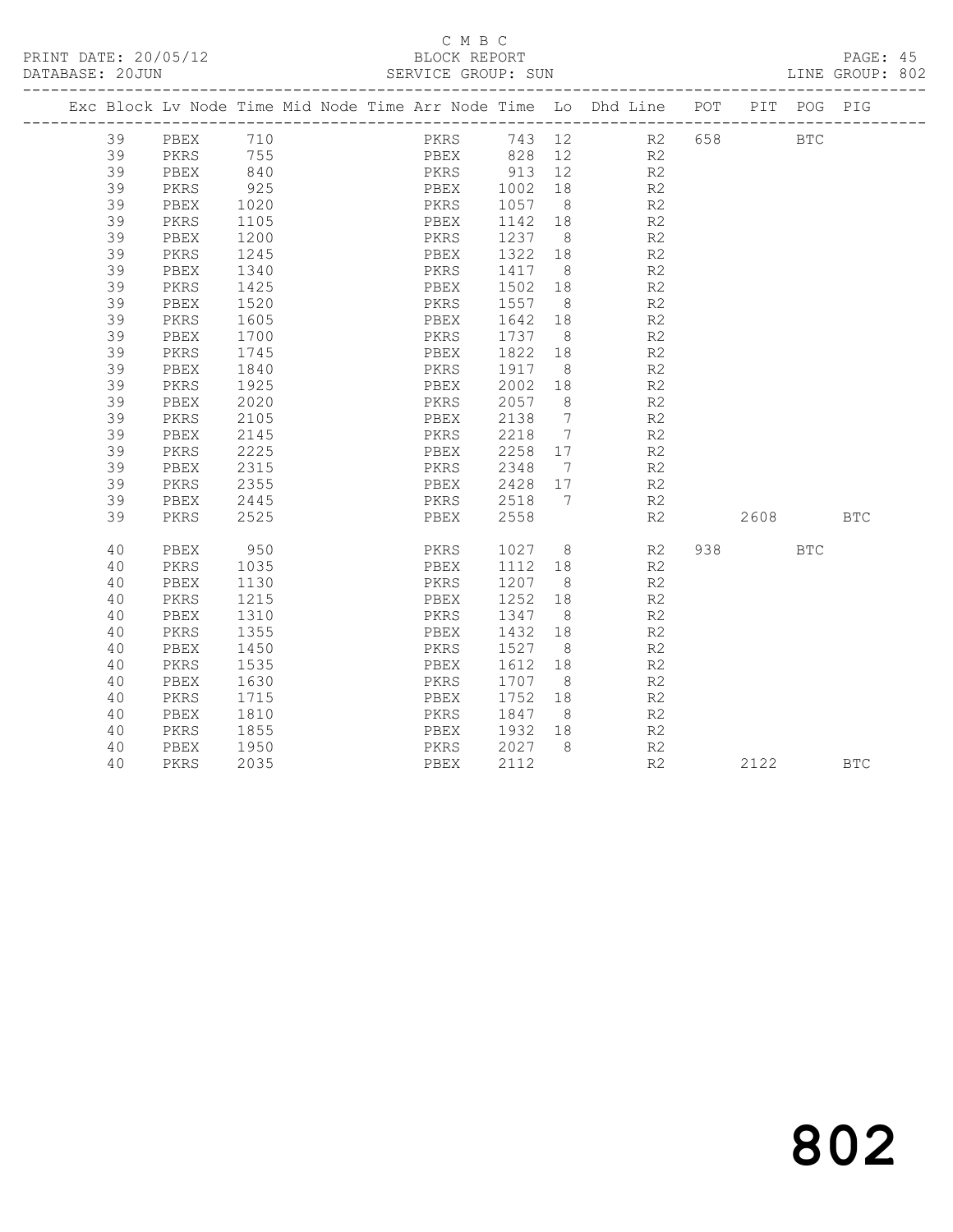C M B C
BLOCK REPORT
SERVICE GROUP: SUN

PRINT DATE: 20/05/12
DATABASE: 20JUN
LINE GROUP: 802

| Exc | Block | Lv | Node | Time | Mid Node | Time | Arr Node | Time | Lo | Dhd Line | POT | PIT | POG | PIG |
|---|---|---|---|---|---|---|---|---|---|---|---|---|---|---|
| | 39 | | PBEX | 710 | | | PKRS | 743 | 12 | R2 | 658 | | BTC | |
| | 39 | | PKRS | 755 | | | PBEX | 828 | 12 | R2 | | | | |
| | 39 | | PBEX | 840 | | | PKRS | 913 | 12 | R2 | | | | |
| | 39 | | PKRS | 925 | | | PBEX | 1002 | 18 | R2 | | | | |
| | 39 | | PBEX | 1020 | | | PKRS | 1057 | 8 | R2 | | | | |
| | 39 | | PKRS | 1105 | | | PBEX | 1142 | 18 | R2 | | | | |
| | 39 | | PBEX | 1200 | | | PKRS | 1237 | 8 | R2 | | | | |
| | 39 | | PKRS | 1245 | | | PBEX | 1322 | 18 | R2 | | | | |
| | 39 | | PBEX | 1340 | | | PKRS | 1417 | 8 | R2 | | | | |
| | 39 | | PKRS | 1425 | | | PBEX | 1502 | 18 | R2 | | | | |
| | 39 | | PBEX | 1520 | | | PKRS | 1557 | 8 | R2 | | | | |
| | 39 | | PKRS | 1605 | | | PBEX | 1642 | 18 | R2 | | | | |
| | 39 | | PBEX | 1700 | | | PKRS | 1737 | 8 | R2 | | | | |
| | 39 | | PKRS | 1745 | | | PBEX | 1822 | 18 | R2 | | | | |
| | 39 | | PBEX | 1840 | | | PKRS | 1917 | 8 | R2 | | | | |
| | 39 | | PKRS | 1925 | | | PBEX | 2002 | 18 | R2 | | | | |
| | 39 | | PBEX | 2020 | | | PKRS | 2057 | 8 | R2 | | | | |
| | 39 | | PKRS | 2105 | | | PBEX | 2138 | 7 | R2 | | | | |
| | 39 | | PBEX | 2145 | | | PKRS | 2218 | 7 | R2 | | | | |
| | 39 | | PKRS | 2225 | | | PBEX | 2258 | 17 | R2 | | | | |
| | 39 | | PBEX | 2315 | | | PKRS | 2348 | 7 | R2 | | | | |
| | 39 | | PKRS | 2355 | | | PBEX | 2428 | 17 | R2 | | | | |
| | 39 | | PBEX | 2445 | | | PKRS | 2518 | 7 | R2 | | | | |
| | 39 | | PKRS | 2525 | | | PBEX | 2558 | | R2 | | 2608 | | BTC |
| | 40 | | PBEX | 950 | | | PKRS | 1027 | 8 | R2 | 938 | | BTC | |
| | 40 | | PKRS | 1035 | | | PBEX | 1112 | 18 | R2 | | | | |
| | 40 | | PBEX | 1130 | | | PKRS | 1207 | 8 | R2 | | | | |
| | 40 | | PKRS | 1215 | | | PBEX | 1252 | 18 | R2 | | | | |
| | 40 | | PBEX | 1310 | | | PKRS | 1347 | 8 | R2 | | | | |
| | 40 | | PKRS | 1355 | | | PBEX | 1432 | 18 | R2 | | | | |
| | 40 | | PBEX | 1450 | | | PKRS | 1527 | 8 | R2 | | | | |
| | 40 | | PKRS | 1535 | | | PBEX | 1612 | 18 | R2 | | | | |
| | 40 | | PBEX | 1630 | | | PKRS | 1707 | 8 | R2 | | | | |
| | 40 | | PKRS | 1715 | | | PBEX | 1752 | 18 | R2 | | | | |
| | 40 | | PBEX | 1810 | | | PKRS | 1847 | 8 | R2 | | | | |
| | 40 | | PKRS | 1855 | | | PBEX | 1932 | 18 | R2 | | | | |
| | 40 | | PBEX | 1950 | | | PKRS | 2027 | 8 | R2 | | | | |
| | 40 | | PKRS | 2035 | | | PBEX | 2112 | | R2 | | 2122 | | BTC |

802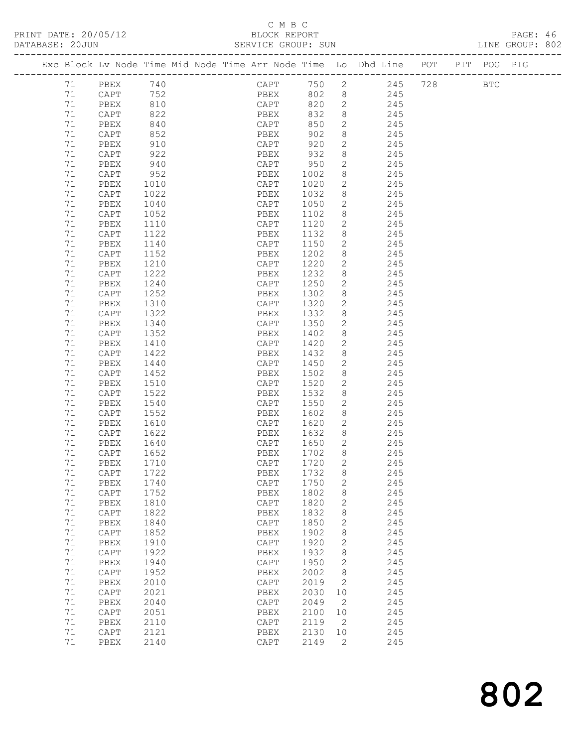C M B C

PRINT DATE: 20/05/12 BLOCK REPORT

DATABASE: 20JUN SERVICE GROUP: SUN LINE GROUP: 802

| Exc | Block | Lv | Node | Time | Mid | Node | Time | Arr | Node | Time | Lo | Dhd | Line | POT | PIT | POG | PIG |
|---|---|---|---|---|---|---|---|---|---|---|---|---|---|---|---|---|---|
| | 71 | | PBEX | 740 | | | | | CAPT | 750 | 2 | | 245 | 728 | | BTC | |
| | 71 | | CAPT | 752 | | | | | PBEX | 802 | 8 | | 245 | | | | |
| | 71 | | PBEX | 810 | | | | | CAPT | 820 | 2 | | 245 | | | | |
| | 71 | | CAPT | 822 | | | | | PBEX | 832 | 8 | | 245 | | | | |
| | 71 | | PBEX | 840 | | | | | CAPT | 850 | 2 | | 245 | | | | |
| | 71 | | CAPT | 852 | | | | | PBEX | 902 | 8 | | 245 | | | | |
| | 71 | | PBEX | 910 | | | | | CAPT | 920 | 2 | | 245 | | | | |
| | 71 | | CAPT | 922 | | | | | PBEX | 932 | 8 | | 245 | | | | |
| | 71 | | PBEX | 940 | | | | | CAPT | 950 | 2 | | 245 | | | | |
| | 71 | | CAPT | 952 | | | | | PBEX | 1002 | 8 | | 245 | | | | |
| | 71 | | PBEX | 1010 | | | | | CAPT | 1020 | 2 | | 245 | | | | |
| | 71 | | CAPT | 1022 | | | | | PBEX | 1032 | 8 | | 245 | | | | |
| | 71 | | PBEX | 1040 | | | | | CAPT | 1050 | 2 | | 245 | | | | |
| | 71 | | CAPT | 1052 | | | | | PBEX | 1102 | 8 | | 245 | | | | |
| | 71 | | PBEX | 1110 | | | | | CAPT | 1120 | 2 | | 245 | | | | |
| | 71 | | CAPT | 1122 | | | | | PBEX | 1132 | 8 | | 245 | | | | |
| | 71 | | PBEX | 1140 | | | | | CAPT | 1150 | 2 | | 245 | | | | |
| | 71 | | CAPT | 1152 | | | | | PBEX | 1202 | 8 | | 245 | | | | |
| | 71 | | PBEX | 1210 | | | | | CAPT | 1220 | 2 | | 245 | | | | |
| | 71 | | CAPT | 1222 | | | | | PBEX | 1232 | 8 | | 245 | | | | |
| | 71 | | PBEX | 1240 | | | | | CAPT | 1250 | 2 | | 245 | | | | |
| | 71 | | CAPT | 1252 | | | | | PBEX | 1302 | 8 | | 245 | | | | |
| | 71 | | PBEX | 1310 | | | | | CAPT | 1320 | 2 | | 245 | | | | |
| | 71 | | CAPT | 1322 | | | | | PBEX | 1332 | 8 | | 245 | | | | |
| | 71 | | PBEX | 1340 | | | | | CAPT | 1350 | 2 | | 245 | | | | |
| | 71 | | CAPT | 1352 | | | | | PBEX | 1402 | 8 | | 245 | | | | |
| | 71 | | PBEX | 1410 | | | | | CAPT | 1420 | 2 | | 245 | | | | |
| | 71 | | CAPT | 1422 | | | | | PBEX | 1432 | 8 | | 245 | | | | |
| | 71 | | PBEX | 1440 | | | | | CAPT | 1450 | 2 | | 245 | | | | |
| | 71 | | CAPT | 1452 | | | | | PBEX | 1502 | 8 | | 245 | | | | |
| | 71 | | PBEX | 1510 | | | | | CAPT | 1520 | 2 | | 245 | | | | |
| | 71 | | CAPT | 1522 | | | | | PBEX | 1532 | 8 | | 245 | | | | |
| | 71 | | PBEX | 1540 | | | | | CAPT | 1550 | 2 | | 245 | | | | |
| | 71 | | CAPT | 1552 | | | | | PBEX | 1602 | 8 | | 245 | | | | |
| | 71 | | PBEX | 1610 | | | | | CAPT | 1620 | 2 | | 245 | | | | |
| | 71 | | CAPT | 1622 | | | | | PBEX | 1632 | 8 | | 245 | | | | |
| | 71 | | PBEX | 1640 | | | | | CAPT | 1650 | 2 | | 245 | | | | |
| | 71 | | CAPT | 1652 | | | | | PBEX | 1702 | 8 | | 245 | | | | |
| | 71 | | PBEX | 1710 | | | | | CAPT | 1720 | 2 | | 245 | | | | |
| | 71 | | CAPT | 1722 | | | | | PBEX | 1732 | 8 | | 245 | | | | |
| | 71 | | PBEX | 1740 | | | | | CAPT | 1750 | 2 | | 245 | | | | |
| | 71 | | CAPT | 1752 | | | | | PBEX | 1802 | 8 | | 245 | | | | |
| | 71 | | PBEX | 1810 | | | | | CAPT | 1820 | 2 | | 245 | | | | |
| | 71 | | CAPT | 1822 | | | | | PBEX | 1832 | 8 | | 245 | | | | |
| | 71 | | PBEX | 1840 | | | | | CAPT | 1850 | 2 | | 245 | | | | |
| | 71 | | CAPT | 1852 | | | | | PBEX | 1902 | 8 | | 245 | | | | |
| | 71 | | PBEX | 1910 | | | | | CAPT | 1920 | 2 | | 245 | | | | |
| | 71 | | CAPT | 1922 | | | | | PBEX | 1932 | 8 | | 245 | | | | |
| | 71 | | PBEX | 1940 | | | | | CAPT | 1950 | 2 | | 245 | | | | |
| | 71 | | CAPT | 1952 | | | | | PBEX | 2002 | 8 | | 245 | | | | |
| | 71 | | PBEX | 2010 | | | | | CAPT | 2019 | 2 | | 245 | | | | |
| | 71 | | CAPT | 2021 | | | | | PBEX | 2030 | 10 | | 245 | | | | |
| | 71 | | PBEX | 2040 | | | | | CAPT | 2049 | 2 | | 245 | | | | |
| | 71 | | CAPT | 2051 | | | | | PBEX | 2100 | 10 | | 245 | | | | |
| | 71 | | PBEX | 2110 | | | | | CAPT | 2119 | 2 | | 245 | | | | |
| | 71 | | CAPT | 2121 | | | | | PBEX | 2130 | 10 | | 245 | | | | |
| | 71 | | PBEX | 2140 | | | | | CAPT | 2149 | 2 | | 245 | | | | |

802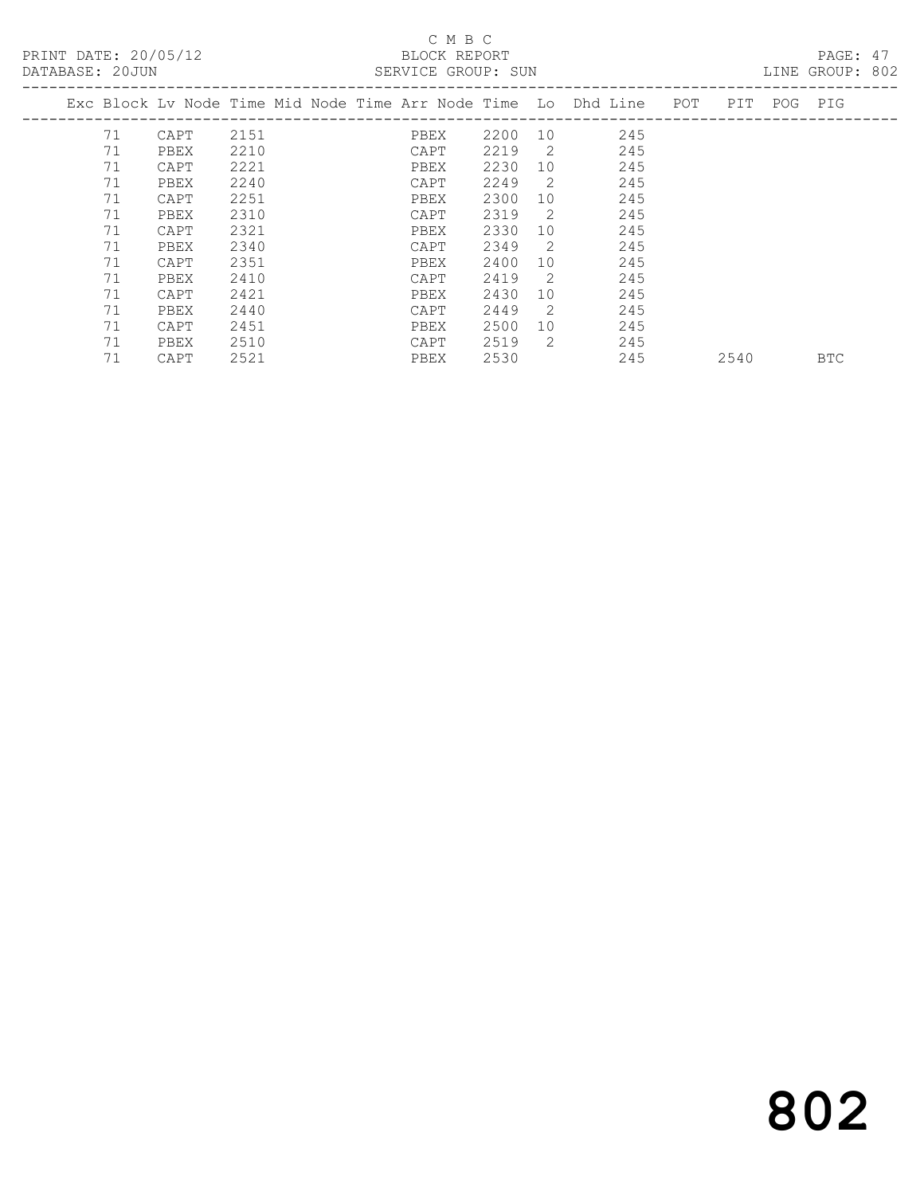C M B C
BLOCK REPORT
SERVICE GROUP: SUN

PRINT DATE: 20/05/12
DATABASE: 20JUN
LINE GROUP: 802

| Exc | Block | Lv | Node | Time | Mid Node | Time | Arr Node | Time | Lo | Dhd Line | POT | PIT | POG | PIG |
|---|---|---|---|---|---|---|---|---|---|---|---|---|---|---|
| | 71 | | CAPT | 2151 | | | PBEX | 2200 | 10 | 245 | | | | |
| | 71 | | PBEX | 2210 | | | CAPT | 2219 | 2 | 245 | | | | |
| | 71 | | CAPT | 2221 | | | PBEX | 2230 | 10 | 245 | | | | |
| | 71 | | PBEX | 2240 | | | CAPT | 2249 | 2 | 245 | | | | |
| | 71 | | CAPT | 2251 | | | PBEX | 2300 | 10 | 245 | | | | |
| | 71 | | PBEX | 2310 | | | CAPT | 2319 | 2 | 245 | | | | |
| | 71 | | CAPT | 2321 | | | PBEX | 2330 | 10 | 245 | | | | |
| | 71 | | PBEX | 2340 | | | CAPT | 2349 | 2 | 245 | | | | |
| | 71 | | CAPT | 2351 | | | PBEX | 2400 | 10 | 245 | | | | |
| | 71 | | PBEX | 2410 | | | CAPT | 2419 | 2 | 245 | | | | |
| | 71 | | CAPT | 2421 | | | PBEX | 2430 | 10 | 245 | | | | |
| | 71 | | PBEX | 2440 | | | CAPT | 2449 | 2 | 245 | | | | |
| | 71 | | CAPT | 2451 | | | PBEX | 2500 | 10 | 245 | | | | |
| | 71 | | PBEX | 2510 | | | CAPT | 2519 | 2 | 245 | | | | |
| | 71 | | CAPT | 2521 | | | PBEX | 2530 | | 245 | | 2540 | | BTC |

802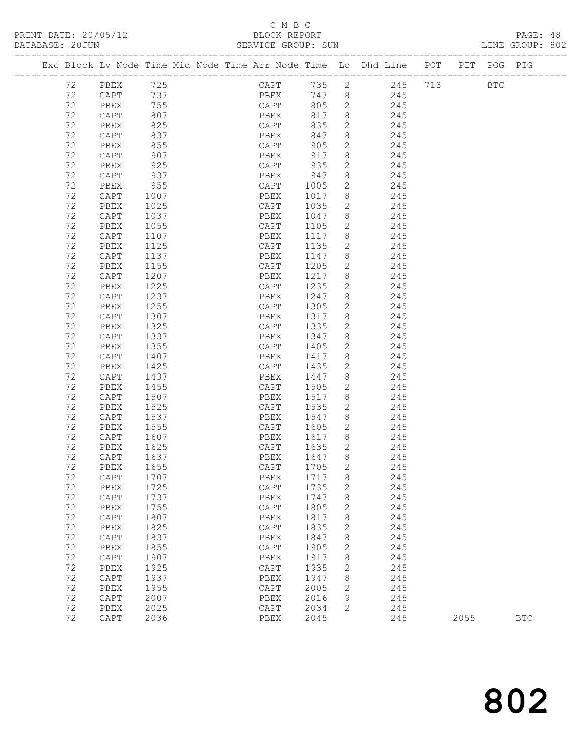C M B C

PRINT DATE: 20/05/12 BLOCK REPORT PAGE: 48
DATABASE: 20JUN SERVICE GROUP: SUN LINE GROUP: 802

| Exc | Block | Lv | Node | Time | Mid Node | Time | Arr Node | Time | Lo | Dhd Line | POT | PIT | POG | PIG |
|---|---|---|---|---|---|---|---|---|---|---|---|---|---|---|
| | 72 | | PBEX | 725 | | | CAPT | 735 | 2 | 245 | 713 | | BTC | |
| | 72 | | CAPT | 737 | | | PBEX | 747 | 8 | 245 | | | | |
| | 72 | | PBEX | 755 | | | CAPT | 805 | 2 | 245 | | | | |
| | 72 | | CAPT | 807 | | | PBEX | 817 | 8 | 245 | | | | |
| | 72 | | PBEX | 825 | | | CAPT | 835 | 2 | 245 | | | | |
| | 72 | | CAPT | 837 | | | PBEX | 847 | 8 | 245 | | | | |
| | 72 | | PBEX | 855 | | | CAPT | 905 | 2 | 245 | | | | |
| | 72 | | CAPT | 907 | | | PBEX | 917 | 8 | 245 | | | | |
| | 72 | | PBEX | 925 | | | CAPT | 935 | 2 | 245 | | | | |
| | 72 | | CAPT | 937 | | | PBEX | 947 | 8 | 245 | | | | |
| | 72 | | PBEX | 955 | | | CAPT | 1005 | 2 | 245 | | | | |
| | 72 | | CAPT | 1007 | | | PBEX | 1017 | 8 | 245 | | | | |
| | 72 | | PBEX | 1025 | | | CAPT | 1035 | 2 | 245 | | | | |
| | 72 | | CAPT | 1037 | | | PBEX | 1047 | 8 | 245 | | | | |
| | 72 | | PBEX | 1055 | | | CAPT | 1105 | 2 | 245 | | | | |
| | 72 | | CAPT | 1107 | | | PBEX | 1117 | 8 | 245 | | | | |
| | 72 | | PBEX | 1125 | | | CAPT | 1135 | 2 | 245 | | | | |
| | 72 | | CAPT | 1137 | | | PBEX | 1147 | 8 | 245 | | | | |
| | 72 | | PBEX | 1155 | | | CAPT | 1205 | 2 | 245 | | | | |
| | 72 | | CAPT | 1207 | | | PBEX | 1217 | 8 | 245 | | | | |
| | 72 | | PBEX | 1225 | | | CAPT | 1235 | 2 | 245 | | | | |
| | 72 | | CAPT | 1237 | | | PBEX | 1247 | 8 | 245 | | | | |
| | 72 | | PBEX | 1255 | | | CAPT | 1305 | 2 | 245 | | | | |
| | 72 | | CAPT | 1307 | | | PBEX | 1317 | 8 | 245 | | | | |
| | 72 | | PBEX | 1325 | | | CAPT | 1335 | 2 | 245 | | | | |
| | 72 | | CAPT | 1337 | | | PBEX | 1347 | 8 | 245 | | | | |
| | 72 | | PBEX | 1355 | | | CAPT | 1405 | 2 | 245 | | | | |
| | 72 | | CAPT | 1407 | | | PBEX | 1417 | 8 | 245 | | | | |
| | 72 | | PBEX | 1425 | | | CAPT | 1435 | 2 | 245 | | | | |
| | 72 | | CAPT | 1437 | | | PBEX | 1447 | 8 | 245 | | | | |
| | 72 | | PBEX | 1455 | | | CAPT | 1505 | 2 | 245 | | | | |
| | 72 | | CAPT | 1507 | | | PBEX | 1517 | 8 | 245 | | | | |
| | 72 | | PBEX | 1525 | | | CAPT | 1535 | 2 | 245 | | | | |
| | 72 | | CAPT | 1537 | | | PBEX | 1547 | 8 | 245 | | | | |
| | 72 | | PBEX | 1555 | | | CAPT | 1605 | 2 | 245 | | | | |
| | 72 | | CAPT | 1607 | | | PBEX | 1617 | 8 | 245 | | | | |
| | 72 | | PBEX | 1625 | | | CAPT | 1635 | 2 | 245 | | | | |
| | 72 | | CAPT | 1637 | | | PBEX | 1647 | 8 | 245 | | | | |
| | 72 | | PBEX | 1655 | | | CAPT | 1705 | 2 | 245 | | | | |
| | 72 | | CAPT | 1707 | | | PBEX | 1717 | 8 | 245 | | | | |
| | 72 | | PBEX | 1725 | | | CAPT | 1735 | 2 | 245 | | | | |
| | 72 | | CAPT | 1737 | | | PBEX | 1747 | 8 | 245 | | | | |
| | 72 | | PBEX | 1755 | | | CAPT | 1805 | 2 | 245 | | | | |
| | 72 | | CAPT | 1807 | | | PBEX | 1817 | 8 | 245 | | | | |
| | 72 | | PBEX | 1825 | | | CAPT | 1835 | 2 | 245 | | | | |
| | 72 | | CAPT | 1837 | | | PBEX | 1847 | 8 | 245 | | | | |
| | 72 | | PBEX | 1855 | | | CAPT | 1905 | 2 | 245 | | | | |
| | 72 | | CAPT | 1907 | | | PBEX | 1917 | 8 | 245 | | | | |
| | 72 | | PBEX | 1925 | | | CAPT | 1935 | 2 | 245 | | | | |
| | 72 | | CAPT | 1937 | | | PBEX | 1947 | 8 | 245 | | | | |
| | 72 | | PBEX | 1955 | | | CAPT | 2005 | 2 | 245 | | | | |
| | 72 | | CAPT | 2007 | | | PBEX | 2016 | 9 | 245 | | | | |
| | 72 | | PBEX | 2025 | | | CAPT | 2034 | 2 | 245 | | | | |
| | 72 | | CAPT | 2036 | | | PBEX | 2045 | | 245 | | 2055 | | BTC |

802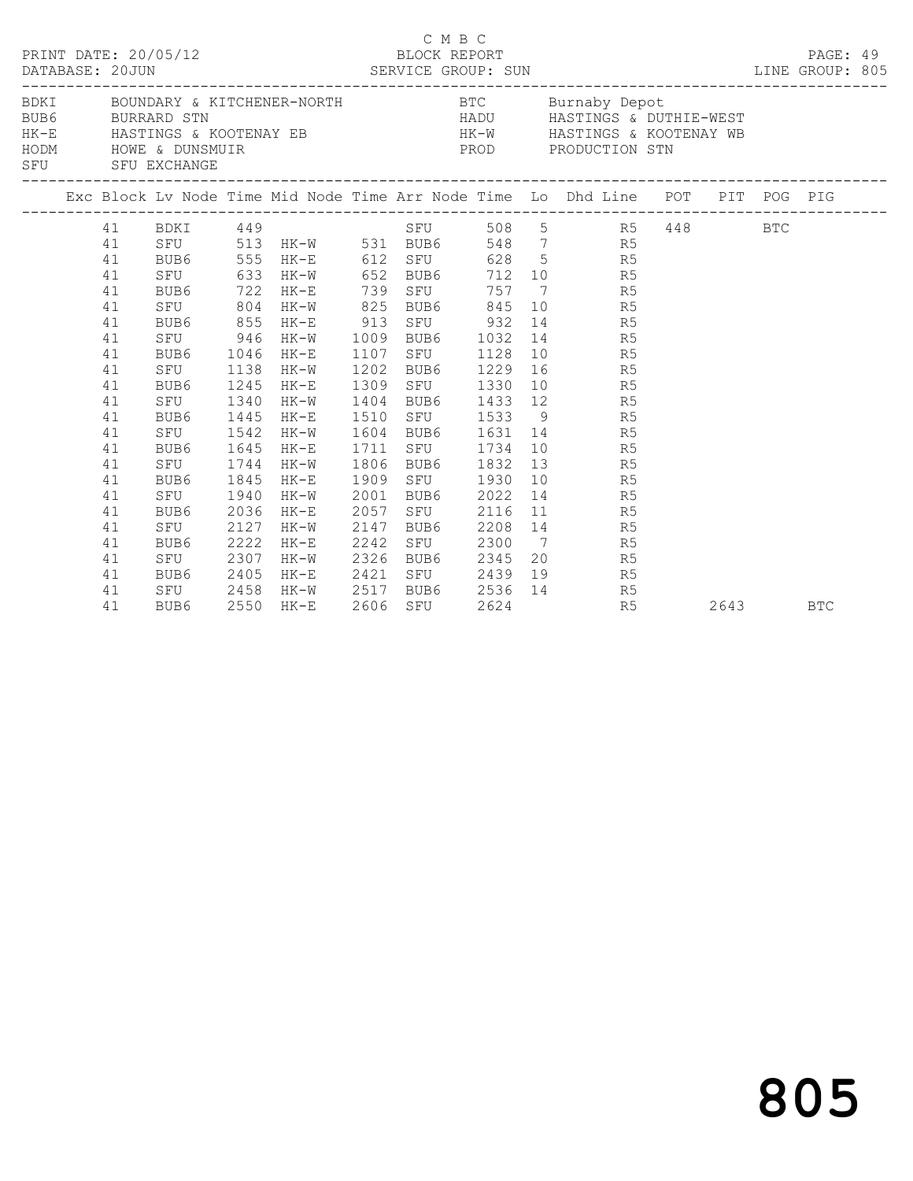C M B C

PRINT DATE: 20/05/12 BLOCK REPORT

DATABASE: 20JUN SERVICE GROUP: SUN LINE GROUP: 805

| | | | |
|---|---|---|---|
| BDKI | BOUNDARY & KITCHENER-NORTH | BTC | Burnaby Depot |
| BUB6 | BURRARD STN | HADU | HASTINGS & DUTHIE-WEST |
| HK-E | HASTINGS & KOOTENAY EB | HK-W | HASTINGS & KOOTENAY WB |
| HODM | HOWE & DUNSMUIR | PROD | PRODUCTION STN |
| SFU | SFU EXCHANGE | | |

| Exc | Block | Lv Node | Time | Mid Node | Time | Arr Node | Time | Lo | Dhd Line | POT | PIT | POG | PIG |
|---|---|---|---|---|---|---|---|---|---|---|---|---|---|
| | 41 | BDKI | 449 | | | SFU | 508 | 5 | R5 | 448 | | BTC | |
| | 41 | SFU | 513 | HK-W | 531 | BUB6 | 548 | 7 | R5 | | | | |
| | 41 | BUB6 | 555 | HK-E | 612 | SFU | 628 | 5 | R5 | | | | |
| | 41 | SFU | 633 | HK-W | 652 | BUB6 | 712 | 10 | R5 | | | | |
| | 41 | BUB6 | 722 | HK-E | 739 | SFU | 757 | 7 | R5 | | | | |
| | 41 | SFU | 804 | HK-W | 825 | BUB6 | 845 | 10 | R5 | | | | |
| | 41 | BUB6 | 855 | HK-E | 913 | SFU | 932 | 14 | R5 | | | | |
| | 41 | SFU | 946 | HK-W | 1009 | BUB6 | 1032 | 14 | R5 | | | | |
| | 41 | BUB6 | 1046 | HK-E | 1107 | SFU | 1128 | 10 | R5 | | | | |
| | 41 | SFU | 1138 | HK-W | 1202 | BUB6 | 1229 | 16 | R5 | | | | |
| | 41 | BUB6 | 1245 | HK-E | 1309 | SFU | 1330 | 10 | R5 | | | | |
| | 41 | SFU | 1340 | HK-W | 1404 | BUB6 | 1433 | 12 | R5 | | | | |
| | 41 | BUB6 | 1445 | HK-E | 1510 | SFU | 1533 | 9 | R5 | | | | |
| | 41 | SFU | 1542 | HK-W | 1604 | BUB6 | 1631 | 14 | R5 | | | | |
| | 41 | BUB6 | 1645 | HK-E | 1711 | SFU | 1734 | 10 | R5 | | | | |
| | 41 | SFU | 1744 | HK-W | 1806 | BUB6 | 1832 | 13 | R5 | | | | |
| | 41 | BUB6 | 1845 | HK-E | 1909 | SFU | 1930 | 10 | R5 | | | | |
| | 41 | SFU | 1940 | HK-W | 2001 | BUB6 | 2022 | 14 | R5 | | | | |
| | 41 | BUB6 | 2036 | HK-E | 2057 | SFU | 2116 | 11 | R5 | | | | |
| | 41 | SFU | 2127 | HK-W | 2147 | BUB6 | 2208 | 14 | R5 | | | | |
| | 41 | BUB6 | 2222 | HK-E | 2242 | SFU | 2300 | 7 | R5 | | | | |
| | 41 | SFU | 2307 | HK-W | 2326 | BUB6 | 2345 | 20 | R5 | | | | |
| | 41 | BUB6 | 2405 | HK-E | 2421 | SFU | 2439 | 19 | R5 | | | | |
| | 41 | SFU | 2458 | HK-W | 2517 | BUB6 | 2536 | 14 | R5 | | | | |
| | 41 | BUB6 | 2550 | HK-E | 2606 | SFU | 2624 | | R5 | | 2643 | | BTC |

805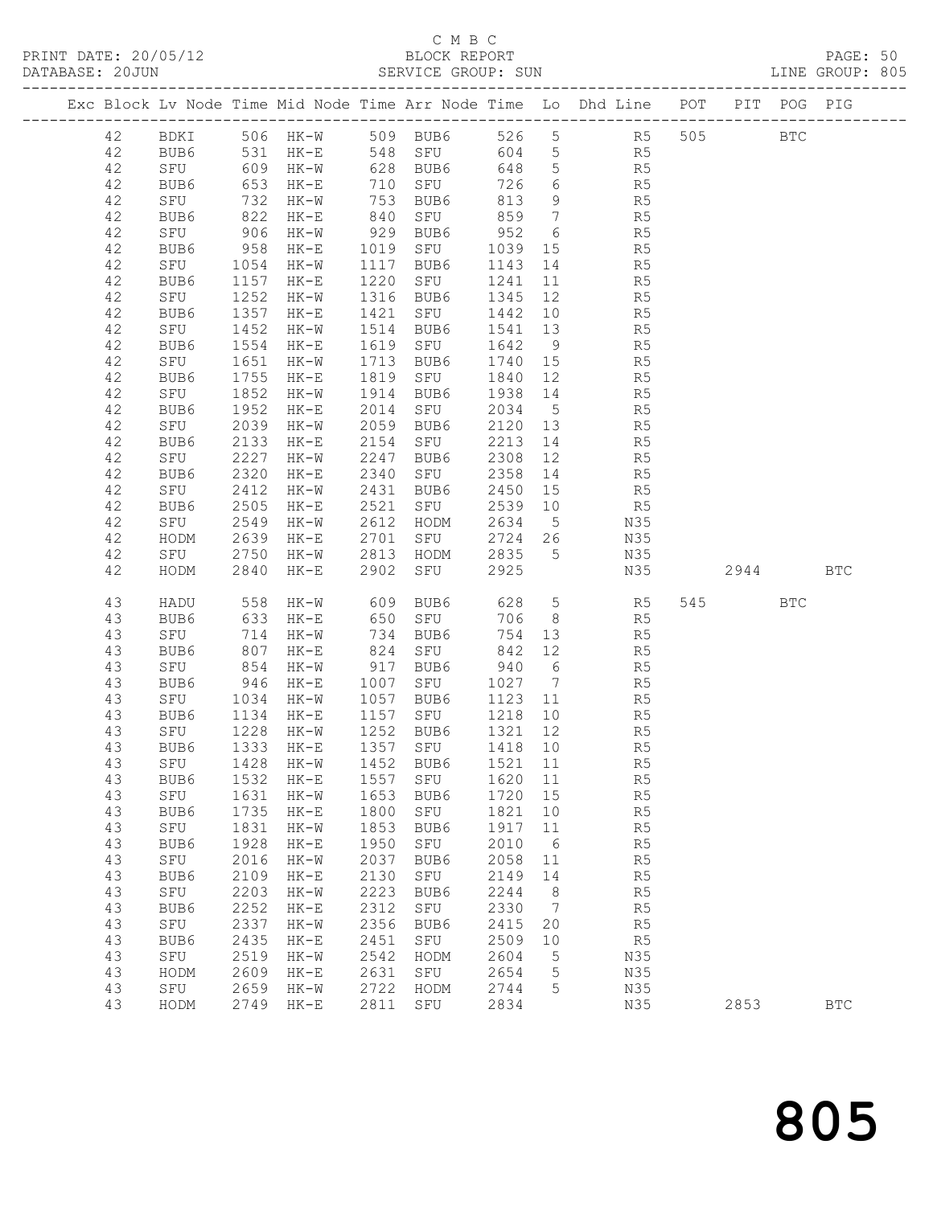C M B C

PRINT DATE: 20/05/12 BLOCK REPORT PAGE: 50
DATABASE: 20JUN SERVICE GROUP: SUN LINE GROUP: 805

| Exc | Block | Lv | Node | Time | Mid Node | Time | Arr Node | Time | Lo | Dhd Line | POT | PIT | POG | PIG |
|---|---|---|---|---|---|---|---|---|---|---|---|---|---|---|
| | 42 | | BDKI | 506 | HK-W | 509 | BUB6 | 526 | 5 | R5 | 505 | | BTC | |
| | 42 | | BUB6 | 531 | HK-E | 548 | SFU | 604 | 5 | R5 | | | | |
| | 42 | | SFU | 609 | HK-W | 628 | BUB6 | 648 | 5 | R5 | | | | |
| | 42 | | BUB6 | 653 | HK-E | 710 | SFU | 726 | 6 | R5 | | | | |
| | 42 | | SFU | 732 | HK-W | 753 | BUB6 | 813 | 9 | R5 | | | | |
| | 42 | | BUB6 | 822 | HK-E | 840 | SFU | 859 | 7 | R5 | | | | |
| | 42 | | SFU | 906 | HK-W | 929 | BUB6 | 952 | 6 | R5 | | | | |
| | 42 | | BUB6 | 958 | HK-E | 1019 | SFU | 1039 | 15 | R5 | | | | |
| | 42 | | SFU | 1054 | HK-W | 1117 | BUB6 | 1143 | 14 | R5 | | | | |
| | 42 | | BUB6 | 1157 | HK-E | 1220 | SFU | 1241 | 11 | R5 | | | | |
| | 42 | | SFU | 1252 | HK-W | 1316 | BUB6 | 1345 | 12 | R5 | | | | |
| | 42 | | BUB6 | 1357 | HK-E | 1421 | SFU | 1442 | 10 | R5 | | | | |
| | 42 | | SFU | 1452 | HK-W | 1514 | BUB6 | 1541 | 13 | R5 | | | | |
| | 42 | | BUB6 | 1554 | HK-E | 1619 | SFU | 1642 | 9 | R5 | | | | |
| | 42 | | SFU | 1651 | HK-W | 1713 | BUB6 | 1740 | 15 | R5 | | | | |
| | 42 | | BUB6 | 1755 | HK-E | 1819 | SFU | 1840 | 12 | R5 | | | | |
| | 42 | | SFU | 1852 | HK-W | 1914 | BUB6 | 1938 | 14 | R5 | | | | |
| | 42 | | BUB6 | 1952 | HK-E | 2014 | SFU | 2034 | 5 | R5 | | | | |
| | 42 | | SFU | 2039 | HK-W | 2059 | BUB6 | 2120 | 13 | R5 | | | | |
| | 42 | | BUB6 | 2133 | HK-E | 2154 | SFU | 2213 | 14 | R5 | | | | |
| | 42 | | SFU | 2227 | HK-W | 2247 | BUB6 | 2308 | 12 | R5 | | | | |
| | 42 | | BUB6 | 2320 | HK-E | 2340 | SFU | 2358 | 14 | R5 | | | | |
| | 42 | | SFU | 2412 | HK-W | 2431 | BUB6 | 2450 | 15 | R5 | | | | |
| | 42 | | BUB6 | 2505 | HK-E | 2521 | SFU | 2539 | 10 | R5 | | | | |
| | 42 | | SFU | 2549 | HK-W | 2612 | HODM | 2634 | 5 | N35 | | | | |
| | 42 | | HODM | 2639 | HK-E | 2701 | SFU | 2724 | 26 | N35 | | | | |
| | 42 | | SFU | 2750 | HK-W | 2813 | HODM | 2835 | 5 | N35 | | | | |
| | 42 | | HODM | 2840 | HK-E | 2902 | SFU | 2925 | | N35 | | 2944 | | BTC |
| | 43 | | HADU | 558 | HK-W | 609 | BUB6 | 628 | 5 | R5 | 545 | | BTC | |
| | 43 | | BUB6 | 633 | HK-E | 650 | SFU | 706 | 8 | R5 | | | | |
| | 43 | | SFU | 714 | HK-W | 734 | BUB6 | 754 | 13 | R5 | | | | |
| | 43 | | BUB6 | 807 | HK-E | 824 | SFU | 842 | 12 | R5 | | | | |
| | 43 | | SFU | 854 | HK-W | 917 | BUB6 | 940 | 6 | R5 | | | | |
| | 43 | | BUB6 | 946 | HK-E | 1007 | SFU | 1027 | 7 | R5 | | | | |
| | 43 | | SFU | 1034 | HK-W | 1057 | BUB6 | 1123 | 11 | R5 | | | | |
| | 43 | | BUB6 | 1134 | HK-E | 1157 | SFU | 1218 | 10 | R5 | | | | |
| | 43 | | SFU | 1228 | HK-W | 1252 | BUB6 | 1321 | 12 | R5 | | | | |
| | 43 | | BUB6 | 1333 | HK-E | 1357 | SFU | 1418 | 10 | R5 | | | | |
| | 43 | | SFU | 1428 | HK-W | 1452 | BUB6 | 1521 | 11 | R5 | | | | |
| | 43 | | BUB6 | 1532 | HK-E | 1557 | SFU | 1620 | 11 | R5 | | | | |
| | 43 | | SFU | 1631 | HK-W | 1653 | BUB6 | 1720 | 15 | R5 | | | | |
| | 43 | | BUB6 | 1735 | HK-E | 1800 | SFU | 1821 | 10 | R5 | | | | |
| | 43 | | SFU | 1831 | HK-W | 1853 | BUB6 | 1917 | 11 | R5 | | | | |
| | 43 | | BUB6 | 1928 | HK-E | 1950 | SFU | 2010 | 6 | R5 | | | | |
| | 43 | | SFU | 2016 | HK-W | 2037 | BUB6 | 2058 | 11 | R5 | | | | |
| | 43 | | BUB6 | 2109 | HK-E | 2130 | SFU | 2149 | 14 | R5 | | | | |
| | 43 | | SFU | 2203 | HK-W | 2223 | BUB6 | 2244 | 8 | R5 | | | | |
| | 43 | | BUB6 | 2252 | HK-E | 2312 | SFU | 2330 | 7 | R5 | | | | |
| | 43 | | SFU | 2337 | HK-W | 2356 | BUB6 | 2415 | 20 | R5 | | | | |
| | 43 | | BUB6 | 2435 | HK-E | 2451 | SFU | 2509 | 10 | R5 | | | | |
| | 43 | | SFU | 2519 | HK-W | 2542 | HODM | 2604 | 5 | N35 | | | | |
| | 43 | | HODM | 2609 | HK-E | 2631 | SFU | 2654 | 5 | N35 | | | | |
| | 43 | | SFU | 2659 | HK-W | 2722 | HODM | 2744 | 5 | N35 | | | | |
| | 43 | | HODM | 2749 | HK-E | 2811 | SFU | 2834 | | N35 | | 2853 | | BTC |

805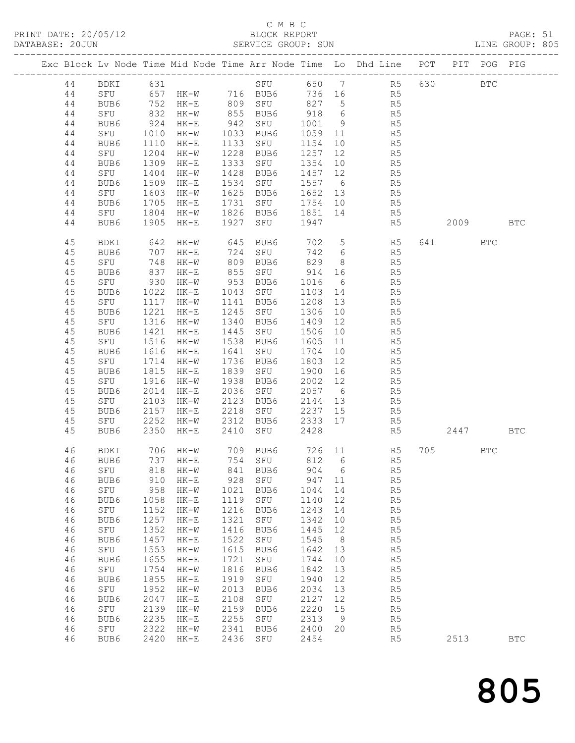C M B C

PRINT DATE: 20/05/12 BLOCK REPORT PAGE: 51
DATABASE: 20JUN SERVICE GROUP: SUN LINE GROUP: 805

| Exc | Block | Lv | Node | Time | Mid Node | Time | Arr Node | Time | Lo | Dhd Line | POT | PIT | POG | PIG |
|---|---|---|---|---|---|---|---|---|---|---|---|---|---|---|
| | 44 | | BDKI | 631 | | | SFU | 650 | 7 | R5 | 630 | | BTC | |
| | 44 | | SFU | 657 | HK-W | 716 | BUB6 | 736 | 16 | R5 | | | | |
| | 44 | | BUB6 | 752 | HK-E | 809 | SFU | 827 | 5 | R5 | | | | |
| | 44 | | SFU | 832 | HK-W | 855 | BUB6 | 918 | 6 | R5 | | | | |
| | 44 | | BUB6 | 924 | HK-E | 942 | SFU | 1001 | 9 | R5 | | | | |
| | 44 | | SFU | 1010 | HK-W | 1033 | BUB6 | 1059 | 11 | R5 | | | | |
| | 44 | | BUB6 | 1110 | HK-E | 1133 | SFU | 1154 | 10 | R5 | | | | |
| | 44 | | SFU | 1204 | HK-W | 1228 | BUB6 | 1257 | 12 | R5 | | | | |
| | 44 | | BUB6 | 1309 | HK-E | 1333 | SFU | 1354 | 10 | R5 | | | | |
| | 44 | | SFU | 1404 | HK-W | 1428 | BUB6 | 1457 | 12 | R5 | | | | |
| | 44 | | BUB6 | 1509 | HK-E | 1534 | SFU | 1557 | 6 | R5 | | | | |
| | 44 | | SFU | 1603 | HK-W | 1625 | BUB6 | 1652 | 13 | R5 | | | | |
| | 44 | | BUB6 | 1705 | HK-E | 1731 | SFU | 1754 | 10 | R5 | | | | |
| | 44 | | SFU | 1804 | HK-W | 1826 | BUB6 | 1851 | 14 | R5 | | | | |
| | 44 | | BUB6 | 1905 | HK-E | 1927 | SFU | 1947 | | R5 | | 2009 | | BTC |
| | 45 | | BDKI | 642 | HK-W | 645 | BUB6 | 702 | 5 | R5 | 641 | | BTC | |
| | 45 | | BUB6 | 707 | HK-E | 724 | SFU | 742 | 6 | R5 | | | | |
| | 45 | | SFU | 748 | HK-W | 809 | BUB6 | 829 | 8 | R5 | | | | |
| | 45 | | BUB6 | 837 | HK-E | 855 | SFU | 914 | 16 | R5 | | | | |
| | 45 | | SFU | 930 | HK-W | 953 | BUB6 | 1016 | 6 | R5 | | | | |
| | 45 | | BUB6 | 1022 | HK-E | 1043 | SFU | 1103 | 14 | R5 | | | | |
| | 45 | | SFU | 1117 | HK-W | 1141 | BUB6 | 1208 | 13 | R5 | | | | |
| | 45 | | BUB6 | 1221 | HK-E | 1245 | SFU | 1306 | 10 | R5 | | | | |
| | 45 | | SFU | 1316 | HK-W | 1340 | BUB6 | 1409 | 12 | R5 | | | | |
| | 45 | | BUB6 | 1421 | HK-E | 1445 | SFU | 1506 | 10 | R5 | | | | |
| | 45 | | SFU | 1516 | HK-W | 1538 | BUB6 | 1605 | 11 | R5 | | | | |
| | 45 | | BUB6 | 1616 | HK-E | 1641 | SFU | 1704 | 10 | R5 | | | | |
| | 45 | | SFU | 1714 | HK-W | 1736 | BUB6 | 1803 | 12 | R5 | | | | |
| | 45 | | BUB6 | 1815 | HK-E | 1839 | SFU | 1900 | 16 | R5 | | | | |
| | 45 | | SFU | 1916 | HK-W | 1938 | BUB6 | 2002 | 12 | R5 | | | | |
| | 45 | | BUB6 | 2014 | HK-E | 2036 | SFU | 2057 | 6 | R5 | | | | |
| | 45 | | SFU | 2103 | HK-W | 2123 | BUB6 | 2144 | 13 | R5 | | | | |
| | 45 | | BUB6 | 2157 | HK-E | 2218 | SFU | 2237 | 15 | R5 | | | | |
| | 45 | | SFU | 2252 | HK-W | 2312 | BUB6 | 2333 | 17 | R5 | | | | |
| | 45 | | BUB6 | 2350 | HK-E | 2410 | SFU | 2428 | | R5 | | 2447 | | BTC |
| | 46 | | BDKI | 706 | HK-W | 709 | BUB6 | 726 | 11 | R5 | 705 | | BTC | |
| | 46 | | BUB6 | 737 | HK-E | 754 | SFU | 812 | 6 | R5 | | | | |
| | 46 | | SFU | 818 | HK-W | 841 | BUB6 | 904 | 6 | R5 | | | | |
| | 46 | | BUB6 | 910 | HK-E | 928 | SFU | 947 | 11 | R5 | | | | |
| | 46 | | SFU | 958 | HK-W | 1021 | BUB6 | 1044 | 14 | R5 | | | | |
| | 46 | | BUB6 | 1058 | HK-E | 1119 | SFU | 1140 | 12 | R5 | | | | |
| | 46 | | SFU | 1152 | HK-W | 1216 | BUB6 | 1243 | 14 | R5 | | | | |
| | 46 | | BUB6 | 1257 | HK-E | 1321 | SFU | 1342 | 10 | R5 | | | | |
| | 46 | | SFU | 1352 | HK-W | 1416 | BUB6 | 1445 | 12 | R5 | | | | |
| | 46 | | BUB6 | 1457 | HK-E | 1522 | SFU | 1545 | 8 | R5 | | | | |
| | 46 | | SFU | 1553 | HK-W | 1615 | BUB6 | 1642 | 13 | R5 | | | | |
| | 46 | | BUB6 | 1655 | HK-E | 1721 | SFU | 1744 | 10 | R5 | | | | |
| | 46 | | SFU | 1754 | HK-W | 1816 | BUB6 | 1842 | 13 | R5 | | | | |
| | 46 | | BUB6 | 1855 | HK-E | 1919 | SFU | 1940 | 12 | R5 | | | | |
| | 46 | | SFU | 1952 | HK-W | 2013 | BUB6 | 2034 | 13 | R5 | | | | |
| | 46 | | BUB6 | 2047 | HK-E | 2108 | SFU | 2127 | 12 | R5 | | | | |
| | 46 | | SFU | 2139 | HK-W | 2159 | BUB6 | 2220 | 15 | R5 | | | | |
| | 46 | | BUB6 | 2235 | HK-E | 2255 | SFU | 2313 | 9 | R5 | | | | |
| | 46 | | SFU | 2322 | HK-W | 2341 | BUB6 | 2400 | 20 | R5 | | | | |
| | 46 | | BUB6 | 2420 | HK-E | 2436 | SFU | 2454 | | R5 | | 2513 | | BTC |

805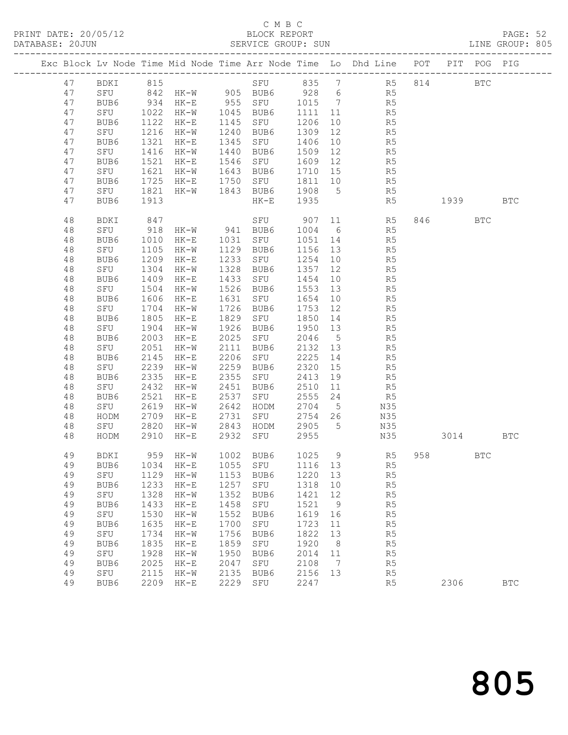C M B C

BLOCK REPORT

SERVICE GROUP: SUN

PRINT DATE: 20/05/12
DATABASE: 20JUN
LINE GROUP: 805

| Exc | Block | Lv | Node | Time | Mid Node | Time | Arr Node | Time | Lo | Dhd Line | POT | PIT | POG | PIG |
|---|---|---|---|---|---|---|---|---|---|---|---|---|---|---|
| | 47 | | BDKI | 815 | | | SFU | 835 | 7 | R5 | 814 | | BTC | |
| | 47 | | SFU | 842 | HK-W | 905 | BUB6 | 928 | 6 | R5 | | | | |
| | 47 | | BUB6 | 934 | HK-E | 955 | SFU | 1015 | 7 | R5 | | | | |
| | 47 | | SFU | 1022 | HK-W | 1045 | BUB6 | 1111 | 11 | R5 | | | | |
| | 47 | | BUB6 | 1122 | HK-E | 1145 | SFU | 1206 | 10 | R5 | | | | |
| | 47 | | SFU | 1216 | HK-W | 1240 | BUB6 | 1309 | 12 | R5 | | | | |
| | 47 | | BUB6 | 1321 | HK-E | 1345 | SFU | 1406 | 10 | R5 | | | | |
| | 47 | | SFU | 1416 | HK-W | 1440 | BUB6 | 1509 | 12 | R5 | | | | |
| | 47 | | BUB6 | 1521 | HK-E | 1546 | SFU | 1609 | 12 | R5 | | | | |
| | 47 | | SFU | 1621 | HK-W | 1643 | BUB6 | 1710 | 15 | R5 | | | | |
| | 47 | | BUB6 | 1725 | HK-E | 1750 | SFU | 1811 | 10 | R5 | | | | |
| | 47 | | SFU | 1821 | HK-W | 1843 | BUB6 | 1908 | 5 | R5 | | | | |
| | 47 | | BUB6 | 1913 | | | HK-E | 1935 | | R5 | | 1939 | | BTC |
| | 48 | | BDKI | 847 | | | SFU | 907 | 11 | R5 | 846 | | BTC | |
| | 48 | | SFU | 918 | HK-W | 941 | BUB6 | 1004 | 6 | R5 | | | | |
| | 48 | | BUB6 | 1010 | HK-E | 1031 | SFU | 1051 | 14 | R5 | | | | |
| | 48 | | SFU | 1105 | HK-W | 1129 | BUB6 | 1156 | 13 | R5 | | | | |
| | 48 | | BUB6 | 1209 | HK-E | 1233 | SFU | 1254 | 10 | R5 | | | | |
| | 48 | | SFU | 1304 | HK-W | 1328 | BUB6 | 1357 | 12 | R5 | | | | |
| | 48 | | BUB6 | 1409 | HK-E | 1433 | SFU | 1454 | 10 | R5 | | | | |
| | 48 | | SFU | 1504 | HK-W | 1526 | BUB6 | 1553 | 13 | R5 | | | | |
| | 48 | | BUB6 | 1606 | HK-E | 1631 | SFU | 1654 | 10 | R5 | | | | |
| | 48 | | SFU | 1704 | HK-W | 1726 | BUB6 | 1753 | 12 | R5 | | | | |
| | 48 | | BUB6 | 1805 | HK-E | 1829 | SFU | 1850 | 14 | R5 | | | | |
| | 48 | | SFU | 1904 | HK-W | 1926 | BUB6 | 1950 | 13 | R5 | | | | |
| | 48 | | BUB6 | 2003 | HK-E | 2025 | SFU | 2046 | 5 | R5 | | | | |
| | 48 | | SFU | 2051 | HK-W | 2111 | BUB6 | 2132 | 13 | R5 | | | | |
| | 48 | | BUB6 | 2145 | HK-E | 2206 | SFU | 2225 | 14 | R5 | | | | |
| | 48 | | SFU | 2239 | HK-W | 2259 | BUB6 | 2320 | 15 | R5 | | | | |
| | 48 | | BUB6 | 2335 | HK-E | 2355 | SFU | 2413 | 19 | R5 | | | | |
| | 48 | | SFU | 2432 | HK-W | 2451 | BUB6 | 2510 | 11 | R5 | | | | |
| | 48 | | BUB6 | 2521 | HK-E | 2537 | SFU | 2555 | 24 | R5 | | | | |
| | 48 | | SFU | 2619 | HK-W | 2642 | HODM | 2704 | 5 | N35 | | | | |
| | 48 | | HODM | 2709 | HK-E | 2731 | SFU | 2754 | 26 | N35 | | | | |
| | 48 | | SFU | 2820 | HK-W | 2843 | HODM | 2905 | 5 | N35 | | | | |
| | 48 | | HODM | 2910 | HK-E | 2932 | SFU | 2955 | | N35 | | 3014 | | BTC |
| | 49 | | BDKI | 959 | HK-W | 1002 | BUB6 | 1025 | 9 | R5 | 958 | | BTC | |
| | 49 | | BUB6 | 1034 | HK-E | 1055 | SFU | 1116 | 13 | R5 | | | | |
| | 49 | | SFU | 1129 | HK-W | 1153 | BUB6 | 1220 | 13 | R5 | | | | |
| | 49 | | BUB6 | 1233 | HK-E | 1257 | SFU | 1318 | 10 | R5 | | | | |
| | 49 | | SFU | 1328 | HK-W | 1352 | BUB6 | 1421 | 12 | R5 | | | | |
| | 49 | | BUB6 | 1433 | HK-E | 1458 | SFU | 1521 | 9 | R5 | | | | |
| | 49 | | SFU | 1530 | HK-W | 1552 | BUB6 | 1619 | 16 | R5 | | | | |
| | 49 | | BUB6 | 1635 | HK-E | 1700 | SFU | 1723 | 11 | R5 | | | | |
| | 49 | | SFU | 1734 | HK-W | 1756 | BUB6 | 1822 | 13 | R5 | | | | |
| | 49 | | BUB6 | 1835 | HK-E | 1859 | SFU | 1920 | 8 | R5 | | | | |
| | 49 | | SFU | 1928 | HK-W | 1950 | BUB6 | 2014 | 11 | R5 | | | | |
| | 49 | | BUB6 | 2025 | HK-E | 2047 | SFU | 2108 | 7 | R5 | | | | |
| | 49 | | SFU | 2115 | HK-W | 2135 | BUB6 | 2156 | 13 | R5 | | | | |
| | 49 | | BUB6 | 2209 | HK-E | 2229 | SFU | 2247 | | R5 | | 2306 | | BTC |

805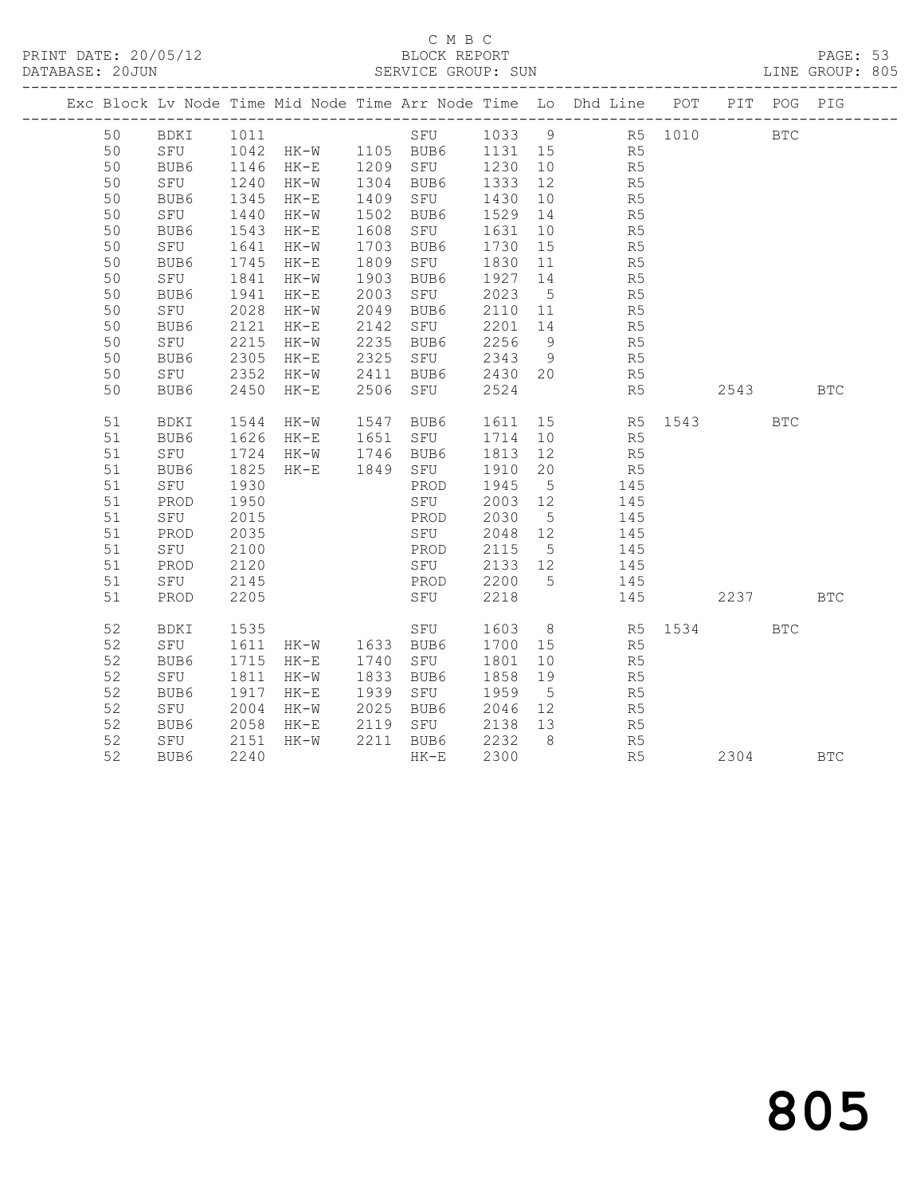C M B C

BLOCK REPORT

SERVICE GROUP: SUN

PRINT DATE: 20/05/12

DATABASE: 20JUN

LINE GROUP: 805

| Exc | Block | Lv | Node | Time | Mid Node | Time | Arr Node | Time | Lo | Dhd Line | POT | PIT | POG | PIG |
|---|---|---|---|---|---|---|---|---|---|---|---|---|---|---|
| | 50 | | BDKI | 1011 | | | SFU | 1033 | 9 | R5 | 1010 | | BTC | |
| | 50 | | SFU | 1042 | HK-W | 1105 | BUB6 | 1131 | 15 | R5 | | | | |
| | 50 | | BUB6 | 1146 | HK-E | 1209 | SFU | 1230 | 10 | R5 | | | | |
| | 50 | | SFU | 1240 | HK-W | 1304 | BUB6 | 1333 | 12 | R5 | | | | |
| | 50 | | BUB6 | 1345 | HK-E | 1409 | SFU | 1430 | 10 | R5 | | | | |
| | 50 | | SFU | 1440 | HK-W | 1502 | BUB6 | 1529 | 14 | R5 | | | | |
| | 50 | | BUB6 | 1543 | HK-E | 1608 | SFU | 1631 | 10 | R5 | | | | |
| | 50 | | SFU | 1641 | HK-W | 1703 | BUB6 | 1730 | 15 | R5 | | | | |
| | 50 | | BUB6 | 1745 | HK-E | 1809 | SFU | 1830 | 11 | R5 | | | | |
| | 50 | | SFU | 1841 | HK-W | 1903 | BUB6 | 1927 | 14 | R5 | | | | |
| | 50 | | BUB6 | 1941 | HK-E | 2003 | SFU | 2023 | 5 | R5 | | | | |
| | 50 | | SFU | 2028 | HK-W | 2049 | BUB6 | 2110 | 11 | R5 | | | | |
| | 50 | | BUB6 | 2121 | HK-E | 2142 | SFU | 2201 | 14 | R5 | | | | |
| | 50 | | SFU | 2215 | HK-W | 2235 | BUB6 | 2256 | 9 | R5 | | | | |
| | 50 | | BUB6 | 2305 | HK-E | 2325 | SFU | 2343 | 9 | R5 | | | | |
| | 50 | | SFU | 2352 | HK-W | 2411 | BUB6 | 2430 | 20 | R5 | | | | |
| | 50 | | BUB6 | 2450 | HK-E | 2506 | SFU | 2524 | | R5 | | 2543 | | BTC |
| | 51 | | BDKI | 1544 | HK-W | 1547 | BUB6 | 1611 | 15 | R5 | 1543 | | BTC | |
| | 51 | | BUB6 | 1626 | HK-E | 1651 | SFU | 1714 | 10 | R5 | | | | |
| | 51 | | SFU | 1724 | HK-W | 1746 | BUB6 | 1813 | 12 | R5 | | | | |
| | 51 | | BUB6 | 1825 | HK-E | 1849 | SFU | 1910 | 20 | R5 | | | | |
| | 51 | | SFU | 1930 | | | PROD | 1945 | 5 | 145 | | | | |
| | 51 | | PROD | 1950 | | | SFU | 2003 | 12 | 145 | | | | |
| | 51 | | SFU | 2015 | | | PROD | 2030 | 5 | 145 | | | | |
| | 51 | | PROD | 2035 | | | SFU | 2048 | 12 | 145 | | | | |
| | 51 | | SFU | 2100 | | | PROD | 2115 | 5 | 145 | | | | |
| | 51 | | PROD | 2120 | | | SFU | 2133 | 12 | 145 | | | | |
| | 51 | | SFU | 2145 | | | PROD | 2200 | 5 | 145 | | | | |
| | 51 | | PROD | 2205 | | | SFU | 2218 | | 145 | | 2237 | | BTC |
| | 52 | | BDKI | 1535 | | | SFU | 1603 | 8 | R5 | 1534 | | BTC | |
| | 52 | | SFU | 1611 | HK-W | 1633 | BUB6 | 1700 | 15 | R5 | | | | |
| | 52 | | BUB6 | 1715 | HK-E | 1740 | SFU | 1801 | 10 | R5 | | | | |
| | 52 | | SFU | 1811 | HK-W | 1833 | BUB6 | 1858 | 19 | R5 | | | | |
| | 52 | | BUB6 | 1917 | HK-E | 1939 | SFU | 1959 | 5 | R5 | | | | |
| | 52 | | SFU | 2004 | HK-W | 2025 | BUB6 | 2046 | 12 | R5 | | | | |
| | 52 | | BUB6 | 2058 | HK-E | 2119 | SFU | 2138 | 13 | R5 | | | | |
| | 52 | | SFU | 2151 | HK-W | 2211 | BUB6 | 2232 | 8 | R5 | | | | |
| | 52 | | BUB6 | 2240 | | | HK-E | 2300 | | R5 | | 2304 | | BTC |

805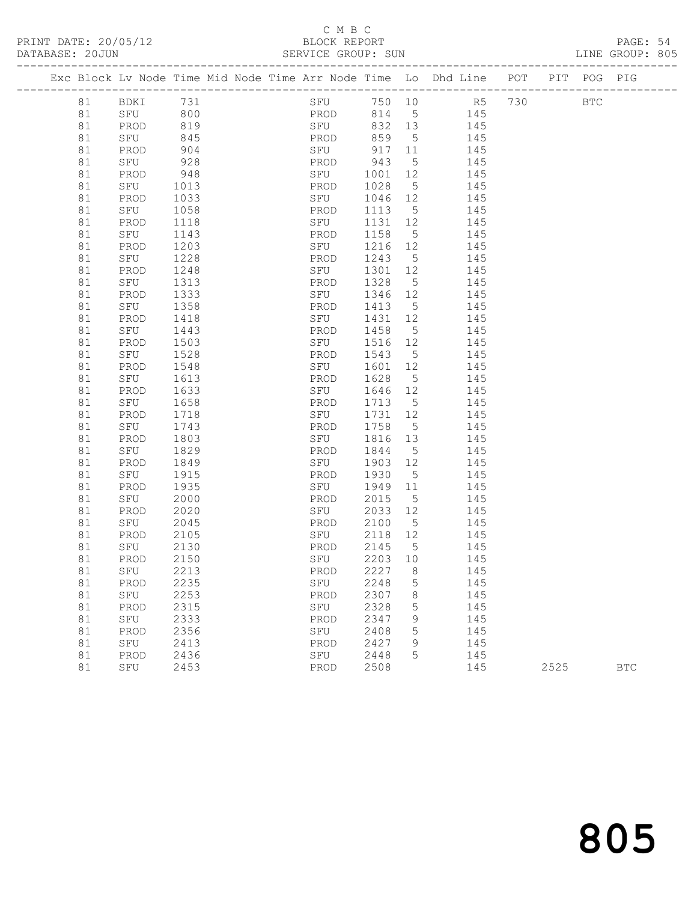C M B C
PRINT DATE: 20/05/12 BLOCK REPORT
DATABASE: 20JUN SERVICE GROUP: SUN LINE GROUP: 805

| Exc | Block | Lv | Node | Time | Mid | Node | Time | Arr | Node | Time | Lo | Dhd Line | POT | PIT | POG | PIG |
|---|---|---|---|---|---|---|---|---|---|---|---|---|---|---|---|---|
| | 81 | | BDKI | 731 | | | | | SFU | 750 | 10 | R5 | 730 | | BTC | |
| | 81 | | SFU | 800 | | | | | PROD | 814 | 5 | 145 | | | | |
| | 81 | | PROD | 819 | | | | | SFU | 832 | 13 | 145 | | | | |
| | 81 | | SFU | 845 | | | | | PROD | 859 | 5 | 145 | | | | |
| | 81 | | PROD | 904 | | | | | SFU | 917 | 11 | 145 | | | | |
| | 81 | | SFU | 928 | | | | | PROD | 943 | 5 | 145 | | | | |
| | 81 | | PROD | 948 | | | | | SFU | 1001 | 12 | 145 | | | | |
| | 81 | | SFU | 1013 | | | | | PROD | 1028 | 5 | 145 | | | | |
| | 81 | | PROD | 1033 | | | | | SFU | 1046 | 12 | 145 | | | | |
| | 81 | | SFU | 1058 | | | | | PROD | 1113 | 5 | 145 | | | | |
| | 81 | | PROD | 1118 | | | | | SFU | 1131 | 12 | 145 | | | | |
| | 81 | | SFU | 1143 | | | | | PROD | 1158 | 5 | 145 | | | | |
| | 81 | | PROD | 1203 | | | | | SFU | 1216 | 12 | 145 | | | | |
| | 81 | | SFU | 1228 | | | | | PROD | 1243 | 5 | 145 | | | | |
| | 81 | | PROD | 1248 | | | | | SFU | 1301 | 12 | 145 | | | | |
| | 81 | | SFU | 1313 | | | | | PROD | 1328 | 5 | 145 | | | | |
| | 81 | | PROD | 1333 | | | | | SFU | 1346 | 12 | 145 | | | | |
| | 81 | | SFU | 1358 | | | | | PROD | 1413 | 5 | 145 | | | | |
| | 81 | | PROD | 1418 | | | | | SFU | 1431 | 12 | 145 | | | | |
| | 81 | | SFU | 1443 | | | | | PROD | 1458 | 5 | 145 | | | | |
| | 81 | | PROD | 1503 | | | | | SFU | 1516 | 12 | 145 | | | | |
| | 81 | | SFU | 1528 | | | | | PROD | 1543 | 5 | 145 | | | | |
| | 81 | | PROD | 1548 | | | | | SFU | 1601 | 12 | 145 | | | | |
| | 81 | | SFU | 1613 | | | | | PROD | 1628 | 5 | 145 | | | | |
| | 81 | | PROD | 1633 | | | | | SFU | 1646 | 12 | 145 | | | | |
| | 81 | | SFU | 1658 | | | | | PROD | 1713 | 5 | 145 | | | | |
| | 81 | | PROD | 1718 | | | | | SFU | 1731 | 12 | 145 | | | | |
| | 81 | | SFU | 1743 | | | | | PROD | 1758 | 5 | 145 | | | | |
| | 81 | | PROD | 1803 | | | | | SFU | 1816 | 13 | 145 | | | | |
| | 81 | | SFU | 1829 | | | | | PROD | 1844 | 5 | 145 | | | | |
| | 81 | | PROD | 1849 | | | | | SFU | 1903 | 12 | 145 | | | | |
| | 81 | | SFU | 1915 | | | | | PROD | 1930 | 5 | 145 | | | | |
| | 81 | | PROD | 1935 | | | | | SFU | 1949 | 11 | 145 | | | | |
| | 81 | | SFU | 2000 | | | | | PROD | 2015 | 5 | 145 | | | | |
| | 81 | | PROD | 2020 | | | | | SFU | 2033 | 12 | 145 | | | | |
| | 81 | | SFU | 2045 | | | | | PROD | 2100 | 5 | 145 | | | | |
| | 81 | | PROD | 2105 | | | | | SFU | 2118 | 12 | 145 | | | | |
| | 81 | | SFU | 2130 | | | | | PROD | 2145 | 5 | 145 | | | | |
| | 81 | | PROD | 2150 | | | | | SFU | 2203 | 10 | 145 | | | | |
| | 81 | | SFU | 2213 | | | | | PROD | 2227 | 8 | 145 | | | | |
| | 81 | | PROD | 2235 | | | | | SFU | 2248 | 5 | 145 | | | | |
| | 81 | | SFU | 2253 | | | | | PROD | 2307 | 8 | 145 | | | | |
| | 81 | | PROD | 2315 | | | | | SFU | 2328 | 5 | 145 | | | | |
| | 81 | | SFU | 2333 | | | | | PROD | 2347 | 9 | 145 | | | | |
| | 81 | | PROD | 2356 | | | | | SFU | 2408 | 5 | 145 | | | | |
| | 81 | | SFU | 2413 | | | | | PROD | 2427 | 9 | 145 | | | | |
| | 81 | | PROD | 2436 | | | | | SFU | 2448 | 5 | 145 | | | | |
| | 81 | | SFU | 2453 | | | | | PROD | 2508 | | 145 | | 2525 | | BTC |

805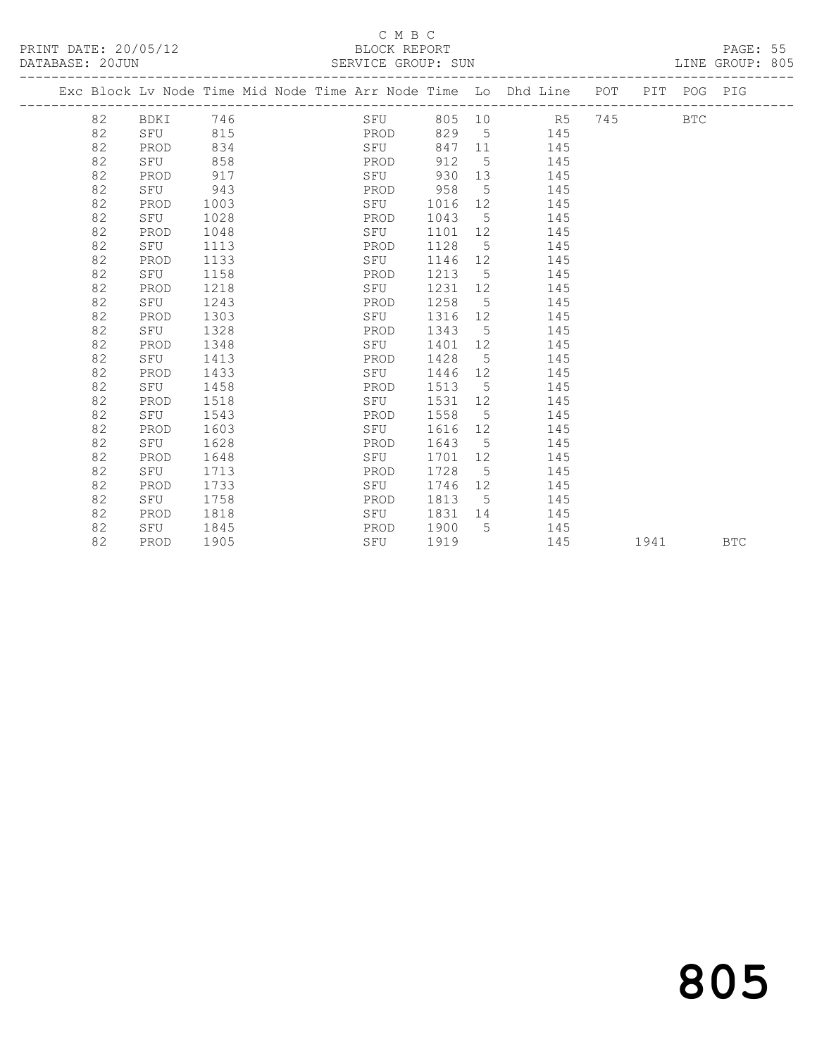C M B C

BLOCK REPORT

SERVICE GROUP: SUN

| Exc | Block | Lv | Node | Time | Mid | Node | Time | Arr | Node | Time | Lo | Dhd | Line | POT | PIT | POG | PIG |
|---|---|---|---|---|---|---|---|---|---|---|---|---|---|---|---|---|---|
| | 82 | | BDKI | 746 | | | | | SFU | 805 | 10 | | R5 | 745 | | BTC | |
| | 82 | | SFU | 815 | | | | | PROD | 829 | 5 | | 145 | | | | |
| | 82 | | PROD | 834 | | | | | SFU | 847 | 11 | | 145 | | | | |
| | 82 | | SFU | 858 | | | | | PROD | 912 | 5 | | 145 | | | | |
| | 82 | | PROD | 917 | | | | | SFU | 930 | 13 | | 145 | | | | |
| | 82 | | SFU | 943 | | | | | PROD | 958 | 5 | | 145 | | | | |
| | 82 | | PROD | 1003 | | | | | SFU | 1016 | 12 | | 145 | | | | |
| | 82 | | SFU | 1028 | | | | | PROD | 1043 | 5 | | 145 | | | | |
| | 82 | | PROD | 1048 | | | | | SFU | 1101 | 12 | | 145 | | | | |
| | 82 | | SFU | 1113 | | | | | PROD | 1128 | 5 | | 145 | | | | |
| | 82 | | PROD | 1133 | | | | | SFU | 1146 | 12 | | 145 | | | | |
| | 82 | | SFU | 1158 | | | | | PROD | 1213 | 5 | | 145 | | | | |
| | 82 | | PROD | 1218 | | | | | SFU | 1231 | 12 | | 145 | | | | |
| | 82 | | SFU | 1243 | | | | | PROD | 1258 | 5 | | 145 | | | | |
| | 82 | | PROD | 1303 | | | | | SFU | 1316 | 12 | | 145 | | | | |
| | 82 | | SFU | 1328 | | | | | PROD | 1343 | 5 | | 145 | | | | |
| | 82 | | PROD | 1348 | | | | | SFU | 1401 | 12 | | 145 | | | | |
| | 82 | | SFU | 1413 | | | | | PROD | 1428 | 5 | | 145 | | | | |
| | 82 | | PROD | 1433 | | | | | SFU | 1446 | 12 | | 145 | | | | |
| | 82 | | SFU | 1458 | | | | | PROD | 1513 | 5 | | 145 | | | | |
| | 82 | | PROD | 1518 | | | | | SFU | 1531 | 12 | | 145 | | | | |
| | 82 | | SFU | 1543 | | | | | PROD | 1558 | 5 | | 145 | | | | |
| | 82 | | PROD | 1603 | | | | | SFU | 1616 | 12 | | 145 | | | | |
| | 82 | | SFU | 1628 | | | | | PROD | 1643 | 5 | | 145 | | | | |
| | 82 | | PROD | 1648 | | | | | SFU | 1701 | 12 | | 145 | | | | |
| | 82 | | SFU | 1713 | | | | | PROD | 1728 | 5 | | 145 | | | | |
| | 82 | | PROD | 1733 | | | | | SFU | 1746 | 12 | | 145 | | | | |
| | 82 | | SFU | 1758 | | | | | PROD | 1813 | 5 | | 145 | | | | |
| | 82 | | PROD | 1818 | | | | | SFU | 1831 | 14 | | 145 | | | | |
| | 82 | | SFU | 1845 | | | | | PROD | 1900 | 5 | | 145 | | | | |
| | 82 | | PROD | 1905 | | | | | SFU | 1919 | | | 145 | | 1941 | | BTC |

# 805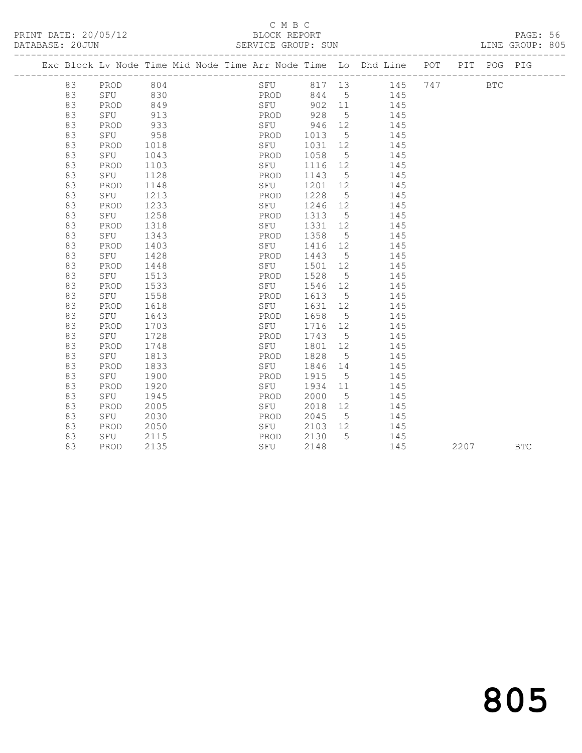C M B C

PRINT DATE: 20/05/12 BLOCK REPORT

DATABASE: 20JUN SERVICE GROUP: SUN LINE GROUP: 805

| Exc | Block | Lv | Node | Time | Mid Node | Time | Arr Node | Time | Lo | Dhd Line | POT | PIT | POG | PIG |
|---|---|---|---|---|---|---|---|---|---|---|---|---|---|---|
| | 83 | | PROD | 804 | | | SFU | 817 | 13 | 145 | 747 | | BTC | |
| | 83 | | SFU | 830 | | | PROD | 844 | 5 | 145 | | | | |
| | 83 | | PROD | 849 | | | SFU | 902 | 11 | 145 | | | | |
| | 83 | | SFU | 913 | | | PROD | 928 | 5 | 145 | | | | |
| | 83 | | PROD | 933 | | | SFU | 946 | 12 | 145 | | | | |
| | 83 | | SFU | 958 | | | PROD | 1013 | 5 | 145 | | | | |
| | 83 | | PROD | 1018 | | | SFU | 1031 | 12 | 145 | | | | |
| | 83 | | SFU | 1043 | | | PROD | 1058 | 5 | 145 | | | | |
| | 83 | | PROD | 1103 | | | SFU | 1116 | 12 | 145 | | | | |
| | 83 | | SFU | 1128 | | | PROD | 1143 | 5 | 145 | | | | |
| | 83 | | PROD | 1148 | | | SFU | 1201 | 12 | 145 | | | | |
| | 83 | | SFU | 1213 | | | PROD | 1228 | 5 | 145 | | | | |
| | 83 | | PROD | 1233 | | | SFU | 1246 | 12 | 145 | | | | |
| | 83 | | SFU | 1258 | | | PROD | 1313 | 5 | 145 | | | | |
| | 83 | | PROD | 1318 | | | SFU | 1331 | 12 | 145 | | | | |
| | 83 | | SFU | 1343 | | | PROD | 1358 | 5 | 145 | | | | |
| | 83 | | PROD | 1403 | | | SFU | 1416 | 12 | 145 | | | | |
| | 83 | | SFU | 1428 | | | PROD | 1443 | 5 | 145 | | | | |
| | 83 | | PROD | 1448 | | | SFU | 1501 | 12 | 145 | | | | |
| | 83 | | SFU | 1513 | | | PROD | 1528 | 5 | 145 | | | | |
| | 83 | | PROD | 1533 | | | SFU | 1546 | 12 | 145 | | | | |
| | 83 | | SFU | 1558 | | | PROD | 1613 | 5 | 145 | | | | |
| | 83 | | PROD | 1618 | | | SFU | 1631 | 12 | 145 | | | | |
| | 83 | | SFU | 1643 | | | PROD | 1658 | 5 | 145 | | | | |
| | 83 | | PROD | 1703 | | | SFU | 1716 | 12 | 145 | | | | |
| | 83 | | SFU | 1728 | | | PROD | 1743 | 5 | 145 | | | | |
| | 83 | | PROD | 1748 | | | SFU | 1801 | 12 | 145 | | | | |
| | 83 | | SFU | 1813 | | | PROD | 1828 | 5 | 145 | | | | |
| | 83 | | PROD | 1833 | | | SFU | 1846 | 14 | 145 | | | | |
| | 83 | | SFU | 1900 | | | PROD | 1915 | 5 | 145 | | | | |
| | 83 | | PROD | 1920 | | | SFU | 1934 | 11 | 145 | | | | |
| | 83 | | SFU | 1945 | | | PROD | 2000 | 5 | 145 | | | | |
| | 83 | | PROD | 2005 | | | SFU | 2018 | 12 | 145 | | | | |
| | 83 | | SFU | 2030 | | | PROD | 2045 | 5 | 145 | | | | |
| | 83 | | PROD | 2050 | | | SFU | 2103 | 12 | 145 | | | | |
| | 83 | | SFU | 2115 | | | PROD | 2130 | 5 | 145 | | | | |
| | 83 | | PROD | 2135 | | | SFU | 2148 | | 145 | | 2207 | | BTC |

805